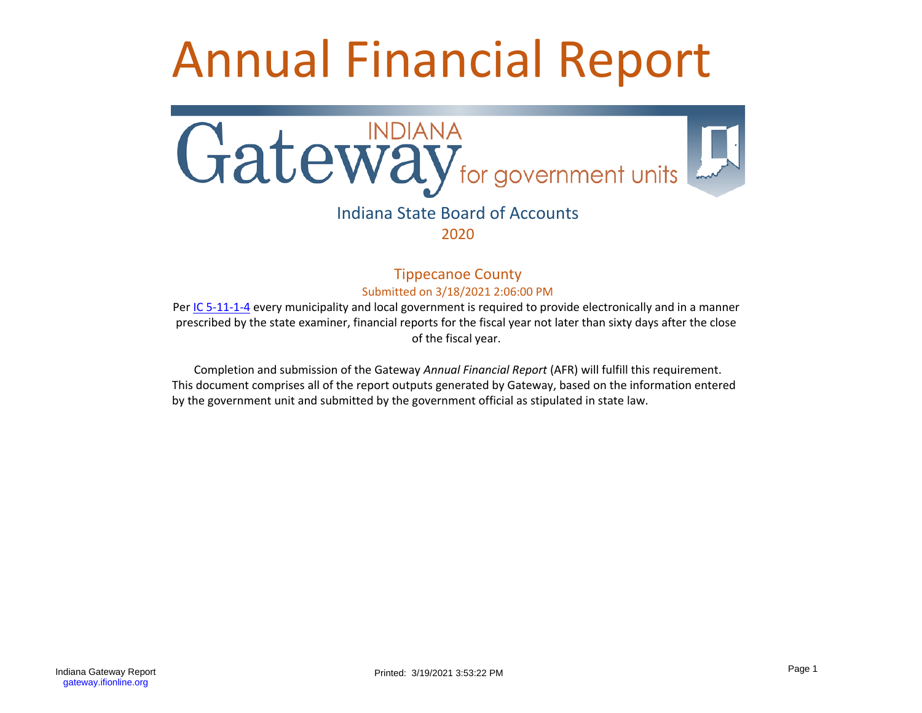# Annual Financial Report

INDIANA

Gateway for government units

Indiana State Board of Accounts

2020

Tippecanoe County

Submitted on 3/18/2021 2:06:00 PM

Per IC 5-11-1-4 every municipality and local government is required to provide electronically and in a manner prescribed by the state examiner, financial reports for the fiscal year not later than sixty days after the close of the fiscal year.

Completion and submission of the Gateway *Annual Financial Report* (AFR) will fulfill this requirement. This document comprises all of the report outputs generated by Gateway, based on the information entered by the government unit and submitted by the government official as stipulated in state law.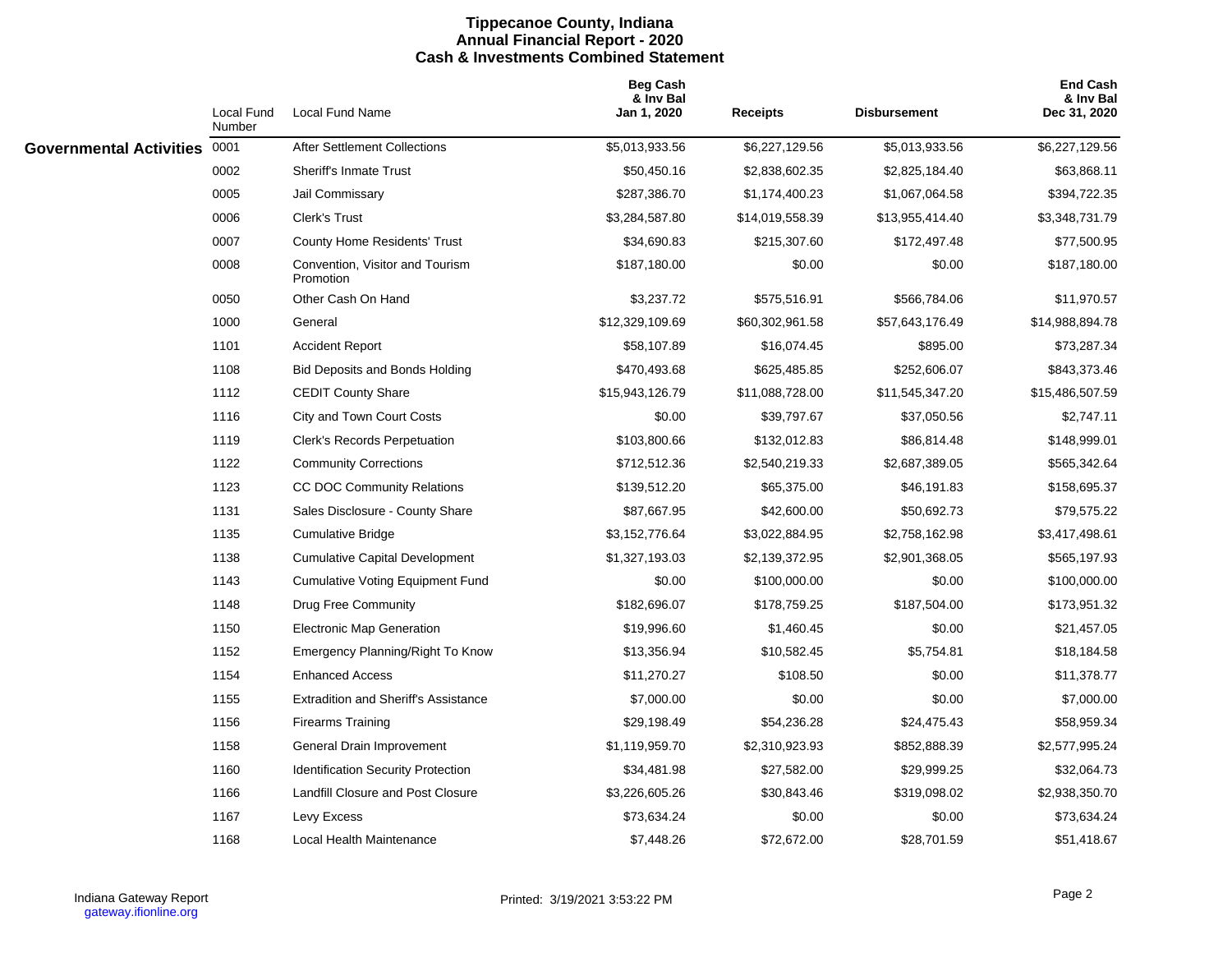# Tippecanoe County, Indiana
## Annual Financial Report - 2020
## Cash & Investments Combined Statement

| | Local Fund Number | Local Fund Name | Beg Cash & Inv Bal Jan 1, 2020 | Receipts | Disbursement | End Cash & Inv Bal Dec 31, 2020 |
|---|---|---|---|---|---|---|
| **Governmental Activities** | 0001 | After Settlement Collections | $5,013,933.56 | $6,227,129.56 | $5,013,933.56 | $6,227,129.56 |
| | 0002 | Sheriff's Inmate Trust | $50,450.16 | $2,838,602.35 | $2,825,184.40 | $63,868.11 |
| | 0005 | Jail Commissary | $287,386.70 | $1,174,400.23 | $1,067,064.58 | $394,722.35 |
| | 0006 | Clerk's Trust | $3,284,587.80 | $14,019,558.39 | $13,955,414.40 | $3,348,731.79 |
| | 0007 | County Home Residents' Trust | $34,690.83 | $215,307.60 | $172,497.48 | $77,500.95 |
| | 0008 | Convention, Visitor and Tourism Promotion | $187,180.00 | $0.00 | $0.00 | $187,180.00 |
| | 0050 | Other Cash On Hand | $3,237.72 | $575,516.91 | $566,784.06 | $11,970.57 |
| | 1000 | General | $12,329,109.69 | $60,302,961.58 | $57,643,176.49 | $14,988,894.78 |
| | 1101 | Accident Report | $58,107.89 | $16,074.45 | $895.00 | $73,287.34 |
| | 1108 | Bid Deposits and Bonds Holding | $470,493.68 | $625,485.85 | $252,606.07 | $843,373.46 |
| | 1112 | CEDIT County Share | $15,943,126.79 | $11,088,728.00 | $11,545,347.20 | $15,486,507.59 |
| | 1116 | City and Town Court Costs | $0.00 | $39,797.67 | $37,050.56 | $2,747.11 |
| | 1119 | Clerk's Records Perpetuation | $103,800.66 | $132,012.83 | $86,814.48 | $148,999.01 |
| | 1122 | Community Corrections | $712,512.36 | $2,540,219.33 | $2,687,389.05 | $565,342.64 |
| | 1123 | CC DOC Community Relations | $139,512.20 | $65,375.00 | $46,191.83 | $158,695.37 |
| | 1131 | Sales Disclosure - County Share | $87,667.95 | $42,600.00 | $50,692.73 | $79,575.22 |
| | 1135 | Cumulative Bridge | $3,152,776.64 | $3,022,884.95 | $2,758,162.98 | $3,417,498.61 |
| | 1138 | Cumulative Capital Development | $1,327,193.03 | $2,139,372.95 | $2,901,368.05 | $565,197.93 |
| | 1143 | Cumulative Voting Equipment Fund | $0.00 | $100,000.00 | $0.00 | $100,000.00 |
| | 1148 | Drug Free Community | $182,696.07 | $178,759.25 | $187,504.00 | $173,951.32 |
| | 1150 | Electronic Map Generation | $19,996.60 | $1,460.45 | $0.00 | $21,457.05 |
| | 1152 | Emergency Planning/Right To Know | $13,356.94 | $10,582.45 | $5,754.81 | $18,184.58 |
| | 1154 | Enhanced Access | $11,270.27 | $108.50 | $0.00 | $11,378.77 |
| | 1155 | Extradition and Sheriff's Assistance | $7,000.00 | $0.00 | $0.00 | $7,000.00 |
| | 1156 | Firearms Training | $29,198.49 | $54,236.28 | $24,475.43 | $58,959.34 |
| | 1158 | General Drain Improvement | $1,119,959.70 | $2,310,923.93 | $852,888.39 | $2,577,995.24 |
| | 1160 | Identification Security Protection | $34,481.98 | $27,582.00 | $29,999.25 | $32,064.73 |
| | 1166 | Landfill Closure and Post Closure | $3,226,605.26 | $30,843.46 | $319,098.02 | $2,938,350.70 |
| | 1167 | Levy Excess | $73,634.24 | $0.00 | $0.00 | $73,634.24 |
| | 1168 | Local Health Maintenance | $7,448.26 | $72,672.00 | $28,701.59 | $51,418.67 |

Indiana Gateway Report
gateway.ifionline.org

Printed: 3/19/2021 3:53:22 PM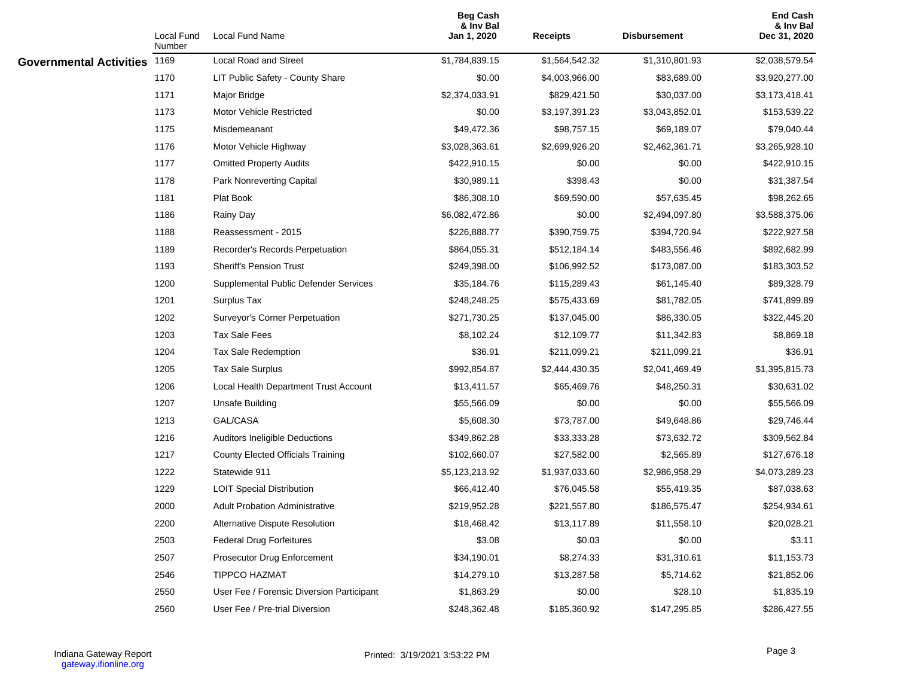| | Local Fund Number | Local Fund Name | Beg Cash & Inv Bal Jan 1, 2020 | Receipts | Disbursement | End Cash & Inv Bal Dec 31, 2020 |
|---|---|---|---|---|---|---|
| **Governmental Activities** | 1169 | Local Road and Street | $1,784,839.15 | $1,564,542.32 | $1,310,801.93 | $2,038,579.54 |
| | 1170 | LIT Public Safety - County Share | $0.00 | $4,003,966.00 | $83,689.00 | $3,920,277.00 |
| | 1171 | Major Bridge | $2,374,033.91 | $829,421.50 | $30,037.00 | $3,173,418.41 |
| | 1173 | Motor Vehicle Restricted | $0.00 | $3,197,391.23 | $3,043,852.01 | $153,539.22 |
| | 1175 | Misdemeanant | $49,472.36 | $98,757.15 | $69,189.07 | $79,040.44 |
| | 1176 | Motor Vehicle Highway | $3,028,363.61 | $2,699,926.20 | $2,462,361.71 | $3,265,928.10 |
| | 1177 | Omitted Property Audits | $422,910.15 | $0.00 | $0.00 | $422,910.15 |
| | 1178 | Park Nonreverting Capital | $30,989.11 | $398.43 | $0.00 | $31,387.54 |
| | 1181 | Plat Book | $86,308.10 | $69,590.00 | $57,635.45 | $98,262.65 |
| | 1186 | Rainy Day | $6,082,472.86 | $0.00 | $2,494,097.80 | $3,588,375.06 |
| | 1188 | Reassessment - 2015 | $226,888.77 | $390,759.75 | $394,720.94 | $222,927.58 |
| | 1189 | Recorder's Records Perpetuation | $864,055.31 | $512,184.14 | $483,556.46 | $892,682.99 |
| | 1193 | Sheriff's Pension Trust | $249,398.00 | $106,992.52 | $173,087.00 | $183,303.52 |
| | 1200 | Supplemental Public Defender Services | $35,184.76 | $115,289.43 | $61,145.40 | $89,328.79 |
| | 1201 | Surplus Tax | $248,248.25 | $575,433.69 | $81,782.05 | $741,899.89 |
| | 1202 | Surveyor's Corner Perpetuation | $271,730.25 | $137,045.00 | $86,330.05 | $322,445.20 |
| | 1203 | Tax Sale Fees | $8,102.24 | $12,109.77 | $11,342.83 | $8,869.18 |
| | 1204 | Tax Sale Redemption | $36.91 | $211,099.21 | $211,099.21 | $36.91 |
| | 1205 | Tax Sale Surplus | $992,854.87 | $2,444,430.35 | $2,041,469.49 | $1,395,815.73 |
| | 1206 | Local Health Department Trust Account | $13,411.57 | $65,469.76 | $48,250.31 | $30,631.02 |
| | 1207 | Unsafe Building | $55,566.09 | $0.00 | $0.00 | $55,566.09 |
| | 1213 | GAL/CASA | $5,608.30 | $73,787.00 | $49,648.86 | $29,746.44 |
| | 1216 | Auditors Ineligible Deductions | $349,862.28 | $33,333.28 | $73,632.72 | $309,562.84 |
| | 1217 | County Elected Officials Training | $102,660.07 | $27,582.00 | $2,565.89 | $127,676.18 |
| | 1222 | Statewide 911 | $5,123,213.92 | $1,937,033.60 | $2,986,958.29 | $4,073,289.23 |
| | 1229 | LOIT Special Distribution | $66,412.40 | $76,045.58 | $55,419.35 | $87,038.63 |
| | 2000 | Adult Probation Administrative | $219,952.28 | $221,557.80 | $186,575.47 | $254,934.61 |
| | 2200 | Alternative Dispute Resolution | $18,468.42 | $13,117.89 | $11,558.10 | $20,028.21 |
| | 2503 | Federal Drug Forfeitures | $3.08 | $0.03 | $0.00 | $3.11 |
| | 2507 | Prosecutor Drug Enforcement | $34,190.01 | $8,274.33 | $31,310.61 | $11,153.73 |
| | 2546 | TIPPCO HAZMAT | $14,279.10 | $13,287.58 | $5,714.62 | $21,852.06 |
| | 2550 | User Fee / Forensic Diversion Participant | $1,863.29 | $0.00 | $28.10 | $1,835.19 |
| | 2560 | User Fee / Pre-trial Diversion | $248,362.48 | $185,360.92 | $147,295.85 | $286,427.55 |

Indiana Gateway Report
gateway.ifionline.org

Printed: 3/19/2021 3:53:22 PM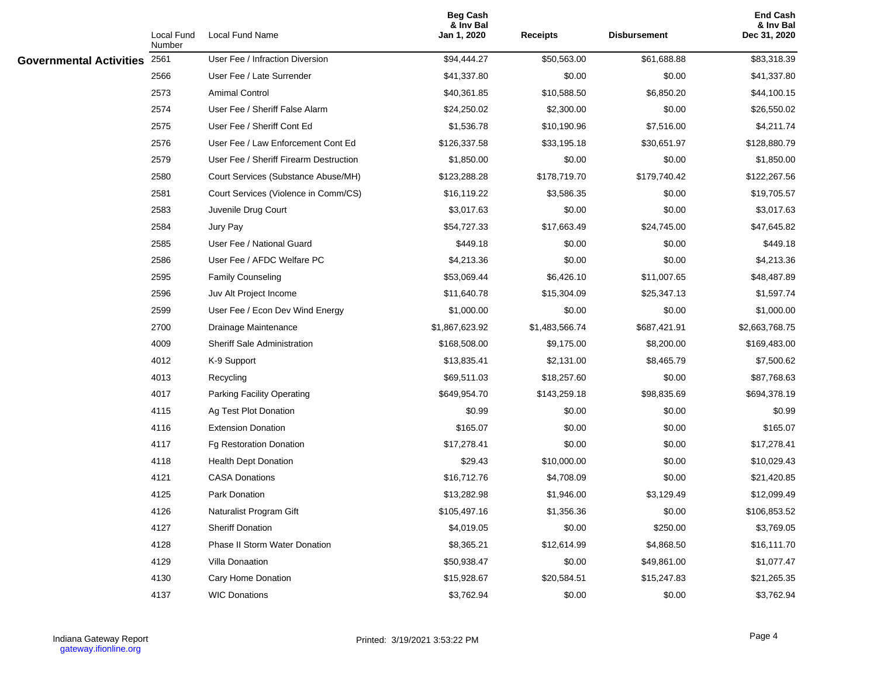| | Local Fund Number | Local Fund Name | Beg Cash & Inv Bal Jan 1, 2020 | Receipts | Disbursement | End Cash & Inv Bal Dec 31, 2020 |
|---|---|---|---|---|---|---|
| **Governmental Activities** | 2561 | User Fee / Infraction Diversion | $94,444.27 | $50,563.00 | $61,688.88 | $83,318.39 |
| | 2566 | User Fee / Late Surrender | $41,337.80 | $0.00 | $0.00 | $41,337.80 |
| | 2573 | Amimal Control | $40,361.85 | $10,588.50 | $6,850.20 | $44,100.15 |
| | 2574 | User Fee / Sheriff False Alarm | $24,250.02 | $2,300.00 | $0.00 | $26,550.02 |
| | 2575 | User Fee / Sheriff Cont Ed | $1,536.78 | $10,190.96 | $7,516.00 | $4,211.74 |
| | 2576 | User Fee / Law Enforcement Cont Ed | $126,337.58 | $33,195.18 | $30,651.97 | $128,880.79 |
| | 2579 | User Fee / Sheriff Firearm Destruction | $1,850.00 | $0.00 | $0.00 | $1,850.00 |
| | 2580 | Court Services (Substance Abuse/MH) | $123,288.28 | $178,719.70 | $179,740.42 | $122,267.56 |
| | 2581 | Court Services (Violence in Comm/CS) | $16,119.22 | $3,586.35 | $0.00 | $19,705.57 |
| | 2583 | Juvenile Drug Court | $3,017.63 | $0.00 | $0.00 | $3,017.63 |
| | 2584 | Jury Pay | $54,727.33 | $17,663.49 | $24,745.00 | $47,645.82 |
| | 2585 | User Fee / National Guard | $449.18 | $0.00 | $0.00 | $449.18 |
| | 2586 | User Fee / AFDC Welfare PC | $4,213.36 | $0.00 | $0.00 | $4,213.36 |
| | 2595 | Family Counseling | $53,069.44 | $6,426.10 | $11,007.65 | $48,487.89 |
| | 2596 | Juv Alt Project Income | $11,640.78 | $15,304.09 | $25,347.13 | $1,597.74 |
| | 2599 | User Fee / Econ Dev Wind Energy | $1,000.00 | $0.00 | $0.00 | $1,000.00 |
| | 2700 | Drainage Maintenance | $1,867,623.92 | $1,483,566.74 | $687,421.91 | $2,663,768.75 |
| | 4009 | Sheriff Sale Administration | $168,508.00 | $9,175.00 | $8,200.00 | $169,483.00 |
| | 4012 | K-9 Support | $13,835.41 | $2,131.00 | $8,465.79 | $7,500.62 |
| | 4013 | Recycling | $69,511.03 | $18,257.60 | $0.00 | $87,768.63 |
| | 4017 | Parking Facility Operating | $649,954.70 | $143,259.18 | $98,835.69 | $694,378.19 |
| | 4115 | Ag Test Plot Donation | $0.99 | $0.00 | $0.00 | $0.99 |
| | 4116 | Extension Donation | $165.07 | $0.00 | $0.00 | $165.07 |
| | 4117 | Fg Restoration Donation | $17,278.41 | $0.00 | $0.00 | $17,278.41 |
| | 4118 | Health Dept Donation | $29.43 | $10,000.00 | $0.00 | $10,029.43 |
| | 4121 | CASA Donations | $16,712.76 | $4,708.09 | $0.00 | $21,420.85 |
| | 4125 | Park Donation | $13,282.98 | $1,946.00 | $3,129.49 | $12,099.49 |
| | 4126 | Naturalist Program Gift | $105,497.16 | $1,356.36 | $0.00 | $106,853.52 |
| | 4127 | Sheriff Donation | $4,019.05 | $0.00 | $250.00 | $3,769.05 |
| | 4128 | Phase II Storm Water Donation | $8,365.21 | $12,614.99 | $4,868.50 | $16,111.70 |
| | 4129 | Villa Donaation | $50,938.47 | $0.00 | $49,861.00 | $1,077.47 |
| | 4130 | Cary Home Donation | $15,928.67 | $20,584.51 | $15,247.83 | $21,265.35 |
| | 4137 | WIC Donations | $3,762.94 | $0.00 | $0.00 | $3,762.94 |

Indiana Gateway Report
gateway.ifionline.org

Printed: 3/19/2021 3:53:22 PM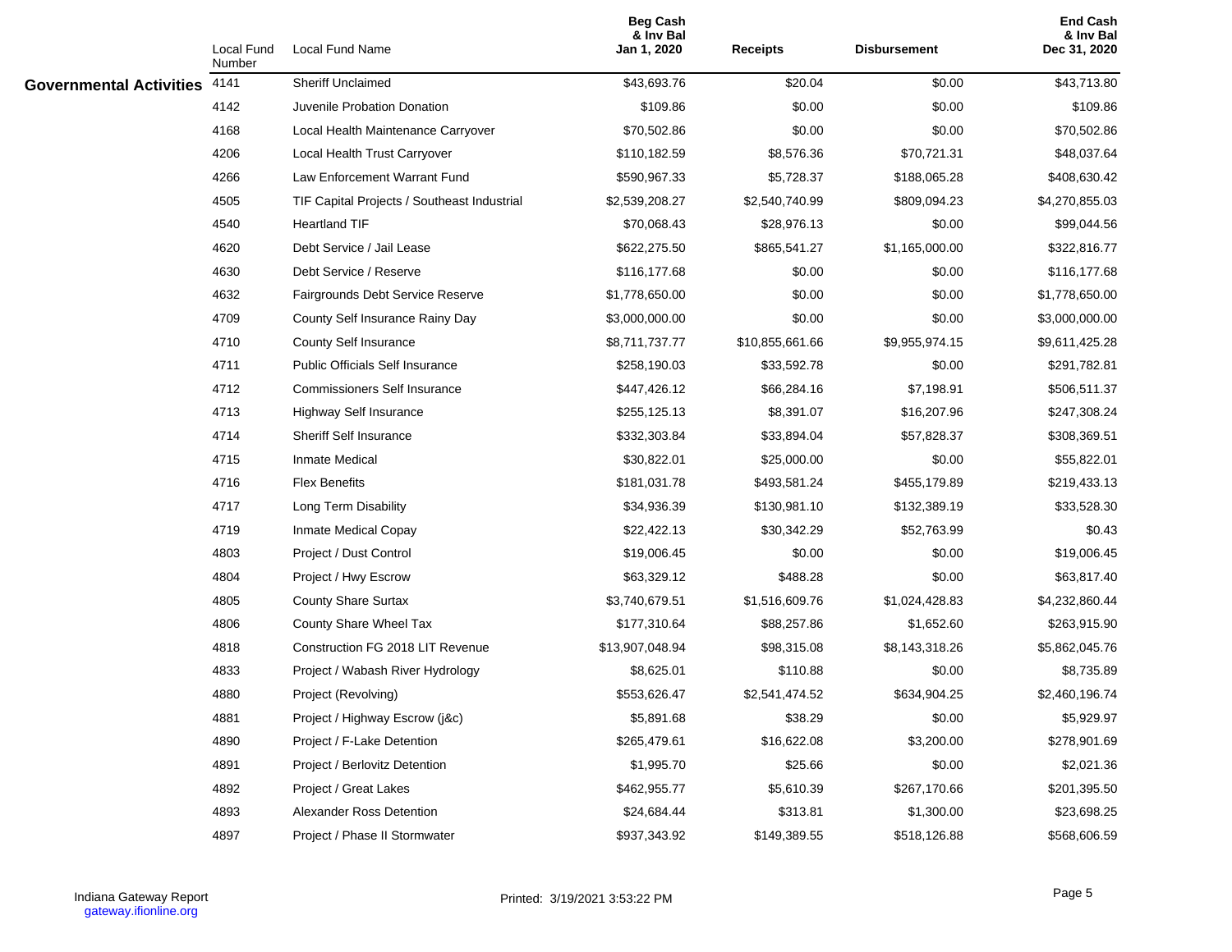| | Local Fund Number | Local Fund Name | Beg Cash & Inv Bal Jan 1, 2020 | Receipts | Disbursement | End Cash & Inv Bal Dec 31, 2020 |
|---|---|---|---|---|---|---|
| **Governmental Activities** | 4141 | Sheriff Unclaimed | $43,693.76 | $20.04 | $0.00 | $43,713.80 |
| | 4142 | Juvenile Probation Donation | $109.86 | $0.00 | $0.00 | $109.86 |
| | 4168 | Local Health Maintenance Carryover | $70,502.86 | $0.00 | $0.00 | $70,502.86 |
| | 4206 | Local Health Trust Carryover | $110,182.59 | $8,576.36 | $70,721.31 | $48,037.64 |
| | 4266 | Law Enforcement Warrant Fund | $590,967.33 | $5,728.37 | $188,065.28 | $408,630.42 |
| | 4505 | TIF Capital Projects / Southeast Industrial | $2,539,208.27 | $2,540,740.99 | $809,094.23 | $4,270,855.03 |
| | 4540 | Heartland TIF | $70,068.43 | $28,976.13 | $0.00 | $99,044.56 |
| | 4620 | Debt Service / Jail Lease | $622,275.50 | $865,541.27 | $1,165,000.00 | $322,816.77 |
| | 4630 | Debt Service / Reserve | $116,177.68 | $0.00 | $0.00 | $116,177.68 |
| | 4632 | Fairgrounds Debt Service Reserve | $1,778,650.00 | $0.00 | $0.00 | $1,778,650.00 |
| | 4709 | County Self Insurance Rainy Day | $3,000,000.00 | $0.00 | $0.00 | $3,000,000.00 |
| | 4710 | County Self Insurance | $8,711,737.77 | $10,855,661.66 | $9,955,974.15 | $9,611,425.28 |
| | 4711 | Public Officials Self Insurance | $258,190.03 | $33,592.78 | $0.00 | $291,782.81 |
| | 4712 | Commissioners Self Insurance | $447,426.12 | $66,284.16 | $7,198.91 | $506,511.37 |
| | 4713 | Highway Self Insurance | $255,125.13 | $8,391.07 | $16,207.96 | $247,308.24 |
| | 4714 | Sheriff Self Insurance | $332,303.84 | $33,894.04 | $57,828.37 | $308,369.51 |
| | 4715 | Inmate Medical | $30,822.01 | $25,000.00 | $0.00 | $55,822.01 |
| | 4716 | Flex Benefits | $181,031.78 | $493,581.24 | $455,179.89 | $219,433.13 |
| | 4717 | Long Term Disability | $34,936.39 | $130,981.10 | $132,389.19 | $33,528.30 |
| | 4719 | Inmate Medical Copay | $22,422.13 | $30,342.29 | $52,763.99 | $0.43 |
| | 4803 | Project / Dust Control | $19,006.45 | $0.00 | $0.00 | $19,006.45 |
| | 4804 | Project / Hwy Escrow | $63,329.12 | $488.28 | $0.00 | $63,817.40 |
| | 4805 | County Share Surtax | $3,740,679.51 | $1,516,609.76 | $1,024,428.83 | $4,232,860.44 |
| | 4806 | County Share Wheel Tax | $177,310.64 | $88,257.86 | $1,652.60 | $263,915.90 |
| | 4818 | Construction FG 2018 LIT Revenue | $13,907,048.94 | $98,315.08 | $8,143,318.26 | $5,862,045.76 |
| | 4833 | Project / Wabash River Hydrology | $8,625.01 | $110.88 | $0.00 | $8,735.89 |
| | 4880 | Project (Revolving) | $553,626.47 | $2,541,474.52 | $634,904.25 | $2,460,196.74 |
| | 4881 | Project / Highway Escrow (j&c) | $5,891.68 | $38.29 | $0.00 | $5,929.97 |
| | 4890 | Project / F-Lake Detention | $265,479.61 | $16,622.08 | $3,200.00 | $278,901.69 |
| | 4891 | Project / Berlovitz Detention | $1,995.70 | $25.66 | $0.00 | $2,021.36 |
| | 4892 | Project / Great Lakes | $462,955.77 | $5,610.39 | $267,170.66 | $201,395.50 |
| | 4893 | Alexander Ross Detention | $24,684.44 | $313.81 | $1,300.00 | $23,698.25 |
| | 4897 | Project / Phase II Stormwater | $937,343.92 | $149,389.55 | $518,126.88 | $568,606.59 |

Indiana Gateway Report
gateway.ifionline.org

Printed: 3/19/2021 3:53:22 PM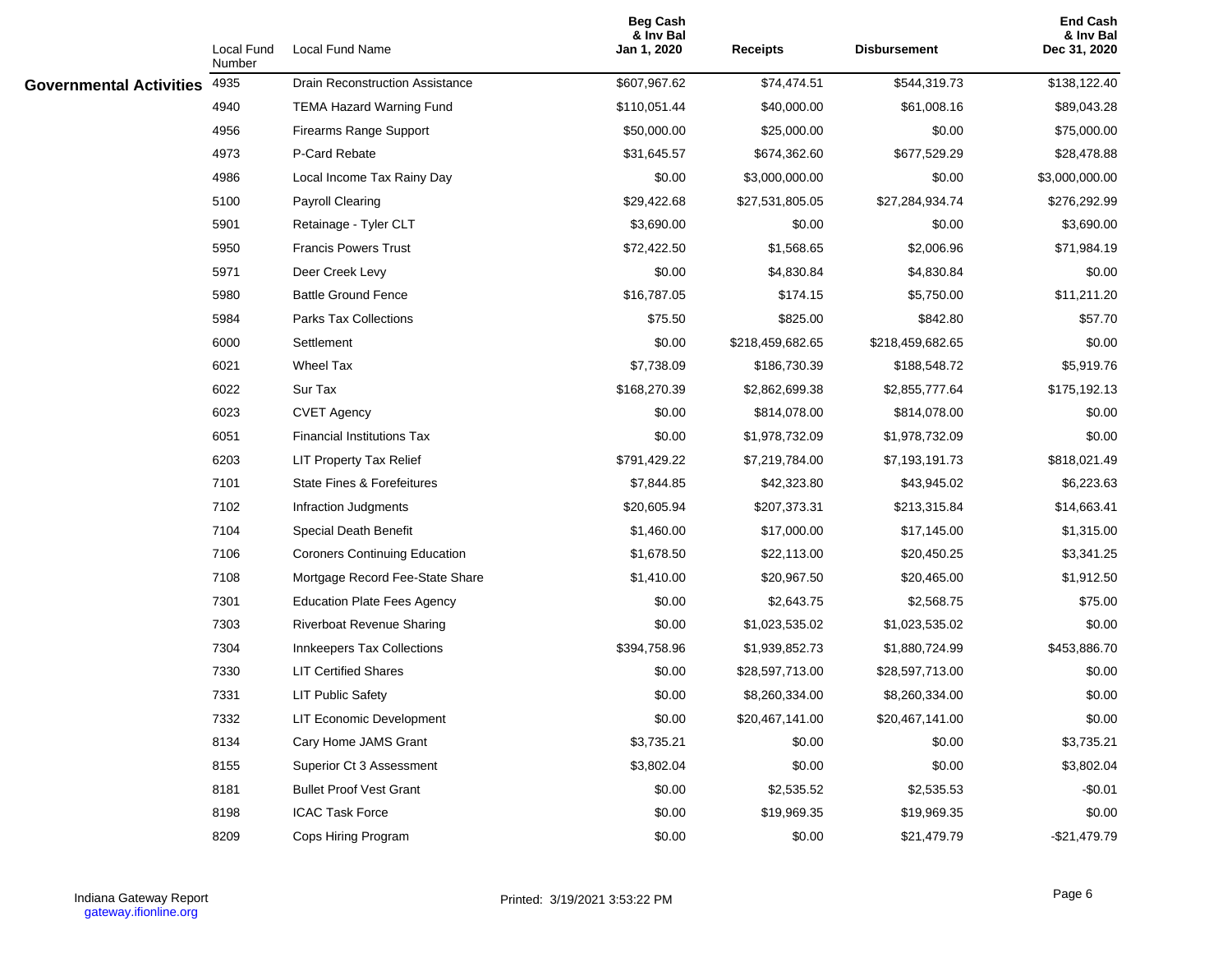| | Local Fund Number | Local Fund Name | Beg Cash & Inv Bal Jan 1, 2020 | Receipts | Disbursement | End Cash & Inv Bal Dec 31, 2020 |
|---|---|---|---|---|---|---|
| **Governmental Activities** | 4935 | Drain Reconstruction Assistance | $607,967.62 | $74,474.51 | $544,319.73 | $138,122.40 |
| | 4940 | TEMA Hazard Warning Fund | $110,051.44 | $40,000.00 | $61,008.16 | $89,043.28 |
| | 4956 | Firearms Range Support | $50,000.00 | $25,000.00 | $0.00 | $75,000.00 |
| | 4973 | P-Card Rebate | $31,645.57 | $674,362.60 | $677,529.29 | $28,478.88 |
| | 4986 | Local Income Tax Rainy Day | $0.00 | $3,000,000.00 | $0.00 | $3,000,000.00 |
| | 5100 | Payroll Clearing | $29,422.68 | $27,531,805.05 | $27,284,934.74 | $276,292.99 |
| | 5901 | Retainage - Tyler CLT | $3,690.00 | $0.00 | $0.00 | $3,690.00 |
| | 5950 | Francis Powers Trust | $72,422.50 | $1,568.65 | $2,006.96 | $71,984.19 |
| | 5971 | Deer Creek Levy | $0.00 | $4,830.84 | $4,830.84 | $0.00 |
| | 5980 | Battle Ground Fence | $16,787.05 | $174.15 | $5,750.00 | $11,211.20 |
| | 5984 | Parks Tax Collections | $75.50 | $825.00 | $842.80 | $57.70 |
| | 6000 | Settlement | $0.00 | $218,459,682.65 | $218,459,682.65 | $0.00 |
| | 6021 | Wheel Tax | $7,738.09 | $186,730.39 | $188,548.72 | $5,919.76 |
| | 6022 | Sur Tax | $168,270.39 | $2,862,699.38 | $2,855,777.64 | $175,192.13 |
| | 6023 | CVET Agency | $0.00 | $814,078.00 | $814,078.00 | $0.00 |
| | 6051 | Financial Institutions Tax | $0.00 | $1,978,732.09 | $1,978,732.09 | $0.00 |
| | 6203 | LIT Property Tax Relief | $791,429.22 | $7,219,784.00 | $7,193,191.73 | $818,021.49 |
| | 7101 | State Fines & Forefeitures | $7,844.85 | $42,323.80 | $43,945.02 | $6,223.63 |
| | 7102 | Infraction Judgments | $20,605.94 | $207,373.31 | $213,315.84 | $14,663.41 |
| | 7104 | Special Death Benefit | $1,460.00 | $17,000.00 | $17,145.00 | $1,315.00 |
| | 7106 | Coroners Continuing Education | $1,678.50 | $22,113.00 | $20,450.25 | $3,341.25 |
| | 7108 | Mortgage Record Fee-State Share | $1,410.00 | $20,967.50 | $20,465.00 | $1,912.50 |
| | 7301 | Education Plate Fees Agency | $0.00 | $2,643.75 | $2,568.75 | $75.00 |
| | 7303 | Riverboat Revenue Sharing | $0.00 | $1,023,535.02 | $1,023,535.02 | $0.00 |
| | 7304 | Innkeepers Tax Collections | $394,758.96 | $1,939,852.73 | $1,880,724.99 | $453,886.70 |
| | 7330 | LIT Certified Shares | $0.00 | $28,597,713.00 | $28,597,713.00 | $0.00 |
| | 7331 | LIT Public Safety | $0.00 | $8,260,334.00 | $8,260,334.00 | $0.00 |
| | 7332 | LIT Economic Development | $0.00 | $20,467,141.00 | $20,467,141.00 | $0.00 |
| | 8134 | Cary Home JAMS Grant | $3,735.21 | $0.00 | $0.00 | $3,735.21 |
| | 8155 | Superior Ct 3 Assessment | $3,802.04 | $0.00 | $0.00 | $3,802.04 |
| | 8181 | Bullet Proof Vest Grant | $0.00 | $2,535.52 | $2,535.53 | -$0.01 |
| | 8198 | ICAC Task Force | $0.00 | $19,969.35 | $19,969.35 | $0.00 |
| | 8209 | Cops Hiring Program | $0.00 | $0.00 | $21,479.79 | -$21,479.79 |

Indiana Gateway Report
gateway.ifionline.org

Printed: 3/19/2021 3:53:22 PM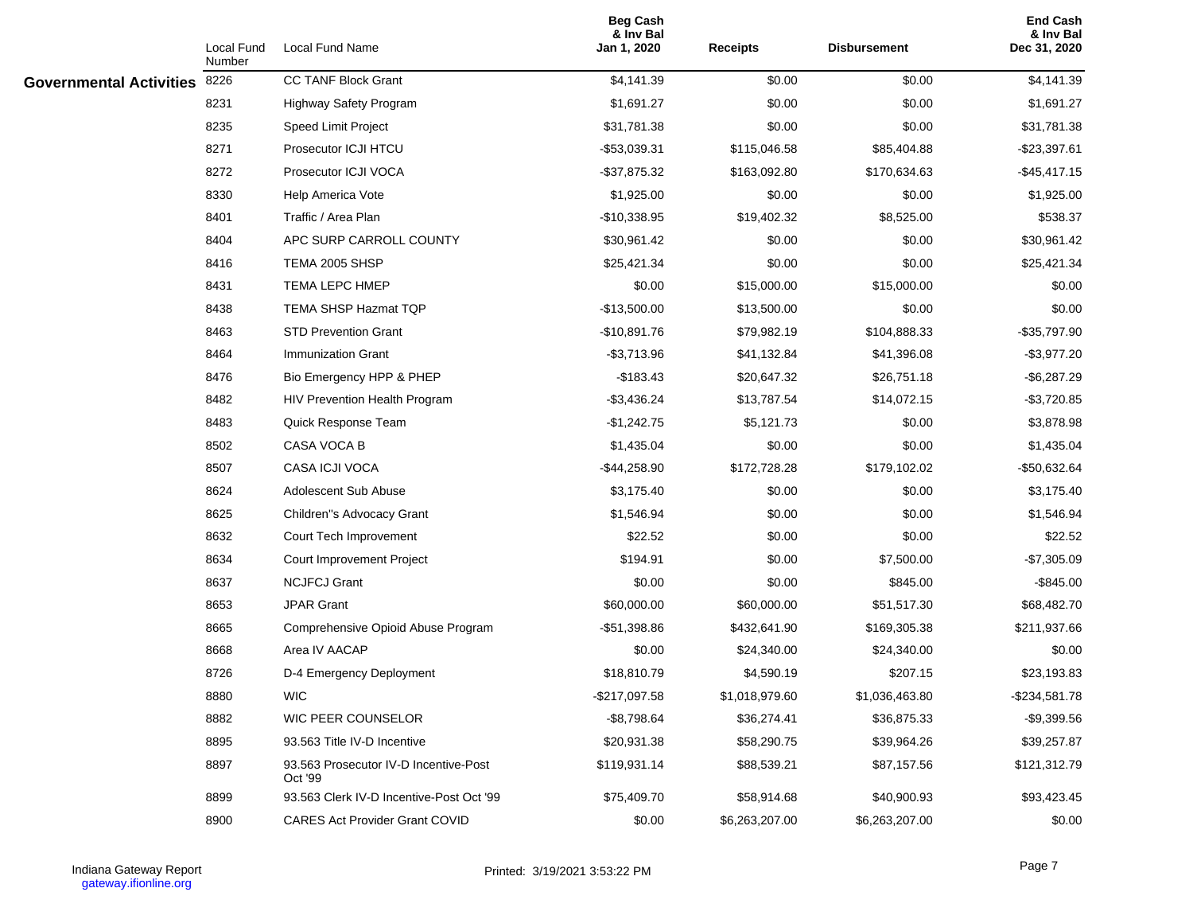| | Local Fund Number | Local Fund Name | Beg Cash & Inv Bal Jan 1, 2020 | Receipts | Disbursement | End Cash & Inv Bal Dec 31, 2020 |
|---|---|---|---|---|---|---|
| **Governmental Activities** | 8226 | CC TANF Block Grant | $4,141.39 | $0.00 | $0.00 | $4,141.39 |
| | 8231 | Highway Safety Program | $1,691.27 | $0.00 | $0.00 | $1,691.27 |
| | 8235 | Speed Limit Project | $31,781.38 | $0.00 | $0.00 | $31,781.38 |
| | 8271 | Prosecutor ICJI HTCU | -$53,039.31 | $115,046.58 | $85,404.88 | -$23,397.61 |
| | 8272 | Prosecutor ICJI VOCA | -$37,875.32 | $163,092.80 | $170,634.63 | -$45,417.15 |
| | 8330 | Help America Vote | $1,925.00 | $0.00 | $0.00 | $1,925.00 |
| | 8401 | Traffic / Area Plan | -$10,338.95 | $19,402.32 | $8,525.00 | $538.37 |
| | 8404 | APC SURP CARROLL COUNTY | $30,961.42 | $0.00 | $0.00 | $30,961.42 |
| | 8416 | TEMA 2005 SHSP | $25,421.34 | $0.00 | $0.00 | $25,421.34 |
| | 8431 | TEMA LEPC HMEP | $0.00 | $15,000.00 | $15,000.00 | $0.00 |
| | 8438 | TEMA SHSP Hazmat TQP | -$13,500.00 | $13,500.00 | $0.00 | $0.00 |
| | 8463 | STD Prevention Grant | -$10,891.76 | $79,982.19 | $104,888.33 | -$35,797.90 |
| | 8464 | Immunization Grant | -$3,713.96 | $41,132.84 | $41,396.08 | -$3,977.20 |
| | 8476 | Bio Emergency HPP & PHEP | -$183.43 | $20,647.32 | $26,751.18 | -$6,287.29 |
| | 8482 | HIV Prevention Health Program | -$3,436.24 | $13,787.54 | $14,072.15 | -$3,720.85 |
| | 8483 | Quick Response Team | -$1,242.75 | $5,121.73 | $0.00 | $3,878.98 |
| | 8502 | CASA VOCA B | $1,435.04 | $0.00 | $0.00 | $1,435.04 |
| | 8507 | CASA ICJI VOCA | -$44,258.90 | $172,728.28 | $179,102.02 | -$50,632.64 |
| | 8624 | Adolescent Sub Abuse | $3,175.40 | $0.00 | $0.00 | $3,175.40 |
| | 8625 | Children"s Advocacy Grant | $1,546.94 | $0.00 | $0.00 | $1,546.94 |
| | 8632 | Court Tech Improvement | $22.52 | $0.00 | $0.00 | $22.52 |
| | 8634 | Court Improvement Project | $194.91 | $0.00 | $7,500.00 | -$7,305.09 |
| | 8637 | NCJFCJ Grant | $0.00 | $0.00 | $845.00 | -$845.00 |
| | 8653 | JPAR Grant | $60,000.00 | $60,000.00 | $51,517.30 | $68,482.70 |
| | 8665 | Comprehensive Opioid Abuse Program | -$51,398.86 | $432,641.90 | $169,305.38 | $211,937.66 |
| | 8668 | Area IV AACAP | $0.00 | $24,340.00 | $24,340.00 | $0.00 |
| | 8726 | D-4 Emergency Deployment | $18,810.79 | $4,590.19 | $207.15 | $23,193.83 |
| | 8880 | WIC | -$217,097.58 | $1,018,979.60 | $1,036,463.80 | -$234,581.78 |
| | 8882 | WIC PEER COUNSELOR | -$8,798.64 | $36,274.41 | $36,875.33 | -$9,399.56 |
| | 8895 | 93.563 Title IV-D Incentive | $20,931.38 | $58,290.75 | $39,964.26 | $39,257.87 |
| | 8897 | 93.563 Prosecutor IV-D Incentive-Post Oct '99 | $119,931.14 | $88,539.21 | $87,157.56 | $121,312.79 |
| | 8899 | 93.563 Clerk IV-D Incentive-Post Oct '99 | $75,409.70 | $58,914.68 | $40,900.93 | $93,423.45 |
| | 8900 | CARES Act Provider Grant COVID | $0.00 | $6,263,207.00 | $6,263,207.00 | $0.00 |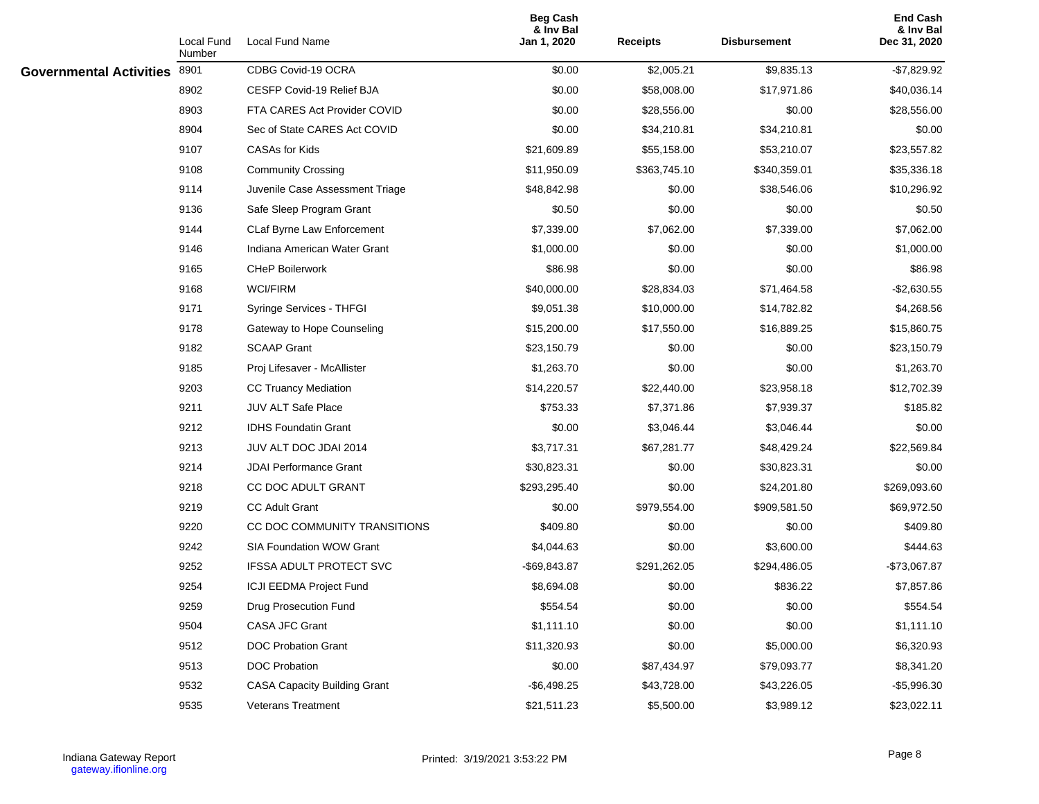| | Local Fund Number | Local Fund Name | Beg Cash & Inv Bal Jan 1, 2020 | Receipts | Disbursement | End Cash & Inv Bal Dec 31, 2020 |
|---|---|---|---|---|---|---|
| **Governmental Activities** | 8901 | CDBG Covid-19 OCRA | $0.00 | $2,005.21 | $9,835.13 | -$7,829.92 |
| | 8902 | CESFP Covid-19 Relief BJA | $0.00 | $58,008.00 | $17,971.86 | $40,036.14 |
| | 8903 | FTA CARES Act Provider COVID | $0.00 | $28,556.00 | $0.00 | $28,556.00 |
| | 8904 | Sec of State CARES Act COVID | $0.00 | $34,210.81 | $34,210.81 | $0.00 |
| | 9107 | CASAs for Kids | $21,609.89 | $55,158.00 | $53,210.07 | $23,557.82 |
| | 9108 | Community Crossing | $11,950.09 | $363,745.10 | $340,359.01 | $35,336.18 |
| | 9114 | Juvenile Case Assessment Triage | $48,842.98 | $0.00 | $38,546.06 | $10,296.92 |
| | 9136 | Safe Sleep Program Grant | $0.50 | $0.00 | $0.00 | $0.50 |
| | 9144 | CLaf Byrne Law Enforcement | $7,339.00 | $7,062.00 | $7,339.00 | $7,062.00 |
| | 9146 | Indiana American Water Grant | $1,000.00 | $0.00 | $0.00 | $1,000.00 |
| | 9165 | CHeP Boilerwork | $86.98 | $0.00 | $0.00 | $86.98 |
| | 9168 | WCI/FIRM | $40,000.00 | $28,834.03 | $71,464.58 | -$2,630.55 |
| | 9171 | Syringe Services - THFGI | $9,051.38 | $10,000.00 | $14,782.82 | $4,268.56 |
| | 9178 | Gateway to Hope Counseling | $15,200.00 | $17,550.00 | $16,889.25 | $15,860.75 |
| | 9182 | SCAAP Grant | $23,150.79 | $0.00 | $0.00 | $23,150.79 |
| | 9185 | Proj Lifesaver - McAllister | $1,263.70 | $0.00 | $0.00 | $1,263.70 |
| | 9203 | CC Truancy Mediation | $14,220.57 | $22,440.00 | $23,958.18 | $12,702.39 |
| | 9211 | JUV ALT Safe Place | $753.33 | $7,371.86 | $7,939.37 | $185.82 |
| | 9212 | IDHS Foundatin Grant | $0.00 | $3,046.44 | $3,046.44 | $0.00 |
| | 9213 | JUV ALT DOC JDAI 2014 | $3,717.31 | $67,281.77 | $48,429.24 | $22,569.84 |
| | 9214 | JDAI Performance Grant | $30,823.31 | $0.00 | $30,823.31 | $0.00 |
| | 9218 | CC DOC ADULT GRANT | $293,295.40 | $0.00 | $24,201.80 | $269,093.60 |
| | 9219 | CC Adult Grant | $0.00 | $979,554.00 | $909,581.50 | $69,972.50 |
| | 9220 | CC DOC COMMUNITY TRANSITIONS | $409.80 | $0.00 | $0.00 | $409.80 |
| | 9242 | SIA Foundation WOW Grant | $4,044.63 | $0.00 | $3,600.00 | $444.63 |
| | 9252 | IFSSA ADULT PROTECT SVC | -$69,843.87 | $291,262.05 | $294,486.05 | -$73,067.87 |
| | 9254 | ICJI EEDMA Project Fund | $8,694.08 | $0.00 | $836.22 | $7,857.86 |
| | 9259 | Drug Prosecution Fund | $554.54 | $0.00 | $0.00 | $554.54 |
| | 9504 | CASA JFC Grant | $1,111.10 | $0.00 | $0.00 | $1,111.10 |
| | 9512 | DOC Probation Grant | $11,320.93 | $0.00 | $5,000.00 | $6,320.93 |
| | 9513 | DOC Probation | $0.00 | $87,434.97 | $79,093.77 | $8,341.20 |
| | 9532 | CASA Capacity Building Grant | -$6,498.25 | $43,728.00 | $43,226.05 | -$5,996.30 |
| | 9535 | Veterans Treatment | $21,511.23 | $5,500.00 | $3,989.12 | $23,022.11 |

Indiana Gateway Report
gateway.ifionline.org

Printed: 3/19/2021 3:53:22 PM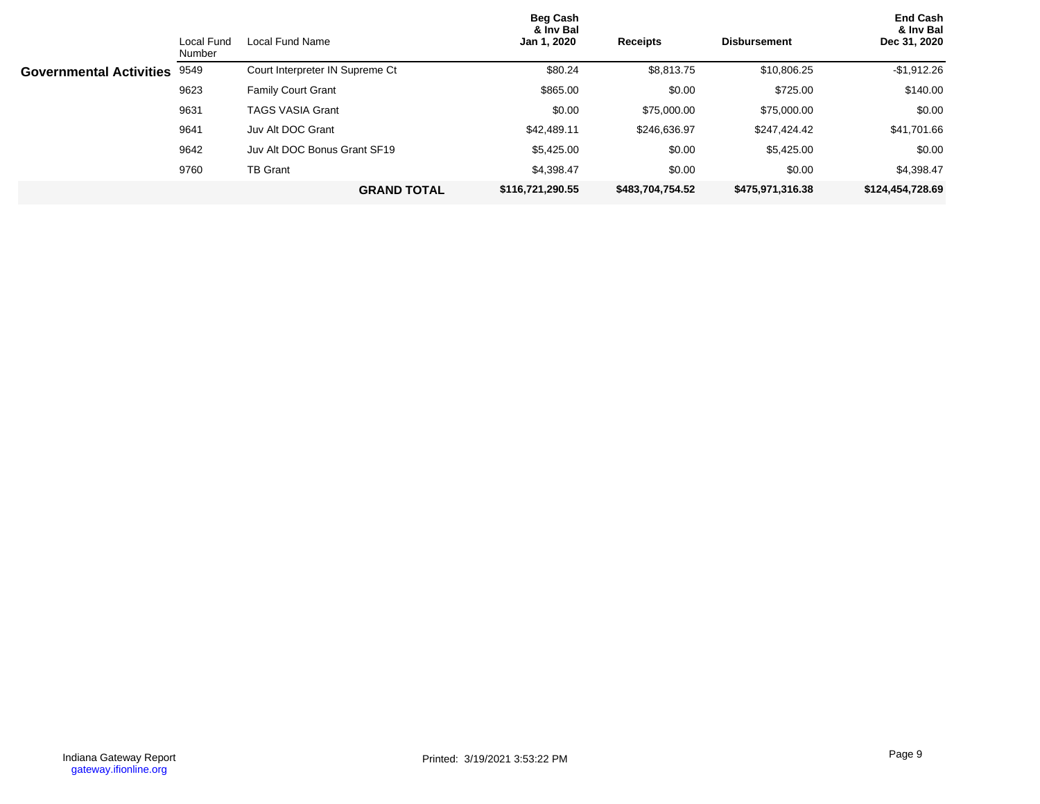| | Local Fund Number | Local Fund Name | Beg Cash & Inv Bal Jan 1, 2020 | Receipts | Disbursement | End Cash & Inv Bal Dec 31, 2020 |
|---|---|---|---|---|---|---|
| **Governmental Activities** | 9549 | Court Interpreter IN Supreme Ct | $80.24 | $8,813.75 | $10,806.25 | -$1,912.26 |
| | 9623 | Family Court Grant | $865.00 | $0.00 | $725.00 | $140.00 |
| | 9631 | TAGS VASIA Grant | $0.00 | $75,000.00 | $75,000.00 | $0.00 |
| | 9641 | Juv Alt DOC Grant | $42,489.11 | $246,636.97 | $247,424.42 | $41,701.66 |
| | 9642 | Juv Alt DOC Bonus Grant SF19 | $5,425.00 | $0.00 | $5,425.00 | $0.00 |
| | 9760 | TB Grant | $4,398.47 | $0.00 | $0.00 | $4,398.47 |
| | | **GRAND TOTAL** | **$116,721,290.55** | **$483,704,754.52** | **$475,971,316.38** | **$124,454,728.69** |

Indiana Gateway Report
gateway.ifionline.org

Printed: 3/19/2021 3:53:22 PM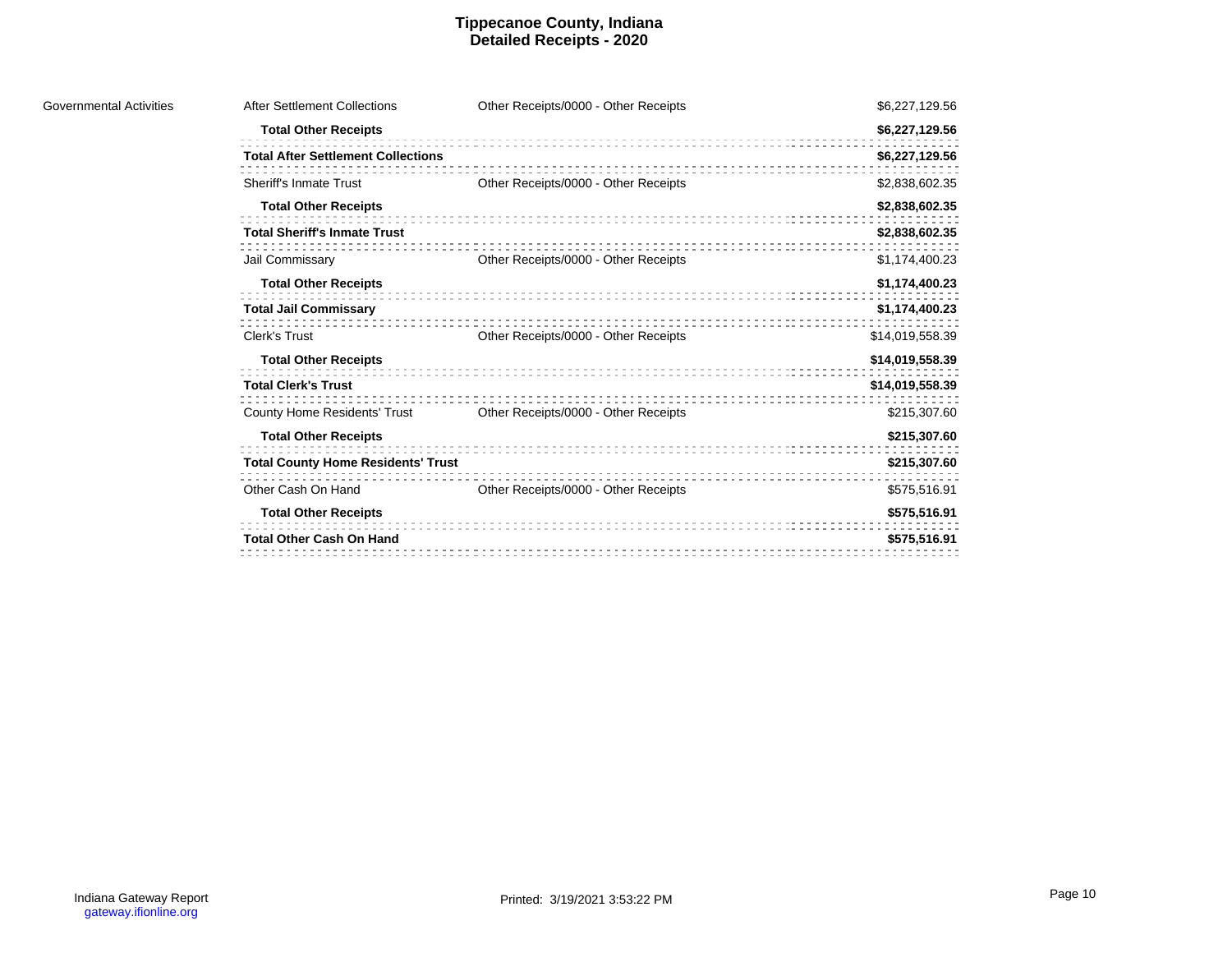# Tippecanoe County, Indiana
## Detailed Receipts - 2020

| | | | |
|---|---|---|---|
| Governmental Activities | After Settlement Collections | Other Receipts/0000 - Other Receipts | $6,227,129.56 |
| | **Total Other Receipts** | | **$6,227,129.56** |
| | **Total After Settlement Collections** | | **$6,227,129.56** |
| | Sheriff's Inmate Trust | Other Receipts/0000 - Other Receipts | $2,838,602.35 |
| | **Total Other Receipts** | | **$2,838,602.35** |
| | **Total Sheriff's Inmate Trust** | | **$2,838,602.35** |
| | Jail Commissary | Other Receipts/0000 - Other Receipts | $1,174,400.23 |
| | **Total Other Receipts** | | **$1,174,400.23** |
| | **Total Jail Commissary** | | **$1,174,400.23** |
| | Clerk's Trust | Other Receipts/0000 - Other Receipts | $14,019,558.39 |
| | **Total Other Receipts** | | **$14,019,558.39** |
| | **Total Clerk's Trust** | | **$14,019,558.39** |
| | County Home Residents' Trust | Other Receipts/0000 - Other Receipts | $215,307.60 |
| | **Total Other Receipts** | | **$215,307.60** |
| | **Total County Home Residents' Trust** | | **$215,307.60** |
| | Other Cash On Hand | Other Receipts/0000 - Other Receipts | $575,516.91 |
| | **Total Other Receipts** | | **$575,516.91** |
| | **Total Other Cash On Hand** | | **$575,516.91** |

Indiana Gateway Report
gateway.ifionline.org

Printed: 3/19/2021 3:53:22 PM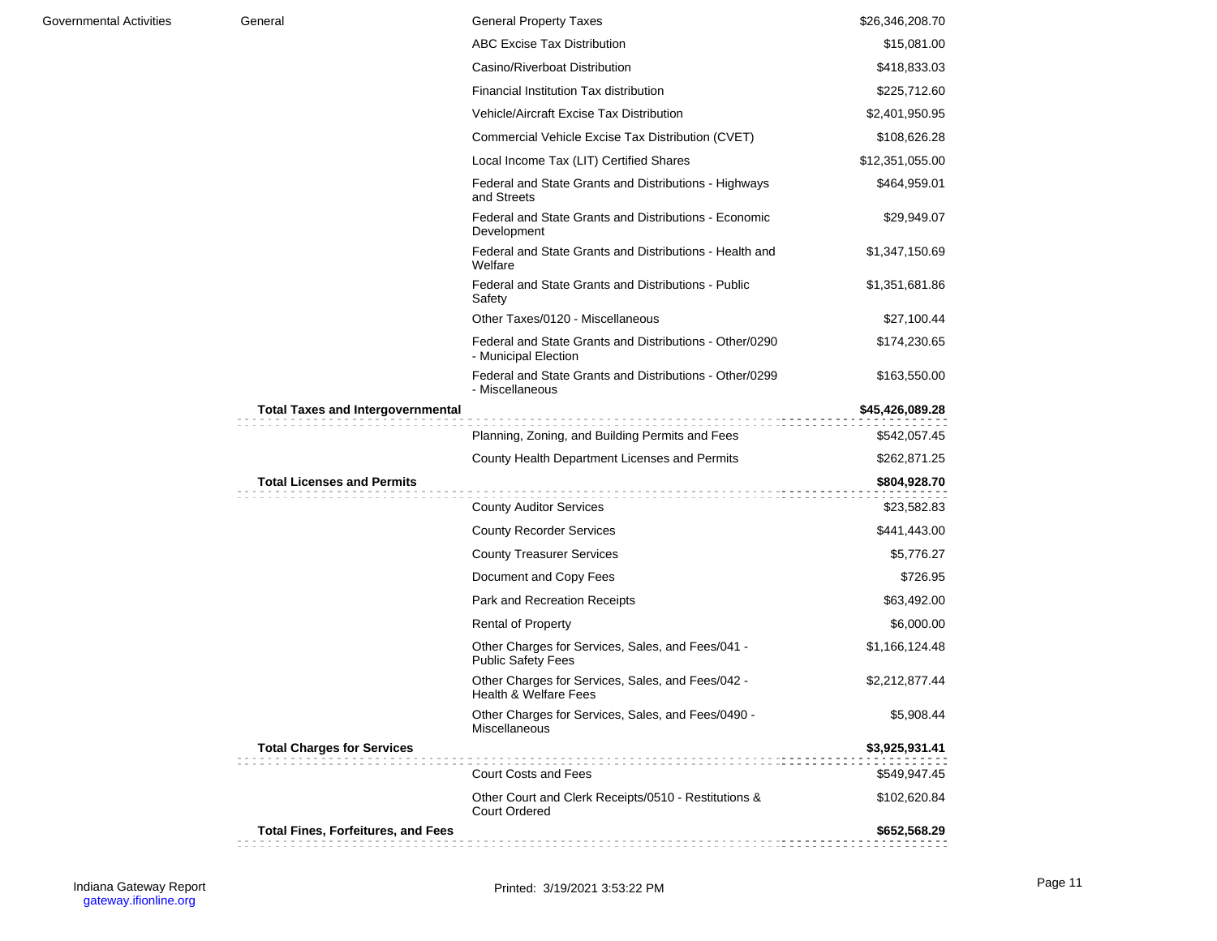| | | | |
|---|---|---|---|
| Governmental Activities | General | General Property Taxes | $26,346,208.70 |
| | | ABC Excise Tax Distribution | $15,081.00 |
| | | Casino/Riverboat Distribution | $418,833.03 |
| | | Financial Institution Tax distribution | $225,712.60 |
| | | Vehicle/Aircraft Excise Tax Distribution | $2,401,950.95 |
| | | Commercial Vehicle Excise Tax Distribution (CVET) | $108,626.28 |
| | | Local Income Tax (LIT) Certified Shares | $12,351,055.00 |
| | | Federal and State Grants and Distributions - Highways and Streets | $464,959.01 |
| | | Federal and State Grants and Distributions - Economic Development | $29,949.07 |
| | | Federal and State Grants and Distributions - Health and Welfare | $1,347,150.69 |
| | | Federal and State Grants and Distributions - Public Safety | $1,351,681.86 |
| | | Other Taxes/0120 - Miscellaneous | $27,100.44 |
| | | Federal and State Grants and Distributions - Other/0290 - Municipal Election | $174,230.65 |
| | | Federal and State Grants and Distributions - Other/0299 - Miscellaneous | $163,550.00 |
| | **Total Taxes and Intergovernmental** | | **$45,426,089.28** |
| | | Planning, Zoning, and Building Permits and Fees | $542,057.45 |
| | | County Health Department Licenses and Permits | $262,871.25 |
| | **Total Licenses and Permits** | | **$804,928.70** |
| | | County Auditor Services | $23,582.83 |
| | | County Recorder Services | $441,443.00 |
| | | County Treasurer Services | $5,776.27 |
| | | Document and Copy Fees | $726.95 |
| | | Park and Recreation Receipts | $63,492.00 |
| | | Rental of Property | $6,000.00 |
| | | Other Charges for Services, Sales, and Fees/041 - Public Safety Fees | $1,166,124.48 |
| | | Other Charges for Services, Sales, and Fees/042 - Health & Welfare Fees | $2,212,877.44 |
| | | Other Charges for Services, Sales, and Fees/0490 - Miscellaneous | $5,908.44 |
| | **Total Charges for Services** | | **$3,925,931.41** |
| | | Court Costs and Fees | $549,947.45 |
| | | Other Court and Clerk Receipts/0510 - Restitutions & Court Ordered | $102,620.84 |
| | **Total Fines, Forfeitures, and Fees** | | **$652,568.29** |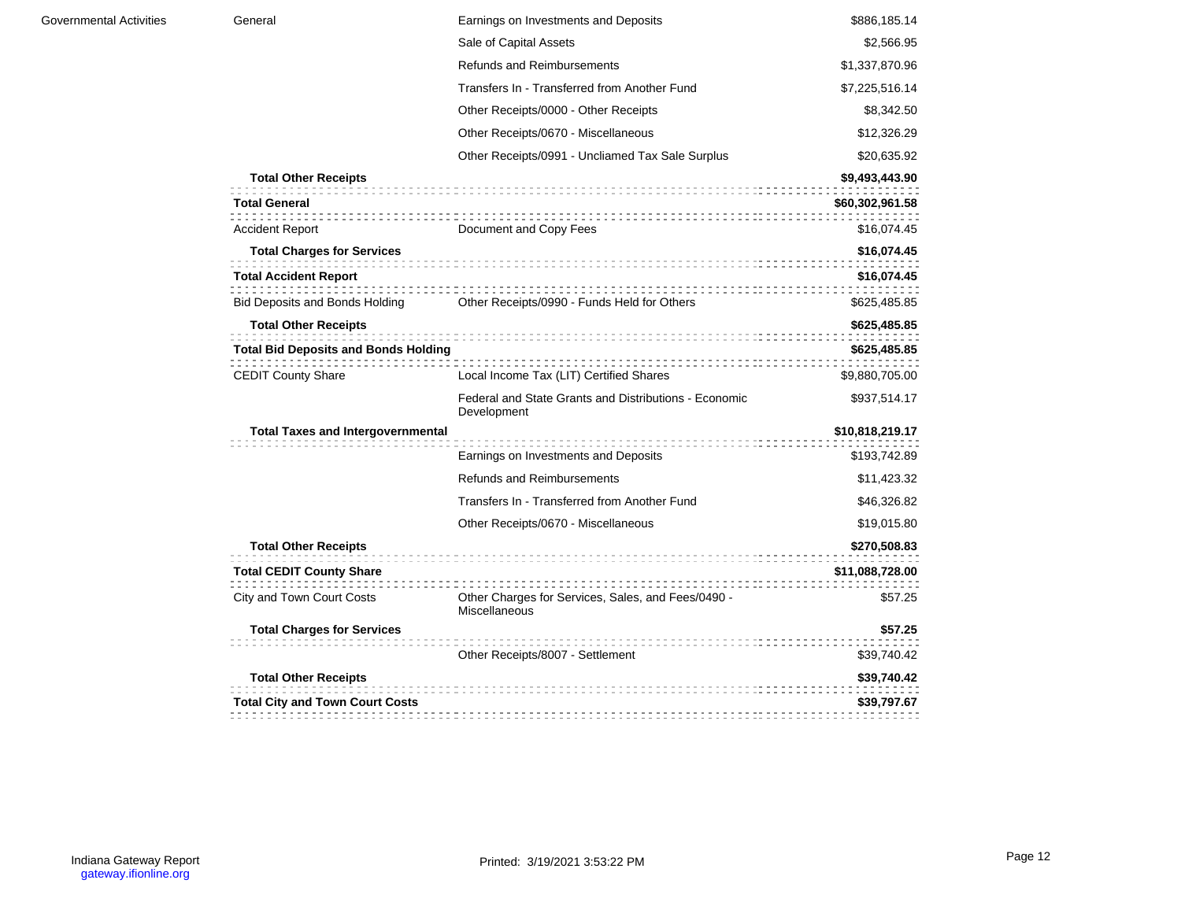| | | | |
|---|---|---|---|
| Governmental Activities | General | Earnings on Investments and Deposits | $886,185.14 |
| | | Sale of Capital Assets | $2,566.95 |
| | | Refunds and Reimbursements | $1,337,870.96 |
| | | Transfers In - Transferred from Another Fund | $7,225,516.14 |
| | | Other Receipts/0000 - Other Receipts | $8,342.50 |
| | | Other Receipts/0670 - Miscellaneous | $12,326.29 |
| | | Other Receipts/0991 - Unclaimed Tax Sale Surplus | $20,635.92 |
| | **Total Other Receipts** | | **$9,493,443.90** |
| | **Total General** | | **$60,302,961.58** |
| | Accident Report | Document and Copy Fees | $16,074.45 |
| | **Total Charges for Services** | | **$16,074.45** |
| | **Total Accident Report** | | **$16,074.45** |
| | Bid Deposits and Bonds Holding | Other Receipts/0990 - Funds Held for Others | $625,485.85 |
| | **Total Other Receipts** | | **$625,485.85** |
| | **Total Bid Deposits and Bonds Holding** | | **$625,485.85** |
| | CEDIT County Share | Local Income Tax (LIT) Certified Shares | $9,880,705.00 |
| | | Federal and State Grants and Distributions - Economic Development | $937,514.17 |
| | **Total Taxes and Intergovernmental** | | **$10,818,219.17** |
| | | Earnings on Investments and Deposits | $193,742.89 |
| | | Refunds and Reimbursements | $11,423.32 |
| | | Transfers In - Transferred from Another Fund | $46,326.82 |
| | | Other Receipts/0670 - Miscellaneous | $19,015.80 |
| | **Total Other Receipts** | | **$270,508.83** |
| | **Total CEDIT County Share** | | **$11,088,728.00** |
| | City and Town Court Costs | Other Charges for Services, Sales, and Fees/0490 - Miscellaneous | $57.25 |
| | **Total Charges for Services** | | **$57.25** |
| | | Other Receipts/8007 - Settlement | $39,740.42 |
| | **Total Other Receipts** | | **$39,740.42** |
| | **Total City and Town Court Costs** | | **$39,797.67** |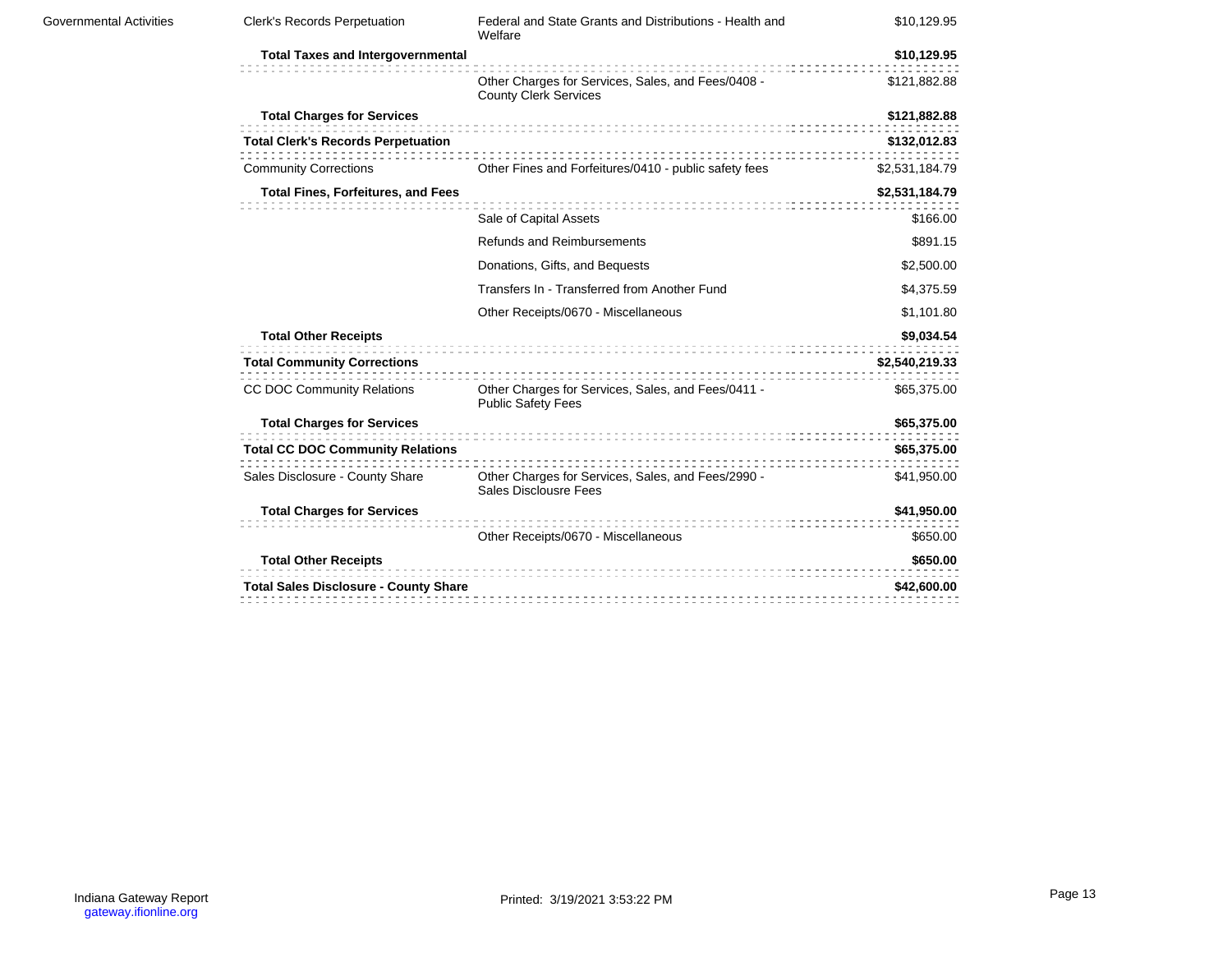| | | | |
|---|---|---|---|
| Governmental Activities | Clerk's Records Perpetuation | Federal and State Grants and Distributions - Health and Welfare | $10,129.95 |
| | **Total Taxes and Intergovernmental** | | **$10,129.95** |
| | | Other Charges for Services, Sales, and Fees/0408 - County Clerk Services | $121,882.88 |
| | **Total Charges for Services** | | **$121,882.88** |
| | **Total Clerk's Records Perpetuation** | | **$132,012.83** |
| | Community Corrections | Other Fines and Forfeitures/0410 - public safety fees | $2,531,184.79 |
| | **Total Fines, Forfeitures, and Fees** | | **$2,531,184.79** |
| | | Sale of Capital Assets | $166.00 |
| | | Refunds and Reimbursements | $891.15 |
| | | Donations, Gifts, and Bequests | $2,500.00 |
| | | Transfers In - Transferred from Another Fund | $4,375.59 |
| | | Other Receipts/0670 - Miscellaneous | $1,101.80 |
| | **Total Other Receipts** | | **$9,034.54** |
| | **Total Community Corrections** | | **$2,540,219.33** |
| | CC DOC Community Relations | Other Charges for Services, Sales, and Fees/0411 - Public Safety Fees | $65,375.00 |
| | **Total Charges for Services** | | **$65,375.00** |
| | **Total CC DOC Community Relations** | | **$65,375.00** |
| | Sales Disclosure - County Share | Other Charges for Services, Sales, and Fees/2990 - Sales Disclousre Fees | $41,950.00 |
| | **Total Charges for Services** | | **$41,950.00** |
| | | Other Receipts/0670 - Miscellaneous | $650.00 |
| | **Total Other Receipts** | | **$650.00** |
| | **Total Sales Disclosure - County Share** | | **$42,600.00** |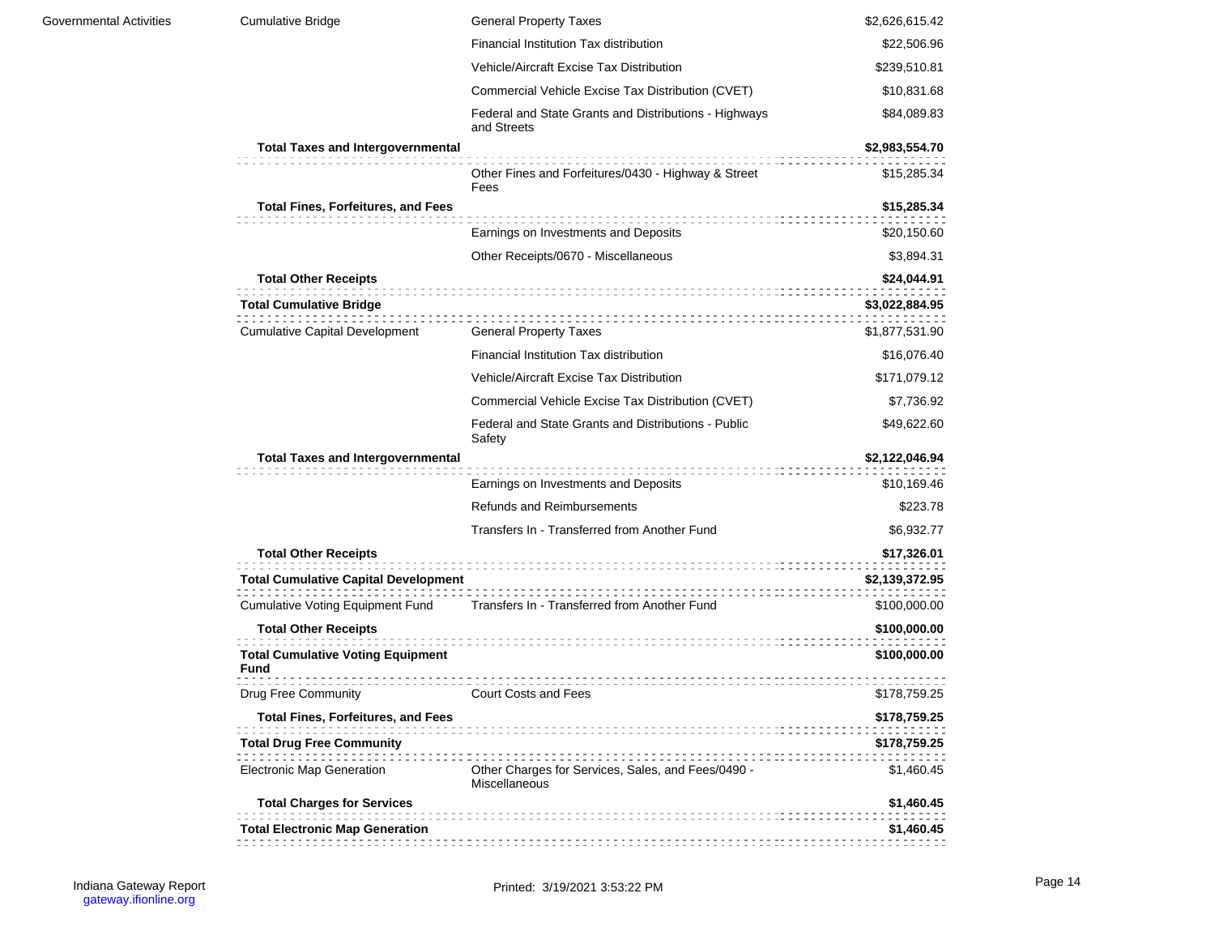| | | | |
|---|---|---|---|
| Governmental Activities | Cumulative Bridge | General Property Taxes | $2,626,615.42 |
| | | Financial Institution Tax distribution | $22,506.96 |
| | | Vehicle/Aircraft Excise Tax Distribution | $239,510.81 |
| | | Commercial Vehicle Excise Tax Distribution (CVET) | $10,831.68 |
| | | Federal and State Grants and Distributions - Highways and Streets | $84,089.83 |
| | **Total Taxes and Intergovernmental** | | **$2,983,554.70** |
| | | Other Fines and Forfeitures/0430 - Highway & Street Fees | $15,285.34 |
| | **Total Fines, Forfeitures, and Fees** | | **$15,285.34** |
| | | Earnings on Investments and Deposits | $20,150.60 |
| | | Other Receipts/0670 - Miscellaneous | $3,894.31 |
| | **Total Other Receipts** | | **$24,044.91** |
| | **Total Cumulative Bridge** | | **$3,022,884.95** |
| | Cumulative Capital Development | General Property Taxes | $1,877,531.90 |
| | | Financial Institution Tax distribution | $16,076.40 |
| | | Vehicle/Aircraft Excise Tax Distribution | $171,079.12 |
| | | Commercial Vehicle Excise Tax Distribution (CVET) | $7,736.92 |
| | | Federal and State Grants and Distributions - Public Safety | $49,622.60 |
| | **Total Taxes and Intergovernmental** | | **$2,122,046.94** |
| | | Earnings on Investments and Deposits | $10,169.46 |
| | | Refunds and Reimbursements | $223.78 |
| | | Transfers In - Transferred from Another Fund | $6,932.77 |
| | **Total Other Receipts** | | **$17,326.01** |
| | **Total Cumulative Capital Development** | | **$2,139,372.95** |
| | Cumulative Voting Equipment Fund | Transfers In - Transferred from Another Fund | $100,000.00 |
| | **Total Other Receipts** | | **$100,000.00** |
| | **Total Cumulative Voting Equipment Fund** | | **$100,000.00** |
| | Drug Free Community | Court Costs and Fees | $178,759.25 |
| | **Total Fines, Forfeitures, and Fees** | | **$178,759.25** |
| | **Total Drug Free Community** | | **$178,759.25** |
| | Electronic Map Generation | Other Charges for Services, Sales, and Fees/0490 - Miscellaneous | $1,460.45 |
| | **Total Charges for Services** | | **$1,460.45** |
| | **Total Electronic Map Generation** | | **$1,460.45** |

Indiana Gateway Report
gateway.ifionline.org

Printed: 3/19/2021 3:53:22 PM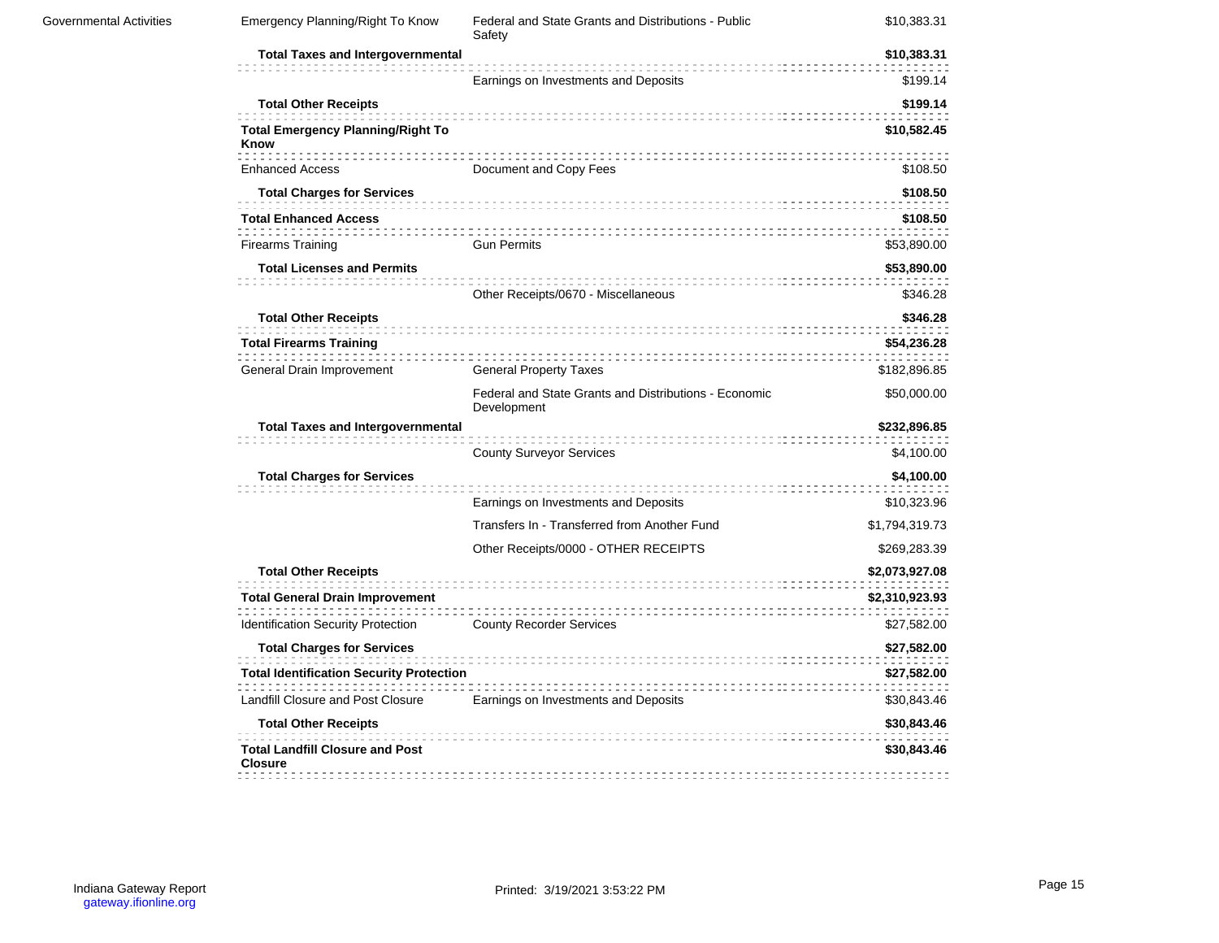| | | | |
|---|---|---|---|
| Governmental Activities | Emergency Planning/Right To Know | Federal and State Grants and Distributions - Public Safety | $10,383.31 |
| | **Total Taxes and Intergovernmental** | | **$10,383.31** |
| | | Earnings on Investments and Deposits | $199.14 |
| | **Total Other Receipts** | | **$199.14** |
| | **Total Emergency Planning/Right To Know** | | **$10,582.45** |
| | Enhanced Access | Document and Copy Fees | $108.50 |
| | **Total Charges for Services** | | **$108.50** |
| | **Total Enhanced Access** | | **$108.50** |
| | Firearms Training | Gun Permits | $53,890.00 |
| | **Total Licenses and Permits** | | **$53,890.00** |
| | | Other Receipts/0670 - Miscellaneous | $346.28 |
| | **Total Other Receipts** | | **$346.28** |
| | **Total Firearms Training** | | **$54,236.28** |
| | General Drain Improvement | General Property Taxes | $182,896.85 |
| | | Federal and State Grants and Distributions - Economic Development | $50,000.00 |
| | **Total Taxes and Intergovernmental** | | **$232,896.85** |
| | | County Surveyor Services | $4,100.00 |
| | **Total Charges for Services** | | **$4,100.00** |
| | | Earnings on Investments and Deposits | $10,323.96 |
| | | Transfers In - Transferred from Another Fund | $1,794,319.73 |
| | | Other Receipts/0000 - OTHER RECEIPTS | $269,283.39 |
| | **Total Other Receipts** | | **$2,073,927.08** |
| | **Total General Drain Improvement** | | **$2,310,923.93** |
| | Identification Security Protection | County Recorder Services | $27,582.00 |
| | **Total Charges for Services** | | **$27,582.00** |
| | **Total Identification Security Protection** | | **$27,582.00** |
| | Landfill Closure and Post Closure | Earnings on Investments and Deposits | $30,843.46 |
| | **Total Other Receipts** | | **$30,843.46** |
| | **Total Landfill Closure and Post Closure** | | **$30,843.46** |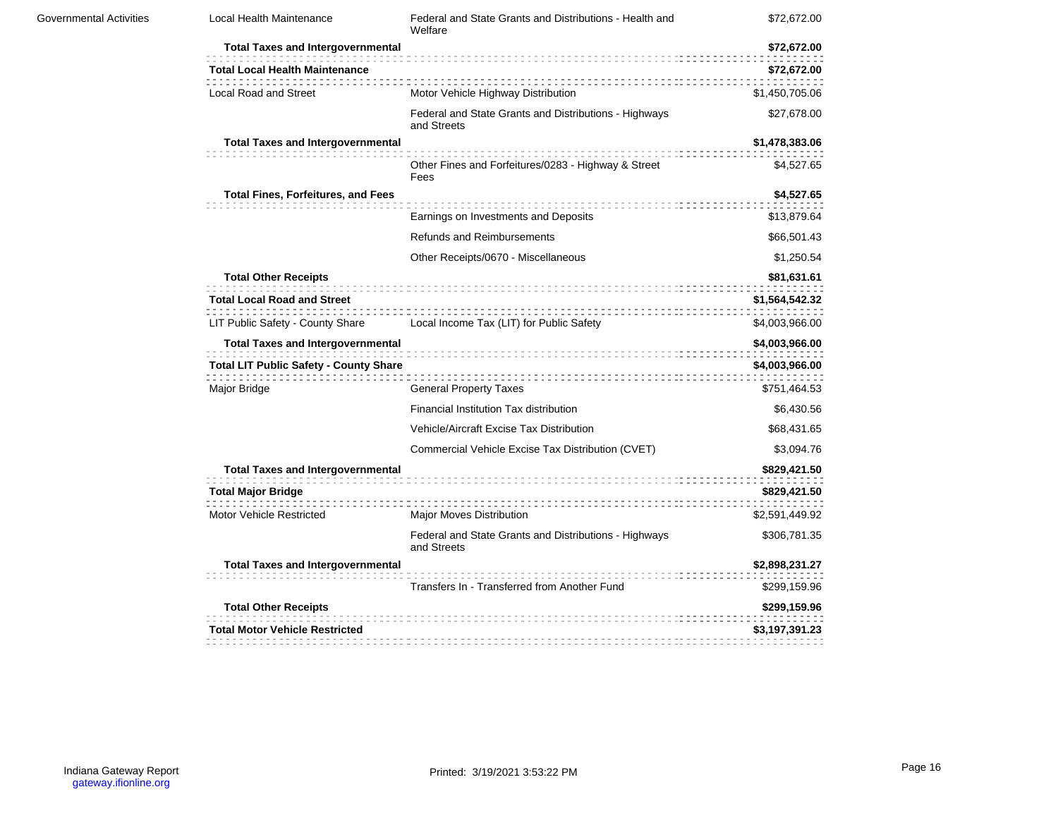| | | | |
|---|---|---|---|
| Governmental Activities | Local Health Maintenance | Federal and State Grants and Distributions - Health and Welfare | $72,672.00 |
| | **Total Taxes and Intergovernmental** | | **$72,672.00** |
| | **Total Local Health Maintenance** | | **$72,672.00** |
| | Local Road and Street | Motor Vehicle Highway Distribution | $1,450,705.06 |
| | | Federal and State Grants and Distributions - Highways and Streets | $27,678.00 |
| | **Total Taxes and Intergovernmental** | | **$1,478,383.06** |
| | | Other Fines and Forfeitures/0283 - Highway & Street Fees | $4,527.65 |
| | **Total Fines, Forfeitures, and Fees** | | **$4,527.65** |
| | | Earnings on Investments and Deposits | $13,879.64 |
| | | Refunds and Reimbursements | $66,501.43 |
| | | Other Receipts/0670 - Miscellaneous | $1,250.54 |
| | **Total Other Receipts** | | **$81,631.61** |
| | **Total Local Road and Street** | | **$1,564,542.32** |
| | LIT Public Safety - County Share | Local Income Tax (LIT) for Public Safety | $4,003,966.00 |
| | **Total Taxes and Intergovernmental** | | **$4,003,966.00** |
| | **Total LIT Public Safety - County Share** | | **$4,003,966.00** |
| | Major Bridge | General Property Taxes | $751,464.53 |
| | | Financial Institution Tax distribution | $6,430.56 |
| | | Vehicle/Aircraft Excise Tax Distribution | $68,431.65 |
| | | Commercial Vehicle Excise Tax Distribution (CVET) | $3,094.76 |
| | **Total Taxes and Intergovernmental** | | **$829,421.50** |
| | **Total Major Bridge** | | **$829,421.50** |
| | Motor Vehicle Restricted | Major Moves Distribution | $2,591,449.92 |
| | | Federal and State Grants and Distributions - Highways and Streets | $306,781.35 |
| | **Total Taxes and Intergovernmental** | | **$2,898,231.27** |
| | | Transfers In - Transferred from Another Fund | $299,159.96 |
| | **Total Other Receipts** | | **$299,159.96** |
| | **Total Motor Vehicle Restricted** | | **$3,197,391.23** |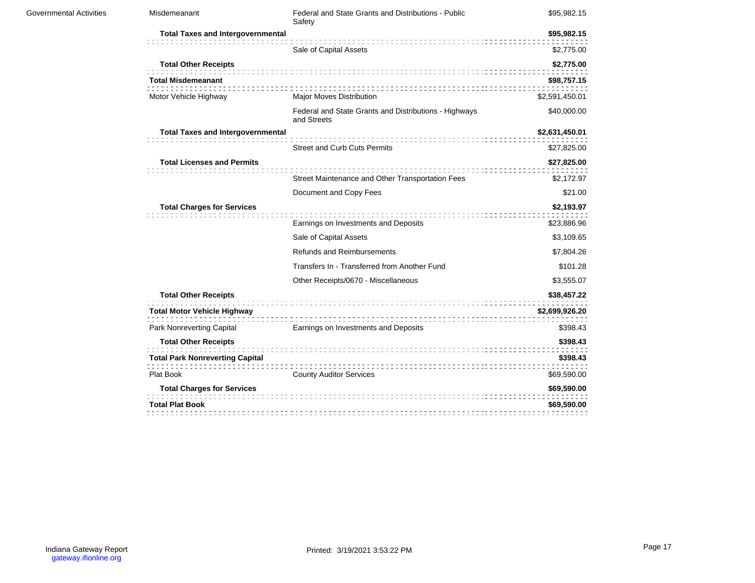| | | | |
|---|---|---|---|
| Governmental Activities | Misdemeanant | Federal and State Grants and Distributions - Public Safety | $95,982.15 |
| | **Total Taxes and Intergovernmental** | | **$95,982.15** |
| | | Sale of Capital Assets | $2,775.00 |
| | **Total Other Receipts** | | **$2,775.00** |
| | **Total Misdemeanant** | | **$98,757.15** |
| | Motor Vehicle Highway | Major Moves Distribution | $2,591,450.01 |
| | | Federal and State Grants and Distributions - Highways and Streets | $40,000.00 |
| | **Total Taxes and Intergovernmental** | | **$2,631,450.01** |
| | | Street and Curb Cuts Permits | $27,825.00 |
| | **Total Licenses and Permits** | | **$27,825.00** |
| | | Street Maintenance and Other Transportation Fees | $2,172.97 |
| | | Document and Copy Fees | $21.00 |
| | **Total Charges for Services** | | **$2,193.97** |
| | | Earnings on Investments and Deposits | $23,886.96 |
| | | Sale of Capital Assets | $3,109.65 |
| | | Refunds and Reimbursements | $7,804.26 |
| | | Transfers In - Transferred from Another Fund | $101.28 |
| | | Other Receipts/0670 - Miscellaneous | $3,555.07 |
| | **Total Other Receipts** | | **$38,457.22** |
| | **Total Motor Vehicle Highway** | | **$2,699,926.20** |
| | Park Nonreverting Capital | Earnings on Investments and Deposits | $398.43 |
| | **Total Other Receipts** | | **$398.43** |
| | **Total Park Nonreverting Capital** | | **$398.43** |
| | Plat Book | County Auditor Services | $69,590.00 |
| | **Total Charges for Services** | | **$69,590.00** |
| | **Total Plat Book** | | **$69,590.00** |

Indiana Gateway Report
gateway.ifionline.org

Printed: 3/19/2021 3:53:22 PM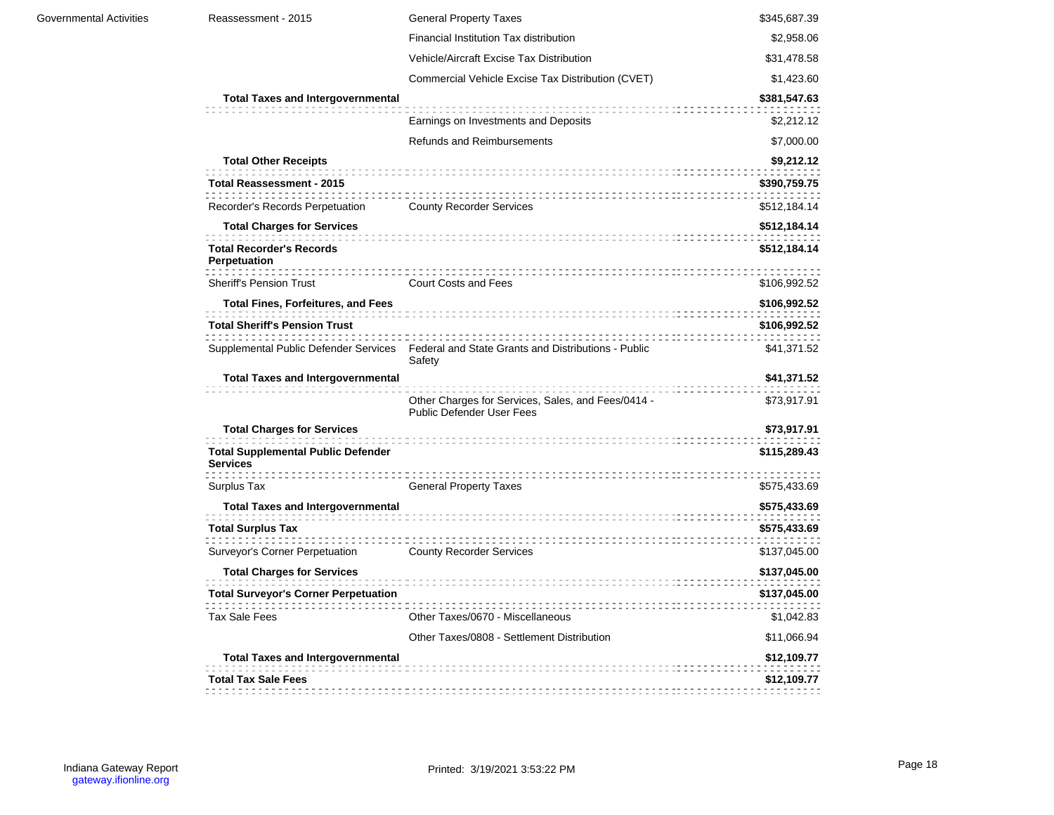| | | | |
|---|---|---|---|
| Governmental Activities | Reassessment - 2015 | General Property Taxes | $345,687.39 |
| | | Financial Institution Tax distribution | $2,958.06 |
| | | Vehicle/Aircraft Excise Tax Distribution | $31,478.58 |
| | | Commercial Vehicle Excise Tax Distribution (CVET) | $1,423.60 |
| | **Total Taxes and Intergovernmental** | | **$381,547.63** |
| | | Earnings on Investments and Deposits | $2,212.12 |
| | | Refunds and Reimbursements | $7,000.00 |
| | **Total Other Receipts** | | **$9,212.12** |
| | **Total Reassessment - 2015** | | **$390,759.75** |
| | Recorder's Records Perpetuation | County Recorder Services | $512,184.14 |
| | **Total Charges for Services** | | **$512,184.14** |
| | **Total Recorder's Records Perpetuation** | | **$512,184.14** |
| | Sheriff's Pension Trust | Court Costs and Fees | $106,992.52 |
| | **Total Fines, Forfeitures, and Fees** | | **$106,992.52** |
| | **Total Sheriff's Pension Trust** | | **$106,992.52** |
| | Supplemental Public Defender Services | Federal and State Grants and Distributions - Public Safety | $41,371.52 |
| | **Total Taxes and Intergovernmental** | | **$41,371.52** |
| | | Other Charges for Services, Sales, and Fees/0414 - Public Defender User Fees | $73,917.91 |
| | **Total Charges for Services** | | **$73,917.91** |
| | **Total Supplemental Public Defender Services** | | **$115,289.43** |
| | Surplus Tax | General Property Taxes | $575,433.69 |
| | **Total Taxes and Intergovernmental** | | **$575,433.69** |
| | **Total Surplus Tax** | | **$575,433.69** |
| | Surveyor's Corner Perpetuation | County Recorder Services | $137,045.00 |
| | **Total Charges for Services** | | **$137,045.00** |
| | **Total Surveyor's Corner Perpetuation** | | **$137,045.00** |
| | Tax Sale Fees | Other Taxes/0670 - Miscellaneous | $1,042.83 |
| | | Other Taxes/0808 - Settlement Distribution | $11,066.94 |
| | **Total Taxes and Intergovernmental** | | **$12,109.77** |
| | **Total Tax Sale Fees** | | **$12,109.77** |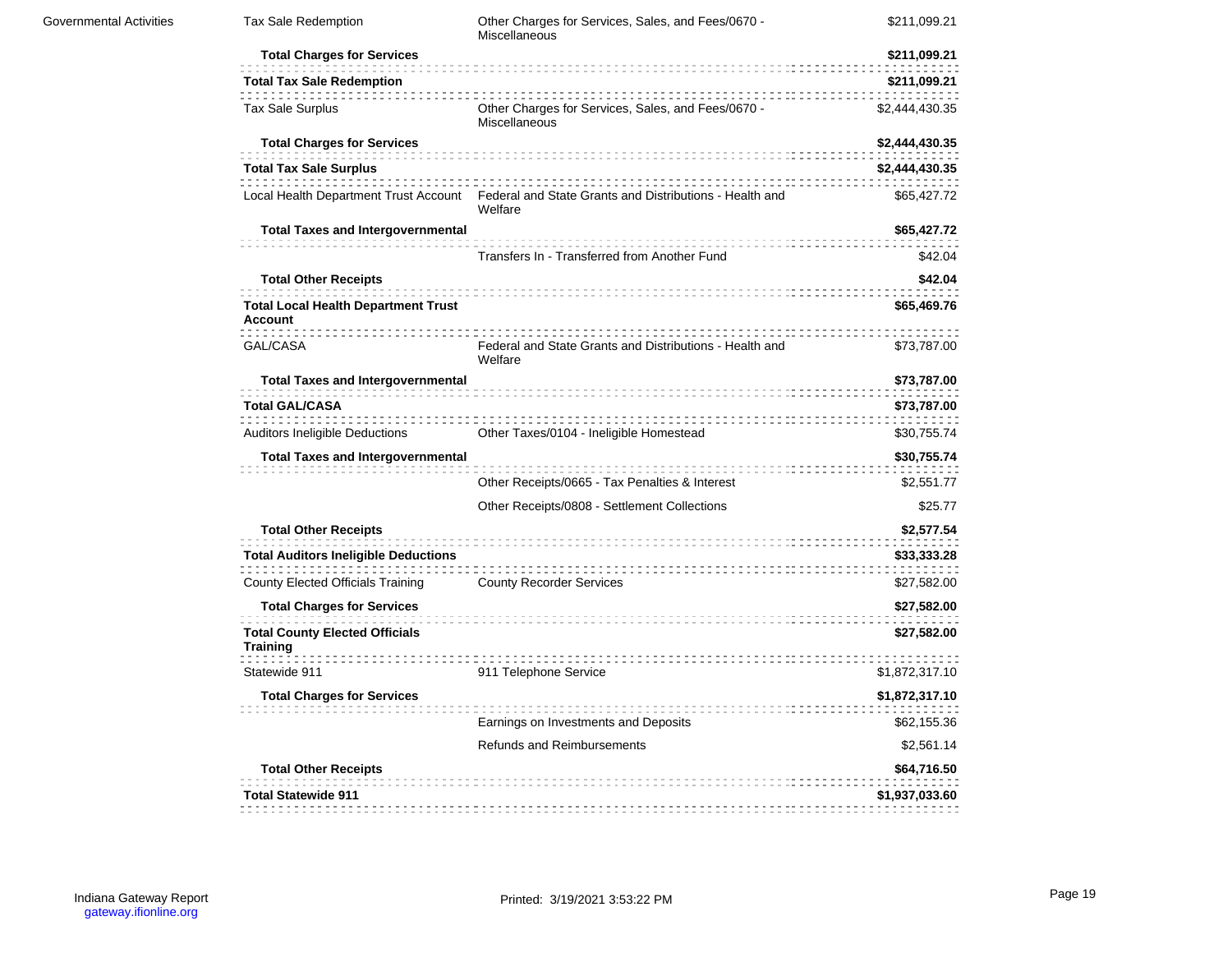| | | | |
|---|---|---|---|
| Governmental Activities | Tax Sale Redemption | Other Charges for Services, Sales, and Fees/0670 - Miscellaneous | $211,099.21 |
| | **Total Charges for Services** | | **$211,099.21** |
| | **Total Tax Sale Redemption** | | **$211,099.21** |
| | Tax Sale Surplus | Other Charges for Services, Sales, and Fees/0670 - Miscellaneous | $2,444,430.35 |
| | **Total Charges for Services** | | **$2,444,430.35** |
| | **Total Tax Sale Surplus** | | **$2,444,430.35** |
| | Local Health Department Trust Account | Federal and State Grants and Distributions - Health and Welfare | $65,427.72 |
| | **Total Taxes and Intergovernmental** | | **$65,427.72** |
| | | Transfers In - Transferred from Another Fund | $42.04 |
| | **Total Other Receipts** | | **$42.04** |
| | **Total Local Health Department Trust Account** | | **$65,469.76** |
| | GAL/CASA | Federal and State Grants and Distributions - Health and Welfare | $73,787.00 |
| | **Total Taxes and Intergovernmental** | | **$73,787.00** |
| | **Total GAL/CASA** | | **$73,787.00** |
| | Auditors Ineligible Deductions | Other Taxes/0104 - Ineligible Homestead | $30,755.74 |
| | **Total Taxes and Intergovernmental** | | **$30,755.74** |
| | | Other Receipts/0665 - Tax Penalties & Interest | $2,551.77 |
| | | Other Receipts/0808 - Settlement Collections | $25.77 |
| | **Total Other Receipts** | | **$2,577.54** |
| | **Total Auditors Ineligible Deductions** | | **$33,333.28** |
| | County Elected Officials Training | County Recorder Services | $27,582.00 |
| | **Total Charges for Services** | | **$27,582.00** |
| | **Total County Elected Officials Training** | | **$27,582.00** |
| | Statewide 911 | 911 Telephone Service | $1,872,317.10 |
| | **Total Charges for Services** | | **$1,872,317.10** |
| | | Earnings on Investments and Deposits | $62,155.36 |
| | | Refunds and Reimbursements | $2,561.14 |
| | **Total Other Receipts** | | **$64,716.50** |
| | **Total Statewide 911** | | **$1,937,033.60** |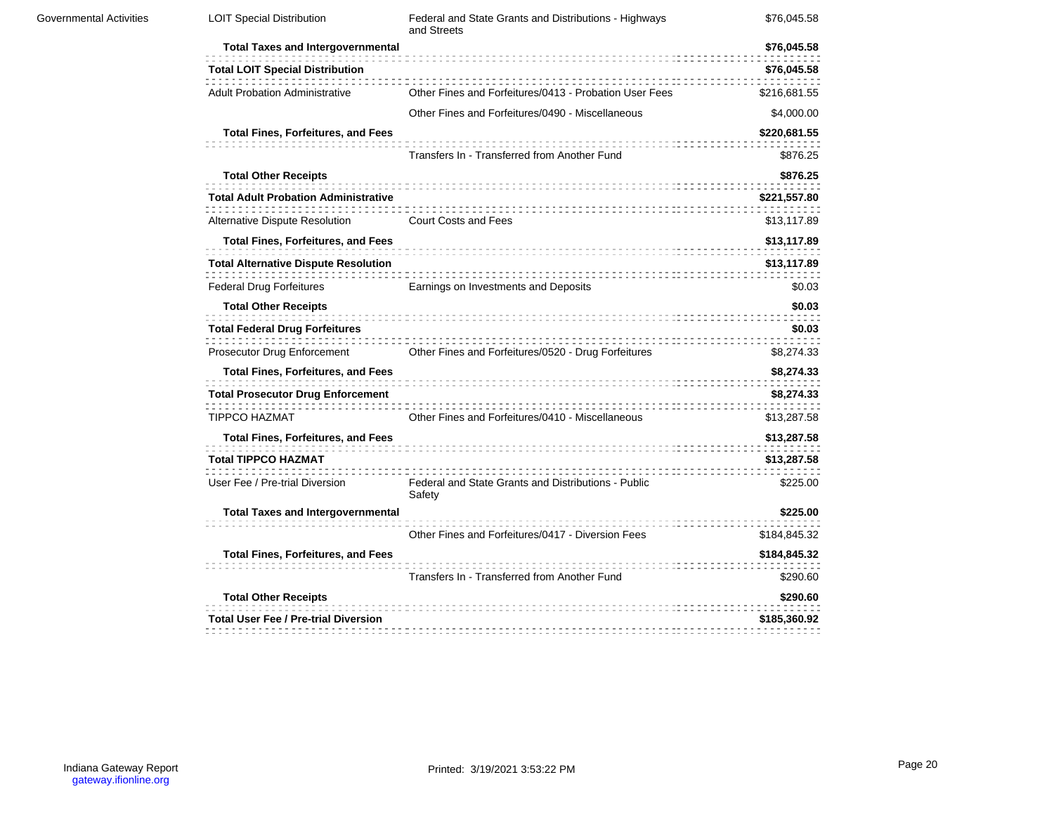| | | | |
|---|---|---|---|
| Governmental Activities | LOIT Special Distribution | Federal and State Grants and Distributions - Highways and Streets | $76,045.58 |
| | **Total Taxes and Intergovernmental** | | **$76,045.58** |
| | **Total LOIT Special Distribution** | | **$76,045.58** |
| | Adult Probation Administrative | Other Fines and Forfeitures/0413 - Probation User Fees | $216,681.55 |
| | | Other Fines and Forfeitures/0490 - Miscellaneous | $4,000.00 |
| | **Total Fines, Forfeitures, and Fees** | | **$220,681.55** |
| | | Transfers In - Transferred from Another Fund | $876.25 |
| | **Total Other Receipts** | | **$876.25** |
| | **Total Adult Probation Administrative** | | **$221,557.80** |
| | Alternative Dispute Resolution | Court Costs and Fees | $13,117.89 |
| | **Total Fines, Forfeitures, and Fees** | | **$13,117.89** |
| | **Total Alternative Dispute Resolution** | | **$13,117.89** |
| | Federal Drug Forfeitures | Earnings on Investments and Deposits | $0.03 |
| | **Total Other Receipts** | | **$0.03** |
| | **Total Federal Drug Forfeitures** | | **$0.03** |
| | Prosecutor Drug Enforcement | Other Fines and Forfeitures/0520 - Drug Forfeitures | $8,274.33 |
| | **Total Fines, Forfeitures, and Fees** | | **$8,274.33** |
| | **Total Prosecutor Drug Enforcement** | | **$8,274.33** |
| | TIPPCO HAZMAT | Other Fines and Forfeitures/0410 - Miscellaneous | $13,287.58 |
| | **Total Fines, Forfeitures, and Fees** | | **$13,287.58** |
| | **Total TIPPCO HAZMAT** | | **$13,287.58** |
| | User Fee / Pre-trial Diversion | Federal and State Grants and Distributions - Public Safety | $225.00 |
| | **Total Taxes and Intergovernmental** | | **$225.00** |
| | | Other Fines and Forfeitures/0417 - Diversion Fees | $184,845.32 |
| | **Total Fines, Forfeitures, and Fees** | | **$184,845.32** |
| | | Transfers In - Transferred from Another Fund | $290.60 |
| | **Total Other Receipts** | | **$290.60** |
| | **Total User Fee / Pre-trial Diversion** | | **$185,360.92** |

Indiana Gateway Report
gateway.ifionline.org

Printed: 3/19/2021 3:53:22 PM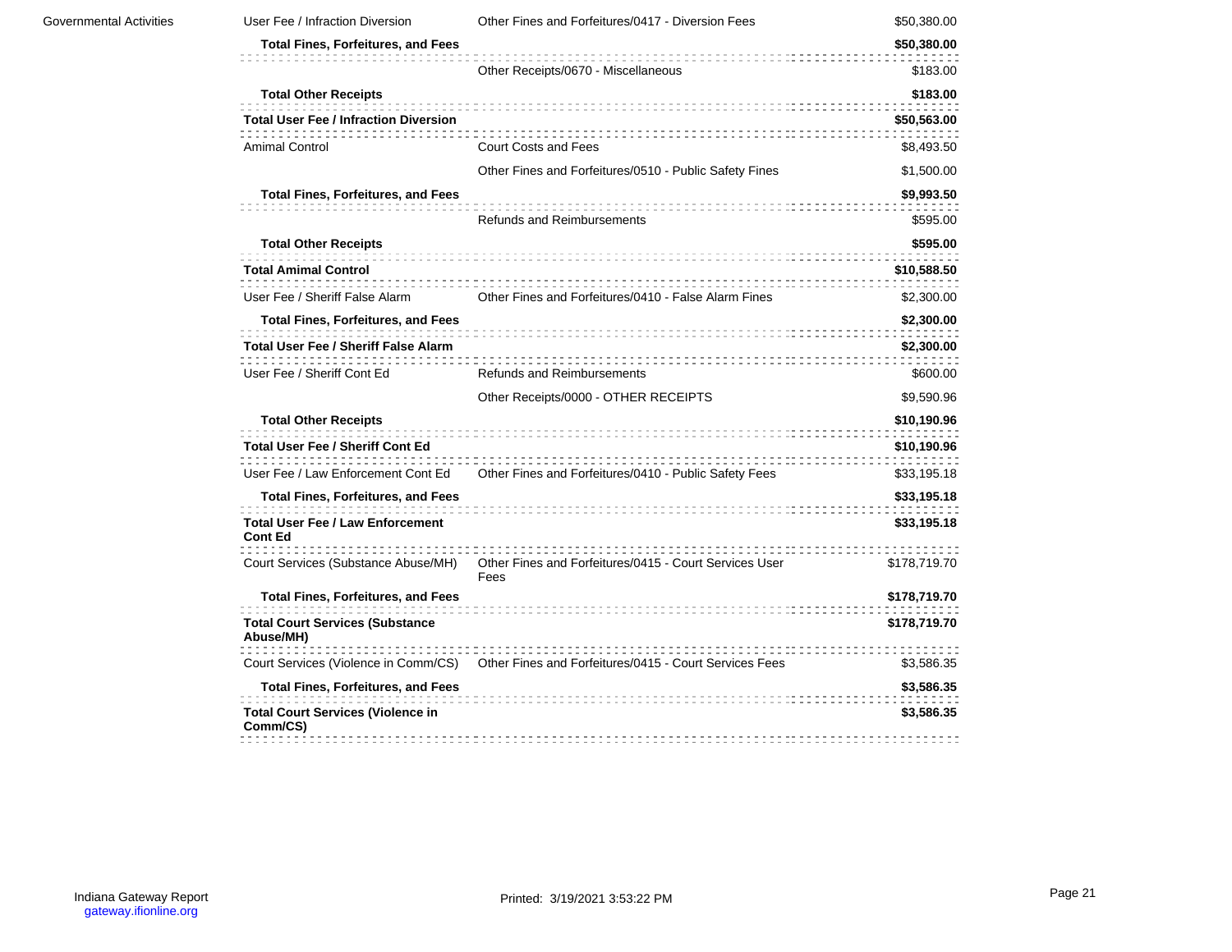| | | | |
|---|---|---|---|
| Governmental Activities | User Fee / Infraction Diversion | Other Fines and Forfeitures/0417 - Diversion Fees | $50,380.00 |
| | **Total Fines, Forfeitures, and Fees** | | **$50,380.00** |
| | | Other Receipts/0670 - Miscellaneous | $183.00 |
| | **Total Other Receipts** | | **$183.00** |
| | **Total User Fee / Infraction Diversion** | | **$50,563.00** |
| | Amimal Control | Court Costs and Fees | $8,493.50 |
| | | Other Fines and Forfeitures/0510 - Public Safety Fines | $1,500.00 |
| | **Total Fines, Forfeitures, and Fees** | | **$9,993.50** |
| | | Refunds and Reimbursements | $595.00 |
| | **Total Other Receipts** | | **$595.00** |
| | **Total Amimal Control** | | **$10,588.50** |
| | User Fee / Sheriff False Alarm | Other Fines and Forfeitures/0410 - False Alarm Fines | $2,300.00 |
| | **Total Fines, Forfeitures, and Fees** | | **$2,300.00** |
| | **Total User Fee / Sheriff False Alarm** | | **$2,300.00** |
| | User Fee / Sheriff Cont Ed | Refunds and Reimbursements | $600.00 |
| | | Other Receipts/0000 - OTHER RECEIPTS | $9,590.96 |
| | **Total Other Receipts** | | **$10,190.96** |
| | **Total User Fee / Sheriff Cont Ed** | | **$10,190.96** |
| | User Fee / Law Enforcement Cont Ed | Other Fines and Forfeitures/0410 - Public Safety Fees | $33,195.18 |
| | **Total Fines, Forfeitures, and Fees** | | **$33,195.18** |
| | **Total User Fee / Law Enforcement Cont Ed** | | **$33,195.18** |
| | Court Services (Substance Abuse/MH) | Other Fines and Forfeitures/0415 - Court Services User Fees | $178,719.70 |
| | **Total Fines, Forfeitures, and Fees** | | **$178,719.70** |
| | **Total Court Services (Substance Abuse/MH)** | | **$178,719.70** |
| | Court Services (Violence in Comm/CS) | Other Fines and Forfeitures/0415 - Court Services Fees | $3,586.35 |
| | **Total Fines, Forfeitures, and Fees** | | **$3,586.35** |
| | **Total Court Services (Violence in Comm/CS)** | | **$3,586.35** |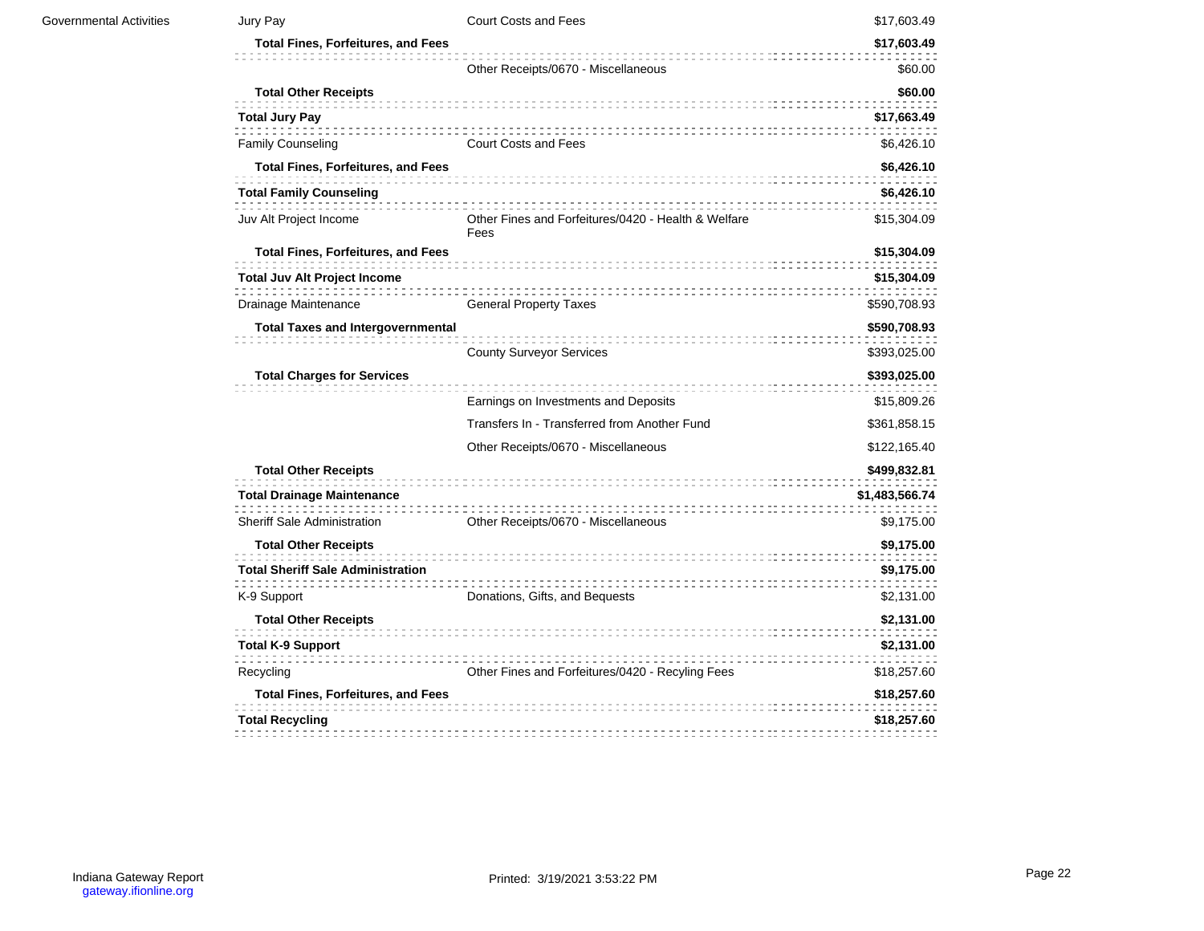| | | | |
|---|---|---|---|
| Governmental Activities | Jury Pay | Court Costs and Fees | $17,603.49 |
| | **Total Fines, Forfeitures, and Fees** | | **$17,603.49** |
| | | Other Receipts/0670 - Miscellaneous | $60.00 |
| | **Total Other Receipts** | | **$60.00** |
| | **Total Jury Pay** | | **$17,663.49** |
| | Family Counseling | Court Costs and Fees | $6,426.10 |
| | **Total Fines, Forfeitures, and Fees** | | **$6,426.10** |
| | **Total Family Counseling** | | **$6,426.10** |
| | Juv Alt Project Income | Other Fines and Forfeitures/0420 - Health & Welfare Fees | $15,304.09 |
| | **Total Fines, Forfeitures, and Fees** | | **$15,304.09** |
| | **Total Juv Alt Project Income** | | **$15,304.09** |
| | Drainage Maintenance | General Property Taxes | $590,708.93 |
| | **Total Taxes and Intergovernmental** | | **$590,708.93** |
| | | County Surveyor Services | $393,025.00 |
| | **Total Charges for Services** | | **$393,025.00** |
| | | Earnings on Investments and Deposits | $15,809.26 |
| | | Transfers In - Transferred from Another Fund | $361,858.15 |
| | | Other Receipts/0670 - Miscellaneous | $122,165.40 |
| | **Total Other Receipts** | | **$499,832.81** |
| | **Total Drainage Maintenance** | | **$1,483,566.74** |
| | Sheriff Sale Administration | Other Receipts/0670 - Miscellaneous | $9,175.00 |
| | **Total Other Receipts** | | **$9,175.00** |
| | **Total Sheriff Sale Administration** | | **$9,175.00** |
| | K-9 Support | Donations, Gifts, and Bequests | $2,131.00 |
| | **Total Other Receipts** | | **$2,131.00** |
| | **Total K-9 Support** | | **$2,131.00** |
| | Recycling | Other Fines and Forfeitures/0420 - Recyling Fees | $18,257.60 |
| | **Total Fines, Forfeitures, and Fees** | | **$18,257.60** |
| | **Total Recycling** | | **$18,257.60** |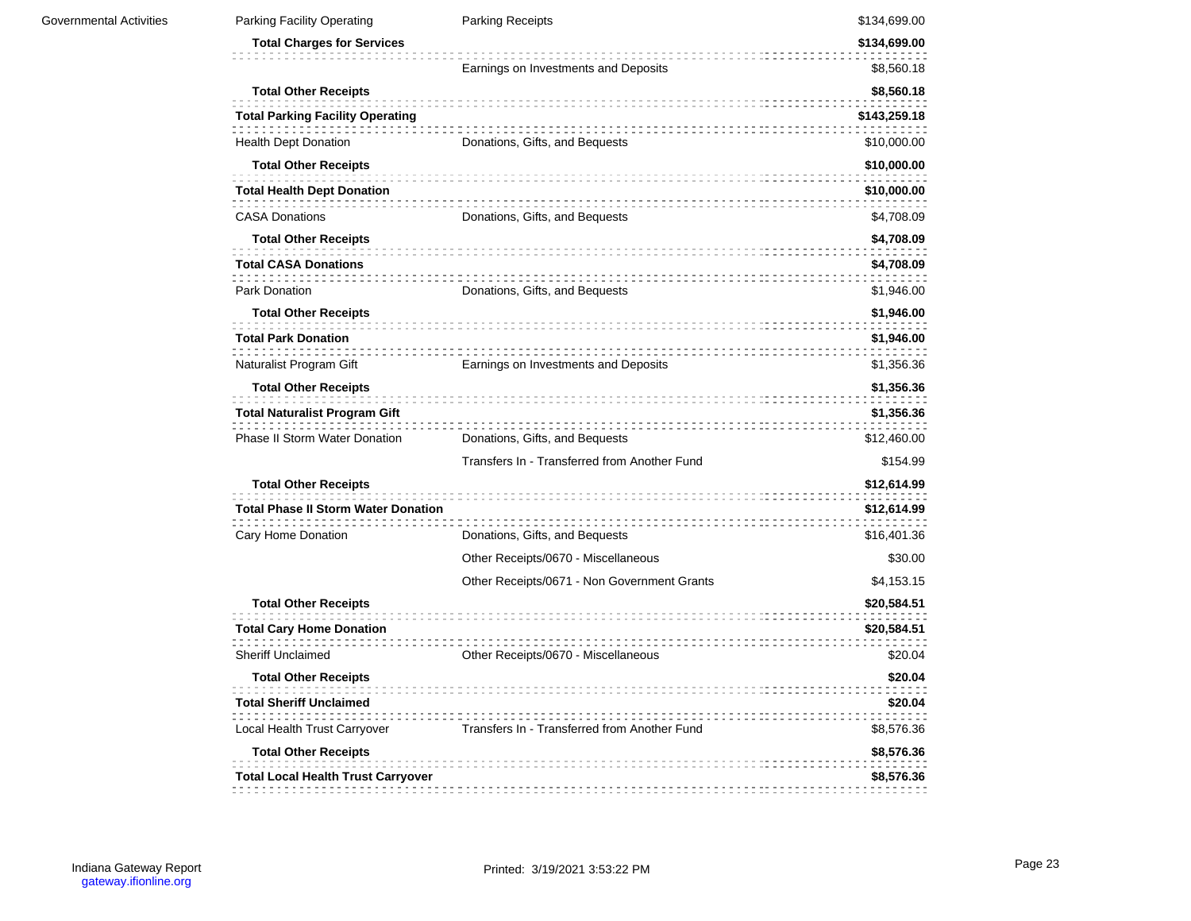| | | | |
|---|---|---|---|
| Governmental Activities | Parking Facility Operating | Parking Receipts | $134,699.00 |
| | **Total Charges for Services** | | **$134,699.00** |
| | | Earnings on Investments and Deposits | $8,560.18 |
| | **Total Other Receipts** | | **$8,560.18** |
| | **Total Parking Facility Operating** | | **$143,259.18** |
| | Health Dept Donation | Donations, Gifts, and Bequests | $10,000.00 |
| | **Total Other Receipts** | | **$10,000.00** |
| | **Total Health Dept Donation** | | **$10,000.00** |
| | CASA Donations | Donations, Gifts, and Bequests | $4,708.09 |
| | **Total Other Receipts** | | **$4,708.09** |
| | **Total CASA Donations** | | **$4,708.09** |
| | Park Donation | Donations, Gifts, and Bequests | $1,946.00 |
| | **Total Other Receipts** | | **$1,946.00** |
| | **Total Park Donation** | | **$1,946.00** |
| | Naturalist Program Gift | Earnings on Investments and Deposits | $1,356.36 |
| | **Total Other Receipts** | | **$1,356.36** |
| | **Total Naturalist Program Gift** | | **$1,356.36** |
| | Phase II Storm Water Donation | Donations, Gifts, and Bequests | $12,460.00 |
| | | Transfers In - Transferred from Another Fund | $154.99 |
| | **Total Other Receipts** | | **$12,614.99** |
| | **Total Phase II Storm Water Donation** | | **$12,614.99** |
| | Cary Home Donation | Donations, Gifts, and Bequests | $16,401.36 |
| | | Other Receipts/0670 - Miscellaneous | $30.00 |
| | | Other Receipts/0671 - Non Government Grants | $4,153.15 |
| | **Total Other Receipts** | | **$20,584.51** |
| | **Total Cary Home Donation** | | **$20,584.51** |
| | Sheriff Unclaimed | Other Receipts/0670 - Miscellaneous | $20.04 |
| | **Total Other Receipts** | | **$20.04** |
| | **Total Sheriff Unclaimed** | | **$20.04** |
| | Local Health Trust Carryover | Transfers In - Transferred from Another Fund | $8,576.36 |
| | **Total Other Receipts** | | **$8,576.36** |
| | **Total Local Health Trust Carryover** | | **$8,576.36** |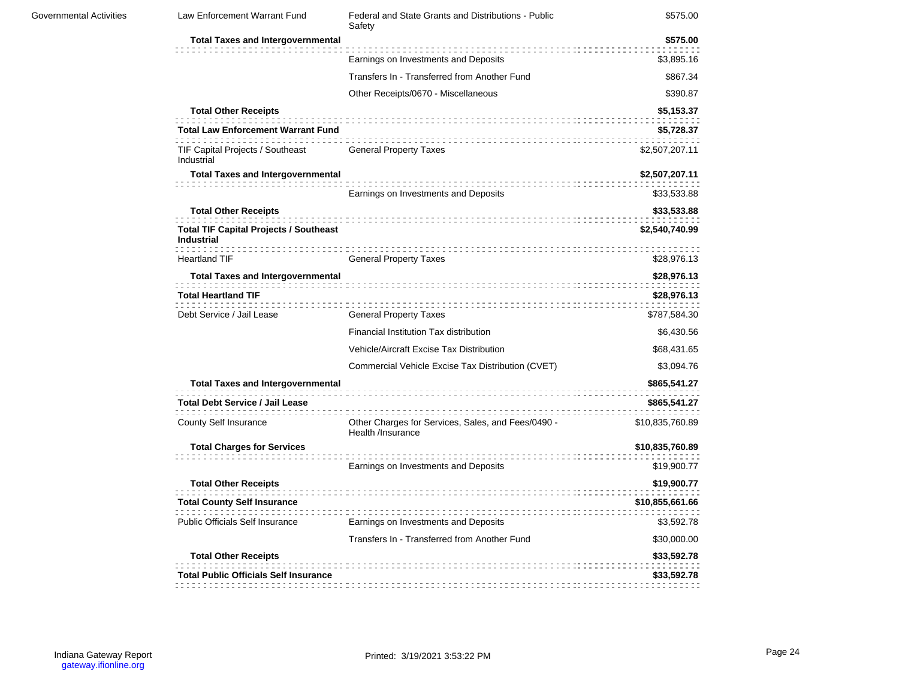| | | | |
|---|---|---|---|
| Governmental Activities | Law Enforcement Warrant Fund | Federal and State Grants and Distributions - Public Safety | $575.00 |
| | **Total Taxes and Intergovernmental** | | **$575.00** |
| | | Earnings on Investments and Deposits | $3,895.16 |
| | | Transfers In - Transferred from Another Fund | $867.34 |
| | | Other Receipts/0670 - Miscellaneous | $390.87 |
| | **Total Other Receipts** | | **$5,153.37** |
| | **Total Law Enforcement Warrant Fund** | | **$5,728.37** |
| | TIF Capital Projects / Southeast Industrial | General Property Taxes | $2,507,207.11 |
| | **Total Taxes and Intergovernmental** | | **$2,507,207.11** |
| | | Earnings on Investments and Deposits | $33,533.88 |
| | **Total Other Receipts** | | **$33,533.88** |
| | **Total TIF Capital Projects / Southeast Industrial** | | **$2,540,740.99** |
| | Heartland TIF | General Property Taxes | $28,976.13 |
| | **Total Taxes and Intergovernmental** | | **$28,976.13** |
| | **Total Heartland TIF** | | **$28,976.13** |
| | Debt Service / Jail Lease | General Property Taxes | $787,584.30 |
| | | Financial Institution Tax distribution | $6,430.56 |
| | | Vehicle/Aircraft Excise Tax Distribution | $68,431.65 |
| | | Commercial Vehicle Excise Tax Distribution (CVET) | $3,094.76 |
| | **Total Taxes and Intergovernmental** | | **$865,541.27** |
| | **Total Debt Service / Jail Lease** | | **$865,541.27** |
| | County Self Insurance | Other Charges for Services, Sales, and Fees/0490 - Health /Insurance | $10,835,760.89 |
| | **Total Charges for Services** | | **$10,835,760.89** |
| | | Earnings on Investments and Deposits | $19,900.77 |
| | **Total Other Receipts** | | **$19,900.77** |
| | **Total County Self Insurance** | | **$10,855,661.66** |
| | Public Officials Self Insurance | Earnings on Investments and Deposits | $3,592.78 |
| | | Transfers In - Transferred from Another Fund | $30,000.00 |
| | **Total Other Receipts** | | **$33,592.78** |
| | **Total Public Officials Self Insurance** | | **$33,592.78** |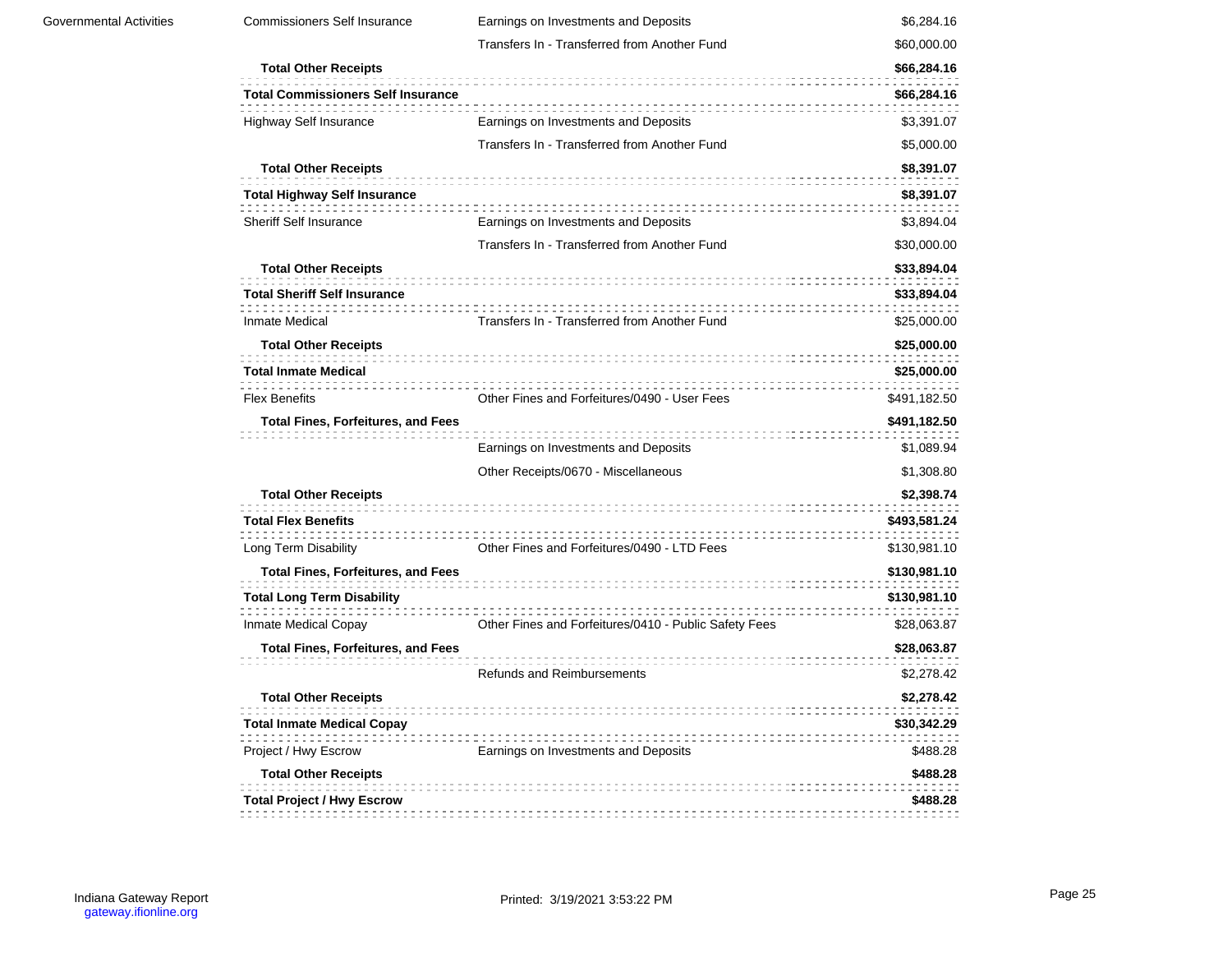| | | | |
|---|---|---|---|
| Governmental Activities | Commissioners Self Insurance | Earnings on Investments and Deposits | $6,284.16 |
| | | Transfers In - Transferred from Another Fund | $60,000.00 |
| | **Total Other Receipts** | | **$66,284.16** |
| | **Total Commissioners Self Insurance** | | **$66,284.16** |
| | Highway Self Insurance | Earnings on Investments and Deposits | $3,391.07 |
| | | Transfers In - Transferred from Another Fund | $5,000.00 |
| | **Total Other Receipts** | | **$8,391.07** |
| | **Total Highway Self Insurance** | | **$8,391.07** |
| | Sheriff Self Insurance | Earnings on Investments and Deposits | $3,894.04 |
| | | Transfers In - Transferred from Another Fund | $30,000.00 |
| | **Total Other Receipts** | | **$33,894.04** |
| | **Total Sheriff Self Insurance** | | **$33,894.04** |
| | Inmate Medical | Transfers In - Transferred from Another Fund | $25,000.00 |
| | **Total Other Receipts** | | **$25,000.00** |
| | **Total Inmate Medical** | | **$25,000.00** |
| | Flex Benefits | Other Fines and Forfeitures/0490 - User Fees | $491,182.50 |
| | **Total Fines, Forfeitures, and Fees** | | **$491,182.50** |
| | | Earnings on Investments and Deposits | $1,089.94 |
| | | Other Receipts/0670 - Miscellaneous | $1,308.80 |
| | **Total Other Receipts** | | **$2,398.74** |
| | **Total Flex Benefits** | | **$493,581.24** |
| | Long Term Disability | Other Fines and Forfeitures/0490 - LTD Fees | $130,981.10 |
| | **Total Fines, Forfeitures, and Fees** | | **$130,981.10** |
| | **Total Long Term Disability** | | **$130,981.10** |
| | Inmate Medical Copay | Other Fines and Forfeitures/0410 - Public Safety Fees | $28,063.87 |
| | **Total Fines, Forfeitures, and Fees** | | **$28,063.87** |
| | | Refunds and Reimbursements | $2,278.42 |
| | **Total Other Receipts** | | **$2,278.42** |
| | **Total Inmate Medical Copay** | | **$30,342.29** |
| | Project / Hwy Escrow | Earnings on Investments and Deposits | $488.28 |
| | **Total Other Receipts** | | **$488.28** |
| | **Total Project / Hwy Escrow** | | **$488.28** |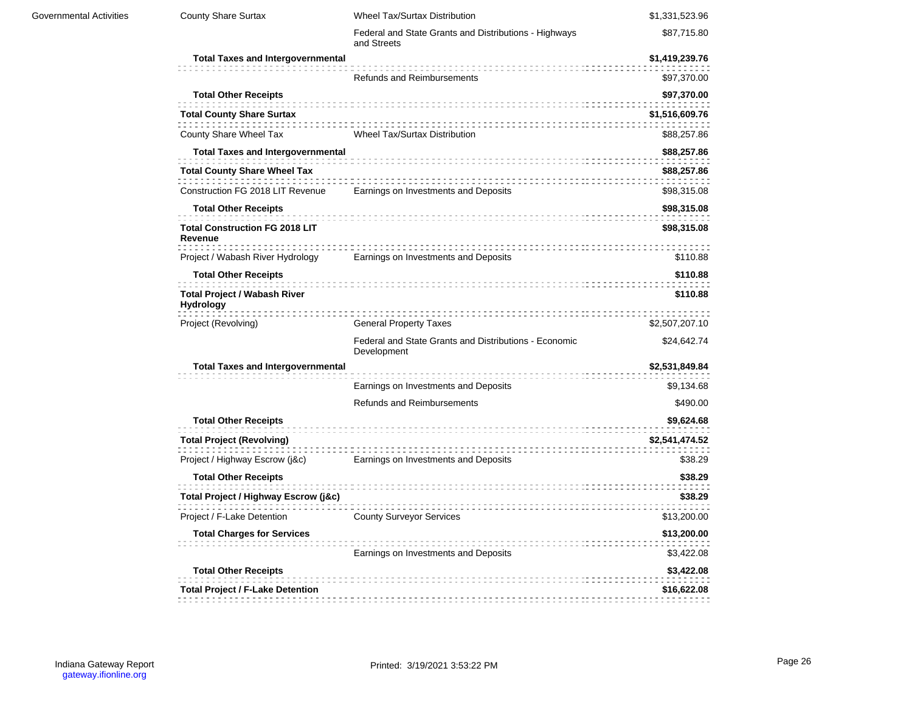| | | | |
|---|---|---|---|
| Governmental Activities | County Share Surtax | Wheel Tax/Surtax Distribution | $1,331,523.96 |
| | | Federal and State Grants and Distributions - Highways and Streets | $87,715.80 |
| | **Total Taxes and Intergovernmental** | | **$1,419,239.76** |
| | | Refunds and Reimbursements | $97,370.00 |
| | **Total Other Receipts** | | **$97,370.00** |
| | **Total County Share Surtax** | | **$1,516,609.76** |
| | County Share Wheel Tax | Wheel Tax/Surtax Distribution | $88,257.86 |
| | **Total Taxes and Intergovernmental** | | **$88,257.86** |
| | **Total County Share Wheel Tax** | | **$88,257.86** |
| | Construction FG 2018 LIT Revenue | Earnings on Investments and Deposits | $98,315.08 |
| | **Total Other Receipts** | | **$98,315.08** |
| | **Total Construction FG 2018 LIT Revenue** | | **$98,315.08** |
| | Project / Wabash River Hydrology | Earnings on Investments and Deposits | $110.88 |
| | **Total Other Receipts** | | **$110.88** |
| | **Total Project / Wabash River Hydrology** | | **$110.88** |
| | Project (Revolving) | General Property Taxes | $2,507,207.10 |
| | | Federal and State Grants and Distributions - Economic Development | $24,642.74 |
| | **Total Taxes and Intergovernmental** | | **$2,531,849.84** |
| | | Earnings on Investments and Deposits | $9,134.68 |
| | | Refunds and Reimbursements | $490.00 |
| | **Total Other Receipts** | | **$9,624.68** |
| | **Total Project (Revolving)** | | **$2,541,474.52** |
| | Project / Highway Escrow (j&c) | Earnings on Investments and Deposits | $38.29 |
| | **Total Other Receipts** | | **$38.29** |
| | **Total Project / Highway Escrow (j&c)** | | **$38.29** |
| | Project / F-Lake Detention | County Surveyor Services | $13,200.00 |
| | **Total Charges for Services** | | **$13,200.00** |
| | | Earnings on Investments and Deposits | $3,422.08 |
| | **Total Other Receipts** | | **$3,422.08** |
| | **Total Project / F-Lake Detention** | | **$16,622.08** |

Indiana Gateway Report
gateway.ifionline.org

Printed: 3/19/2021 3:53:22 PM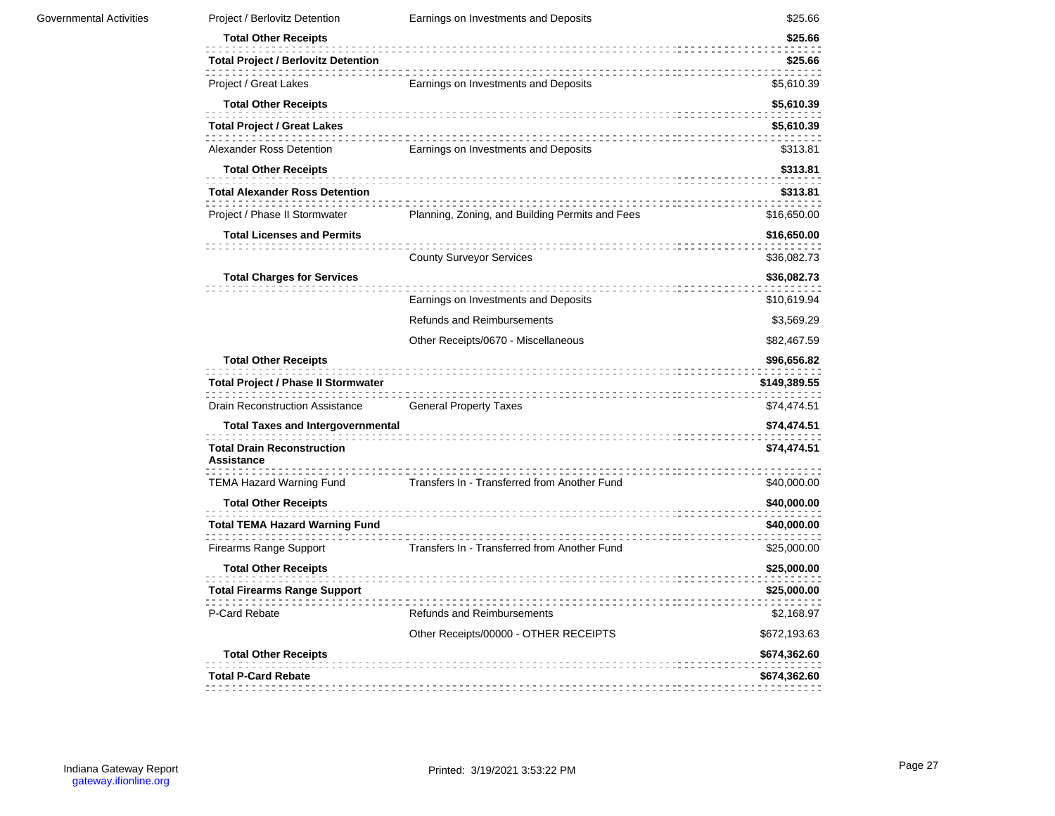| | | | |
|---|---|---|---|
| Governmental Activities | Project / Berlovitz Detention | Earnings on Investments and Deposits | $25.66 |
| | **Total Other Receipts** | | **$25.66** |
| | **Total Project / Berlovitz Detention** | | **$25.66** |
| | Project / Great Lakes | Earnings on Investments and Deposits | $5,610.39 |
| | **Total Other Receipts** | | **$5,610.39** |
| | **Total Project / Great Lakes** | | **$5,610.39** |
| | Alexander Ross Detention | Earnings on Investments and Deposits | $313.81 |
| | **Total Other Receipts** | | **$313.81** |
| | **Total Alexander Ross Detention** | | **$313.81** |
| | Project / Phase II Stormwater | Planning, Zoning, and Building Permits and Fees | $16,650.00 |
| | **Total Licenses and Permits** | | **$16,650.00** |
| | | County Surveyor Services | $36,082.73 |
| | **Total Charges for Services** | | **$36,082.73** |
| | | Earnings on Investments and Deposits | $10,619.94 |
| | | Refunds and Reimbursements | $3,569.29 |
| | | Other Receipts/0670 - Miscellaneous | $82,467.59 |
| | **Total Other Receipts** | | **$96,656.82** |
| | **Total Project / Phase II Stormwater** | | **$149,389.55** |
| | Drain Reconstruction Assistance | General Property Taxes | $74,474.51 |
| | **Total Taxes and Intergovernmental** | | **$74,474.51** |
| | **Total Drain Reconstruction Assistance** | | **$74,474.51** |
| | TEMA Hazard Warning Fund | Transfers In - Transferred from Another Fund | $40,000.00 |
| | **Total Other Receipts** | | **$40,000.00** |
| | **Total TEMA Hazard Warning Fund** | | **$40,000.00** |
| | Firearms Range Support | Transfers In - Transferred from Another Fund | $25,000.00 |
| | **Total Other Receipts** | | **$25,000.00** |
| | **Total Firearms Range Support** | | **$25,000.00** |
| | P-Card Rebate | Refunds and Reimbursements | $2,168.97 |
| | | Other Receipts/00000 - OTHER RECEIPTS | $672,193.63 |
| | **Total Other Receipts** | | **$674,362.60** |
| | **Total P-Card Rebate** | | **$674,362.60** |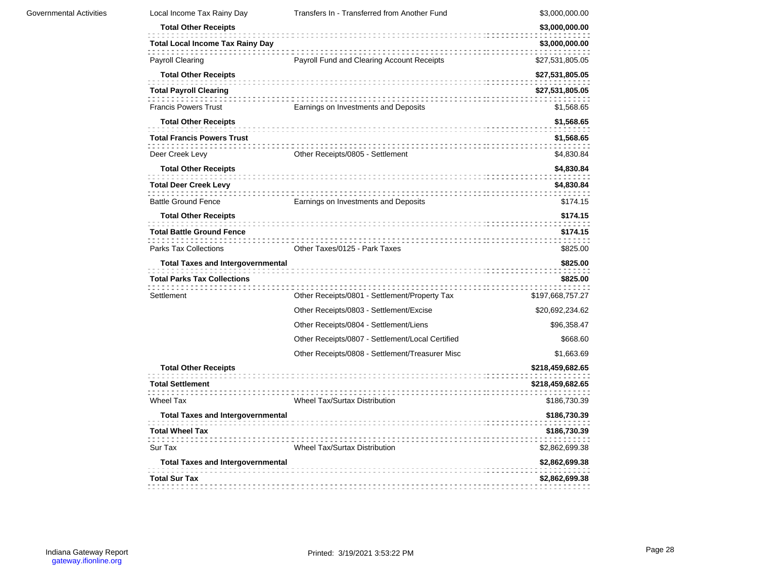| | | | |
|---|---|---|---|
| Governmental Activities | Local Income Tax Rainy Day | Transfers In - Transferred from Another Fund | $3,000,000.00 |
| | **Total Other Receipts** | | **$3,000,000.00** |
| | **Total Local Income Tax Rainy Day** | | **$3,000,000.00** |
| | Payroll Clearing | Payroll Fund and Clearing Account Receipts | $27,531,805.05 |
| | **Total Other Receipts** | | **$27,531,805.05** |
| | **Total Payroll Clearing** | | **$27,531,805.05** |
| | Francis Powers Trust | Earnings on Investments and Deposits | $1,568.65 |
| | **Total Other Receipts** | | **$1,568.65** |
| | **Total Francis Powers Trust** | | **$1,568.65** |
| | Deer Creek Levy | Other Receipts/0805 - Settlement | $4,830.84 |
| | **Total Other Receipts** | | **$4,830.84** |
| | **Total Deer Creek Levy** | | **$4,830.84** |
| | Battle Ground Fence | Earnings on Investments and Deposits | $174.15 |
| | **Total Other Receipts** | | **$174.15** |
| | **Total Battle Ground Fence** | | **$174.15** |
| | Parks Tax Collections | Other Taxes/0125 - Park Taxes | $825.00 |
| | **Total Taxes and Intergovernmental** | | **$825.00** |
| | **Total Parks Tax Collections** | | **$825.00** |
| | Settlement | Other Receipts/0801 - Settlement/Property Tax | $197,668,757.27 |
| | | Other Receipts/0803 - Settlement/Excise | $20,692,234.62 |
| | | Other Receipts/0804 - Settlement/Liens | $96,358.47 |
| | | Other Receipts/0807 - Settlement/Local Certified | $668.60 |
| | | Other Receipts/0808 - Settlement/Treasurer Misc | $1,663.69 |
| | **Total Other Receipts** | | **$218,459,682.65** |
| | **Total Settlement** | | **$218,459,682.65** |
| | Wheel Tax | Wheel Tax/Surtax Distribution | $186,730.39 |
| | **Total Taxes and Intergovernmental** | | **$186,730.39** |
| | **Total Wheel Tax** | | **$186,730.39** |
| | Sur Tax | Wheel Tax/Surtax Distribution | $2,862,699.38 |
| | **Total Taxes and Intergovernmental** | | **$2,862,699.38** |
| | **Total Sur Tax** | | **$2,862,699.38** |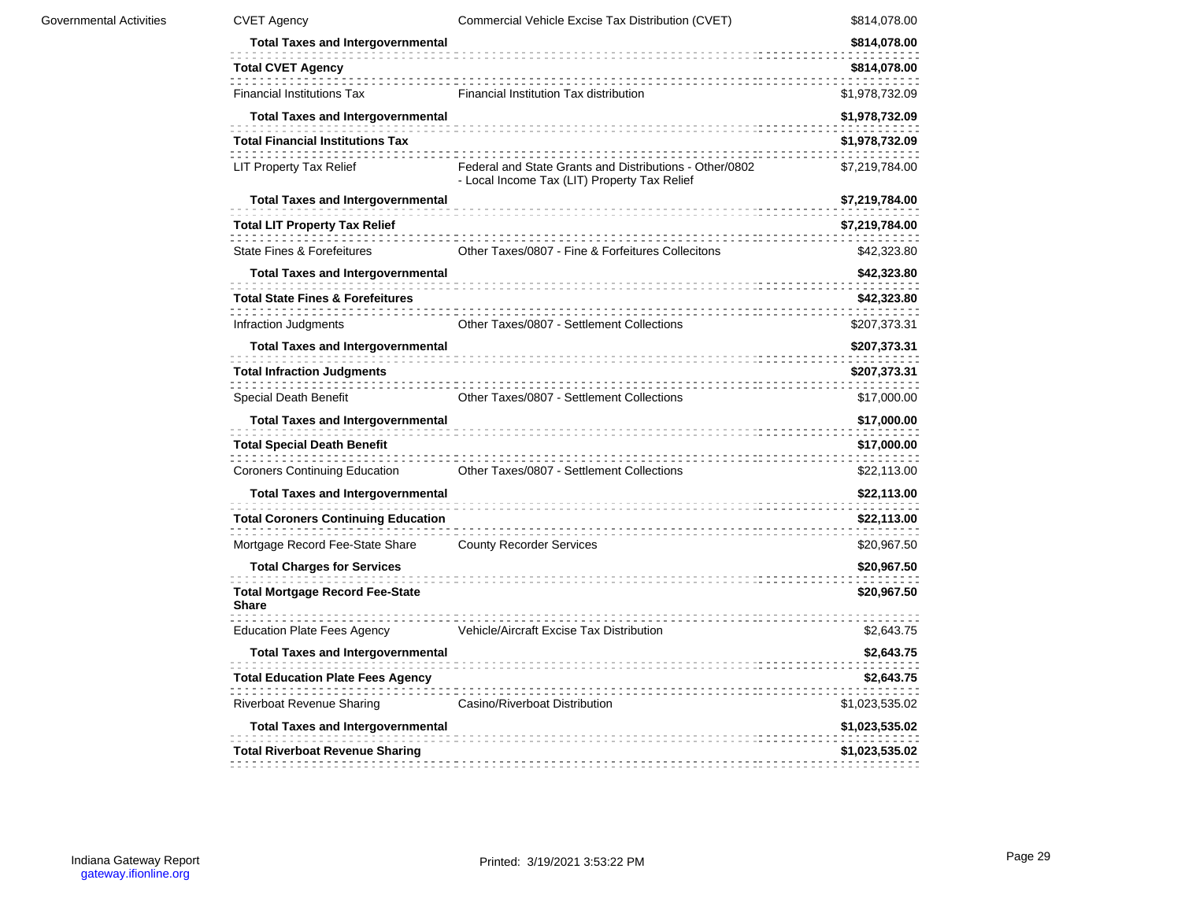| | | | |
|---|---|---|---|
| Governmental Activities | CVET Agency | Commercial Vehicle Excise Tax Distribution (CVET) | $814,078.00 |
| | **Total Taxes and Intergovernmental** | | **$814,078.00** |
| | **Total CVET Agency** | | **$814,078.00** |
| | Financial Institutions Tax | Financial Institution Tax distribution | $1,978,732.09 |
| | **Total Taxes and Intergovernmental** | | **$1,978,732.09** |
| | **Total Financial Institutions Tax** | | **$1,978,732.09** |
| | LIT Property Tax Relief | Federal and State Grants and Distributions - Other/0802 - Local Income Tax (LIT) Property Tax Relief | $7,219,784.00 |
| | **Total Taxes and Intergovernmental** | | **$7,219,784.00** |
| | **Total LIT Property Tax Relief** | | **$7,219,784.00** |
| | State Fines & Forefeitures | Other Taxes/0807 - Fine & Forfeitures Collecitons | $42,323.80 |
| | **Total Taxes and Intergovernmental** | | **$42,323.80** |
| | **Total State Fines & Forefeitures** | | **$42,323.80** |
| | Infraction Judgments | Other Taxes/0807 - Settlement Collections | $207,373.31 |
| | **Total Taxes and Intergovernmental** | | **$207,373.31** |
| | **Total Infraction Judgments** | | **$207,373.31** |
| | Special Death Benefit | Other Taxes/0807 - Settlement Collections | $17,000.00 |
| | **Total Taxes and Intergovernmental** | | **$17,000.00** |
| | **Total Special Death Benefit** | | **$17,000.00** |
| | Coroners Continuing Education | Other Taxes/0807 - Settlement Collections | $22,113.00 |
| | **Total Taxes and Intergovernmental** | | **$22,113.00** |
| | **Total Coroners Continuing Education** | | **$22,113.00** |
| | Mortgage Record Fee-State Share | County Recorder Services | $20,967.50 |
| | **Total Charges for Services** | | **$20,967.50** |
| | **Total Mortgage Record Fee-State Share** | | **$20,967.50** |
| | Education Plate Fees Agency | Vehicle/Aircraft Excise Tax Distribution | $2,643.75 |
| | **Total Taxes and Intergovernmental** | | **$2,643.75** |
| | **Total Education Plate Fees Agency** | | **$2,643.75** |
| | Riverboat Revenue Sharing | Casino/Riverboat Distribution | $1,023,535.02 |
| | **Total Taxes and Intergovernmental** | | **$1,023,535.02** |
| | **Total Riverboat Revenue Sharing** | | **$1,023,535.02** |

Indiana Gateway Report
gateway.ifionline.org

Printed: 3/19/2021 3:53:22 PM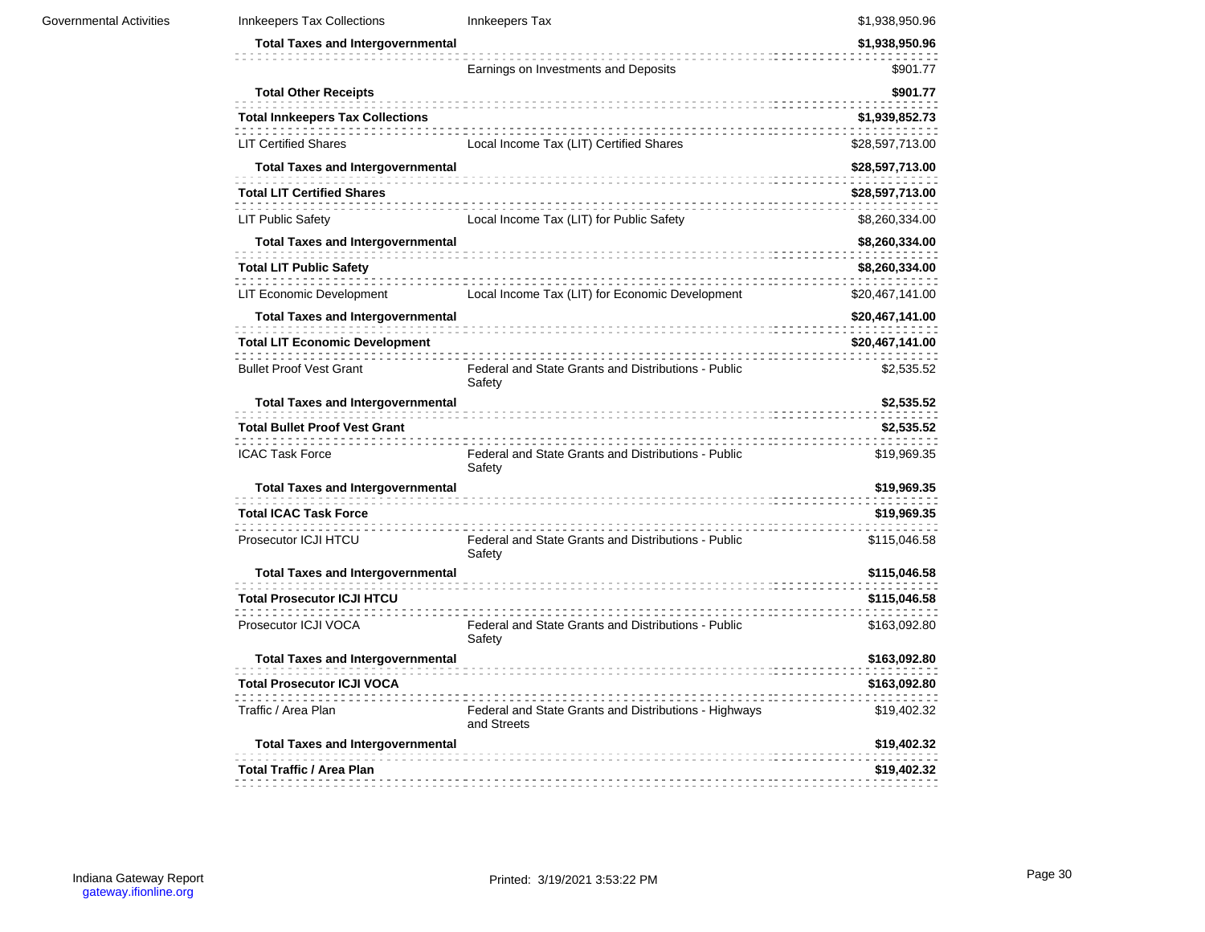| | | | |
|---|---|---|---|
| Governmental Activities | Innkeepers Tax Collections | Innkeepers Tax | $1,938,950.96 |
| | **Total Taxes and Intergovernmental** | | **$1,938,950.96** |
| | | Earnings on Investments and Deposits | $901.77 |
| | **Total Other Receipts** | | **$901.77** |
| | **Total Innkeepers Tax Collections** | | **$1,939,852.73** |
| | LIT Certified Shares | Local Income Tax (LIT) Certified Shares | $28,597,713.00 |
| | **Total Taxes and Intergovernmental** | | **$28,597,713.00** |
| | **Total LIT Certified Shares** | | **$28,597,713.00** |
| | LIT Public Safety | Local Income Tax (LIT) for Public Safety | $8,260,334.00 |
| | **Total Taxes and Intergovernmental** | | **$8,260,334.00** |
| | **Total LIT Public Safety** | | **$8,260,334.00** |
| | LIT Economic Development | Local Income Tax (LIT) for Economic Development | $20,467,141.00 |
| | **Total Taxes and Intergovernmental** | | **$20,467,141.00** |
| | **Total LIT Economic Development** | | **$20,467,141.00** |
| | Bullet Proof Vest Grant | Federal and State Grants and Distributions - Public Safety | $2,535.52 |
| | **Total Taxes and Intergovernmental** | | **$2,535.52** |
| | **Total Bullet Proof Vest Grant** | | **$2,535.52** |
| | ICAC Task Force | Federal and State Grants and Distributions - Public Safety | $19,969.35 |
| | **Total Taxes and Intergovernmental** | | **$19,969.35** |
| | **Total ICAC Task Force** | | **$19,969.35** |
| | Prosecutor ICJI HTCU | Federal and State Grants and Distributions - Public Safety | $115,046.58 |
| | **Total Taxes and Intergovernmental** | | **$115,046.58** |
| | **Total Prosecutor ICJI HTCU** | | **$115,046.58** |
| | Prosecutor ICJI VOCA | Federal and State Grants and Distributions - Public Safety | $163,092.80 |
| | **Total Taxes and Intergovernmental** | | **$163,092.80** |
| | **Total Prosecutor ICJI VOCA** | | **$163,092.80** |
| | Traffic / Area Plan | Federal and State Grants and Distributions - Highways and Streets | $19,402.32 |
| | **Total Taxes and Intergovernmental** | | **$19,402.32** |
| | **Total Traffic / Area Plan** | | **$19,402.32** |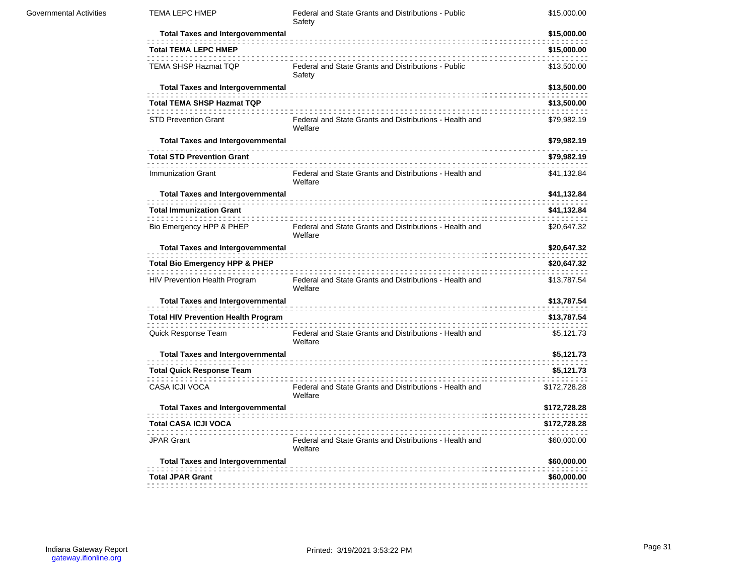| | | | |
|---|---|---|---|
| Governmental Activities | TEMA LEPC HMEP | Federal and State Grants and Distributions - Public Safety | $15,000.00 |
| | **Total Taxes and Intergovernmental** | | **$15,000.00** |
| | **Total TEMA LEPC HMEP** | | **$15,000.00** |
| | TEMA SHSP Hazmat TQP | Federal and State Grants and Distributions - Public Safety | $13,500.00 |
| | **Total Taxes and Intergovernmental** | | **$13,500.00** |
| | **Total TEMA SHSP Hazmat TQP** | | **$13,500.00** |
| | STD Prevention Grant | Federal and State Grants and Distributions - Health and Welfare | $79,982.19 |
| | **Total Taxes and Intergovernmental** | | **$79,982.19** |
| | **Total STD Prevention Grant** | | **$79,982.19** |
| | Immunization Grant | Federal and State Grants and Distributions - Health and Welfare | $41,132.84 |
| | **Total Taxes and Intergovernmental** | | **$41,132.84** |
| | **Total Immunization Grant** | | **$41,132.84** |
| | Bio Emergency HPP & PHEP | Federal and State Grants and Distributions - Health and Welfare | $20,647.32 |
| | **Total Taxes and Intergovernmental** | | **$20,647.32** |
| | **Total Bio Emergency HPP & PHEP** | | **$20,647.32** |
| | HIV Prevention Health Program | Federal and State Grants and Distributions - Health and Welfare | $13,787.54 |
| | **Total Taxes and Intergovernmental** | | **$13,787.54** |
| | **Total HIV Prevention Health Program** | | **$13,787.54** |
| | Quick Response Team | Federal and State Grants and Distributions - Health and Welfare | $5,121.73 |
| | **Total Taxes and Intergovernmental** | | **$5,121.73** |
| | **Total Quick Response Team** | | **$5,121.73** |
| | CASA ICJI VOCA | Federal and State Grants and Distributions - Health and Welfare | $172,728.28 |
| | **Total Taxes and Intergovernmental** | | **$172,728.28** |
| | **Total CASA ICJI VOCA** | | **$172,728.28** |
| | JPAR Grant | Federal and State Grants and Distributions - Health and Welfare | $60,000.00 |
| | **Total Taxes and Intergovernmental** | | **$60,000.00** |
| | **Total JPAR Grant** | | **$60,000.00** |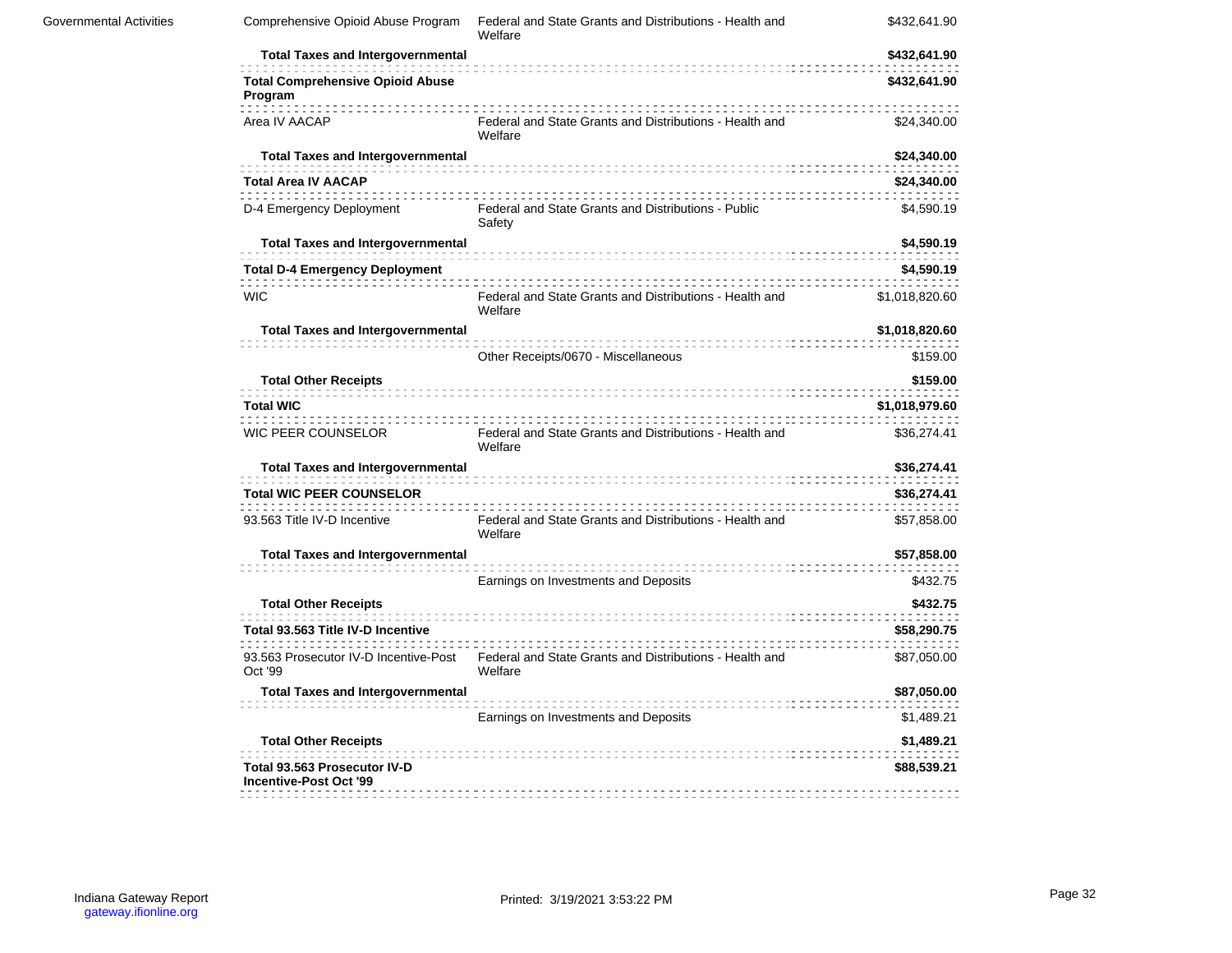| | | | |
|---|---|---|---|
| Governmental Activities | Comprehensive Opioid Abuse Program | Federal and State Grants and Distributions - Health and Welfare | $432,641.90 |
| | **Total Taxes and Intergovernmental** | | **$432,641.90** |
| | **Total Comprehensive Opioid Abuse Program** | | **$432,641.90** |
| | Area IV AACAP | Federal and State Grants and Distributions - Health and Welfare | $24,340.00 |
| | **Total Taxes and Intergovernmental** | | **$24,340.00** |
| | **Total Area IV AACAP** | | **$24,340.00** |
| | D-4 Emergency Deployment | Federal and State Grants and Distributions - Public Safety | $4,590.19 |
| | **Total Taxes and Intergovernmental** | | **$4,590.19** |
| | **Total D-4 Emergency Deployment** | | **$4,590.19** |
| | WIC | Federal and State Grants and Distributions - Health and Welfare | $1,018,820.60 |
| | **Total Taxes and Intergovernmental** | | **$1,018,820.60** |
| | | Other Receipts/0670 - Miscellaneous | $159.00 |
| | **Total Other Receipts** | | **$159.00** |
| | **Total WIC** | | **$1,018,979.60** |
| | WIC PEER COUNSELOR | Federal and State Grants and Distributions - Health and Welfare | $36,274.41 |
| | **Total Taxes and Intergovernmental** | | **$36,274.41** |
| | **Total WIC PEER COUNSELOR** | | **$36,274.41** |
| | 93.563 Title IV-D Incentive | Federal and State Grants and Distributions - Health and Welfare | $57,858.00 |
| | **Total Taxes and Intergovernmental** | | **$57,858.00** |
| | | Earnings on Investments and Deposits | $432.75 |
| | **Total Other Receipts** | | **$432.75** |
| | **Total 93.563 Title IV-D Incentive** | | **$58,290.75** |
| | 93.563 Prosecutor IV-D Incentive-Post Oct '99 | Federal and State Grants and Distributions - Health and Welfare | $87,050.00 |
| | **Total Taxes and Intergovernmental** | | **$87,050.00** |
| | | Earnings on Investments and Deposits | $1,489.21 |
| | **Total Other Receipts** | | **$1,489.21** |
| | **Total 93.563 Prosecutor IV-D Incentive-Post Oct '99** | | **$88,539.21** |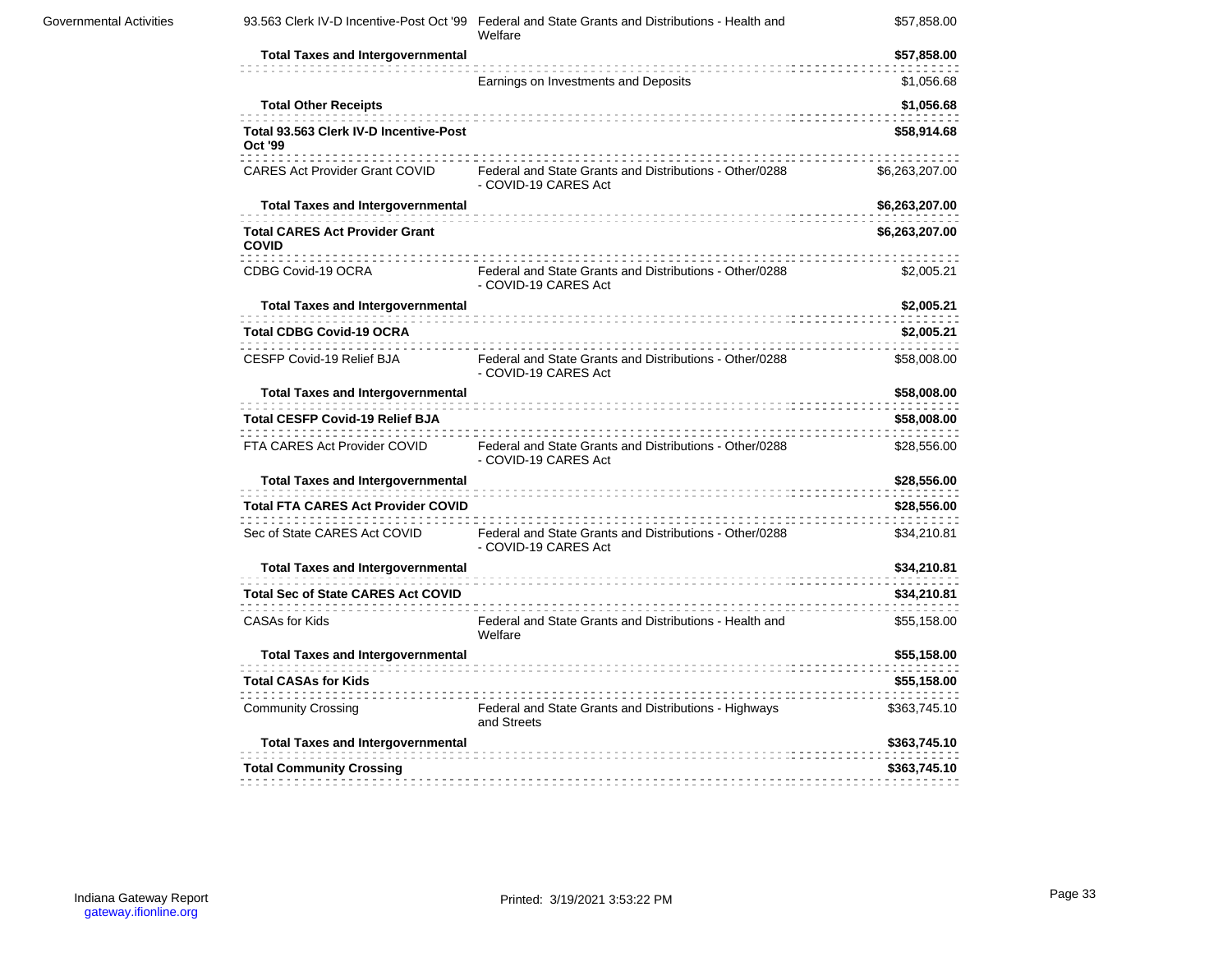| | | | |
|---|---|---|---|
| Governmental Activities | 93.563 Clerk IV-D Incentive-Post Oct '99 | Federal and State Grants and Distributions - Health and Welfare | $57,858.00 |
| | **Total Taxes and Intergovernmental** | | **$57,858.00** |
| | | Earnings on Investments and Deposits | $1,056.68 |
| | **Total Other Receipts** | | **$1,056.68** |
| | **Total 93.563 Clerk IV-D Incentive-Post Oct '99** | | **$58,914.68** |
| | CARES Act Provider Grant COVID | Federal and State Grants and Distributions - Other/0288 - COVID-19 CARES Act | $6,263,207.00 |
| | **Total Taxes and Intergovernmental** | | **$6,263,207.00** |
| | **Total CARES Act Provider Grant COVID** | | **$6,263,207.00** |
| | CDBG Covid-19 OCRA | Federal and State Grants and Distributions - Other/0288 - COVID-19 CARES Act | $2,005.21 |
| | **Total Taxes and Intergovernmental** | | **$2,005.21** |
| | **Total CDBG Covid-19 OCRA** | | **$2,005.21** |
| | CESFP Covid-19 Relief BJA | Federal and State Grants and Distributions - Other/0288 - COVID-19 CARES Act | $58,008.00 |
| | **Total Taxes and Intergovernmental** | | **$58,008.00** |
| | **Total CESFP Covid-19 Relief BJA** | | **$58,008.00** |
| | FTA CARES Act Provider COVID | Federal and State Grants and Distributions - Other/0288 - COVID-19 CARES Act | $28,556.00 |
| | **Total Taxes and Intergovernmental** | | **$28,556.00** |
| | **Total FTA CARES Act Provider COVID** | | **$28,556.00** |
| | Sec of State CARES Act COVID | Federal and State Grants and Distributions - Other/0288 - COVID-19 CARES Act | $34,210.81 |
| | **Total Taxes and Intergovernmental** | | **$34,210.81** |
| | **Total Sec of State CARES Act COVID** | | **$34,210.81** |
| | CASAs for Kids | Federal and State Grants and Distributions - Health and Welfare | $55,158.00 |
| | **Total Taxes and Intergovernmental** | | **$55,158.00** |
| | **Total CASAs for Kids** | | **$55,158.00** |
| | Community Crossing | Federal and State Grants and Distributions - Highways and Streets | $363,745.10 |
| | **Total Taxes and Intergovernmental** | | **$363,745.10** |
| | **Total Community Crossing** | | **$363,745.10** |

Indiana Gateway Report
gateway.ifionline.org

Printed: 3/19/2021 3:53:22 PM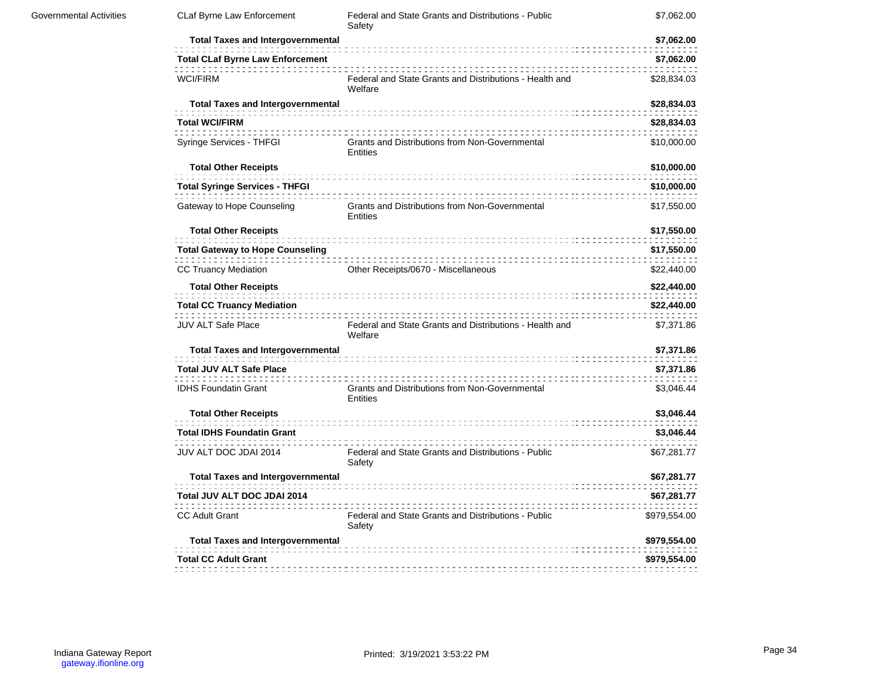| | | | |
|---|---|---|---|
| Governmental Activities | CLaf Byrne Law Enforcement | Federal and State Grants and Distributions - Public Safety | $7,062.00 |
| | **Total Taxes and Intergovernmental** | | **$7,062.00** |
| | **Total CLaf Byrne Law Enforcement** | | **$7,062.00** |
| | WCI/FIRM | Federal and State Grants and Distributions - Health and Welfare | $28,834.03 |
| | **Total Taxes and Intergovernmental** | | **$28,834.03** |
| | **Total WCI/FIRM** | | **$28,834.03** |
| | Syringe Services - THFGI | Grants and Distributions from Non-Governmental Entities | $10,000.00 |
| | **Total Other Receipts** | | **$10,000.00** |
| | **Total Syringe Services - THFGI** | | **$10,000.00** |
| | Gateway to Hope Counseling | Grants and Distributions from Non-Governmental Entities | $17,550.00 |
| | **Total Other Receipts** | | **$17,550.00** |
| | **Total Gateway to Hope Counseling** | | **$17,550.00** |
| | CC Truancy Mediation | Other Receipts/0670 - Miscellaneous | $22,440.00 |
| | **Total Other Receipts** | | **$22,440.00** |
| | **Total CC Truancy Mediation** | | **$22,440.00** |
| | JUV ALT Safe Place | Federal and State Grants and Distributions - Health and Welfare | $7,371.86 |
| | **Total Taxes and Intergovernmental** | | **$7,371.86** |
| | **Total JUV ALT Safe Place** | | **$7,371.86** |
| | IDHS Foundatin Grant | Grants and Distributions from Non-Governmental Entities | $3,046.44 |
| | **Total Other Receipts** | | **$3,046.44** |
| | **Total IDHS Foundatin Grant** | | **$3,046.44** |
| | JUV ALT DOC JDAI 2014 | Federal and State Grants and Distributions - Public Safety | $67,281.77 |
| | **Total Taxes and Intergovernmental** | | **$67,281.77** |
| | **Total JUV ALT DOC JDAI 2014** | | **$67,281.77** |
| | CC Adult Grant | Federal and State Grants and Distributions - Public Safety | $979,554.00 |
| | **Total Taxes and Intergovernmental** | | **$979,554.00** |
| | **Total CC Adult Grant** | | **$979,554.00** |

Indiana Gateway Report
gateway.ifionline.org

Printed: 3/19/2021 3:53:22 PM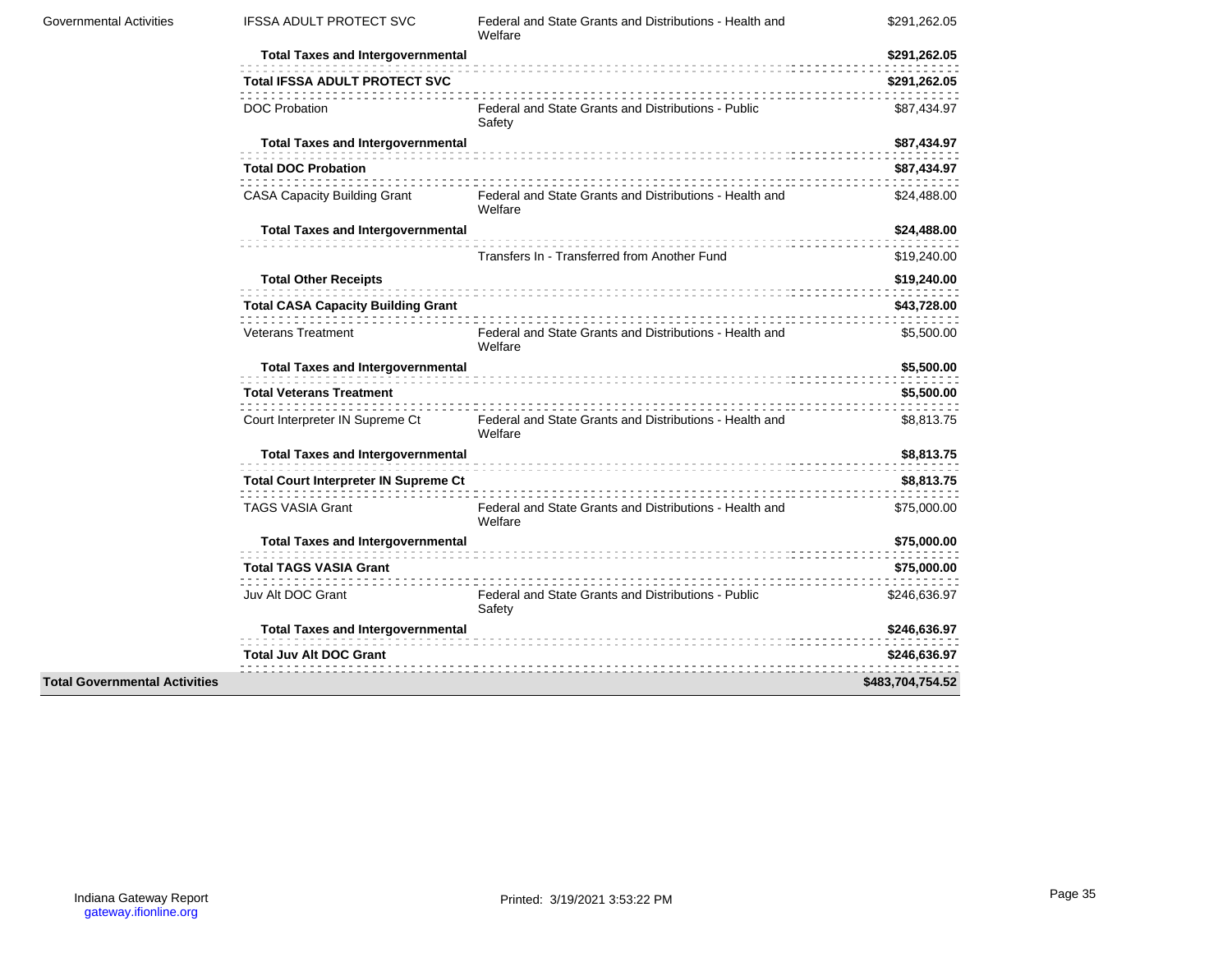| | | | |
|---|---|---|---|
| Governmental Activities | IFSSA ADULT PROTECT SVC | Federal and State Grants and Distributions - Health and Welfare | $291,262.05 |
| | **Total Taxes and Intergovernmental** | | **$291,262.05** |
| | **Total IFSSA ADULT PROTECT SVC** | | **$291,262.05** |
| | DOC Probation | Federal and State Grants and Distributions - Public Safety | $87,434.97 |
| | **Total Taxes and Intergovernmental** | | **$87,434.97** |
| | **Total DOC Probation** | | **$87,434.97** |
| | CASA Capacity Building Grant | Federal and State Grants and Distributions - Health and Welfare | $24,488.00 |
| | **Total Taxes and Intergovernmental** | | **$24,488.00** |
| | | Transfers In - Transferred from Another Fund | $19,240.00 |
| | **Total Other Receipts** | | **$19,240.00** |
| | **Total CASA Capacity Building Grant** | | **$43,728.00** |
| | Veterans Treatment | Federal and State Grants and Distributions - Health and Welfare | $5,500.00 |
| | **Total Taxes and Intergovernmental** | | **$5,500.00** |
| | **Total Veterans Treatment** | | **$5,500.00** |
| | Court Interpreter IN Supreme Ct | Federal and State Grants and Distributions - Health and Welfare | $8,813.75 |
| | **Total Taxes and Intergovernmental** | | **$8,813.75** |
| | **Total Court Interpreter IN Supreme Ct** | | **$8,813.75** |
| | TAGS VASIA Grant | Federal and State Grants and Distributions - Health and Welfare | $75,000.00 |
| | **Total Taxes and Intergovernmental** | | **$75,000.00** |
| | **Total TAGS VASIA Grant** | | **$75,000.00** |
| | Juv Alt DOC Grant | Federal and State Grants and Distributions - Public Safety | $246,636.97 |
| | **Total Taxes and Intergovernmental** | | **$246,636.97** |
| | **Total Juv Alt DOC Grant** | | **$246,636.97** |
| **Total Governmental Activities** | | | **$483,704,754.52** |

Indiana Gateway Report
gateway.ifionline.org

Printed: 3/19/2021 3:53:22 PM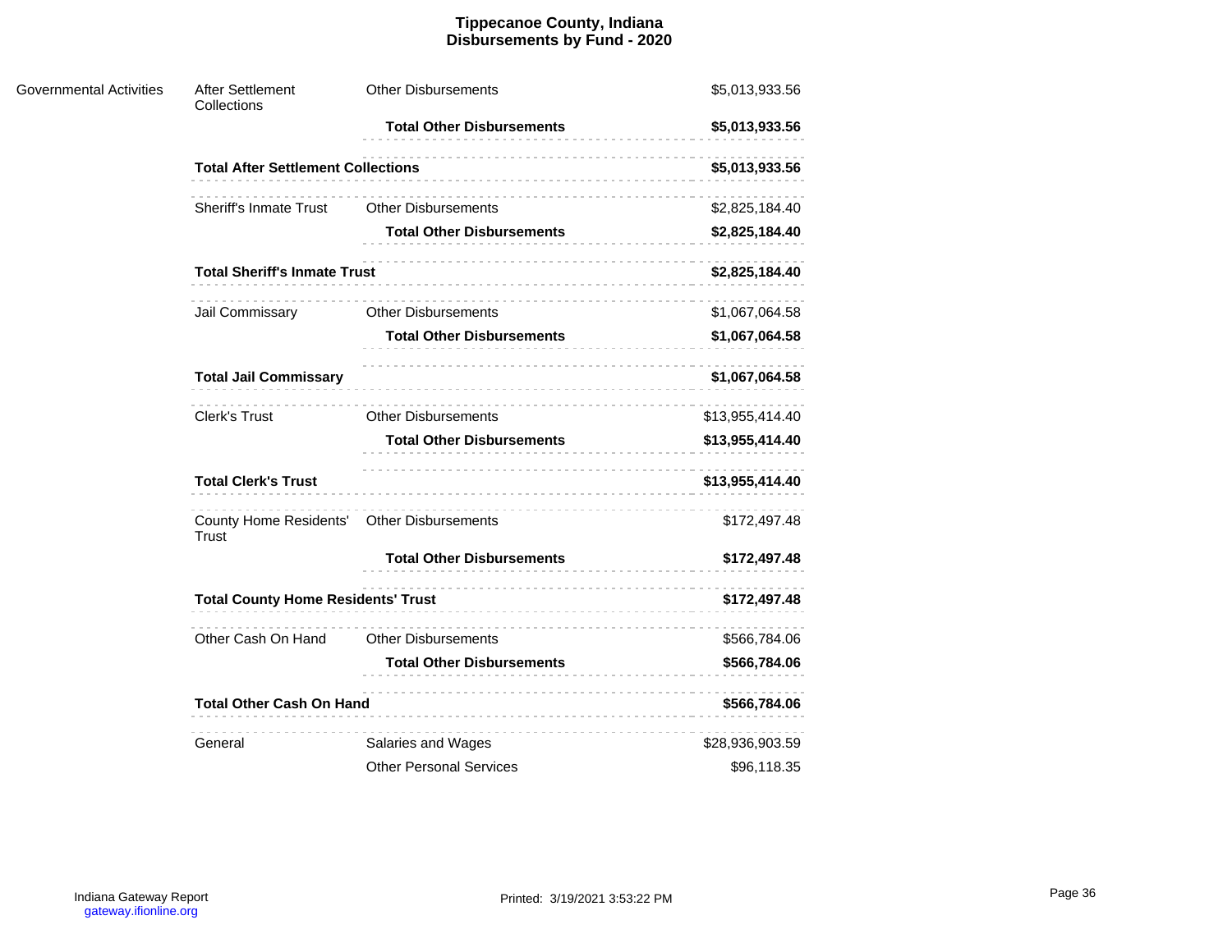# Tippecanoe County, Indiana
## Disbursements by Fund - 2020

| | | | |
|---|---|---|---|
| Governmental Activities | After Settlement Collections | Other Disbursements | $5,013,933.56 |
| | | **Total Other Disbursements** | **$5,013,933.56** |
| | **Total After Settlement Collections** | | **$5,013,933.56** |
| | Sheriff's Inmate Trust | Other Disbursements | $2,825,184.40 |
| | | **Total Other Disbursements** | **$2,825,184.40** |
| | **Total Sheriff's Inmate Trust** | | **$2,825,184.40** |
| | Jail Commissary | Other Disbursements | $1,067,064.58 |
| | | **Total Other Disbursements** | **$1,067,064.58** |
| | **Total Jail Commissary** | | **$1,067,064.58** |
| | Clerk's Trust | Other Disbursements | $13,955,414.40 |
| | | **Total Other Disbursements** | **$13,955,414.40** |
| | **Total Clerk's Trust** | | **$13,955,414.40** |
| | County Home Residents' Trust | Other Disbursements | $172,497.48 |
| | | **Total Other Disbursements** | **$172,497.48** |
| | **Total County Home Residents' Trust** | | **$172,497.48** |
| | Other Cash On Hand | Other Disbursements | $566,784.06 |
| | | **Total Other Disbursements** | **$566,784.06** |
| | **Total Other Cash On Hand** | | **$566,784.06** |
| | General | Salaries and Wages | $28,936,903.59 |
| | | Other Personal Services | $96,118.35 |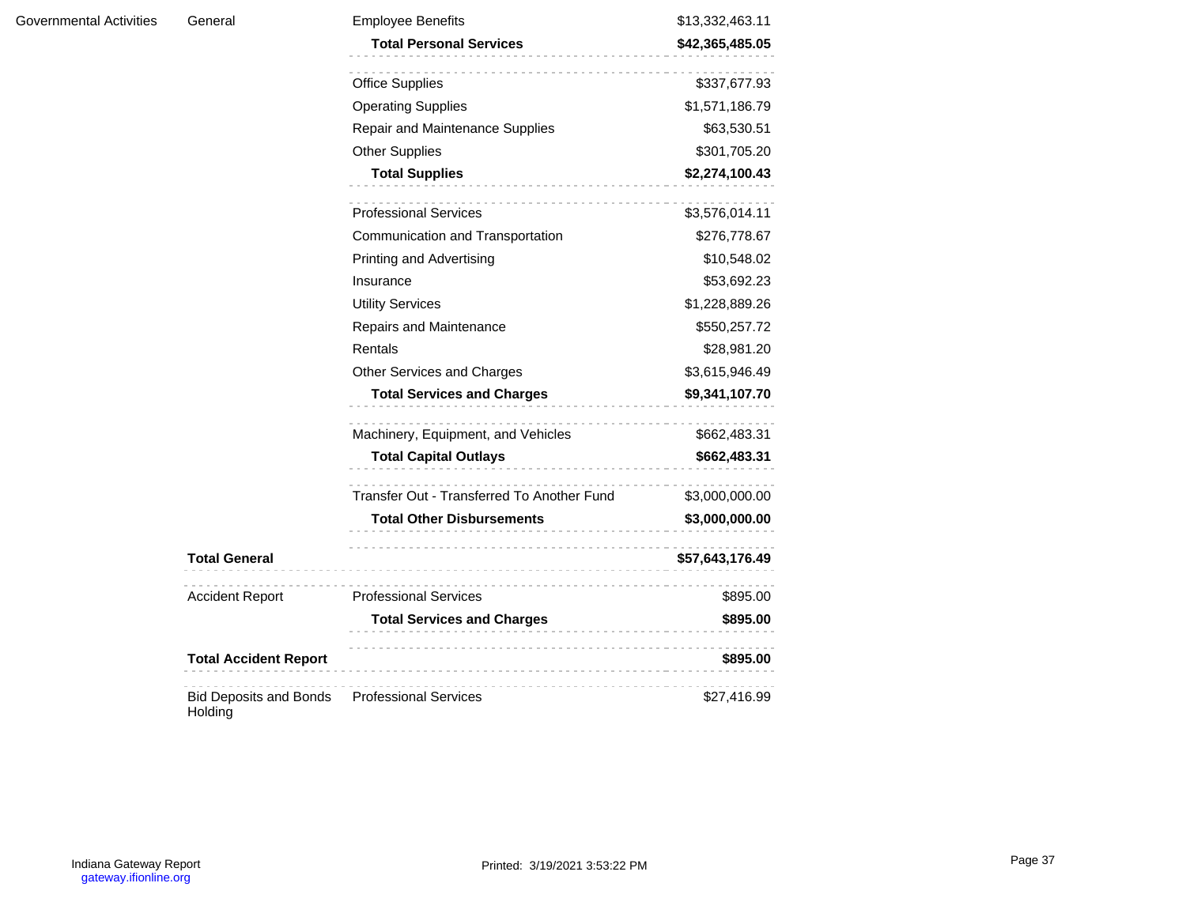| | | | |
|---|---|---|---|
| Governmental Activities | General | Employee Benefits | $13,332,463.11 |
| | | **Total Personal Services** | **$42,365,485.05** |
| | | Office Supplies | $337,677.93 |
| | | Operating Supplies | $1,571,186.79 |
| | | Repair and Maintenance Supplies | $63,530.51 |
| | | Other Supplies | $301,705.20 |
| | | **Total Supplies** | **$2,274,100.43** |
| | | Professional Services | $3,576,014.11 |
| | | Communication and Transportation | $276,778.67 |
| | | Printing and Advertising | $10,548.02 |
| | | Insurance | $53,692.23 |
| | | Utility Services | $1,228,889.26 |
| | | Repairs and Maintenance | $550,257.72 |
| | | Rentals | $28,981.20 |
| | | Other Services and Charges | $3,615,946.49 |
| | | **Total Services and Charges** | **$9,341,107.70** |
| | | Machinery, Equipment, and Vehicles | $662,483.31 |
| | | **Total Capital Outlays** | **$662,483.31** |
| | | Transfer Out - Transferred To Another Fund | $3,000,000.00 |
| | | **Total Other Disbursements** | **$3,000,000.00** |
| | **Total General** | | **$57,643,176.49** |
| | Accident Report | Professional Services | $895.00 |
| | | **Total Services and Charges** | **$895.00** |
| | **Total Accident Report** | | **$895.00** |
| | Bid Deposits and Bonds Holding | Professional Services | $27,416.99 |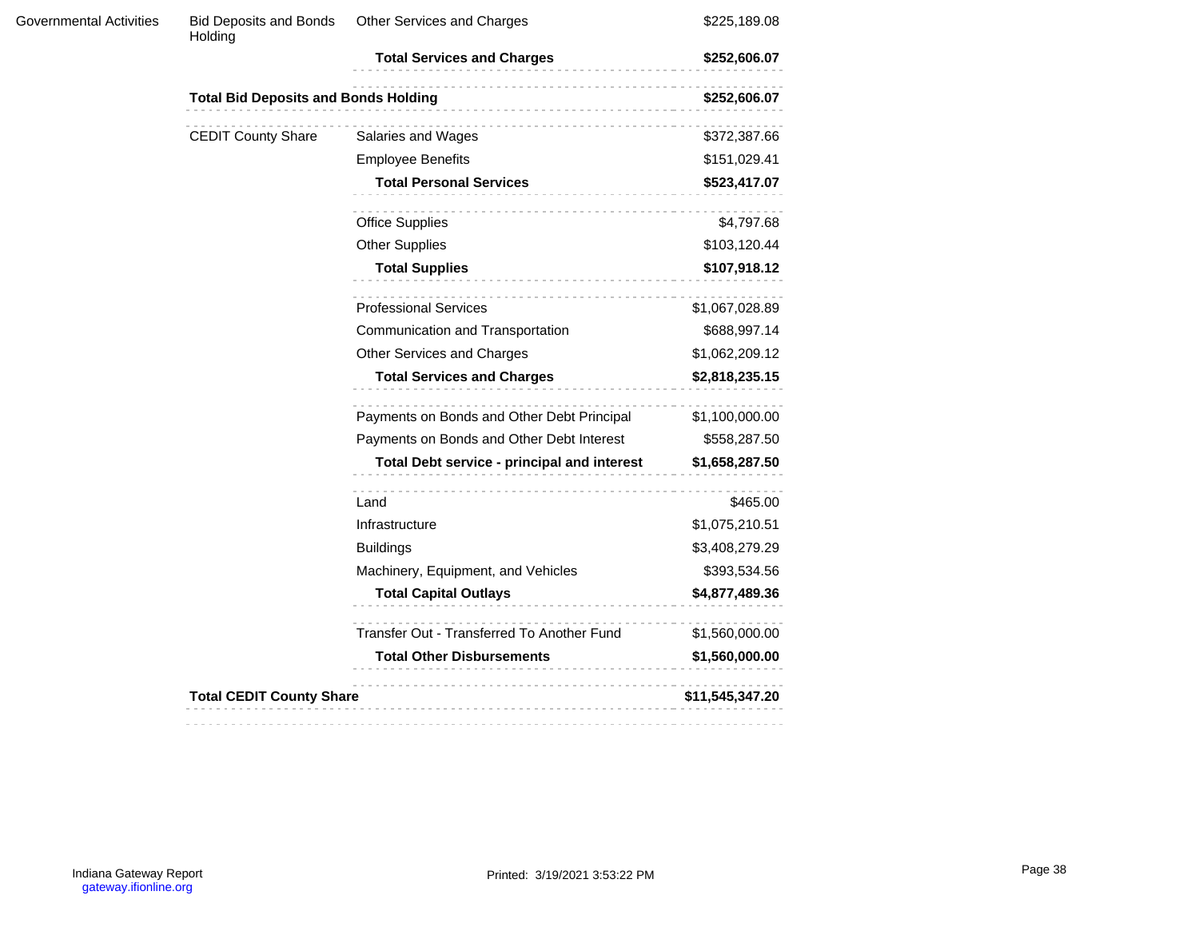| | | | |
|---|---|---|---|
| Governmental Activities | Bid Deposits and Bonds Holding | Other Services and Charges | $225,189.08 |
| | | **Total Services and Charges** | **$252,606.07** |
| | **Total Bid Deposits and Bonds Holding** | | **$252,606.07** |
| | CEDIT County Share | Salaries and Wages | $372,387.66 |
| | | Employee Benefits | $151,029.41 |
| | | **Total Personal Services** | **$523,417.07** |
| | | Office Supplies | $4,797.68 |
| | | Other Supplies | $103,120.44 |
| | | **Total Supplies** | **$107,918.12** |
| | | Professional Services | $1,067,028.89 |
| | | Communication and Transportation | $688,997.14 |
| | | Other Services and Charges | $1,062,209.12 |
| | | **Total Services and Charges** | **$2,818,235.15** |
| | | Payments on Bonds and Other Debt Principal | $1,100,000.00 |
| | | Payments on Bonds and Other Debt Interest | $558,287.50 |
| | | **Total Debt service - principal and interest** | **$1,658,287.50** |
| | | Land | $465.00 |
| | | Infrastructure | $1,075,210.51 |
| | | Buildings | $3,408,279.29 |
| | | Machinery, Equipment, and Vehicles | $393,534.56 |
| | | **Total Capital Outlays** | **$4,877,489.36** |
| | | Transfer Out - Transferred To Another Fund | $1,560,000.00 |
| | | **Total Other Disbursements** | **$1,560,000.00** |
| | **Total CEDIT County Share** | | **$11,545,347.20** |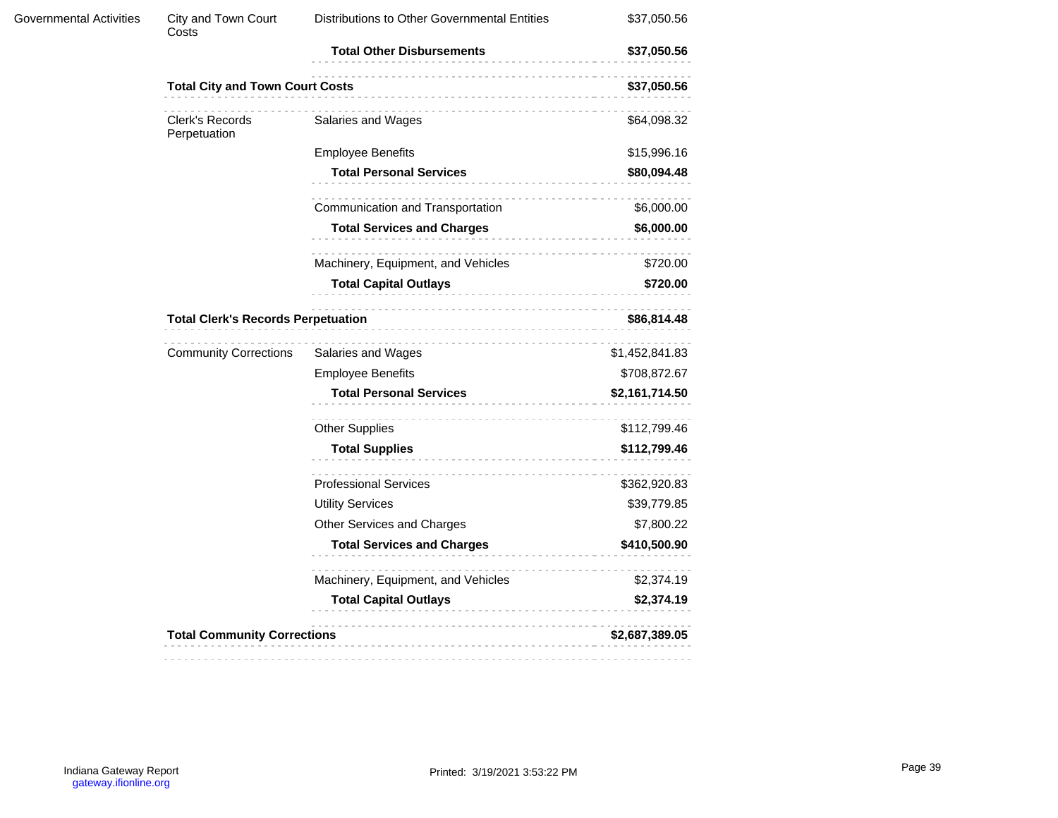| | | | |
|---|---|---|---|
| Governmental Activities | City and Town Court Costs | Distributions to Other Governmental Entities | $37,050.56 |
| | | **Total Other Disbursements** | **$37,050.56** |
| | **Total City and Town Court Costs** | | **$37,050.56** |
| | Clerk's Records Perpetuation | Salaries and Wages | $64,098.32 |
| | | Employee Benefits | $15,996.16 |
| | | **Total Personal Services** | **$80,094.48** |
| | | Communication and Transportation | $6,000.00 |
| | | **Total Services and Charges** | **$6,000.00** |
| | | Machinery, Equipment, and Vehicles | $720.00 |
| | | **Total Capital Outlays** | **$720.00** |
| | **Total Clerk's Records Perpetuation** | | **$86,814.48** |
| | Community Corrections | Salaries and Wages | $1,452,841.83 |
| | | Employee Benefits | $708,872.67 |
| | | **Total Personal Services** | **$2,161,714.50** |
| | | Other Supplies | $112,799.46 |
| | | **Total Supplies** | **$112,799.46** |
| | | Professional Services | $362,920.83 |
| | | Utility Services | $39,779.85 |
| | | Other Services and Charges | $7,800.22 |
| | | **Total Services and Charges** | **$410,500.90** |
| | | Machinery, Equipment, and Vehicles | $2,374.19 |
| | | **Total Capital Outlays** | **$2,374.19** |
| | **Total Community Corrections** | | **$2,687,389.05** |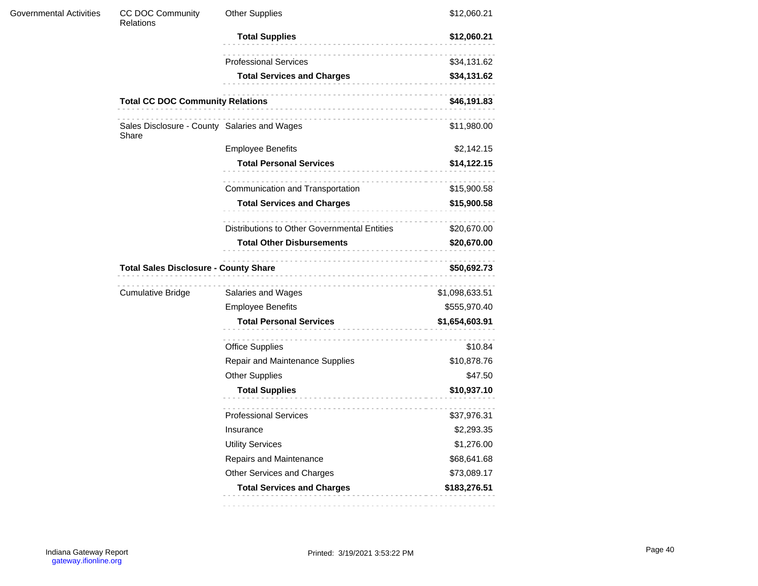| | | | |
|---|---|---|---|
| Governmental Activities | CC DOC Community Relations | Other Supplies | $12,060.21 |
| | | **Total Supplies** | **$12,060.21** |
| | | Professional Services | $34,131.62 |
| | | **Total Services and Charges** | **$34,131.62** |
| | **Total CC DOC Community Relations** | | **$46,191.83** |
| | Sales Disclosure - County Share | Salaries and Wages | $11,980.00 |
| | | Employee Benefits | $2,142.15 |
| | | **Total Personal Services** | **$14,122.15** |
| | | Communication and Transportation | $15,900.58 |
| | | **Total Services and Charges** | **$15,900.58** |
| | | Distributions to Other Governmental Entities | $20,670.00 |
| | | **Total Other Disbursements** | **$20,670.00** |
| | **Total Sales Disclosure - County Share** | | **$50,692.73** |
| | Cumulative Bridge | Salaries and Wages | $1,098,633.51 |
| | | Employee Benefits | $555,970.40 |
| | | **Total Personal Services** | **$1,654,603.91** |
| | | Office Supplies | $10.84 |
| | | Repair and Maintenance Supplies | $10,878.76 |
| | | Other Supplies | $47.50 |
| | | **Total Supplies** | **$10,937.10** |
| | | Professional Services | $37,976.31 |
| | | Insurance | $2,293.35 |
| | | Utility Services | $1,276.00 |
| | | Repairs and Maintenance | $68,641.68 |
| | | Other Services and Charges | $73,089.17 |
| | | **Total Services and Charges** | **$183,276.51** |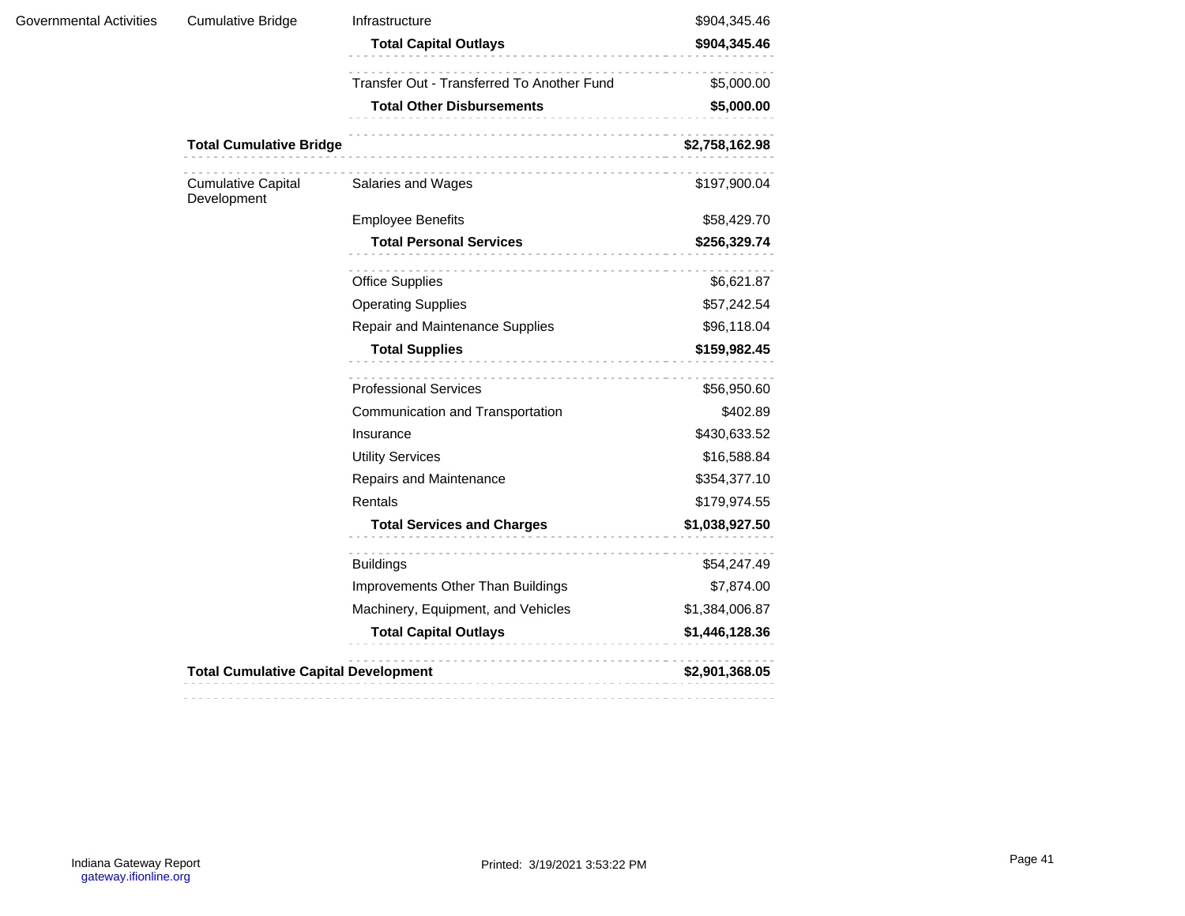| | | | |
|---|---|---|---|
| Governmental Activities | Cumulative Bridge | Infrastructure | $904,345.46 |
| | | **Total Capital Outlays** | **$904,345.46** |
| | | Transfer Out - Transferred To Another Fund | $5,000.00 |
| | | **Total Other Disbursements** | **$5,000.00** |
| | **Total Cumulative Bridge** | | **$2,758,162.98** |
| | Cumulative Capital Development | Salaries and Wages | $197,900.04 |
| | | Employee Benefits | $58,429.70 |
| | | **Total Personal Services** | **$256,329.74** |
| | | Office Supplies | $6,621.87 |
| | | Operating Supplies | $57,242.54 |
| | | Repair and Maintenance Supplies | $96,118.04 |
| | | **Total Supplies** | **$159,982.45** |
| | | Professional Services | $56,950.60 |
| | | Communication and Transportation | $402.89 |
| | | Insurance | $430,633.52 |
| | | Utility Services | $16,588.84 |
| | | Repairs and Maintenance | $354,377.10 |
| | | Rentals | $179,974.55 |
| | | **Total Services and Charges** | **$1,038,927.50** |
| | | Buildings | $54,247.49 |
| | | Improvements Other Than Buildings | $7,874.00 |
| | | Machinery, Equipment, and Vehicles | $1,384,006.87 |
| | | **Total Capital Outlays** | **$1,446,128.36** |
| | **Total Cumulative Capital Development** | | **$2,901,368.05** |

Indiana Gateway Report
gateway.ifionline.org

Printed: 3/19/2021 3:53:22 PM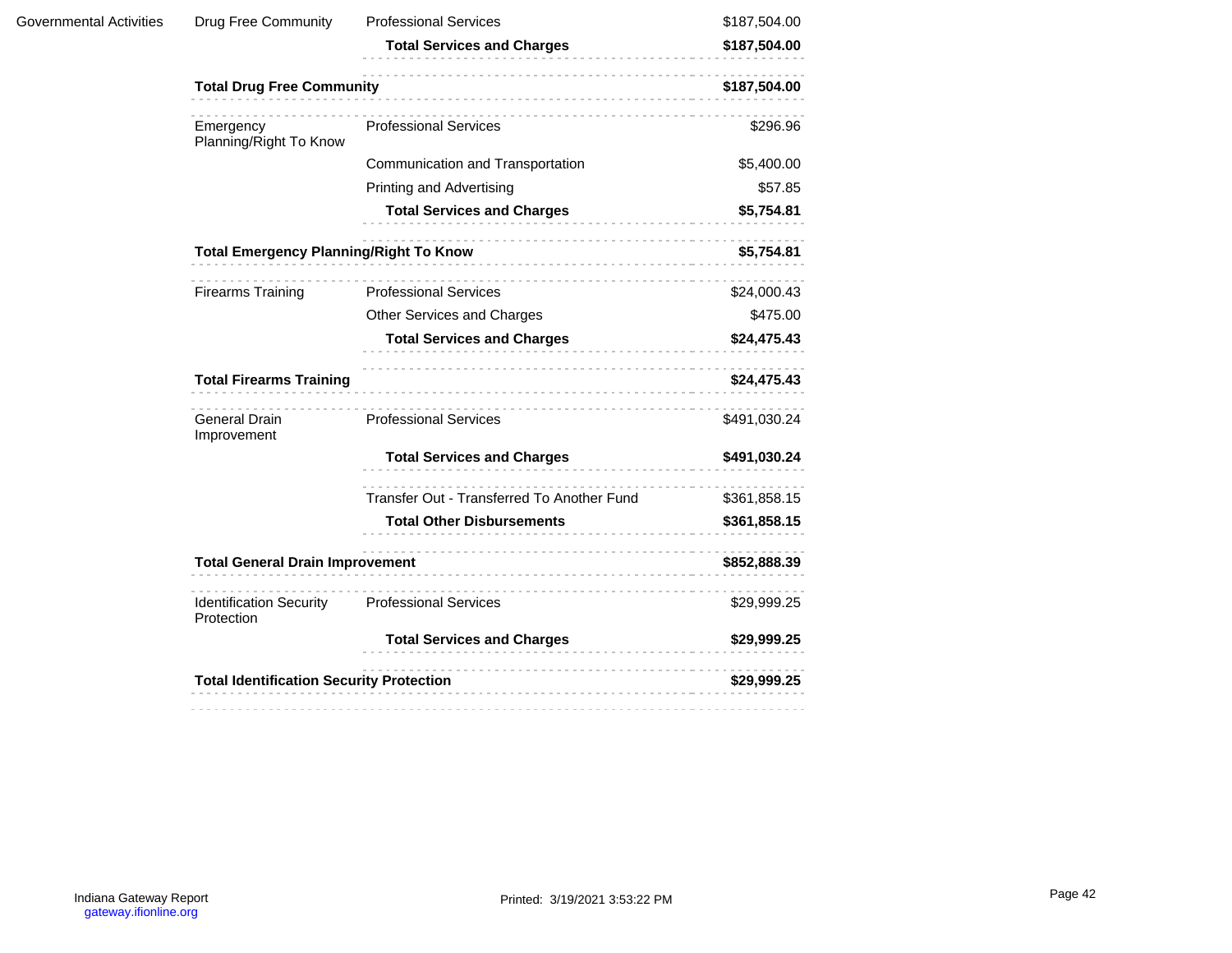| | | | |
|---|---|---|---|
| Governmental Activities | Drug Free Community | Professional Services | $187,504.00 |
| | | **Total Services and Charges** | **$187,504.00** |
| | **Total Drug Free Community** | | **$187,504.00** |
| | Emergency Planning/Right To Know | Professional Services | $296.96 |
| | | Communication and Transportation | $5,400.00 |
| | | Printing and Advertising | $57.85 |
| | | **Total Services and Charges** | **$5,754.81** |
| | **Total Emergency Planning/Right To Know** | | **$5,754.81** |
| | Firearms Training | Professional Services | $24,000.43 |
| | | Other Services and Charges | $475.00 |
| | | **Total Services and Charges** | **$24,475.43** |
| | **Total Firearms Training** | | **$24,475.43** |
| | General Drain Improvement | Professional Services | $491,030.24 |
| | | **Total Services and Charges** | **$491,030.24** |
| | | Transfer Out - Transferred To Another Fund | $361,858.15 |
| | | **Total Other Disbursements** | **$361,858.15** |
| | **Total General Drain Improvement** | | **$852,888.39** |
| | Identification Security Protection | Professional Services | $29,999.25 |
| | | **Total Services and Charges** | **$29,999.25** |
| | **Total Identification Security Protection** | | **$29,999.25** |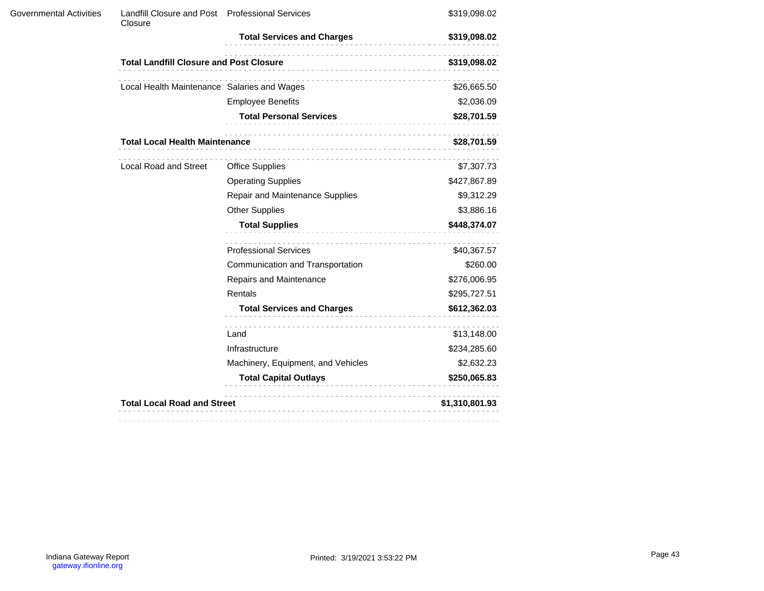| | | | |
|---|---|---|---|
| Governmental Activities | Landfill Closure and Post Closure | Professional Services | $319,098.02 |
| | | **Total Services and Charges** | **$319,098.02** |
| | **Total Landfill Closure and Post Closure** | | **$319,098.02** |
| | Local Health Maintenance | Salaries and Wages | $26,665.50 |
| | | Employee Benefits | $2,036.09 |
| | | **Total Personal Services** | **$28,701.59** |
| | **Total Local Health Maintenance** | | **$28,701.59** |
| | Local Road and Street | Office Supplies | $7,307.73 |
| | | Operating Supplies | $427,867.89 |
| | | Repair and Maintenance Supplies | $9,312.29 |
| | | Other Supplies | $3,886.16 |
| | | **Total Supplies** | **$448,374.07** |
| | | Professional Services | $40,367.57 |
| | | Communication and Transportation | $260.00 |
| | | Repairs and Maintenance | $276,006.95 |
| | | Rentals | $295,727.51 |
| | | **Total Services and Charges** | **$612,362.03** |
| | | Land | $13,148.00 |
| | | Infrastructure | $234,285.60 |
| | | Machinery, Equipment, and Vehicles | $2,632.23 |
| | | **Total Capital Outlays** | **$250,065.83** |
| | **Total Local Road and Street** | | **$1,310,801.93** |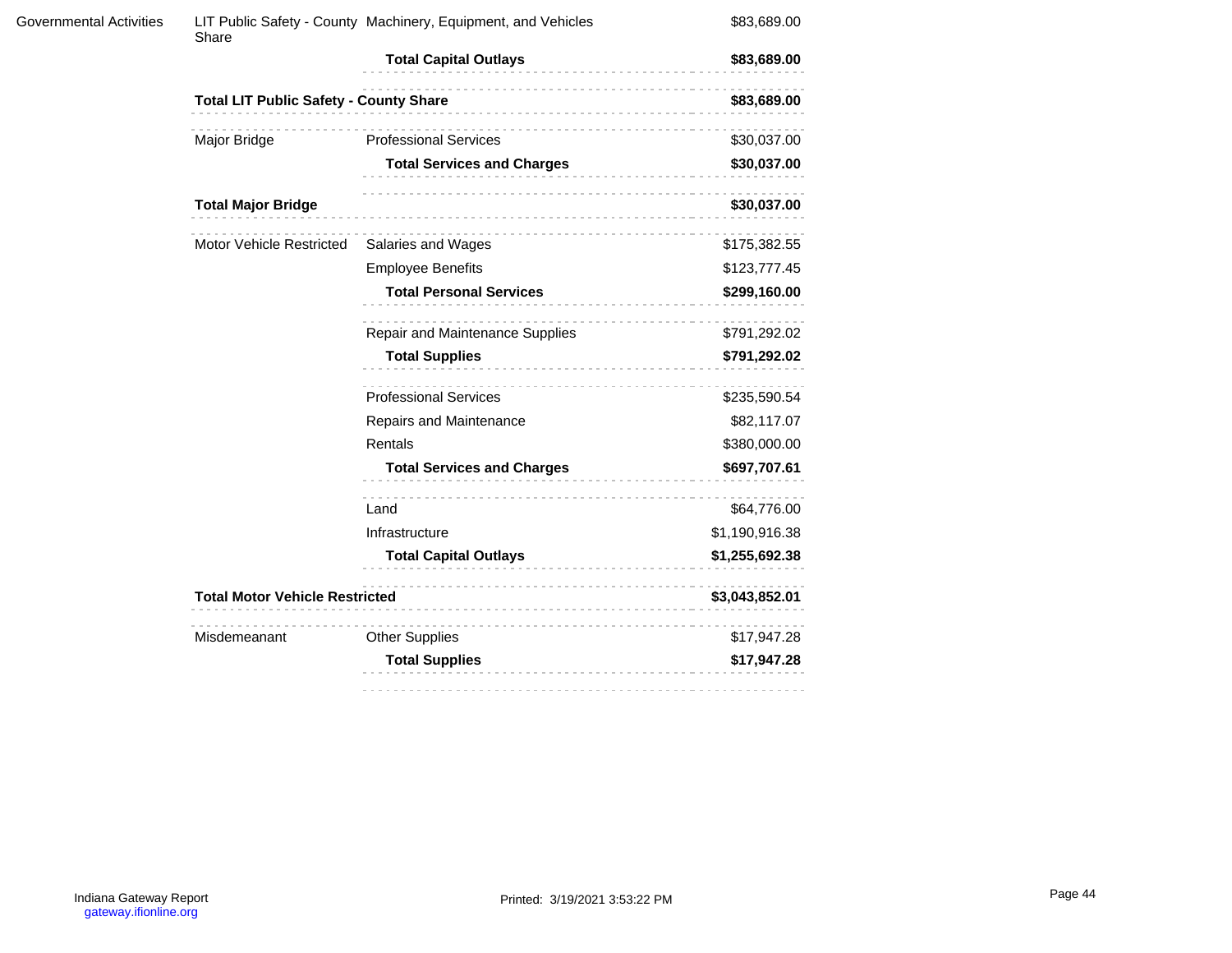| | | | |
|---|---|---|---|
| Governmental Activities | LIT Public Safety - County Share | Machinery, Equipment, and Vehicles | $83,689.00 |
| | | **Total Capital Outlays** | **$83,689.00** |
| | **Total LIT Public Safety - County Share** | | **$83,689.00** |
| | Major Bridge | Professional Services | $30,037.00 |
| | | **Total Services and Charges** | **$30,037.00** |
| | **Total Major Bridge** | | **$30,037.00** |
| | Motor Vehicle Restricted | Salaries and Wages | $175,382.55 |
| | | Employee Benefits | $123,777.45 |
| | | **Total Personal Services** | **$299,160.00** |
| | | Repair and Maintenance Supplies | $791,292.02 |
| | | **Total Supplies** | **$791,292.02** |
| | | Professional Services | $235,590.54 |
| | | Repairs and Maintenance | $82,117.07 |
| | | Rentals | $380,000.00 |
| | | **Total Services and Charges** | **$697,707.61** |
| | | Land | $64,776.00 |
| | | Infrastructure | $1,190,916.38 |
| | | **Total Capital Outlays** | **$1,255,692.38** |
| | **Total Motor Vehicle Restricted** | | **$3,043,852.01** |
| | Misdemeanant | Other Supplies | $17,947.28 |
| | | **Total Supplies** | **$17,947.28** |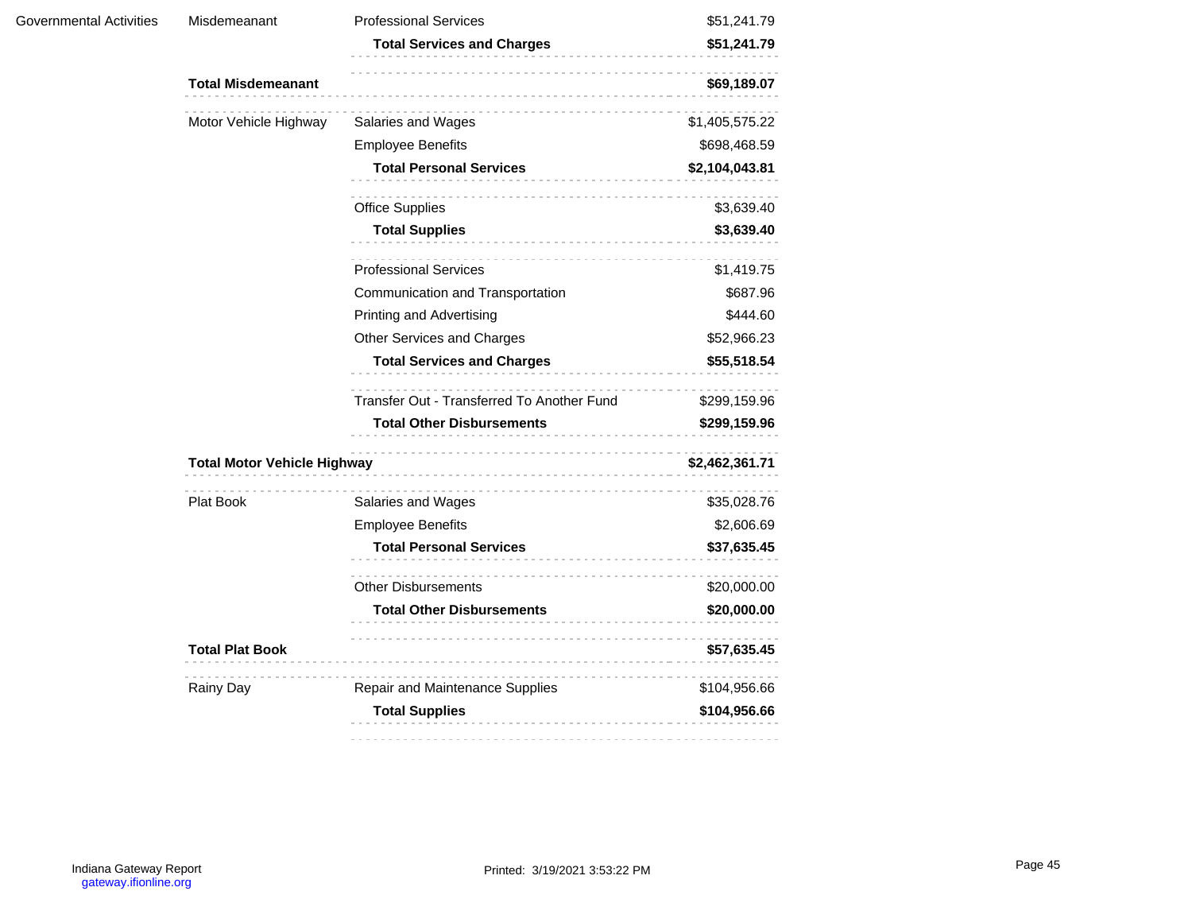| | | | |
|---|---|---|---|
| Governmental Activities | Misdemeanant | Professional Services | $51,241.79 |
| | | **Total Services and Charges** | **$51,241.79** |
| | **Total Misdemeanant** | | **$69,189.07** |
| | Motor Vehicle Highway | Salaries and Wages | $1,405,575.22 |
| | | Employee Benefits | $698,468.59 |
| | | **Total Personal Services** | **$2,104,043.81** |
| | | Office Supplies | $3,639.40 |
| | | **Total Supplies** | **$3,639.40** |
| | | Professional Services | $1,419.75 |
| | | Communication and Transportation | $687.96 |
| | | Printing and Advertising | $444.60 |
| | | Other Services and Charges | $52,966.23 |
| | | **Total Services and Charges** | **$55,518.54** |
| | | Transfer Out - Transferred To Another Fund | $299,159.96 |
| | | **Total Other Disbursements** | **$299,159.96** |
| | **Total Motor Vehicle Highway** | | **$2,462,361.71** |
| | Plat Book | Salaries and Wages | $35,028.76 |
| | | Employee Benefits | $2,606.69 |
| | | **Total Personal Services** | **$37,635.45** |
| | | Other Disbursements | $20,000.00 |
| | | **Total Other Disbursements** | **$20,000.00** |
| | **Total Plat Book** | | **$57,635.45** |
| | Rainy Day | Repair and Maintenance Supplies | $104,956.66 |
| | | **Total Supplies** | **$104,956.66** |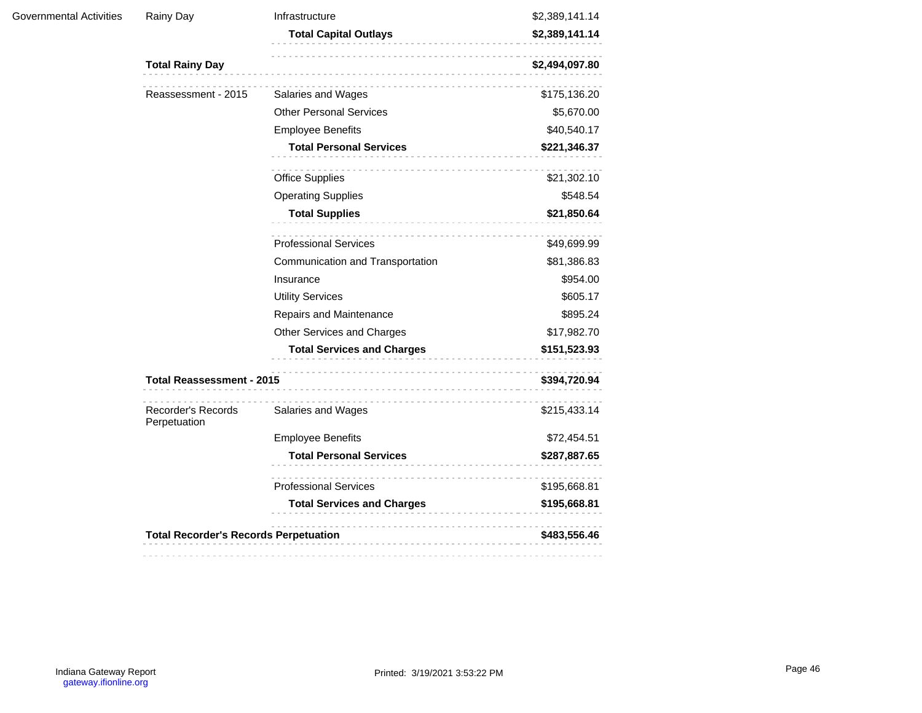| | | | |
|---|---|---|---|
| Governmental Activities | Rainy Day | Infrastructure | $2,389,141.14 |
| | | **Total Capital Outlays** | **$2,389,141.14** |
| | **Total Rainy Day** | | **$2,494,097.80** |
| | Reassessment - 2015 | Salaries and Wages | $175,136.20 |
| | | Other Personal Services | $5,670.00 |
| | | Employee Benefits | $40,540.17 |
| | | **Total Personal Services** | **$221,346.37** |
| | | Office Supplies | $21,302.10 |
| | | Operating Supplies | $548.54 |
| | | **Total Supplies** | **$21,850.64** |
| | | Professional Services | $49,699.99 |
| | | Communication and Transportation | $81,386.83 |
| | | Insurance | $954.00 |
| | | Utility Services | $605.17 |
| | | Repairs and Maintenance | $895.24 |
| | | Other Services and Charges | $17,982.70 |
| | | **Total Services and Charges** | **$151,523.93** |
| | **Total Reassessment - 2015** | | **$394,720.94** |
| | Recorder's Records Perpetuation | Salaries and Wages | $215,433.14 |
| | | Employee Benefits | $72,454.51 |
| | | **Total Personal Services** | **$287,887.65** |
| | | Professional Services | $195,668.81 |
| | | **Total Services and Charges** | **$195,668.81** |
| | **Total Recorder's Records Perpetuation** | | **$483,556.46** |

Indiana Gateway Report
gateway.ifionline.org

Printed: 3/19/2021 3:53:22 PM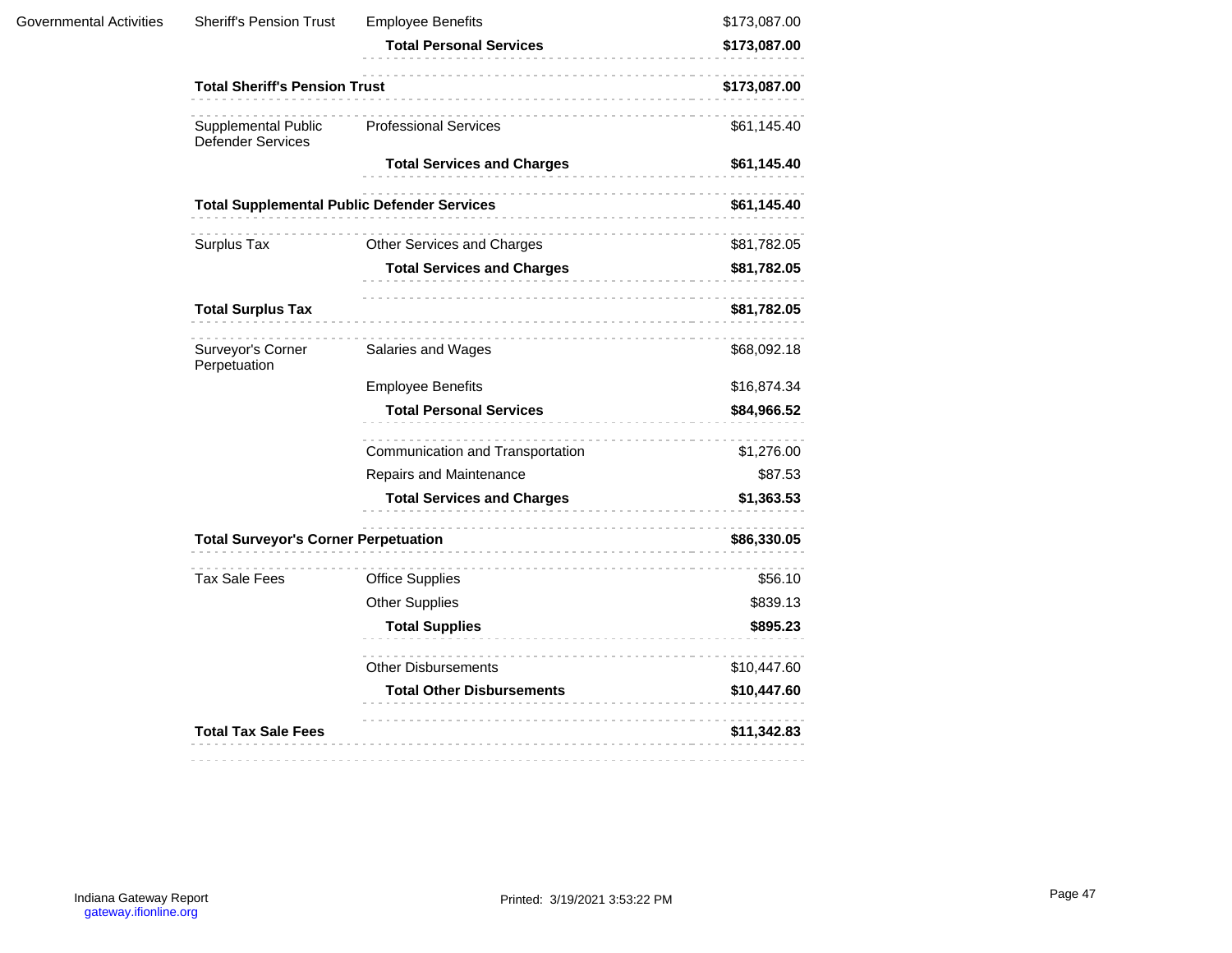| | | | |
|---|---|---|---|
| Governmental Activities | Sheriff's Pension Trust | Employee Benefits | $173,087.00 |
| | | **Total Personal Services** | **$173,087.00** |
| | **Total Sheriff's Pension Trust** | | **$173,087.00** |
| | Supplemental Public Defender Services | Professional Services | $61,145.40 |
| | | **Total Services and Charges** | **$61,145.40** |
| | **Total Supplemental Public Defender Services** | | **$61,145.40** |
| | Surplus Tax | Other Services and Charges | $81,782.05 |
| | | **Total Services and Charges** | **$81,782.05** |
| | **Total Surplus Tax** | | **$81,782.05** |
| | Surveyor's Corner Perpetuation | Salaries and Wages | $68,092.18 |
| | | Employee Benefits | $16,874.34 |
| | | **Total Personal Services** | **$84,966.52** |
| | | Communication and Transportation | $1,276.00 |
| | | Repairs and Maintenance | $87.53 |
| | | **Total Services and Charges** | **$1,363.53** |
| | **Total Surveyor's Corner Perpetuation** | | **$86,330.05** |
| | Tax Sale Fees | Office Supplies | $56.10 |
| | | Other Supplies | $839.13 |
| | | **Total Supplies** | **$895.23** |
| | | Other Disbursements | $10,447.60 |
| | | **Total Other Disbursements** | **$10,447.60** |
| | **Total Tax Sale Fees** | | **$11,342.83** |

Indiana Gateway Report
gateway.ifionline.org

Printed: 3/19/2021 3:53:22 PM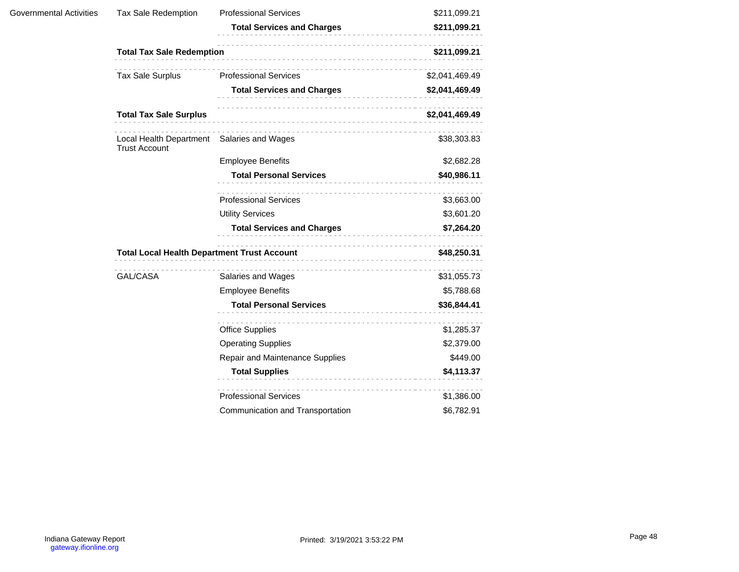| | | | |
|---|---|---|---|
| Governmental Activities | Tax Sale Redemption | Professional Services | $211,099.21 |
| | | **Total Services and Charges** | **$211,099.21** |
| | **Total Tax Sale Redemption** | | **$211,099.21** |
| | Tax Sale Surplus | Professional Services | $2,041,469.49 |
| | | **Total Services and Charges** | **$2,041,469.49** |
| | **Total Tax Sale Surplus** | | **$2,041,469.49** |
| | Local Health Department Trust Account | Salaries and Wages | $38,303.83 |
| | | Employee Benefits | $2,682.28 |
| | | **Total Personal Services** | **$40,986.11** |
| | | Professional Services | $3,663.00 |
| | | Utility Services | $3,601.20 |
| | | **Total Services and Charges** | **$7,264.20** |
| | **Total Local Health Department Trust Account** | | **$48,250.31** |
| | GAL/CASA | Salaries and Wages | $31,055.73 |
| | | Employee Benefits | $5,788.68 |
| | | **Total Personal Services** | **$36,844.41** |
| | | Office Supplies | $1,285.37 |
| | | Operating Supplies | $2,379.00 |
| | | Repair and Maintenance Supplies | $449.00 |
| | | **Total Supplies** | **$4,113.37** |
| | | Professional Services | $1,386.00 |
| | | Communication and Transportation | $6,782.91 |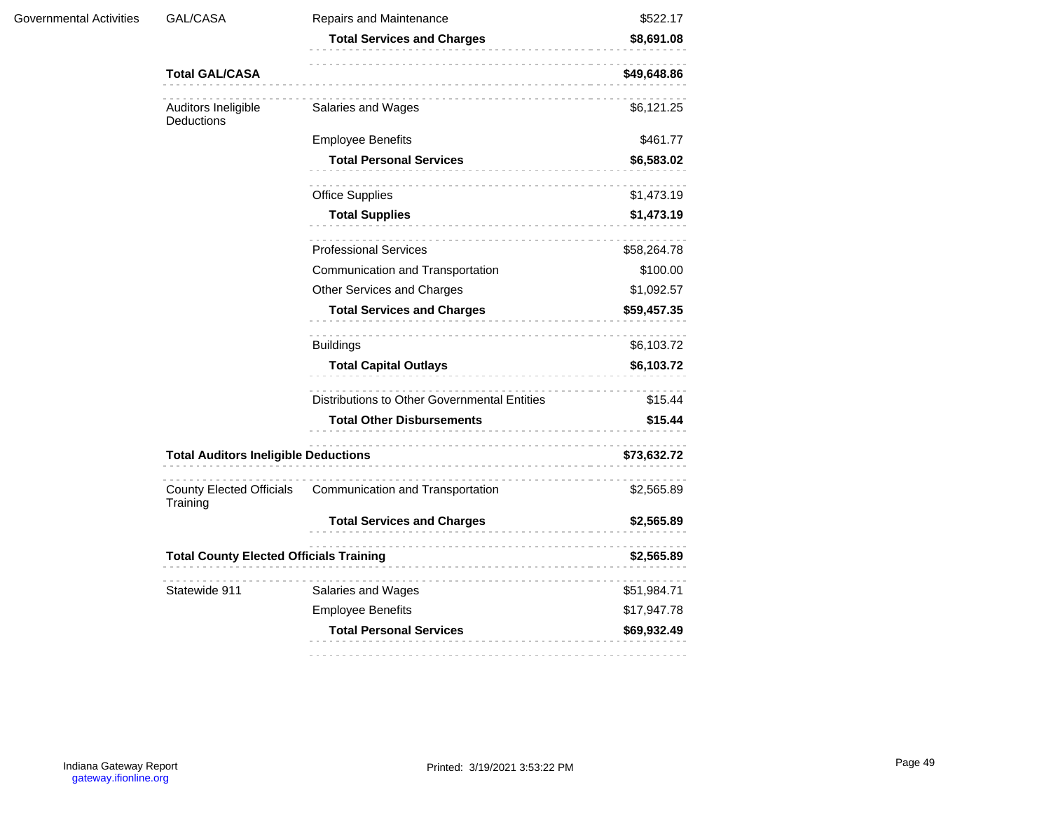| | | | |
|---|---|---|---|
| Governmental Activities | GAL/CASA | Repairs and Maintenance | $522.17 |
| | | **Total Services and Charges** | **$8,691.08** |
| | **Total GAL/CASA** | | **$49,648.86** |
| | Auditors Ineligible Deductions | Salaries and Wages | $6,121.25 |
| | | Employee Benefits | $461.77 |
| | | **Total Personal Services** | **$6,583.02** |
| | | Office Supplies | $1,473.19 |
| | | **Total Supplies** | **$1,473.19** |
| | | Professional Services | $58,264.78 |
| | | Communication and Transportation | $100.00 |
| | | Other Services and Charges | $1,092.57 |
| | | **Total Services and Charges** | **$59,457.35** |
| | | Buildings | $6,103.72 |
| | | **Total Capital Outlays** | **$6,103.72** |
| | | Distributions to Other Governmental Entities | $15.44 |
| | | **Total Other Disbursements** | **$15.44** |
| | **Total Auditors Ineligible Deductions** | | **$73,632.72** |
| | County Elected Officials Training | Communication and Transportation | $2,565.89 |
| | | **Total Services and Charges** | **$2,565.89** |
| | **Total County Elected Officials Training** | | **$2,565.89** |
| | Statewide 911 | Salaries and Wages | $51,984.71 |
| | | Employee Benefits | $17,947.78 |
| | | **Total Personal Services** | **$69,932.49** |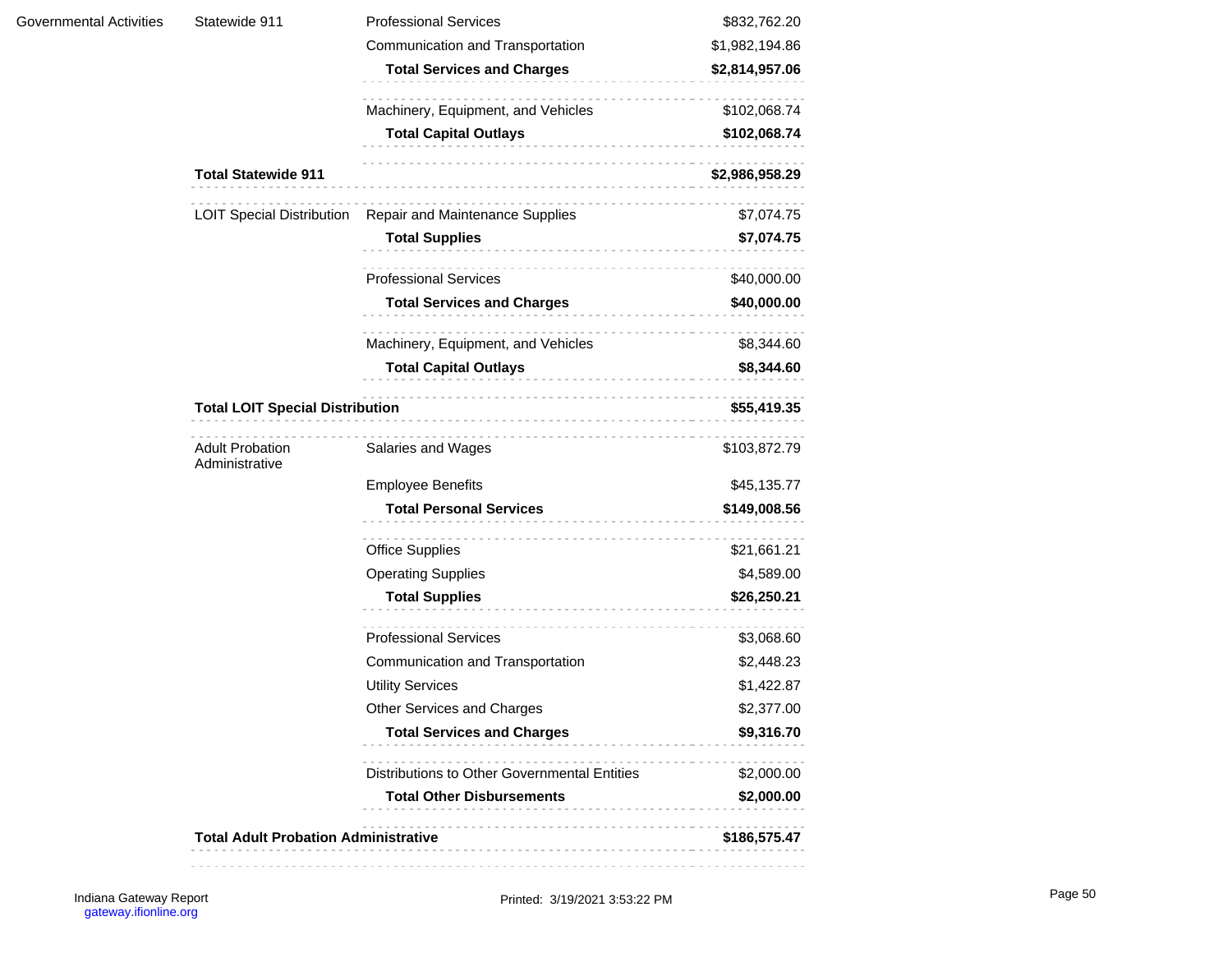| | | | |
|---|---|---|---|
| Governmental Activities | Statewide 911 | Professional Services | $832,762.20 |
| | | Communication and Transportation | $1,982,194.86 |
| | | **Total Services and Charges** | **$2,814,957.06** |
| | | Machinery, Equipment, and Vehicles | $102,068.74 |
| | | **Total Capital Outlays** | **$102,068.74** |
| | **Total Statewide 911** | | **$2,986,958.29** |
| | LOIT Special Distribution | Repair and Maintenance Supplies | $7,074.75 |
| | | **Total Supplies** | **$7,074.75** |
| | | Professional Services | $40,000.00 |
| | | **Total Services and Charges** | **$40,000.00** |
| | | Machinery, Equipment, and Vehicles | $8,344.60 |
| | | **Total Capital Outlays** | **$8,344.60** |
| | **Total LOIT Special Distribution** | | **$55,419.35** |
| | Adult Probation Administrative | Salaries and Wages | $103,872.79 |
| | | Employee Benefits | $45,135.77 |
| | | **Total Personal Services** | **$149,008.56** |
| | | Office Supplies | $21,661.21 |
| | | Operating Supplies | $4,589.00 |
| | | **Total Supplies** | **$26,250.21** |
| | | Professional Services | $3,068.60 |
| | | Communication and Transportation | $2,448.23 |
| | | Utility Services | $1,422.87 |
| | | Other Services and Charges | $2,377.00 |
| | | **Total Services and Charges** | **$9,316.70** |
| | | Distributions to Other Governmental Entities | $2,000.00 |
| | | **Total Other Disbursements** | **$2,000.00** |
| | **Total Adult Probation Administrative** | | **$186,575.47** |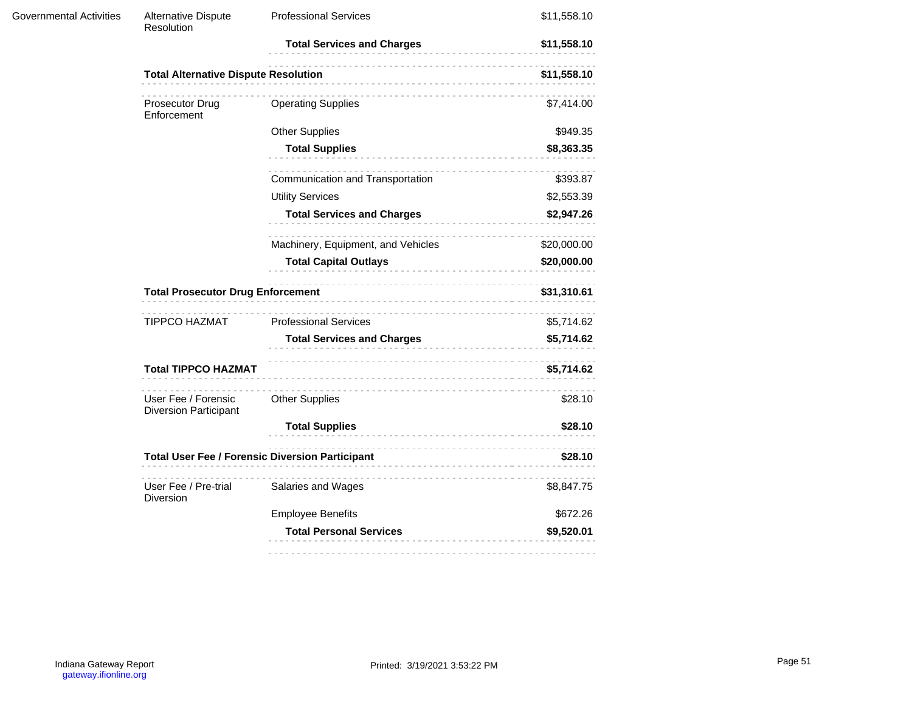| | | | |
|---|---|---|---|
| Governmental Activities | Alternative Dispute Resolution | Professional Services | $11,558.10 |
| | | **Total Services and Charges** | **$11,558.10** |
| | **Total Alternative Dispute Resolution** | | **$11,558.10** |
| | Prosecutor Drug Enforcement | Operating Supplies | $7,414.00 |
| | | Other Supplies | $949.35 |
| | | **Total Supplies** | **$8,363.35** |
| | | Communication and Transportation | $393.87 |
| | | Utility Services | $2,553.39 |
| | | **Total Services and Charges** | **$2,947.26** |
| | | Machinery, Equipment, and Vehicles | $20,000.00 |
| | | **Total Capital Outlays** | **$20,000.00** |
| | **Total Prosecutor Drug Enforcement** | | **$31,310.61** |
| | TIPPCO HAZMAT | Professional Services | $5,714.62 |
| | | **Total Services and Charges** | **$5,714.62** |
| | **Total TIPPCO HAZMAT** | | **$5,714.62** |
| | User Fee / Forensic Diversion Participant | Other Supplies | $28.10 |
| | | **Total Supplies** | **$28.10** |
| | **Total User Fee / Forensic Diversion Participant** | | **$28.10** |
| | User Fee / Pre-trial Diversion | Salaries and Wages | $8,847.75 |
| | | Employee Benefits | $672.26 |
| | | **Total Personal Services** | **$9,520.01** |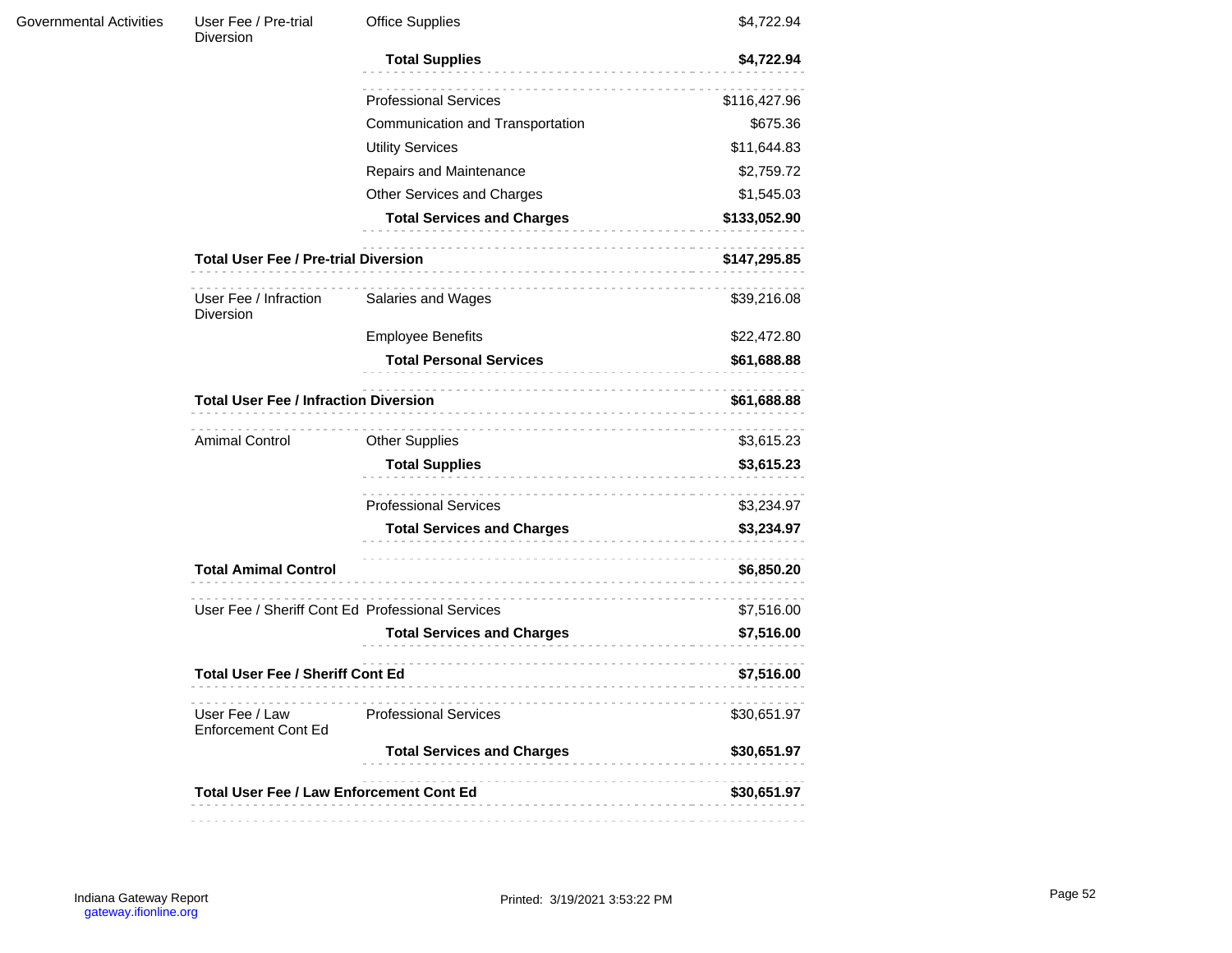| | | | |
|---|---|---|---|
| Governmental Activities | User Fee / Pre-trial Diversion | Office Supplies | $4,722.94 |
| | | **Total Supplies** | **$4,722.94** |
| | | Professional Services | $116,427.96 |
| | | Communication and Transportation | $675.36 |
| | | Utility Services | $11,644.83 |
| | | Repairs and Maintenance | $2,759.72 |
| | | Other Services and Charges | $1,545.03 |
| | | **Total Services and Charges** | **$133,052.90** |
| | **Total User Fee / Pre-trial Diversion** | | **$147,295.85** |
| | User Fee / Infraction Diversion | Salaries and Wages | $39,216.08 |
| | | Employee Benefits | $22,472.80 |
| | | **Total Personal Services** | **$61,688.88** |
| | **Total User Fee / Infraction Diversion** | | **$61,688.88** |
| | Amimal Control | Other Supplies | $3,615.23 |
| | | **Total Supplies** | **$3,615.23** |
| | | Professional Services | $3,234.97 |
| | | **Total Services and Charges** | **$3,234.97** |
| | **Total Amimal Control** | | **$6,850.20** |
| | User Fee / Sheriff Cont Ed | Professional Services | $7,516.00 |
| | | **Total Services and Charges** | **$7,516.00** |
| | **Total User Fee / Sheriff Cont Ed** | | **$7,516.00** |
| | User Fee / Law Enforcement Cont Ed | Professional Services | $30,651.97 |
| | | **Total Services and Charges** | **$30,651.97** |
| | **Total User Fee / Law Enforcement Cont Ed** | | **$30,651.97** |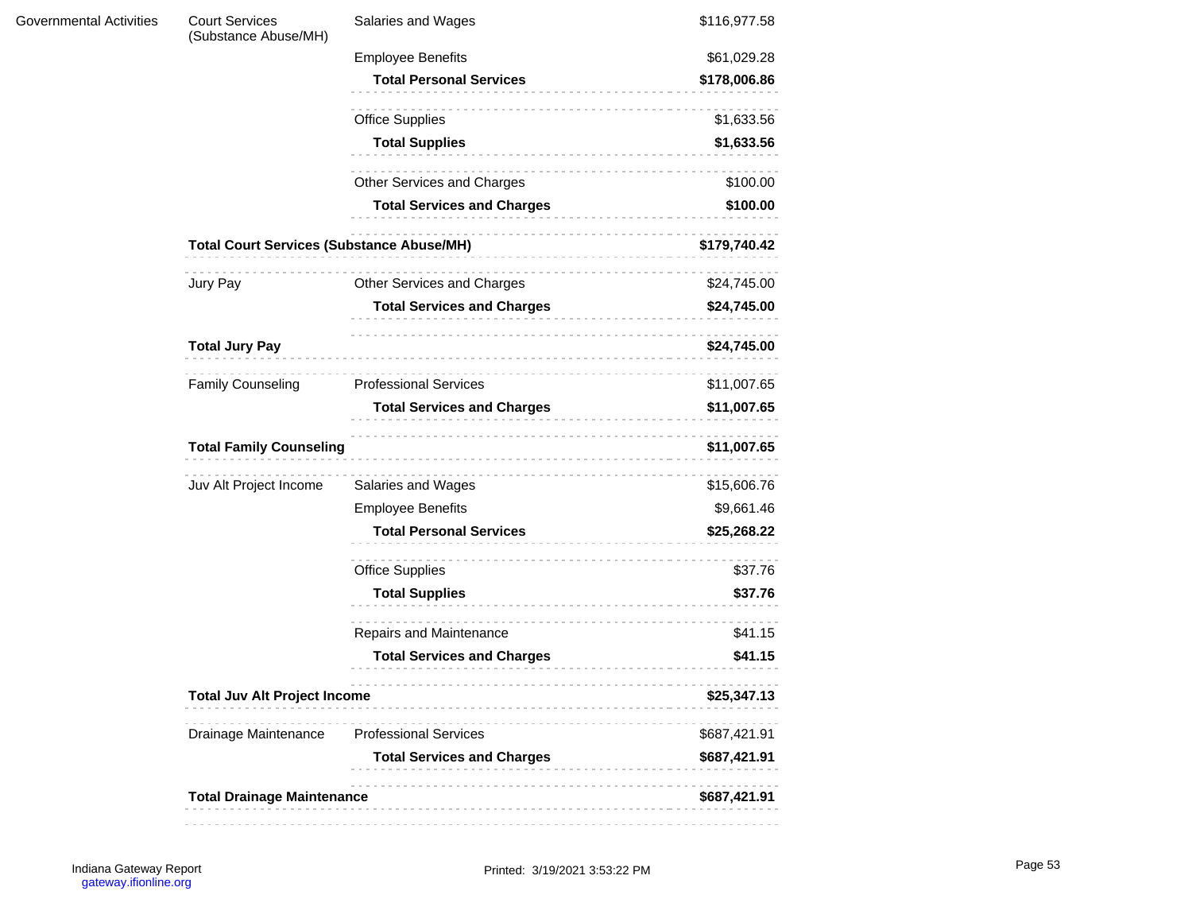| | | | |
|---|---|---|---|
| Governmental Activities | Court Services (Substance Abuse/MH) | Salaries and Wages | $116,977.58 |
| | | Employee Benefits | $61,029.28 |
| | | **Total Personal Services** | **$178,006.86** |
| | | Office Supplies | $1,633.56 |
| | | **Total Supplies** | **$1,633.56** |
| | | Other Services and Charges | $100.00 |
| | | **Total Services and Charges** | **$100.00** |
| | **Total Court Services (Substance Abuse/MH)** | | **$179,740.42** |
| | Jury Pay | Other Services and Charges | $24,745.00 |
| | | **Total Services and Charges** | **$24,745.00** |
| | **Total Jury Pay** | | **$24,745.00** |
| | Family Counseling | Professional Services | $11,007.65 |
| | | **Total Services and Charges** | **$11,007.65** |
| | **Total Family Counseling** | | **$11,007.65** |
| | Juv Alt Project Income | Salaries and Wages | $15,606.76 |
| | | Employee Benefits | $9,661.46 |
| | | **Total Personal Services** | **$25,268.22** |
| | | Office Supplies | $37.76 |
| | | **Total Supplies** | **$37.76** |
| | | Repairs and Maintenance | $41.15 |
| | | **Total Services and Charges** | **$41.15** |
| | **Total Juv Alt Project Income** | | **$25,347.13** |
| | Drainage Maintenance | Professional Services | $687,421.91 |
| | | **Total Services and Charges** | **$687,421.91** |
| | **Total Drainage Maintenance** | | **$687,421.91** |

Indiana Gateway Report
gateway.ifionline.org

Printed: 3/19/2021 3:53:22 PM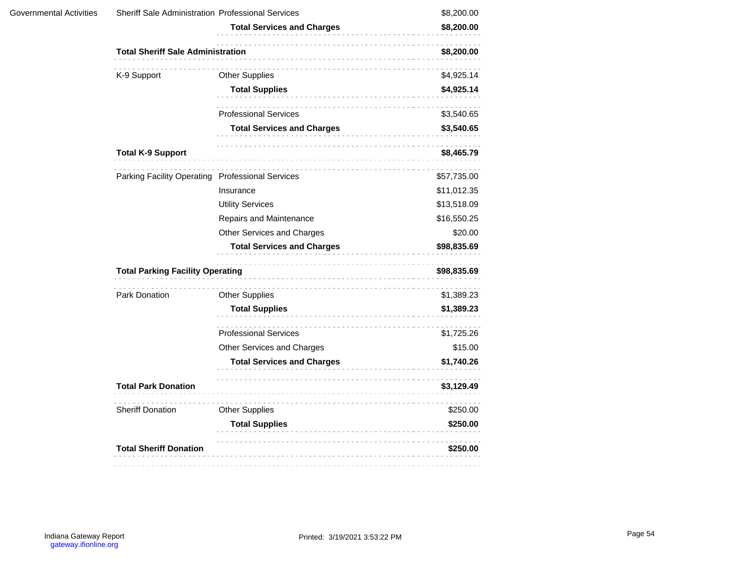| | | | |
|---|---|---|---|
| Governmental Activities | Sheriff Sale Administration | Professional Services | $8,200.00 |
| | | **Total Services and Charges** | **$8,200.00** |
| | **Total Sheriff Sale Administration** | | **$8,200.00** |
| | K-9 Support | Other Supplies | $4,925.14 |
| | | **Total Supplies** | **$4,925.14** |
| | | Professional Services | $3,540.65 |
| | | **Total Services and Charges** | **$3,540.65** |
| | **Total K-9 Support** | | **$8,465.79** |
| | Parking Facility Operating | Professional Services | $57,735.00 |
| | | Insurance | $11,012.35 |
| | | Utility Services | $13,518.09 |
| | | Repairs and Maintenance | $16,550.25 |
| | | Other Services and Charges | $20.00 |
| | | **Total Services and Charges** | **$98,835.69** |
| | **Total Parking Facility Operating** | | **$98,835.69** |
| | Park Donation | Other Supplies | $1,389.23 |
| | | **Total Supplies** | **$1,389.23** |
| | | Professional Services | $1,725.26 |
| | | Other Services and Charges | $15.00 |
| | | **Total Services and Charges** | **$1,740.26** |
| | **Total Park Donation** | | **$3,129.49** |
| | Sheriff Donation | Other Supplies | $250.00 |
| | | **Total Supplies** | **$250.00** |
| | **Total Sheriff Donation** | | **$250.00** |

Indiana Gateway Report
gateway.ifionline.org

Printed: 3/19/2021 3:53:22 PM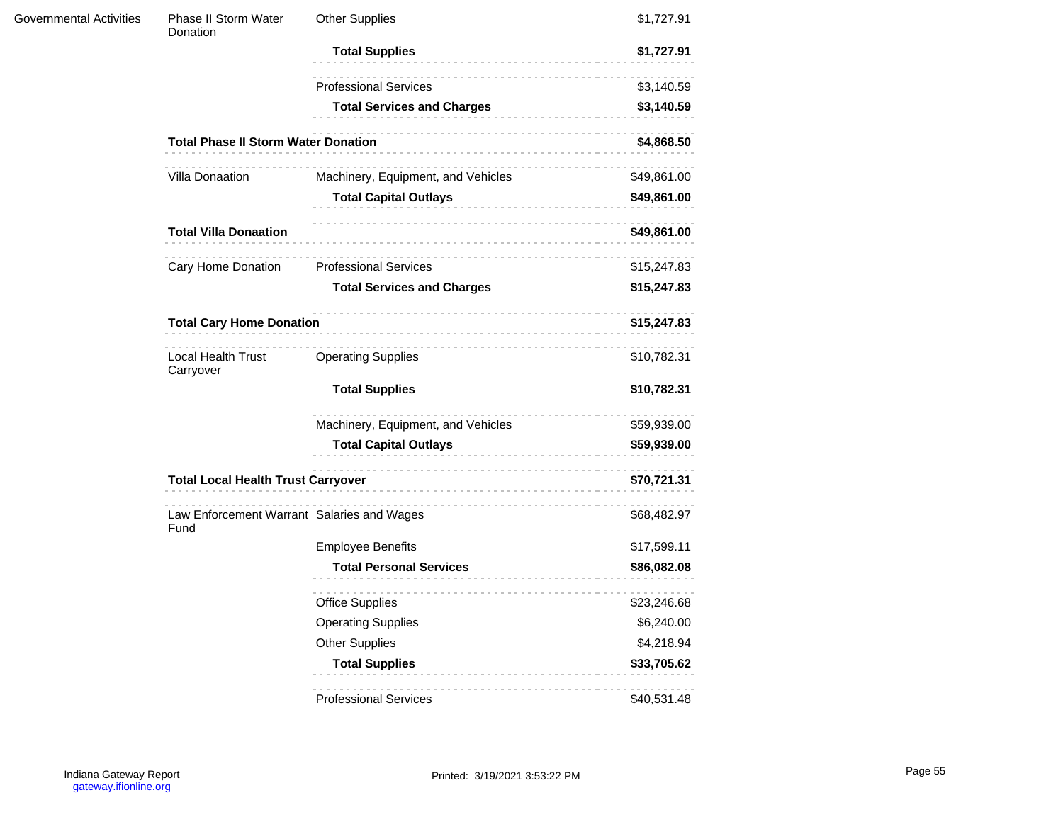| | | | |
|---|---|---|---|
| Governmental Activities | Phase II Storm Water Donation | Other Supplies | $1,727.91 |
| | | **Total Supplies** | **$1,727.91** |
| | | Professional Services | $3,140.59 |
| | | **Total Services and Charges** | **$3,140.59** |
| | **Total Phase II Storm Water Donation** | | **$4,868.50** |
| | Villa Donaation | Machinery, Equipment, and Vehicles | $49,861.00 |
| | | **Total Capital Outlays** | **$49,861.00** |
| | **Total Villa Donaation** | | **$49,861.00** |
| | Cary Home Donation | Professional Services | $15,247.83 |
| | | **Total Services and Charges** | **$15,247.83** |
| | **Total Cary Home Donation** | | **$15,247.83** |
| | Local Health Trust Carryover | Operating Supplies | $10,782.31 |
| | | **Total Supplies** | **$10,782.31** |
| | | Machinery, Equipment, and Vehicles | $59,939.00 |
| | | **Total Capital Outlays** | **$59,939.00** |
| | **Total Local Health Trust Carryover** | | **$70,721.31** |
| | Law Enforcement Warrant Fund | Salaries and Wages | $68,482.97 |
| | | Employee Benefits | $17,599.11 |
| | | **Total Personal Services** | **$86,082.08** |
| | | Office Supplies | $23,246.68 |
| | | Operating Supplies | $6,240.00 |
| | | Other Supplies | $4,218.94 |
| | | **Total Supplies** | **$33,705.62** |
| | | Professional Services | $40,531.48 |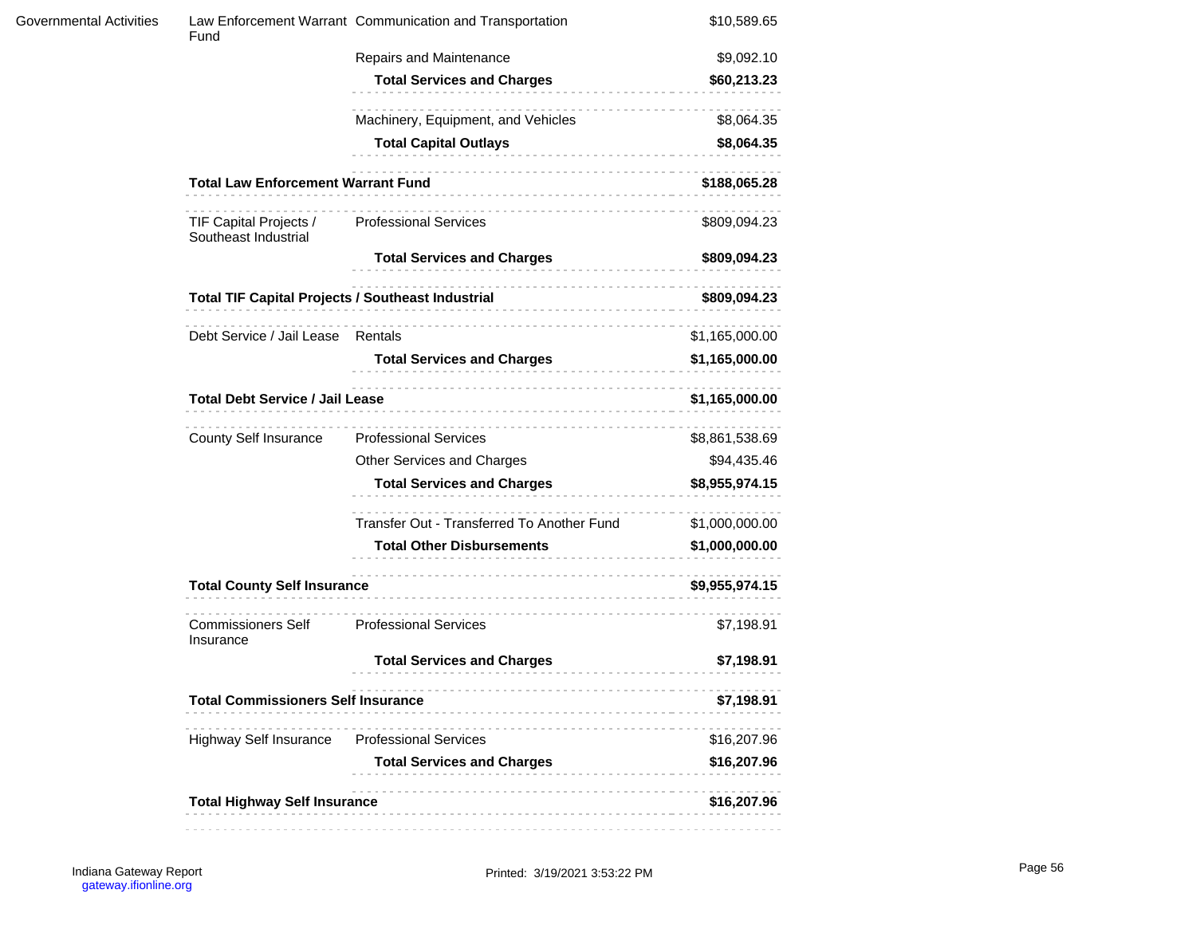| | | | |
|---|---|---|---|
| Governmental Activities | Law Enforcement Warrant Fund | Communication and Transportation | $10,589.65 |
| | | Repairs and Maintenance | $9,092.10 |
| | | **Total Services and Charges** | **$60,213.23** |
| | | Machinery, Equipment, and Vehicles | $8,064.35 |
| | | **Total Capital Outlays** | **$8,064.35** |
| | **Total Law Enforcement Warrant Fund** | | **$188,065.28** |
| | TIF Capital Projects / Southeast Industrial | Professional Services | $809,094.23 |
| | | **Total Services and Charges** | **$809,094.23** |
| | **Total TIF Capital Projects / Southeast Industrial** | | **$809,094.23** |
| | Debt Service / Jail Lease | Rentals | $1,165,000.00 |
| | | **Total Services and Charges** | **$1,165,000.00** |
| | **Total Debt Service / Jail Lease** | | **$1,165,000.00** |
| | County Self Insurance | Professional Services | $8,861,538.69 |
| | | Other Services and Charges | $94,435.46 |
| | | **Total Services and Charges** | **$8,955,974.15** |
| | | Transfer Out - Transferred To Another Fund | $1,000,000.00 |
| | | **Total Other Disbursements** | **$1,000,000.00** |
| | **Total County Self Insurance** | | **$9,955,974.15** |
| | Commissioners Self Insurance | Professional Services | $7,198.91 |
| | | **Total Services and Charges** | **$7,198.91** |
| | **Total Commissioners Self Insurance** | | **$7,198.91** |
| | Highway Self Insurance | Professional Services | $16,207.96 |
| | | **Total Services and Charges** | **$16,207.96** |
| | **Total Highway Self Insurance** | | **$16,207.96** |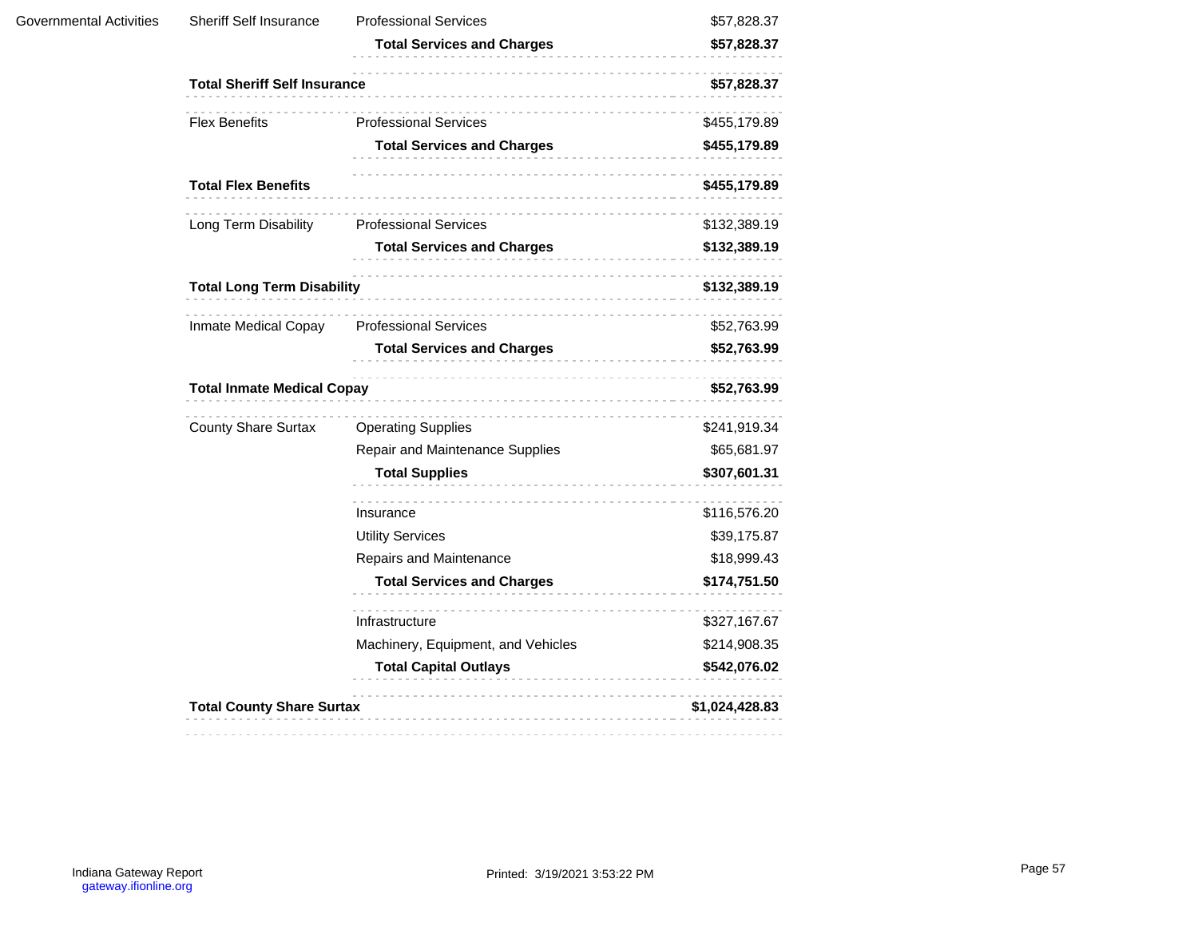| | | | |
|---|---|---|---|
| Governmental Activities | Sheriff Self Insurance | Professional Services | $57,828.37 |
| | | **Total Services and Charges** | **$57,828.37** |
| | **Total Sheriff Self Insurance** | | **$57,828.37** |
| | Flex Benefits | Professional Services | $455,179.89 |
| | | **Total Services and Charges** | **$455,179.89** |
| | **Total Flex Benefits** | | **$455,179.89** |
| | Long Term Disability | Professional Services | $132,389.19 |
| | | **Total Services and Charges** | **$132,389.19** |
| | **Total Long Term Disability** | | **$132,389.19** |
| | Inmate Medical Copay | Professional Services | $52,763.99 |
| | | **Total Services and Charges** | **$52,763.99** |
| | **Total Inmate Medical Copay** | | **$52,763.99** |
| | County Share Surtax | Operating Supplies | $241,919.34 |
| | | Repair and Maintenance Supplies | $65,681.97 |
| | | **Total Supplies** | **$307,601.31** |
| | | Insurance | $116,576.20 |
| | | Utility Services | $39,175.87 |
| | | Repairs and Maintenance | $18,999.43 |
| | | **Total Services and Charges** | **$174,751.50** |
| | | Infrastructure | $327,167.67 |
| | | Machinery, Equipment, and Vehicles | $214,908.35 |
| | | **Total Capital Outlays** | **$542,076.02** |
| | **Total County Share Surtax** | | **$1,024,428.83** |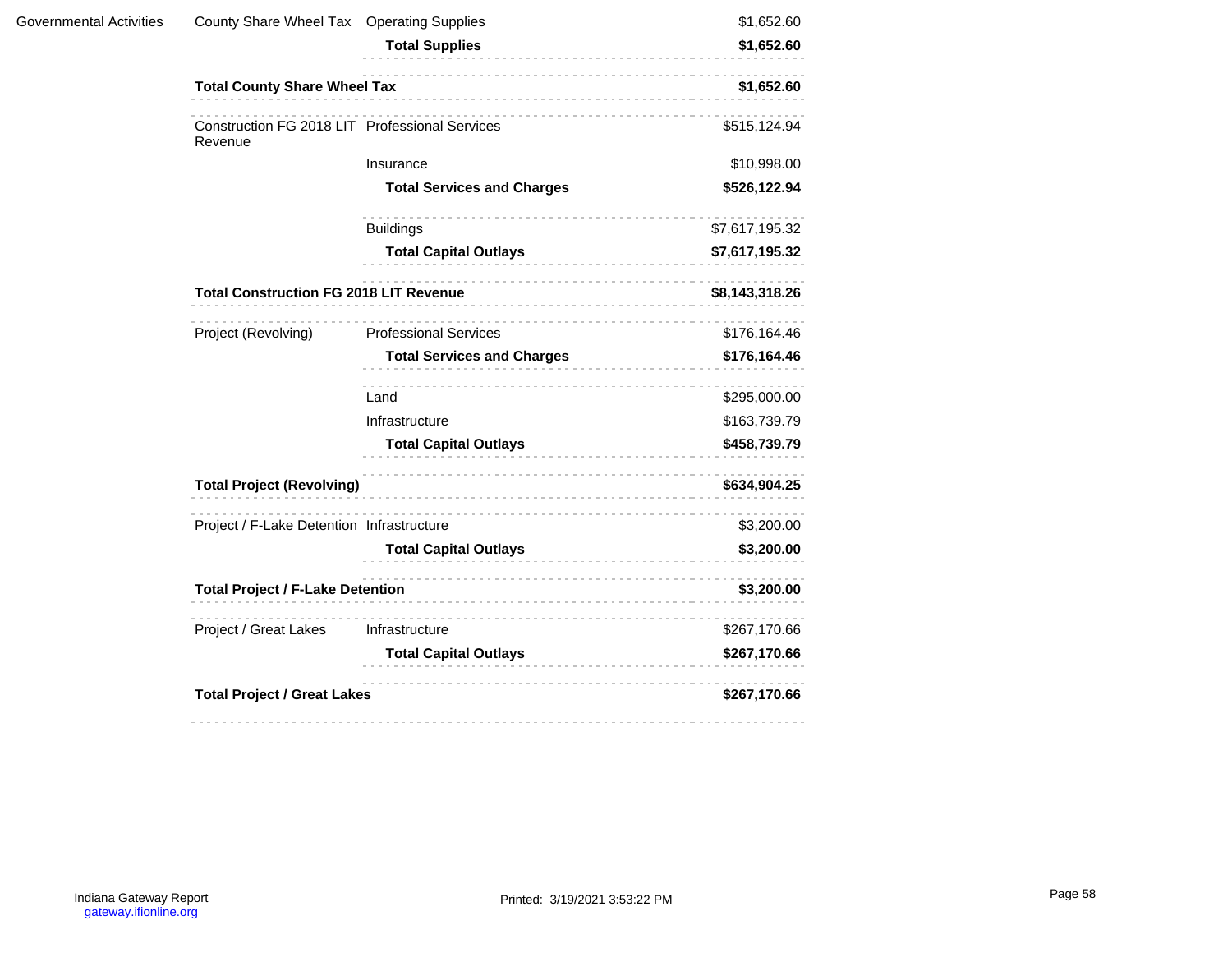| | | | |
|---|---|---|---|
| Governmental Activities | County Share Wheel Tax | Operating Supplies | $1,652.60 |
| | | **Total Supplies** | **$1,652.60** |
| | **Total County Share Wheel Tax** | | **$1,652.60** |
| | Construction FG 2018 LIT Revenue | Professional Services | $515,124.94 |
| | | Insurance | $10,998.00 |
| | | **Total Services and Charges** | **$526,122.94** |
| | | Buildings | $7,617,195.32 |
| | | **Total Capital Outlays** | **$7,617,195.32** |
| | **Total Construction FG 2018 LIT Revenue** | | **$8,143,318.26** |
| | Project (Revolving) | Professional Services | $176,164.46 |
| | | **Total Services and Charges** | **$176,164.46** |
| | | Land | $295,000.00 |
| | | Infrastructure | $163,739.79 |
| | | **Total Capital Outlays** | **$458,739.79** |
| | **Total Project (Revolving)** | | **$634,904.25** |
| | Project / F-Lake Detention | Infrastructure | $3,200.00 |
| | | **Total Capital Outlays** | **$3,200.00** |
| | **Total Project / F-Lake Detention** | | **$3,200.00** |
| | Project / Great Lakes | Infrastructure | $267,170.66 |
| | | **Total Capital Outlays** | **$267,170.66** |
| | **Total Project / Great Lakes** | | **$267,170.66** |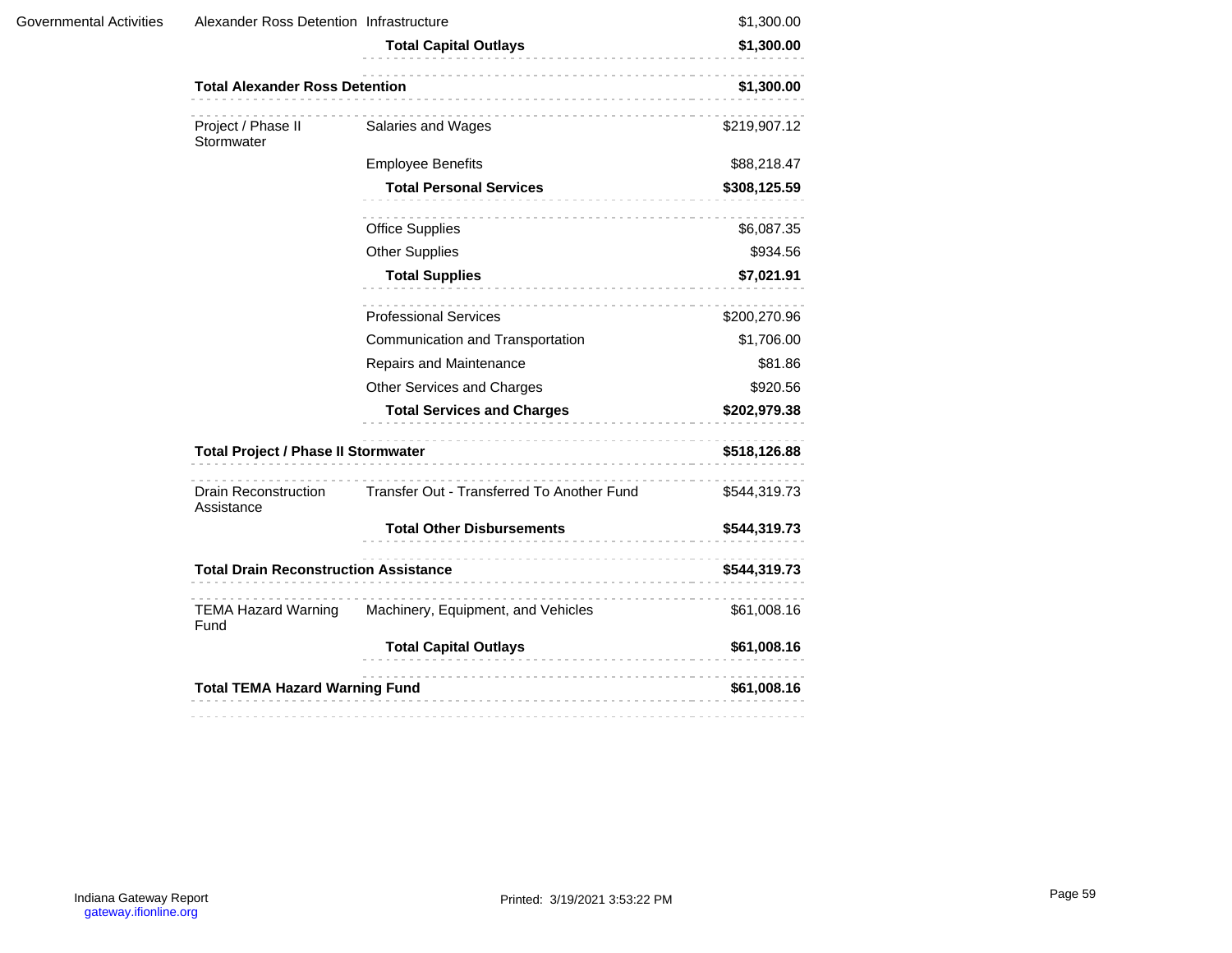| | | | |
|---|---|---|---|
| Governmental Activities | Alexander Ross Detention | Infrastructure | $1,300.00 |
| | | **Total Capital Outlays** | **$1,300.00** |
| | **Total Alexander Ross Detention** | | **$1,300.00** |
| | Project / Phase II Stormwater | Salaries and Wages | $219,907.12 |
| | | Employee Benefits | $88,218.47 |
| | | **Total Personal Services** | **$308,125.59** |
| | | Office Supplies | $6,087.35 |
| | | Other Supplies | $934.56 |
| | | **Total Supplies** | **$7,021.91** |
| | | Professional Services | $200,270.96 |
| | | Communication and Transportation | $1,706.00 |
| | | Repairs and Maintenance | $81.86 |
| | | Other Services and Charges | $920.56 |
| | | **Total Services and Charges** | **$202,979.38** |
| | **Total Project / Phase II Stormwater** | | **$518,126.88** |
| | Drain Reconstruction Assistance | Transfer Out - Transferred To Another Fund | $544,319.73 |
| | | **Total Other Disbursements** | **$544,319.73** |
| | **Total Drain Reconstruction Assistance** | | **$544,319.73** |
| | TEMA Hazard Warning Fund | Machinery, Equipment, and Vehicles | $61,008.16 |
| | | **Total Capital Outlays** | **$61,008.16** |
| | **Total TEMA Hazard Warning Fund** | | **$61,008.16** |

Indiana Gateway Report
gateway.ifionline.org

Printed: 3/19/2021 3:53:22 PM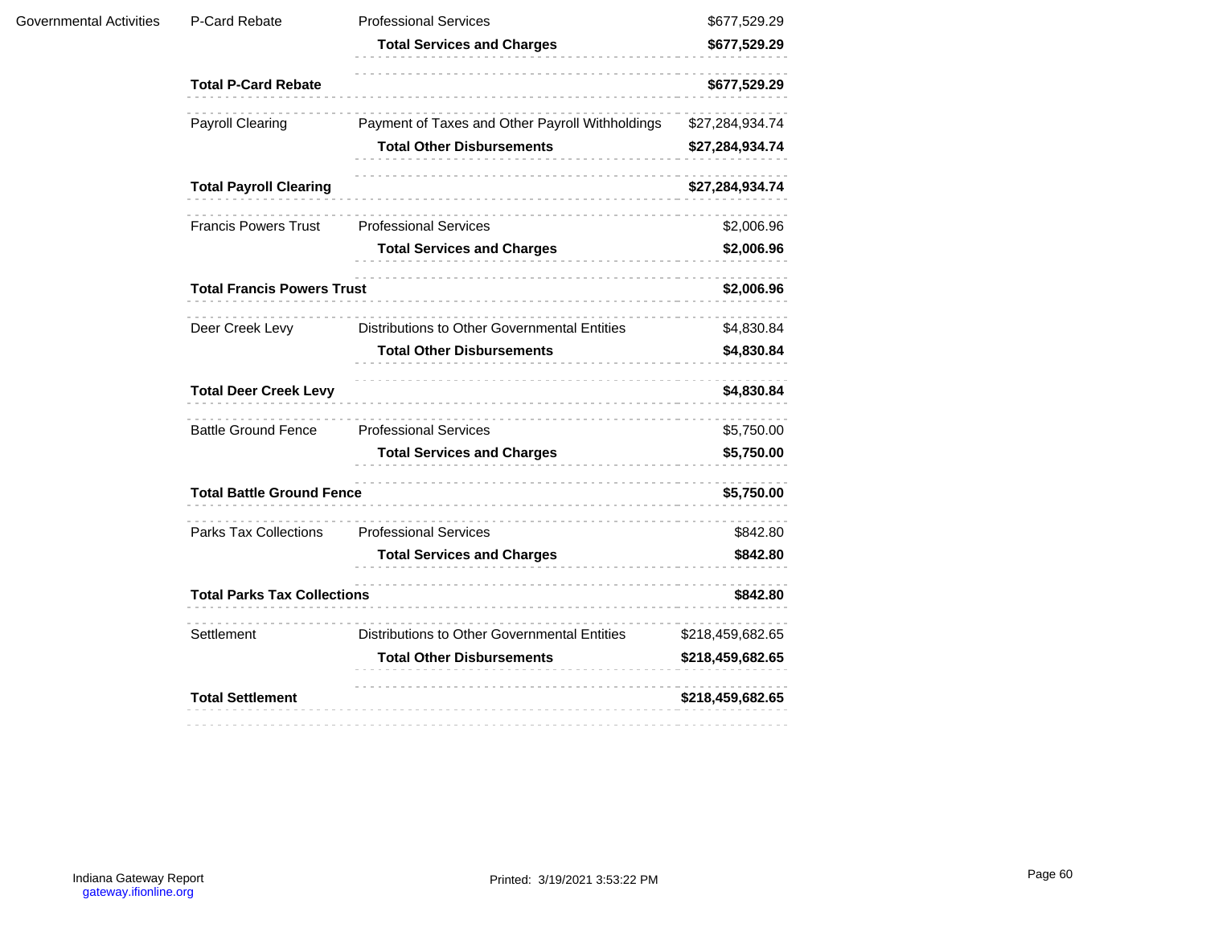| | | | |
|---|---|---|---|
| Governmental Activities | P-Card Rebate | Professional Services | $677,529.29 |
| | | **Total Services and Charges** | **$677,529.29** |
| | **Total P-Card Rebate** | | **$677,529.29** |
| | Payroll Clearing | Payment of Taxes and Other Payroll Withholdings | $27,284,934.74 |
| | | **Total Other Disbursements** | **$27,284,934.74** |
| | **Total Payroll Clearing** | | **$27,284,934.74** |
| | Francis Powers Trust | Professional Services | $2,006.96 |
| | | **Total Services and Charges** | **$2,006.96** |
| | **Total Francis Powers Trust** | | **$2,006.96** |
| | Deer Creek Levy | Distributions to Other Governmental Entities | $4,830.84 |
| | | **Total Other Disbursements** | **$4,830.84** |
| | **Total Deer Creek Levy** | | **$4,830.84** |
| | Battle Ground Fence | Professional Services | $5,750.00 |
| | | **Total Services and Charges** | **$5,750.00** |
| | **Total Battle Ground Fence** | | **$5,750.00** |
| | Parks Tax Collections | Professional Services | $842.80 |
| | | **Total Services and Charges** | **$842.80** |
| | **Total Parks Tax Collections** | | **$842.80** |
| | Settlement | Distributions to Other Governmental Entities | $218,459,682.65 |
| | | **Total Other Disbursements** | **$218,459,682.65** |
| | **Total Settlement** | | **$218,459,682.65** |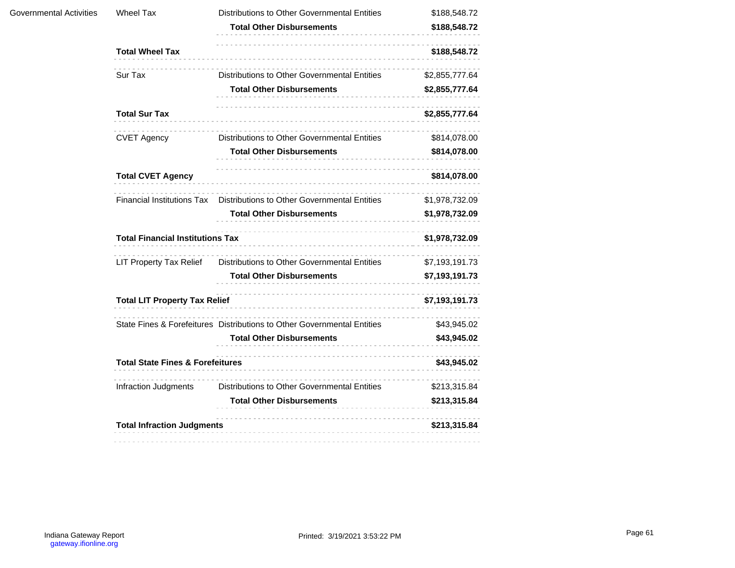| | | | |
|---|---|---|---|
| Governmental Activities | Wheel Tax | Distributions to Other Governmental Entities | $188,548.72 |
| | | **Total Other Disbursements** | **$188,548.72** |
| | **Total Wheel Tax** | | **$188,548.72** |
| | Sur Tax | Distributions to Other Governmental Entities | $2,855,777.64 |
| | | **Total Other Disbursements** | **$2,855,777.64** |
| | **Total Sur Tax** | | **$2,855,777.64** |
| | CVET Agency | Distributions to Other Governmental Entities | $814,078.00 |
| | | **Total Other Disbursements** | **$814,078.00** |
| | **Total CVET Agency** | | **$814,078.00** |
| | Financial Institutions Tax | Distributions to Other Governmental Entities | $1,978,732.09 |
| | | **Total Other Disbursements** | **$1,978,732.09** |
| | **Total Financial Institutions Tax** | | **$1,978,732.09** |
| | LIT Property Tax Relief | Distributions to Other Governmental Entities | $7,193,191.73 |
| | | **Total Other Disbursements** | **$7,193,191.73** |
| | **Total LIT Property Tax Relief** | | **$7,193,191.73** |
| | State Fines & Forefeitures | Distributions to Other Governmental Entities | $43,945.02 |
| | | **Total Other Disbursements** | **$43,945.02** |
| | **Total State Fines & Forefeitures** | | **$43,945.02** |
| | Infraction Judgments | Distributions to Other Governmental Entities | $213,315.84 |
| | | **Total Other Disbursements** | **$213,315.84** |
| | **Total Infraction Judgments** | | **$213,315.84** |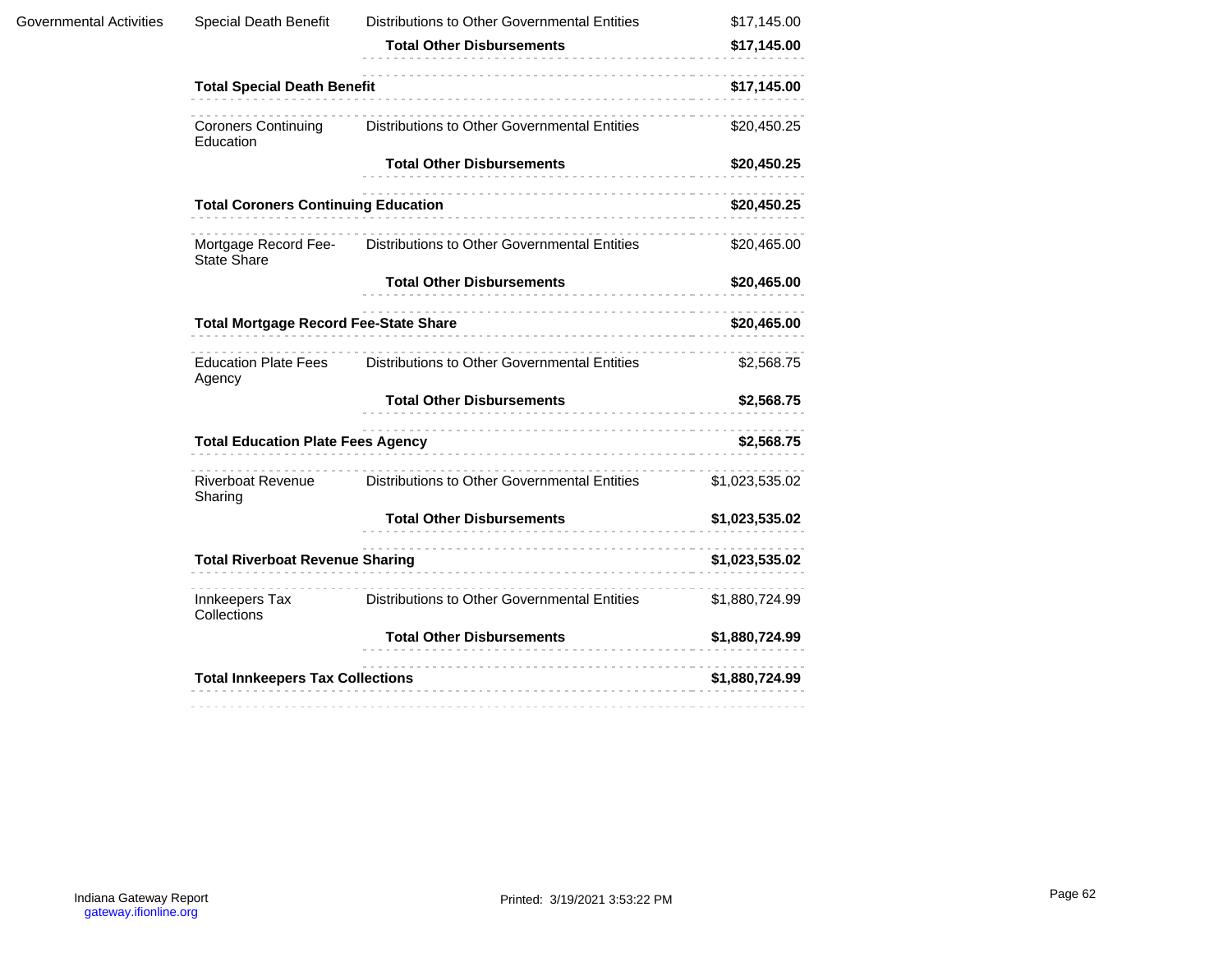| | | | |
|---|---|---|---|
| Governmental Activities | Special Death Benefit | Distributions to Other Governmental Entities | $17,145.00 |
| | | **Total Other Disbursements** | **$17,145.00** |
| | **Total Special Death Benefit** | | **$17,145.00** |
| | Coroners Continuing Education | Distributions to Other Governmental Entities | $20,450.25 |
| | | **Total Other Disbursements** | **$20,450.25** |
| | **Total Coroners Continuing Education** | | **$20,450.25** |
| | Mortgage Record Fee-State Share | Distributions to Other Governmental Entities | $20,465.00 |
| | | **Total Other Disbursements** | **$20,465.00** |
| | **Total Mortgage Record Fee-State Share** | | **$20,465.00** |
| | Education Plate Fees Agency | Distributions to Other Governmental Entities | $2,568.75 |
| | | **Total Other Disbursements** | **$2,568.75** |
| | **Total Education Plate Fees Agency** | | **$2,568.75** |
| | Riverboat Revenue Sharing | Distributions to Other Governmental Entities | $1,023,535.02 |
| | | **Total Other Disbursements** | **$1,023,535.02** |
| | **Total Riverboat Revenue Sharing** | | **$1,023,535.02** |
| | Innkeepers Tax Collections | Distributions to Other Governmental Entities | $1,880,724.99 |
| | | **Total Other Disbursements** | **$1,880,724.99** |
| | **Total Innkeepers Tax Collections** | | **$1,880,724.99** |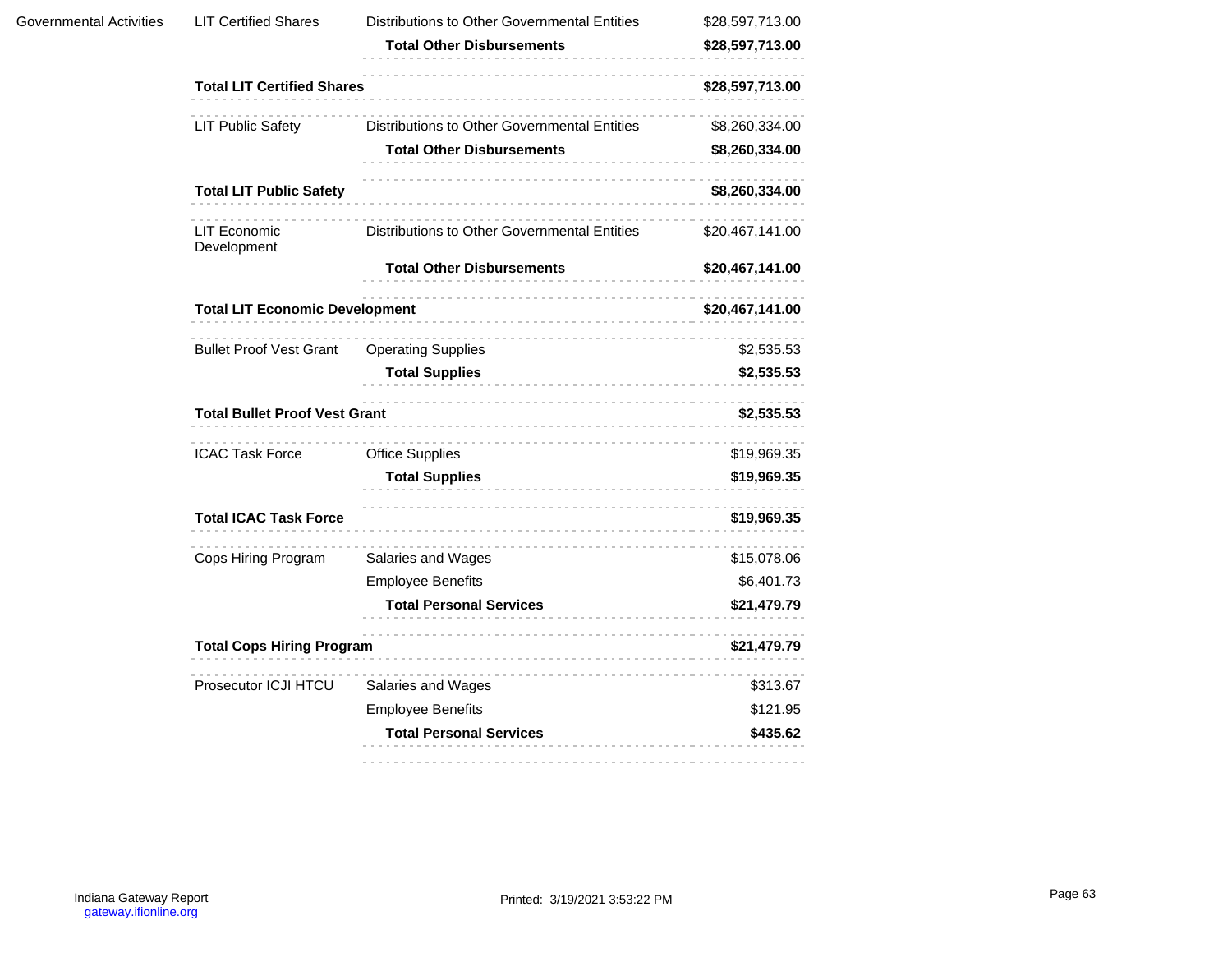| | | | |
|---|---|---|---|
| Governmental Activities | LIT Certified Shares | Distributions to Other Governmental Entities | $28,597,713.00 |
| | | **Total Other Disbursements** | **$28,597,713.00** |
| | **Total LIT Certified Shares** | | **$28,597,713.00** |
| | LIT Public Safety | Distributions to Other Governmental Entities | $8,260,334.00 |
| | | **Total Other Disbursements** | **$8,260,334.00** |
| | **Total LIT Public Safety** | | **$8,260,334.00** |
| | LIT Economic Development | Distributions to Other Governmental Entities | $20,467,141.00 |
| | | **Total Other Disbursements** | **$20,467,141.00** |
| | **Total LIT Economic Development** | | **$20,467,141.00** |
| | Bullet Proof Vest Grant | Operating Supplies | $2,535.53 |
| | | **Total Supplies** | **$2,535.53** |
| | **Total Bullet Proof Vest Grant** | | **$2,535.53** |
| | ICAC Task Force | Office Supplies | $19,969.35 |
| | | **Total Supplies** | **$19,969.35** |
| | **Total ICAC Task Force** | | **$19,969.35** |
| | Cops Hiring Program | Salaries and Wages | $15,078.06 |
| | | Employee Benefits | $6,401.73 |
| | | **Total Personal Services** | **$21,479.79** |
| | **Total Cops Hiring Program** | | **$21,479.79** |
| | Prosecutor ICJI HTCU | Salaries and Wages | $313.67 |
| | | Employee Benefits | $121.95 |
| | | **Total Personal Services** | **$435.62** |

Indiana Gateway Report
gateway.ifionline.org

Printed: 3/19/2021 3:53:22 PM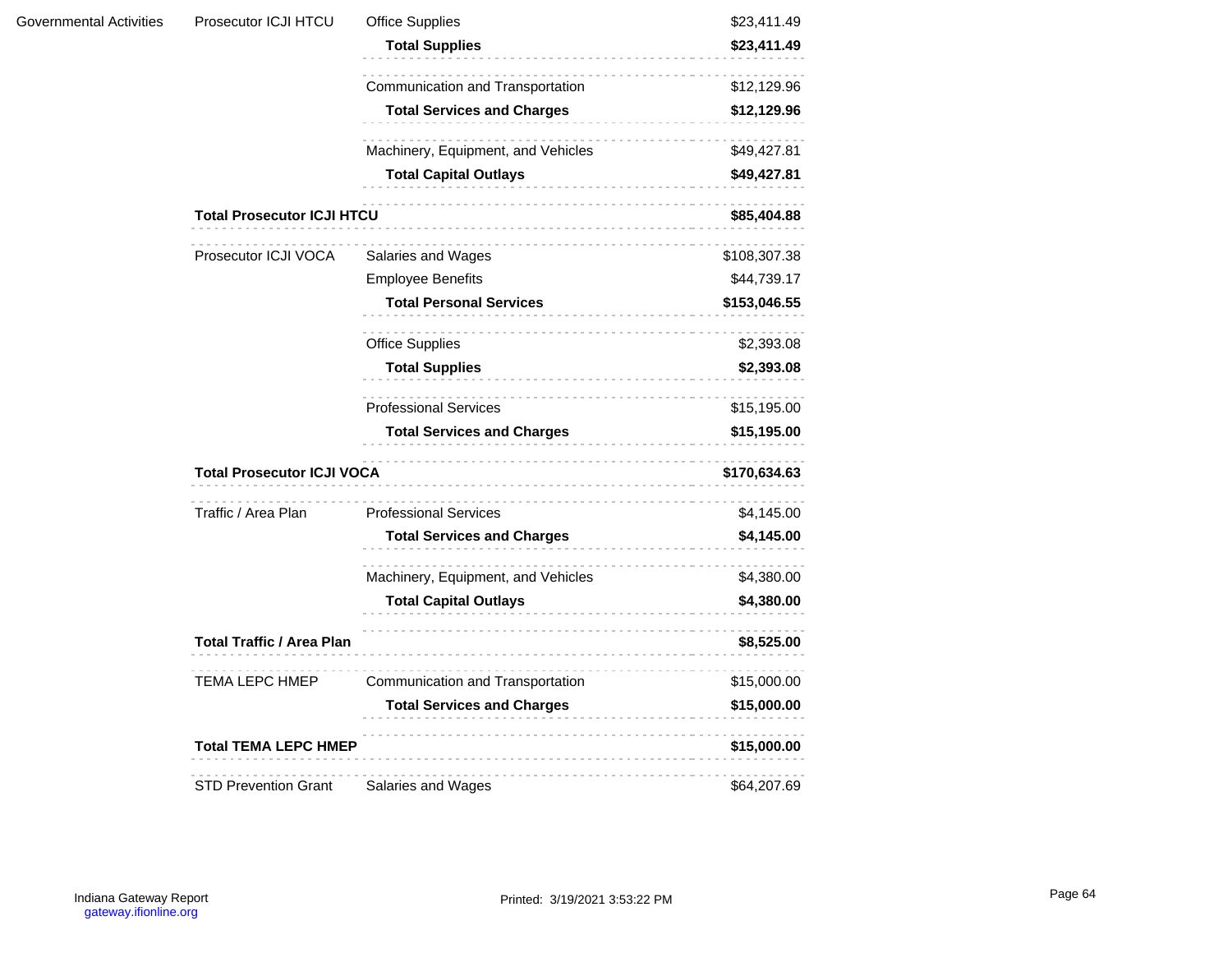| | | | |
|---|---|---|---|
| Governmental Activities | Prosecutor ICJI HTCU | Office Supplies | $23,411.49 |
| | | **Total Supplies** | **$23,411.49** |
| | | Communication and Transportation | $12,129.96 |
| | | **Total Services and Charges** | **$12,129.96** |
| | | Machinery, Equipment, and Vehicles | $49,427.81 |
| | | **Total Capital Outlays** | **$49,427.81** |
| | **Total Prosecutor ICJI HTCU** | | **$85,404.88** |
| | Prosecutor ICJI VOCA | Salaries and Wages | $108,307.38 |
| | | Employee Benefits | $44,739.17 |
| | | **Total Personal Services** | **$153,046.55** |
| | | Office Supplies | $2,393.08 |
| | | **Total Supplies** | **$2,393.08** |
| | | Professional Services | $15,195.00 |
| | | **Total Services and Charges** | **$15,195.00** |
| | **Total Prosecutor ICJI VOCA** | | **$170,634.63** |
| | Traffic / Area Plan | Professional Services | $4,145.00 |
| | | **Total Services and Charges** | **$4,145.00** |
| | | Machinery, Equipment, and Vehicles | $4,380.00 |
| | | **Total Capital Outlays** | **$4,380.00** |
| | **Total Traffic / Area Plan** | | **$8,525.00** |
| | TEMA LEPC HMEP | Communication and Transportation | $15,000.00 |
| | | **Total Services and Charges** | **$15,000.00** |
| | **Total TEMA LEPC HMEP** | | **$15,000.00** |
| | STD Prevention Grant | Salaries and Wages | $64,207.69 |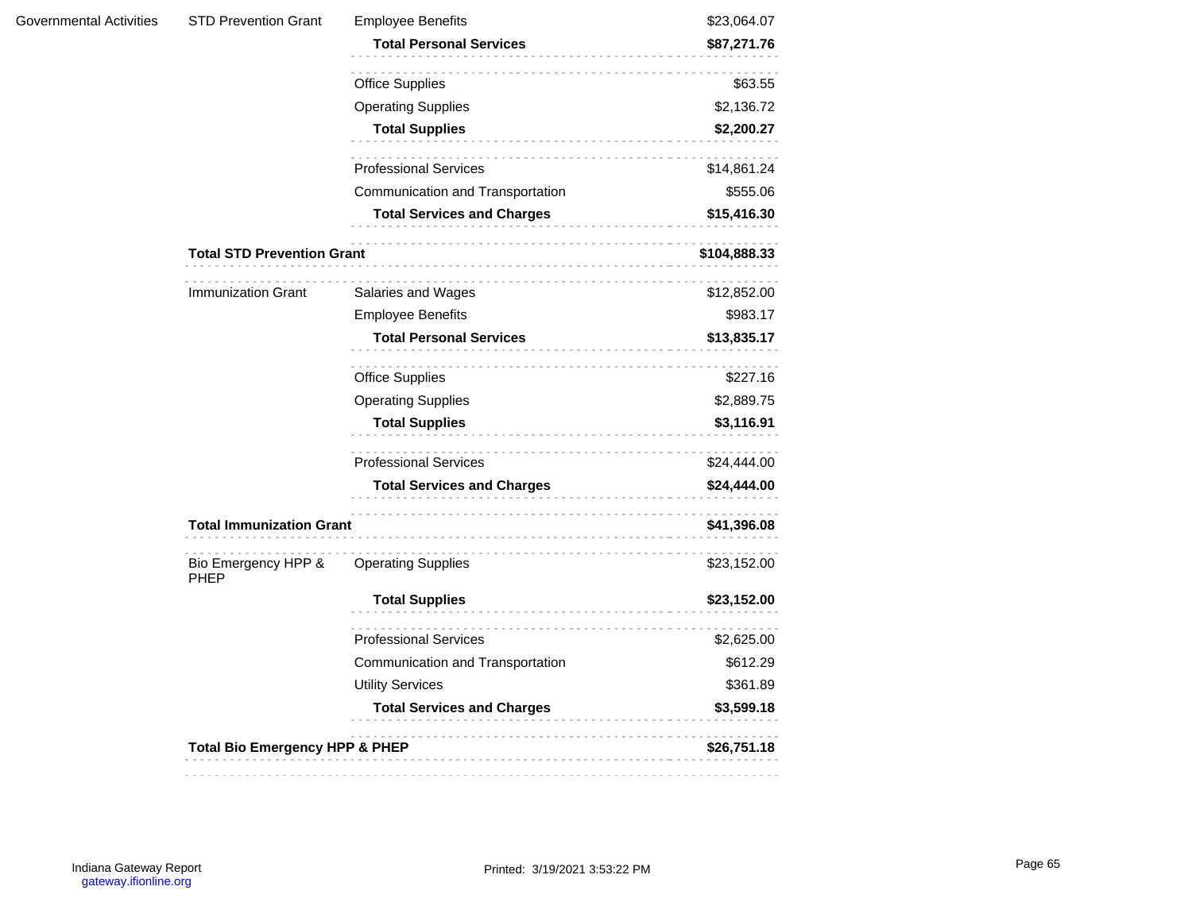| | | | |
|---|---|---|---|
| Governmental Activities | STD Prevention Grant | Employee Benefits | $23,064.07 |
| | | **Total Personal Services** | **$87,271.76** |
| | | Office Supplies | $63.55 |
| | | Operating Supplies | $2,136.72 |
| | | **Total Supplies** | **$2,200.27** |
| | | Professional Services | $14,861.24 |
| | | Communication and Transportation | $555.06 |
| | | **Total Services and Charges** | **$15,416.30** |
| | **Total STD Prevention Grant** | | **$104,888.33** |
| | Immunization Grant | Salaries and Wages | $12,852.00 |
| | | Employee Benefits | $983.17 |
| | | **Total Personal Services** | **$13,835.17** |
| | | Office Supplies | $227.16 |
| | | Operating Supplies | $2,889.75 |
| | | **Total Supplies** | **$3,116.91** |
| | | Professional Services | $24,444.00 |
| | | **Total Services and Charges** | **$24,444.00** |
| | **Total Immunization Grant** | | **$41,396.08** |
| | Bio Emergency HPP & PHEP | Operating Supplies | $23,152.00 |
| | | **Total Supplies** | **$23,152.00** |
| | | Professional Services | $2,625.00 |
| | | Communication and Transportation | $612.29 |
| | | Utility Services | $361.89 |
| | | **Total Services and Charges** | **$3,599.18** |
| | **Total Bio Emergency HPP & PHEP** | | **$26,751.18** |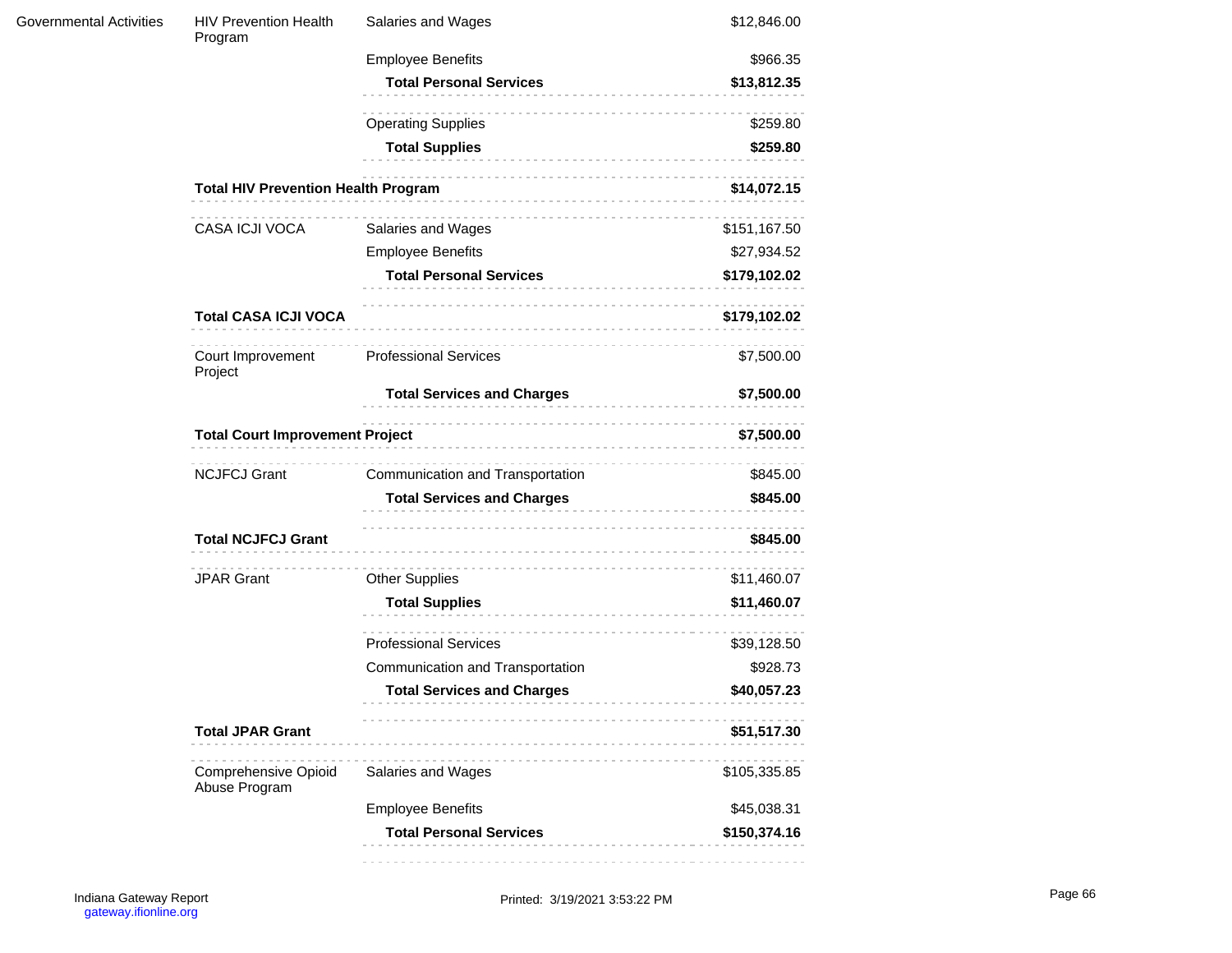| | | | |
|---|---|---|---|
| Governmental Activities | HIV Prevention Health Program | Salaries and Wages | $12,846.00 |
| | | Employee Benefits | $966.35 |
| | | **Total Personal Services** | **$13,812.35** |
| | | Operating Supplies | $259.80 |
| | | **Total Supplies** | **$259.80** |
| | **Total HIV Prevention Health Program** | | **$14,072.15** |
| | CASA ICJI VOCA | Salaries and Wages | $151,167.50 |
| | | Employee Benefits | $27,934.52 |
| | | **Total Personal Services** | **$179,102.02** |
| | **Total CASA ICJI VOCA** | | **$179,102.02** |
| | Court Improvement Project | Professional Services | $7,500.00 |
| | | **Total Services and Charges** | **$7,500.00** |
| | **Total Court Improvement Project** | | **$7,500.00** |
| | NCJFCJ Grant | Communication and Transportation | $845.00 |
| | | **Total Services and Charges** | **$845.00** |
| | **Total NCJFCJ Grant** | | **$845.00** |
| | JPAR Grant | Other Supplies | $11,460.07 |
| | | **Total Supplies** | **$11,460.07** |
| | | Professional Services | $39,128.50 |
| | | Communication and Transportation | $928.73 |
| | | **Total Services and Charges** | **$40,057.23** |
| | **Total JPAR Grant** | | **$51,517.30** |
| | Comprehensive Opioid Abuse Program | Salaries and Wages | $105,335.85 |
| | | Employee Benefits | $45,038.31 |
| | | **Total Personal Services** | **$150,374.16** |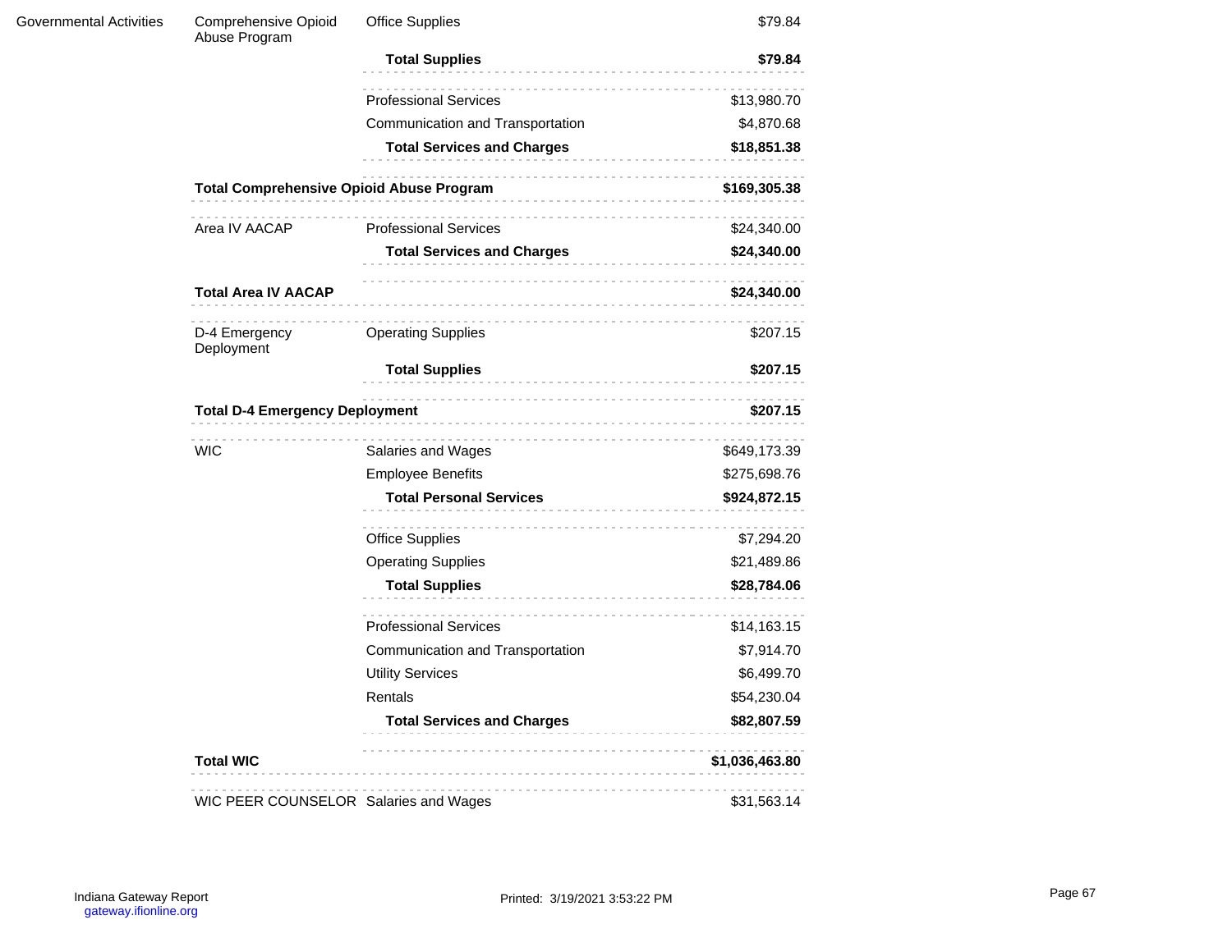| | | | |
|---|---|---|---|
| Governmental Activities | Comprehensive Opioid Abuse Program | Office Supplies | $79.84 |
| | | **Total Supplies** | **$79.84** |
| | | Professional Services | $13,980.70 |
| | | Communication and Transportation | $4,870.68 |
| | | **Total Services and Charges** | **$18,851.38** |
| | **Total Comprehensive Opioid Abuse Program** | | **$169,305.38** |
| | Area IV AACAP | Professional Services | $24,340.00 |
| | | **Total Services and Charges** | **$24,340.00** |
| | **Total Area IV AACAP** | | **$24,340.00** |
| | D-4 Emergency Deployment | Operating Supplies | $207.15 |
| | | **Total Supplies** | **$207.15** |
| | **Total D-4 Emergency Deployment** | | **$207.15** |
| | WIC | Salaries and Wages | $649,173.39 |
| | | Employee Benefits | $275,698.76 |
| | | **Total Personal Services** | **$924,872.15** |
| | | Office Supplies | $7,294.20 |
| | | Operating Supplies | $21,489.86 |
| | | **Total Supplies** | **$28,784.06** |
| | | Professional Services | $14,163.15 |
| | | Communication and Transportation | $7,914.70 |
| | | Utility Services | $6,499.70 |
| | | Rentals | $54,230.04 |
| | | **Total Services and Charges** | **$82,807.59** |
| | **Total WIC** | | **$1,036,463.80** |
| | WIC PEER COUNSELOR | Salaries and Wages | $31,563.14 |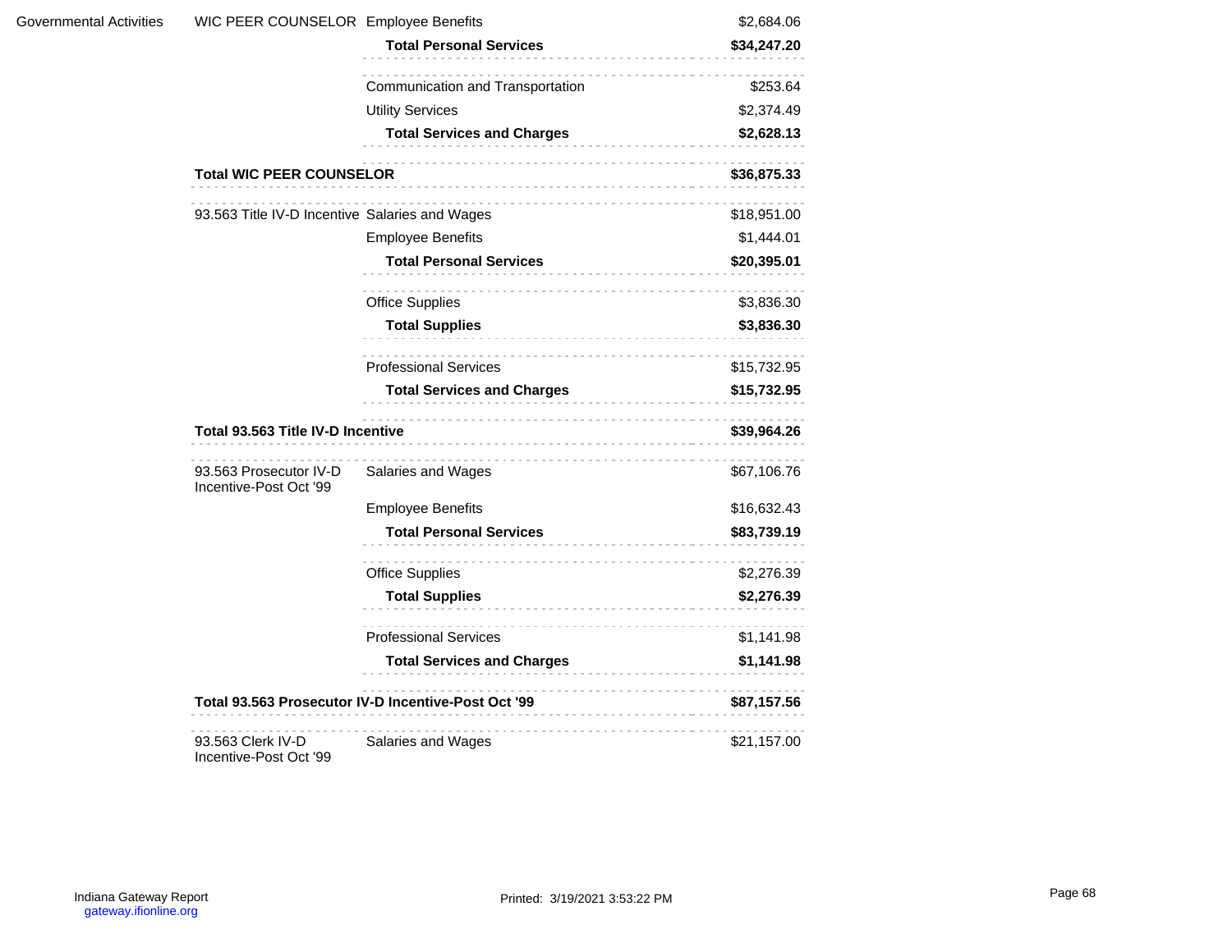| | | | |
|---|---|---|---|
| Governmental Activities | WIC PEER COUNSELOR | Employee Benefits | $2,684.06 |
| | | **Total Personal Services** | **$34,247.20** |
| | | Communication and Transportation | $253.64 |
| | | Utility Services | $2,374.49 |
| | | **Total Services and Charges** | **$2,628.13** |
| | **Total WIC PEER COUNSELOR** | | **$36,875.33** |
| | 93.563 Title IV-D Incentive | Salaries and Wages | $18,951.00 |
| | | Employee Benefits | $1,444.01 |
| | | **Total Personal Services** | **$20,395.01** |
| | | Office Supplies | $3,836.30 |
| | | **Total Supplies** | **$3,836.30** |
| | | Professional Services | $15,732.95 |
| | | **Total Services and Charges** | **$15,732.95** |
| | **Total 93.563 Title IV-D Incentive** | | **$39,964.26** |
| | 93.563 Prosecutor IV-D Incentive-Post Oct '99 | Salaries and Wages | $67,106.76 |
| | | Employee Benefits | $16,632.43 |
| | | **Total Personal Services** | **$83,739.19** |
| | | Office Supplies | $2,276.39 |
| | | **Total Supplies** | **$2,276.39** |
| | | Professional Services | $1,141.98 |
| | | **Total Services and Charges** | **$1,141.98** |
| | **Total 93.563 Prosecutor IV-D Incentive-Post Oct '99** | | **$87,157.56** |
| | 93.563 Clerk IV-D Incentive-Post Oct '99 | Salaries and Wages | $21,157.00 |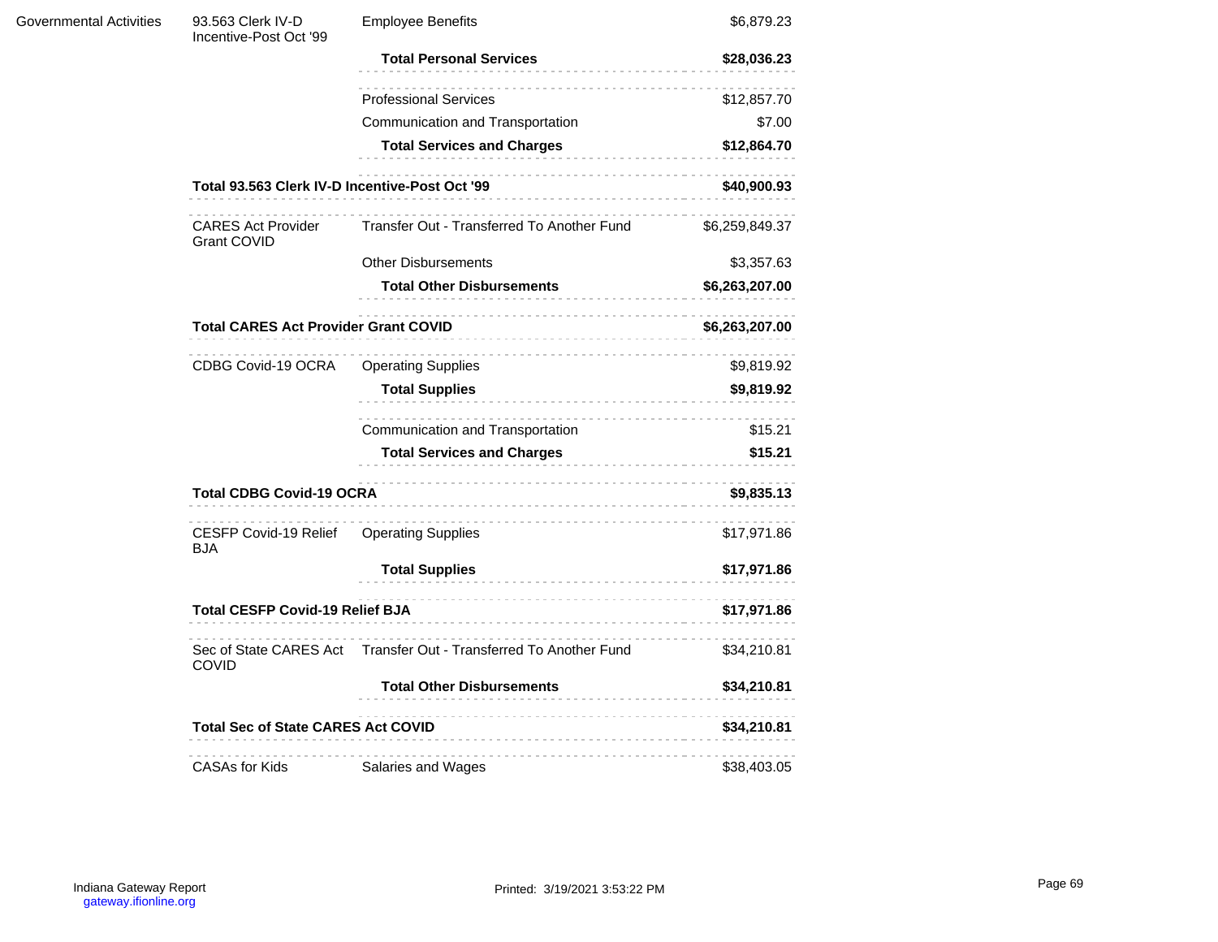| | | | |
|---|---|---|---|
| Governmental Activities | 93.563 Clerk IV-D Incentive-Post Oct '99 | Employee Benefits | $6,879.23 |
| | | **Total Personal Services** | **$28,036.23** |
| | | Professional Services | $12,857.70 |
| | | Communication and Transportation | $7.00 |
| | | **Total Services and Charges** | **$12,864.70** |
| | **Total 93.563 Clerk IV-D Incentive-Post Oct '99** | | **$40,900.93** |
| | CARES Act Provider Grant COVID | Transfer Out - Transferred To Another Fund | $6,259,849.37 |
| | | Other Disbursements | $3,357.63 |
| | | **Total Other Disbursements** | **$6,263,207.00** |
| | **Total CARES Act Provider Grant COVID** | | **$6,263,207.00** |
| | CDBG Covid-19 OCRA | Operating Supplies | $9,819.92 |
| | | **Total Supplies** | **$9,819.92** |
| | | Communication and Transportation | $15.21 |
| | | **Total Services and Charges** | **$15.21** |
| | **Total CDBG Covid-19 OCRA** | | **$9,835.13** |
| | CESFP Covid-19 Relief BJA | Operating Supplies | $17,971.86 |
| | | **Total Supplies** | **$17,971.86** |
| | **Total CESFP Covid-19 Relief BJA** | | **$17,971.86** |
| | Sec of State CARES Act COVID | Transfer Out - Transferred To Another Fund | $34,210.81 |
| | | **Total Other Disbursements** | **$34,210.81** |
| | **Total Sec of State CARES Act COVID** | | **$34,210.81** |
| | CASAs for Kids | Salaries and Wages | $38,403.05 |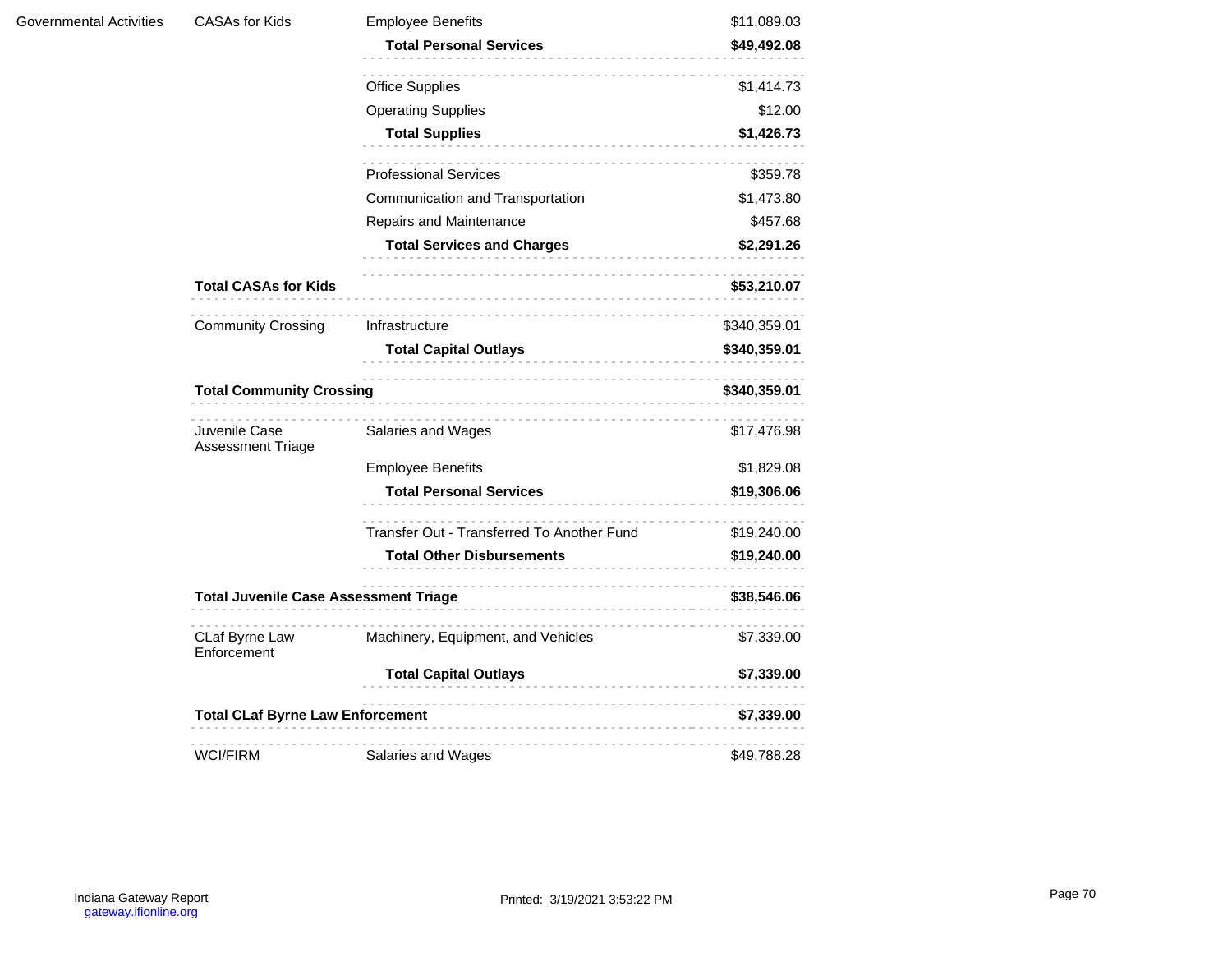| | | | |
|---|---|---|---|
| Governmental Activities | CASAs for Kids | Employee Benefits | $11,089.03 |
| | | **Total Personal Services** | **$49,492.08** |
| | | Office Supplies | $1,414.73 |
| | | Operating Supplies | $12.00 |
| | | **Total Supplies** | **$1,426.73** |
| | | Professional Services | $359.78 |
| | | Communication and Transportation | $1,473.80 |
| | | Repairs and Maintenance | $457.68 |
| | | **Total Services and Charges** | **$2,291.26** |
| | **Total CASAs for Kids** | | **$53,210.07** |
| | Community Crossing | Infrastructure | $340,359.01 |
| | | **Total Capital Outlays** | **$340,359.01** |
| | **Total Community Crossing** | | **$340,359.01** |
| | Juvenile Case Assessment Triage | Salaries and Wages | $17,476.98 |
| | | Employee Benefits | $1,829.08 |
| | | **Total Personal Services** | **$19,306.06** |
| | | Transfer Out - Transferred To Another Fund | $19,240.00 |
| | | **Total Other Disbursements** | **$19,240.00** |
| | **Total Juvenile Case Assessment Triage** | | **$38,546.06** |
| | CLaf Byrne Law Enforcement | Machinery, Equipment, and Vehicles | $7,339.00 |
| | | **Total Capital Outlays** | **$7,339.00** |
| | **Total CLaf Byrne Law Enforcement** | | **$7,339.00** |
| | WCI/FIRM | Salaries and Wages | $49,788.28 |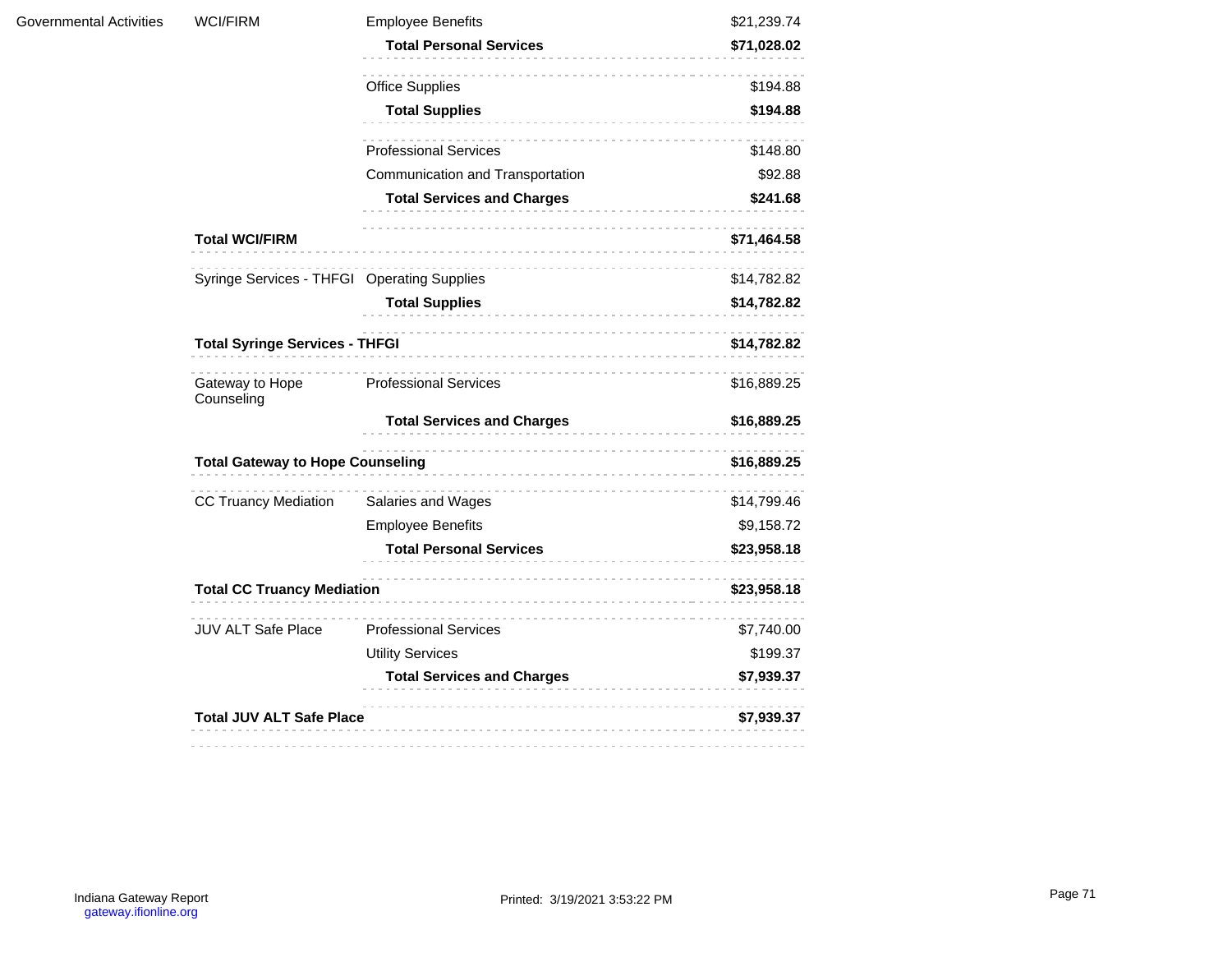| | | | |
|---|---|---|---|
| Governmental Activities | WCI/FIRM | Employee Benefits | $21,239.74 |
| | | **Total Personal Services** | **$71,028.02** |
| | | Office Supplies | $194.88 |
| | | **Total Supplies** | **$194.88** |
| | | Professional Services | $148.80 |
| | | Communication and Transportation | $92.88 |
| | | **Total Services and Charges** | **$241.68** |
| | **Total WCI/FIRM** | | **$71,464.58** |
| | Syringe Services - THFGI | Operating Supplies | $14,782.82 |
| | | **Total Supplies** | **$14,782.82** |
| | **Total Syringe Services - THFGI** | | **$14,782.82** |
| | Gateway to Hope Counseling | Professional Services | $16,889.25 |
| | | **Total Services and Charges** | **$16,889.25** |
| | **Total Gateway to Hope Counseling** | | **$16,889.25** |
| | CC Truancy Mediation | Salaries and Wages | $14,799.46 |
| | | Employee Benefits | $9,158.72 |
| | | **Total Personal Services** | **$23,958.18** |
| | **Total CC Truancy Mediation** | | **$23,958.18** |
| | JUV ALT Safe Place | Professional Services | $7,740.00 |
| | | Utility Services | $199.37 |
| | | **Total Services and Charges** | **$7,939.37** |
| | **Total JUV ALT Safe Place** | | **$7,939.37** |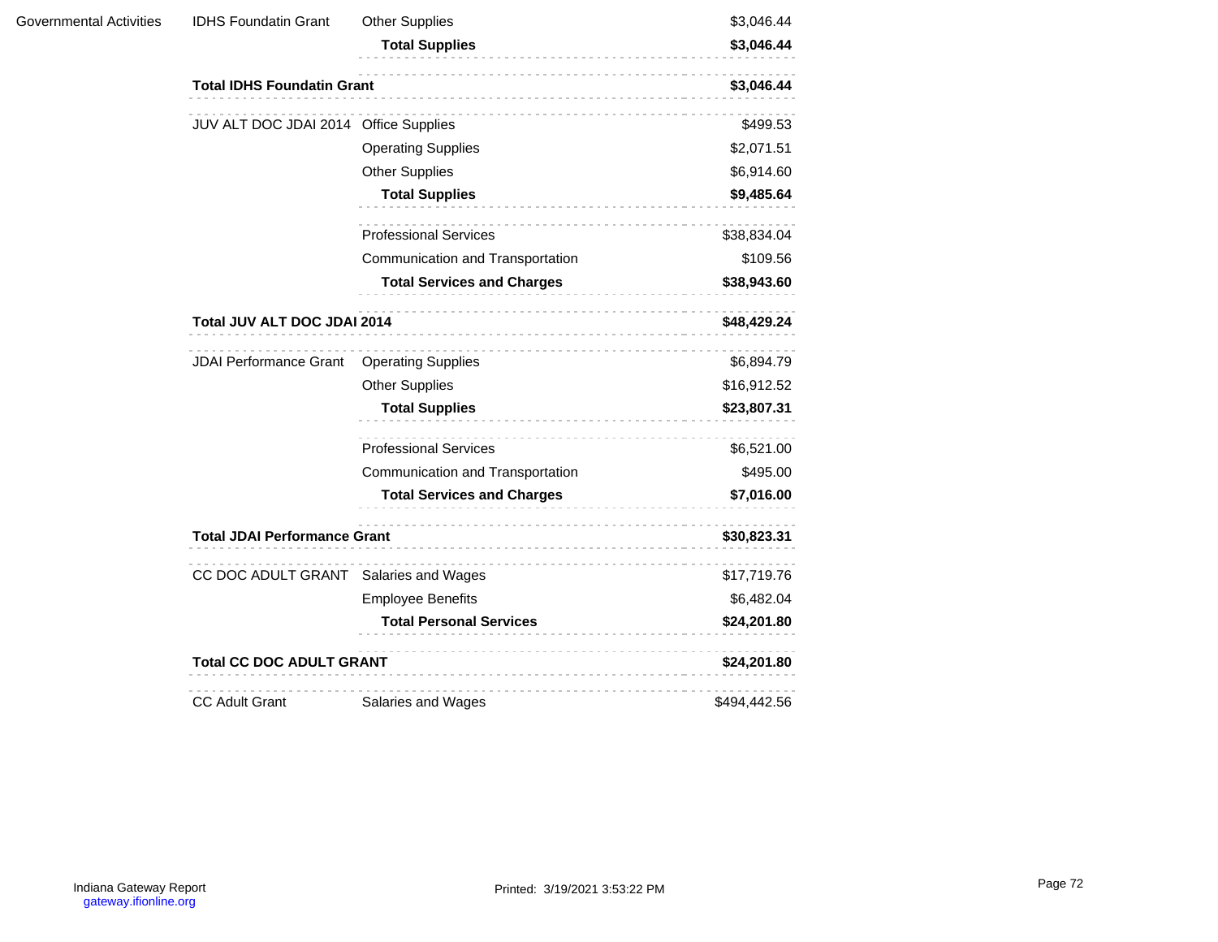| | | | |
|---|---|---|---|
| Governmental Activities | IDHS Foundatin Grant | Other Supplies | $3,046.44 |
| | | **Total Supplies** | **$3,046.44** |
| | **Total IDHS Foundatin Grant** | | **$3,046.44** |
| | JUV ALT DOC JDAI 2014 | Office Supplies | $499.53 |
| | | Operating Supplies | $2,071.51 |
| | | Other Supplies | $6,914.60 |
| | | **Total Supplies** | **$9,485.64** |
| | | Professional Services | $38,834.04 |
| | | Communication and Transportation | $109.56 |
| | | **Total Services and Charges** | **$38,943.60** |
| | **Total JUV ALT DOC JDAI 2014** | | **$48,429.24** |
| | JDAI Performance Grant | Operating Supplies | $6,894.79 |
| | | Other Supplies | $16,912.52 |
| | | **Total Supplies** | **$23,807.31** |
| | | Professional Services | $6,521.00 |
| | | Communication and Transportation | $495.00 |
| | | **Total Services and Charges** | **$7,016.00** |
| | **Total JDAI Performance Grant** | | **$30,823.31** |
| | CC DOC ADULT GRANT | Salaries and Wages | $17,719.76 |
| | | Employee Benefits | $6,482.04 |
| | | **Total Personal Services** | **$24,201.80** |
| | **Total CC DOC ADULT GRANT** | | **$24,201.80** |
| | CC Adult Grant | Salaries and Wages | $494,442.56 |

Indiana Gateway Report
gateway.ifionline.org

Printed: 3/19/2021 3:53:22 PM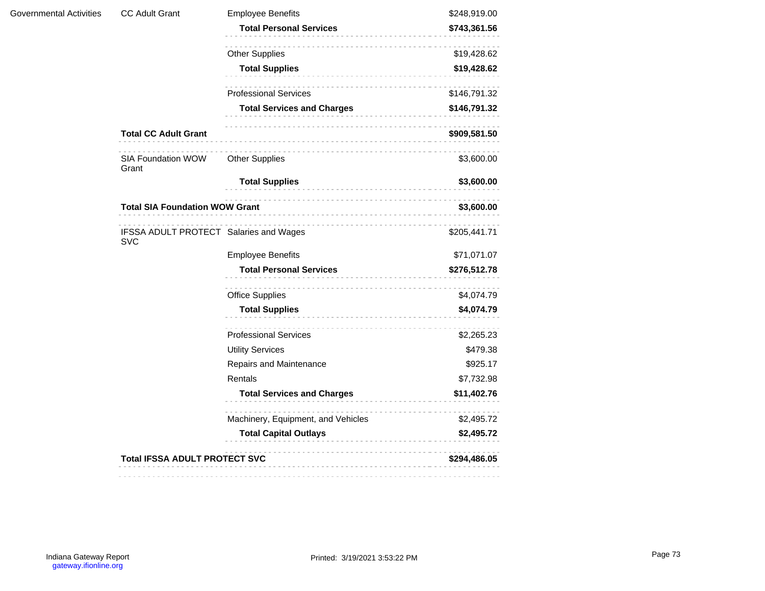| | | | |
|---|---|---|---|
| Governmental Activities | CC Adult Grant | Employee Benefits | $248,919.00 |
| | | **Total Personal Services** | **$743,361.56** |
| | | Other Supplies | $19,428.62 |
| | | **Total Supplies** | **$19,428.62** |
| | | Professional Services | $146,791.32 |
| | | **Total Services and Charges** | **$146,791.32** |
| | **Total CC Adult Grant** | | **$909,581.50** |
| | SIA Foundation WOW Grant | Other Supplies | $3,600.00 |
| | | **Total Supplies** | **$3,600.00** |
| | **Total SIA Foundation WOW Grant** | | **$3,600.00** |
| | IFSSA ADULT PROTECT SVC | Salaries and Wages | $205,441.71 |
| | | Employee Benefits | $71,071.07 |
| | | **Total Personal Services** | **$276,512.78** |
| | | Office Supplies | $4,074.79 |
| | | **Total Supplies** | **$4,074.79** |
| | | Professional Services | $2,265.23 |
| | | Utility Services | $479.38 |
| | | Repairs and Maintenance | $925.17 |
| | | Rentals | $7,732.98 |
| | | **Total Services and Charges** | **$11,402.76** |
| | | Machinery, Equipment, and Vehicles | $2,495.72 |
| | | **Total Capital Outlays** | **$2,495.72** |
| | **Total IFSSA ADULT PROTECT SVC** | | **$294,486.05** |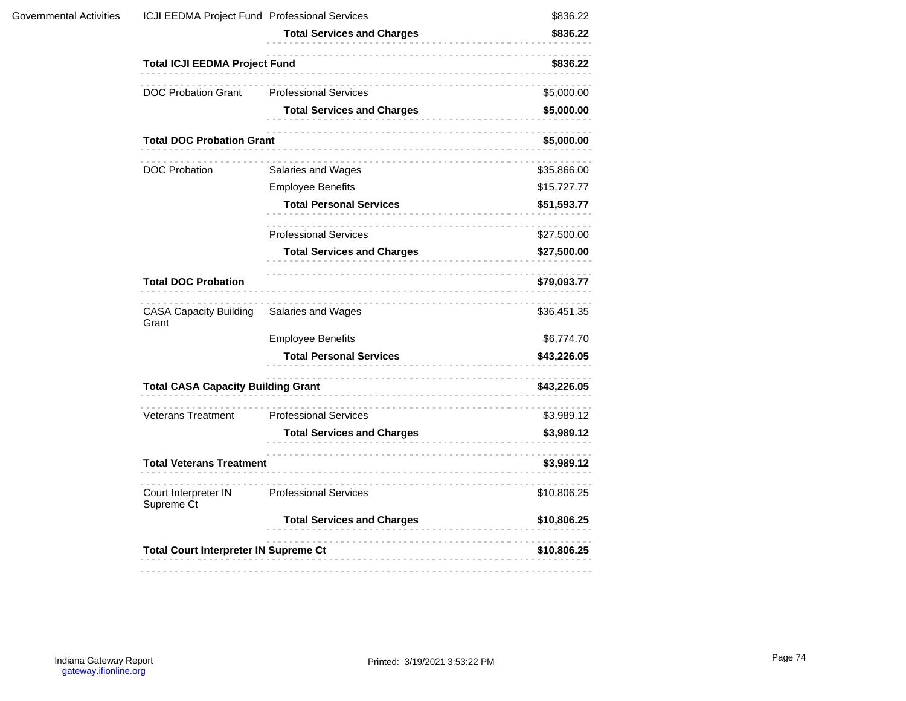| | | | |
|---|---|---|---|
| Governmental Activities | ICJI EEDMA Project Fund | Professional Services | $836.22 |
| | | **Total Services and Charges** | **$836.22** |
| | **Total ICJI EEDMA Project Fund** | | **$836.22** |
| | DOC Probation Grant | Professional Services | $5,000.00 |
| | | **Total Services and Charges** | **$5,000.00** |
| | **Total DOC Probation Grant** | | **$5,000.00** |
| | DOC Probation | Salaries and Wages | $35,866.00 |
| | | Employee Benefits | $15,727.77 |
| | | **Total Personal Services** | **$51,593.77** |
| | | Professional Services | $27,500.00 |
| | | **Total Services and Charges** | **$27,500.00** |
| | **Total DOC Probation** | | **$79,093.77** |
| | CASA Capacity Building Grant | Salaries and Wages | $36,451.35 |
| | | Employee Benefits | $6,774.70 |
| | | **Total Personal Services** | **$43,226.05** |
| | **Total CASA Capacity Building Grant** | | **$43,226.05** |
| | Veterans Treatment | Professional Services | $3,989.12 |
| | | **Total Services and Charges** | **$3,989.12** |
| | **Total Veterans Treatment** | | **$3,989.12** |
| | Court Interpreter IN Supreme Ct | Professional Services | $10,806.25 |
| | | **Total Services and Charges** | **$10,806.25** |
| | **Total Court Interpreter IN Supreme Ct** | | **$10,806.25** |

Indiana Gateway Report
gateway.ifionline.org

Printed: 3/19/2021 3:53:22 PM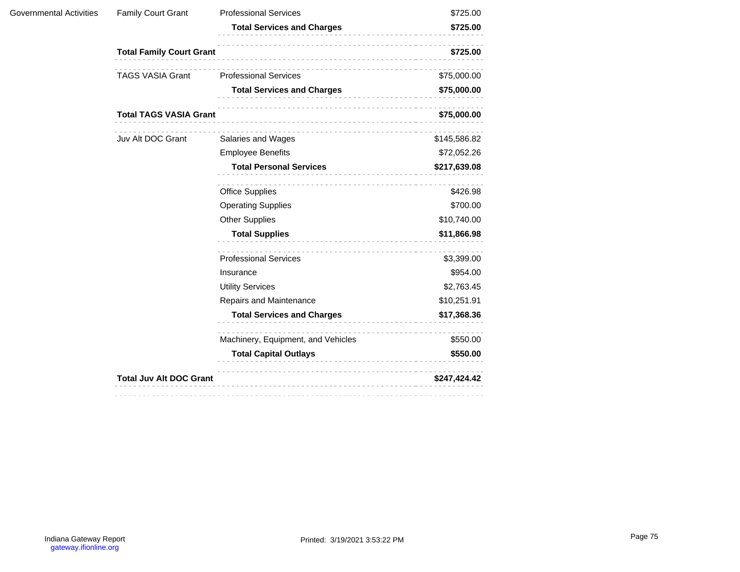| | | | |
|---|---|---|---|
| Governmental Activities | Family Court Grant | Professional Services | $725.00 |
| | | **Total Services and Charges** | **$725.00** |
| | **Total Family Court Grant** | | **$725.00** |
| | TAGS VASIA Grant | Professional Services | $75,000.00 |
| | | **Total Services and Charges** | **$75,000.00** |
| | **Total TAGS VASIA Grant** | | **$75,000.00** |
| | Juv Alt DOC Grant | Salaries and Wages | $145,586.82 |
| | | Employee Benefits | $72,052.26 |
| | | **Total Personal Services** | **$217,639.08** |
| | | Office Supplies | $426.98 |
| | | Operating Supplies | $700.00 |
| | | Other Supplies | $10,740.00 |
| | | **Total Supplies** | **$11,866.98** |
| | | Professional Services | $3,399.00 |
| | | Insurance | $954.00 |
| | | Utility Services | $2,763.45 |
| | | Repairs and Maintenance | $10,251.91 |
| | | **Total Services and Charges** | **$17,368.36** |
| | | Machinery, Equipment, and Vehicles | $550.00 |
| | | **Total Capital Outlays** | **$550.00** |
| | **Total Juv Alt DOC Grant** | | **$247,424.42** |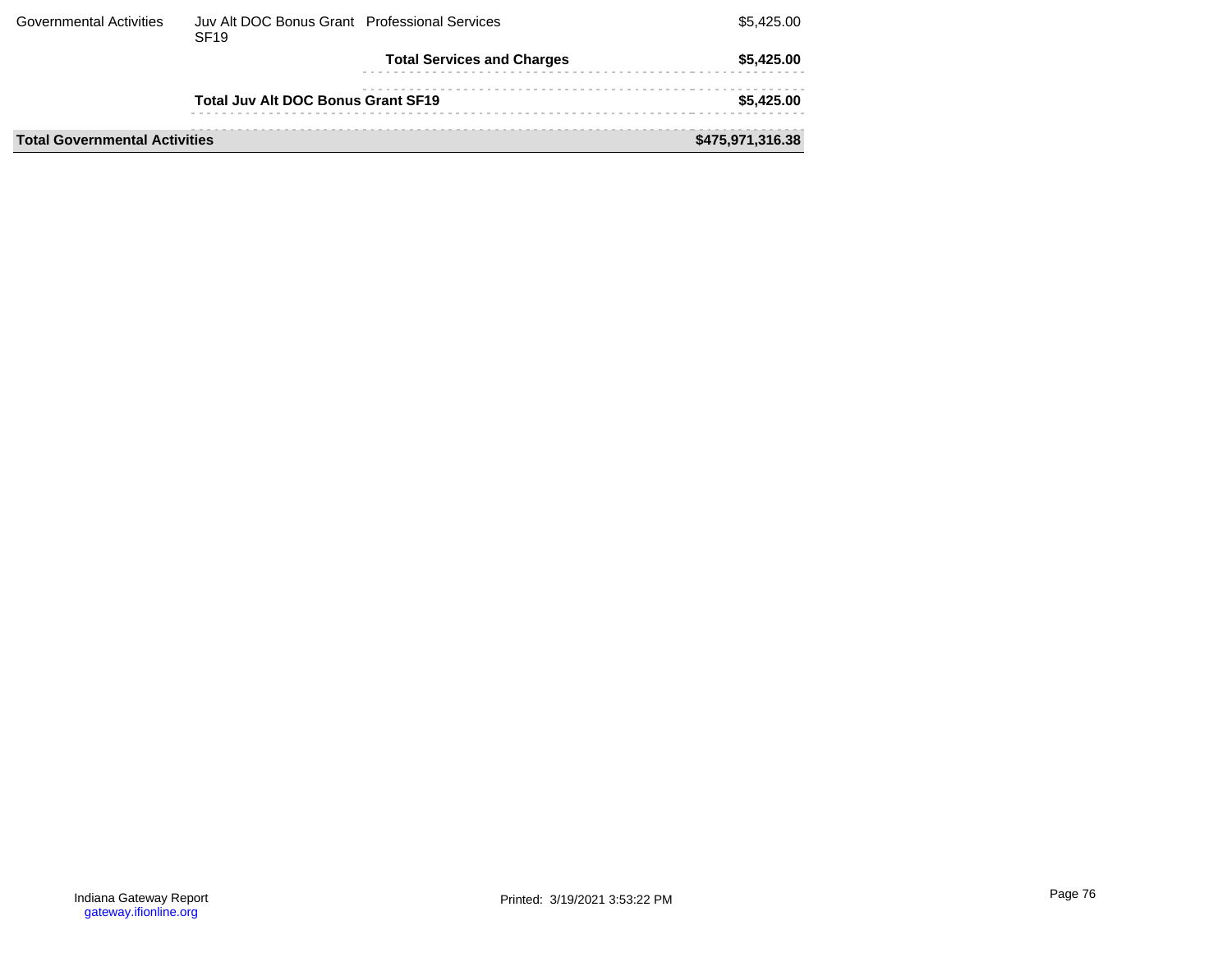| | | | |
|---|---|---|---|
| Governmental Activities | Juv Alt DOC Bonus Grant SF19 | Professional Services | $5,425.00 |
| | | **Total Services and Charges** | **$5,425.00** |
| | **Total Juv Alt DOC Bonus Grant SF19** | | **$5,425.00** |
| **Total Governmental Activities** | | | **$475,971,316.38** |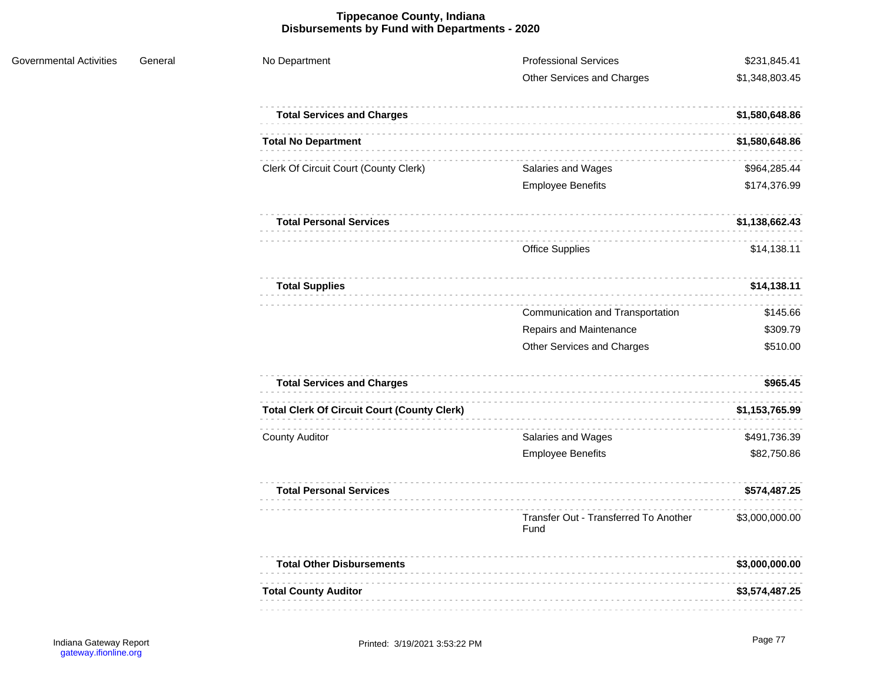# Tippecanoe County, Indiana
## Disbursements by Fund with Departments - 2020

| | | | | |
|---|---|---|---|---|
| Governmental Activities | General | No Department | Professional Services | $231,845.41 |
| | | | Other Services and Charges | $1,348,803.45 |
| | | **Total Services and Charges** | | **$1,580,648.86** |
| | | **Total No Department** | | **$1,580,648.86** |
| | | Clerk Of Circuit Court (County Clerk) | Salaries and Wages | $964,285.44 |
| | | | Employee Benefits | $174,376.99 |
| | | **Total Personal Services** | | **$1,138,662.43** |
| | | | Office Supplies | $14,138.11 |
| | | **Total Supplies** | | **$14,138.11** |
| | | | Communication and Transportation | $145.66 |
| | | | Repairs and Maintenance | $309.79 |
| | | | Other Services and Charges | $510.00 |
| | | **Total Services and Charges** | | **$965.45** |
| | | **Total Clerk Of Circuit Court (County Clerk)** | | **$1,153,765.99** |
| | | County Auditor | Salaries and Wages | $491,736.39 |
| | | | Employee Benefits | $82,750.86 |
| | | **Total Personal Services** | | **$574,487.25** |
| | | | Transfer Out - Transferred To Another Fund | $3,000,000.00 |
| | | **Total Other Disbursements** | | **$3,000,000.00** |
| | | **Total County Auditor** | | **$3,574,487.25** |

Indiana Gateway Report
gateway.ifionline.org

Printed: 3/19/2021 3:53:22 PM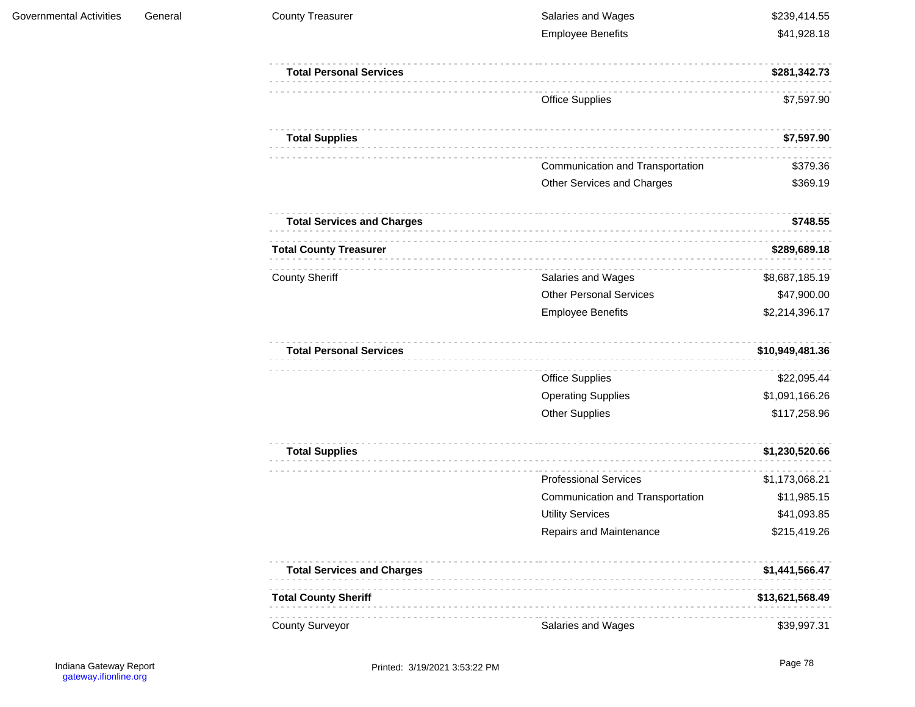| | | | | |
|---|---|---|---|---|
| Governmental Activities | General | County Treasurer | Salaries and Wages | $239,414.55 |
| | | | Employee Benefits | $41,928.18 |
| | | **Total Personal Services** | | **$281,342.73** |
| | | | Office Supplies | $7,597.90 |
| | | **Total Supplies** | | **$7,597.90** |
| | | | Communication and Transportation | $379.36 |
| | | | Other Services and Charges | $369.19 |
| | | **Total Services and Charges** | | **$748.55** |
| | | **Total County Treasurer** | | **$289,689.18** |
| | | County Sheriff | Salaries and Wages | $8,687,185.19 |
| | | | Other Personal Services | $47,900.00 |
| | | | Employee Benefits | $2,214,396.17 |
| | | **Total Personal Services** | | **$10,949,481.36** |
| | | | Office Supplies | $22,095.44 |
| | | | Operating Supplies | $1,091,166.26 |
| | | | Other Supplies | $117,258.96 |
| | | **Total Supplies** | | **$1,230,520.66** |
| | | | Professional Services | $1,173,068.21 |
| | | | Communication and Transportation | $11,985.15 |
| | | | Utility Services | $41,093.85 |
| | | | Repairs and Maintenance | $215,419.26 |
| | | **Total Services and Charges** | | **$1,441,566.47** |
| | | **Total County Sheriff** | | **$13,621,568.49** |
| | | County Surveyor | Salaries and Wages | $39,997.31 |

Indiana Gateway Report
gateway.ifionline.org

Printed: 3/19/2021 3:53:22 PM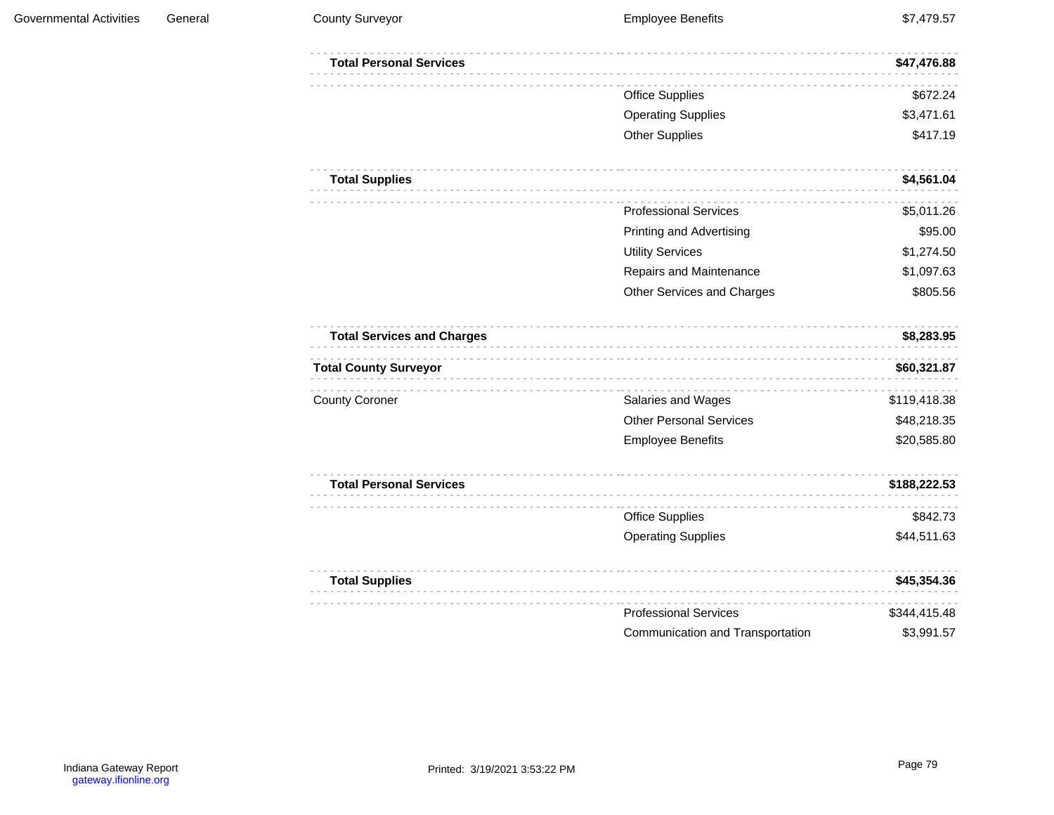| | | | | |
|---|---|---|---|---|
| Governmental Activities | General | County Surveyor | Employee Benefits | $7,479.57 |
| | | **Total Personal Services** | | **$47,476.88** |
| | | | Office Supplies | $672.24 |
| | | | Operating Supplies | $3,471.61 |
| | | | Other Supplies | $417.19 |
| | | **Total Supplies** | | **$4,561.04** |
| | | | Professional Services | $5,011.26 |
| | | | Printing and Advertising | $95.00 |
| | | | Utility Services | $1,274.50 |
| | | | Repairs and Maintenance | $1,097.63 |
| | | | Other Services and Charges | $805.56 |
| | | **Total Services and Charges** | | **$8,283.95** |
| | | **Total County Surveyor** | | **$60,321.87** |
| | | County Coroner | Salaries and Wages | $119,418.38 |
| | | | Other Personal Services | $48,218.35 |
| | | | Employee Benefits | $20,585.80 |
| | | **Total Personal Services** | | **$188,222.53** |
| | | | Office Supplies | $842.73 |
| | | | Operating Supplies | $44,511.63 |
| | | **Total Supplies** | | **$45,354.36** |
| | | | Professional Services | $344,415.48 |
| | | | Communication and Transportation | $3,991.57 |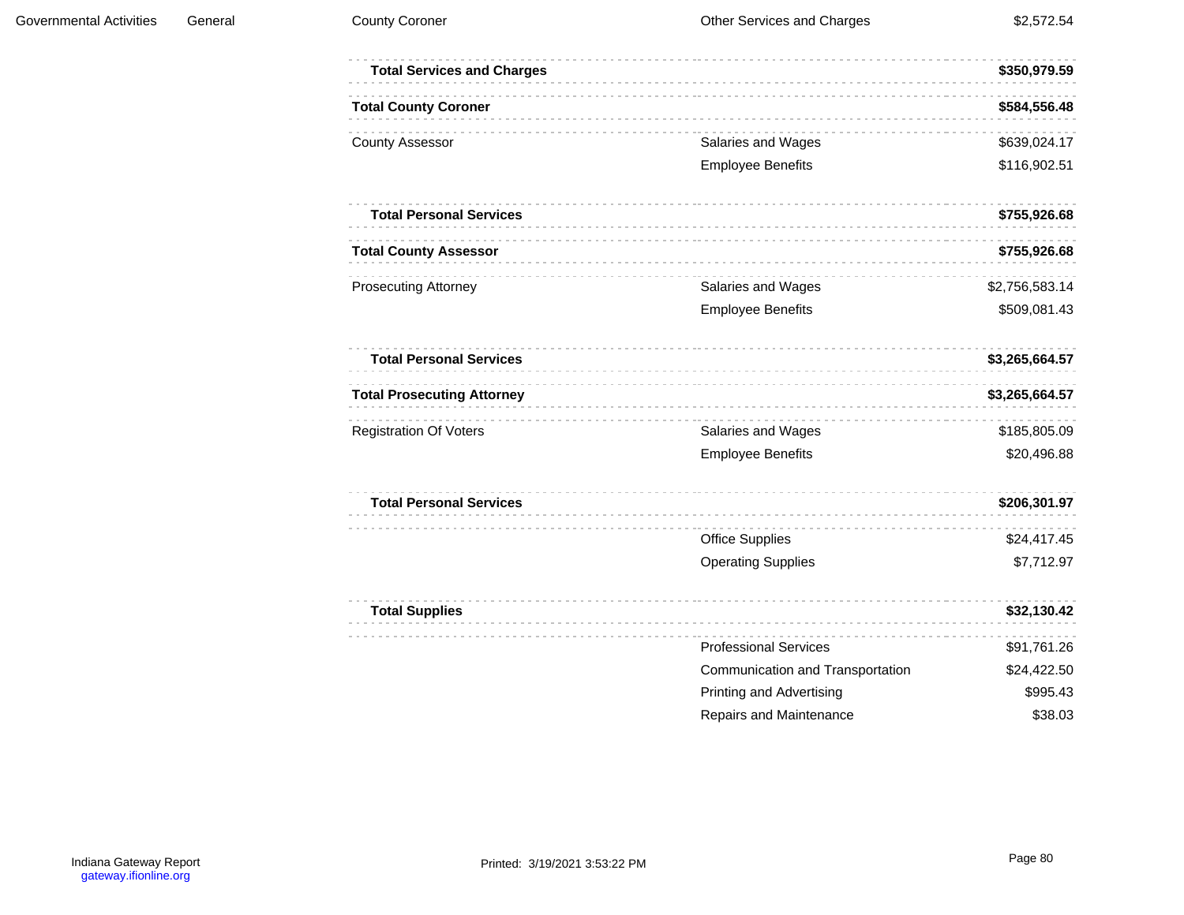| | | | | |
|---|---|---|---|---|
| Governmental Activities | General | County Coroner | Other Services and Charges | $2,572.54 |
| | | **Total Services and Charges** | | **$350,979.59** |
| | | **Total County Coroner** | | **$584,556.48** |
| | | County Assessor | Salaries and Wages | $639,024.17 |
| | | | Employee Benefits | $116,902.51 |
| | | **Total Personal Services** | | **$755,926.68** |
| | | **Total County Assessor** | | **$755,926.68** |
| | | Prosecuting Attorney | Salaries and Wages | $2,756,583.14 |
| | | | Employee Benefits | $509,081.43 |
| | | **Total Personal Services** | | **$3,265,664.57** |
| | | **Total Prosecuting Attorney** | | **$3,265,664.57** |
| | | Registration Of Voters | Salaries and Wages | $185,805.09 |
| | | | Employee Benefits | $20,496.88 |
| | | **Total Personal Services** | | **$206,301.97** |
| | | | Office Supplies | $24,417.45 |
| | | | Operating Supplies | $7,712.97 |
| | | **Total Supplies** | | **$32,130.42** |
| | | | Professional Services | $91,761.26 |
| | | | Communication and Transportation | $24,422.50 |
| | | | Printing and Advertising | $995.43 |
| | | | Repairs and Maintenance | $38.03 |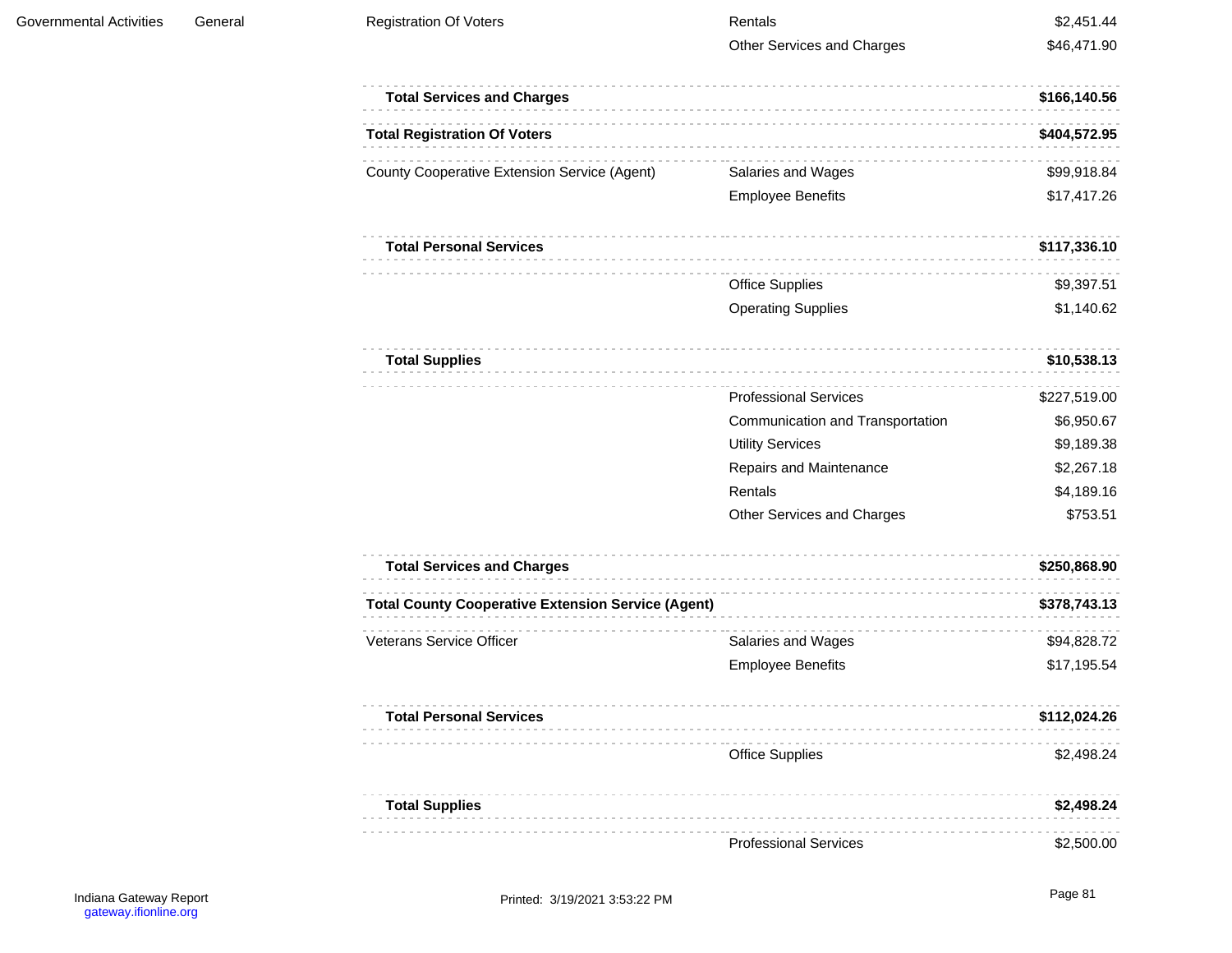| | | | | |
|---|---|---|---|---|
| Governmental Activities | General | Registration Of Voters | Rentals | $2,451.44 |
| | | | Other Services and Charges | $46,471.90 |
| | | **Total Services and Charges** | | **$166,140.56** |
| | | **Total Registration Of Voters** | | **$404,572.95** |
| | | County Cooperative Extension Service (Agent) | Salaries and Wages | $99,918.84 |
| | | | Employee Benefits | $17,417.26 |
| | | **Total Personal Services** | | **$117,336.10** |
| | | | Office Supplies | $9,397.51 |
| | | | Operating Supplies | $1,140.62 |
| | | **Total Supplies** | | **$10,538.13** |
| | | | Professional Services | $227,519.00 |
| | | | Communication and Transportation | $6,950.67 |
| | | | Utility Services | $9,189.38 |
| | | | Repairs and Maintenance | $2,267.18 |
| | | | Rentals | $4,189.16 |
| | | | Other Services and Charges | $753.51 |
| | | **Total Services and Charges** | | **$250,868.90** |
| | | **Total County Cooperative Extension Service (Agent)** | | **$378,743.13** |
| | | Veterans Service Officer | Salaries and Wages | $94,828.72 |
| | | | Employee Benefits | $17,195.54 |
| | | **Total Personal Services** | | **$112,024.26** |
| | | | Office Supplies | $2,498.24 |
| | | **Total Supplies** | | **$2,498.24** |
| | | | Professional Services | $2,500.00 |

Indiana Gateway Report
gateway.ifionline.org

Printed: 3/19/2021 3:53:22 PM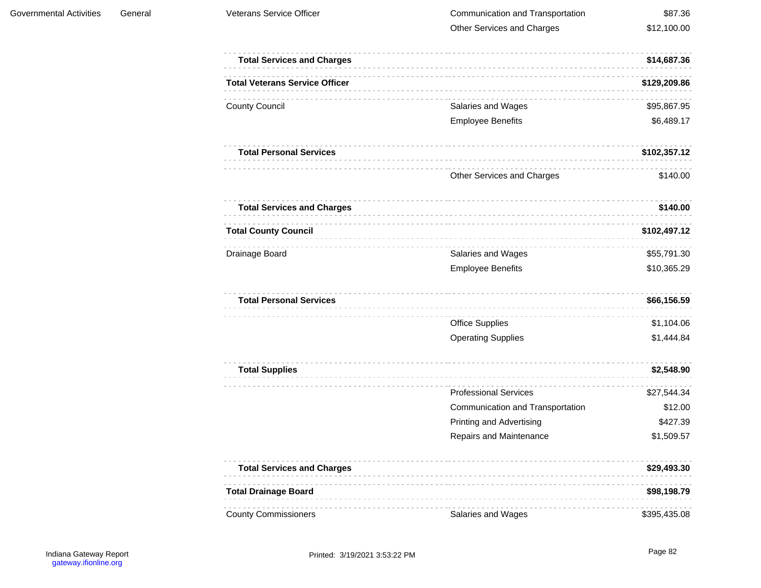| | | | | |
|---|---|---|---|---|
| Governmental Activities | General | Veterans Service Officer | Communication and Transportation | $87.36 |
| | | | Other Services and Charges | $12,100.00 |
| | | **Total Services and Charges** | | **$14,687.36** |
| | | **Total Veterans Service Officer** | | **$129,209.86** |
| | | County Council | Salaries and Wages | $95,867.95 |
| | | | Employee Benefits | $6,489.17 |
| | | **Total Personal Services** | | **$102,357.12** |
| | | | Other Services and Charges | $140.00 |
| | | **Total Services and Charges** | | **$140.00** |
| | | **Total County Council** | | **$102,497.12** |
| | | Drainage Board | Salaries and Wages | $55,791.30 |
| | | | Employee Benefits | $10,365.29 |
| | | **Total Personal Services** | | **$66,156.59** |
| | | | Office Supplies | $1,104.06 |
| | | | Operating Supplies | $1,444.84 |
| | | **Total Supplies** | | **$2,548.90** |
| | | | Professional Services | $27,544.34 |
| | | | Communication and Transportation | $12.00 |
| | | | Printing and Advertising | $427.39 |
| | | | Repairs and Maintenance | $1,509.57 |
| | | **Total Services and Charges** | | **$29,493.30** |
| | | **Total Drainage Board** | | **$98,198.79** |
| | | County Commissioners | Salaries and Wages | $395,435.08 |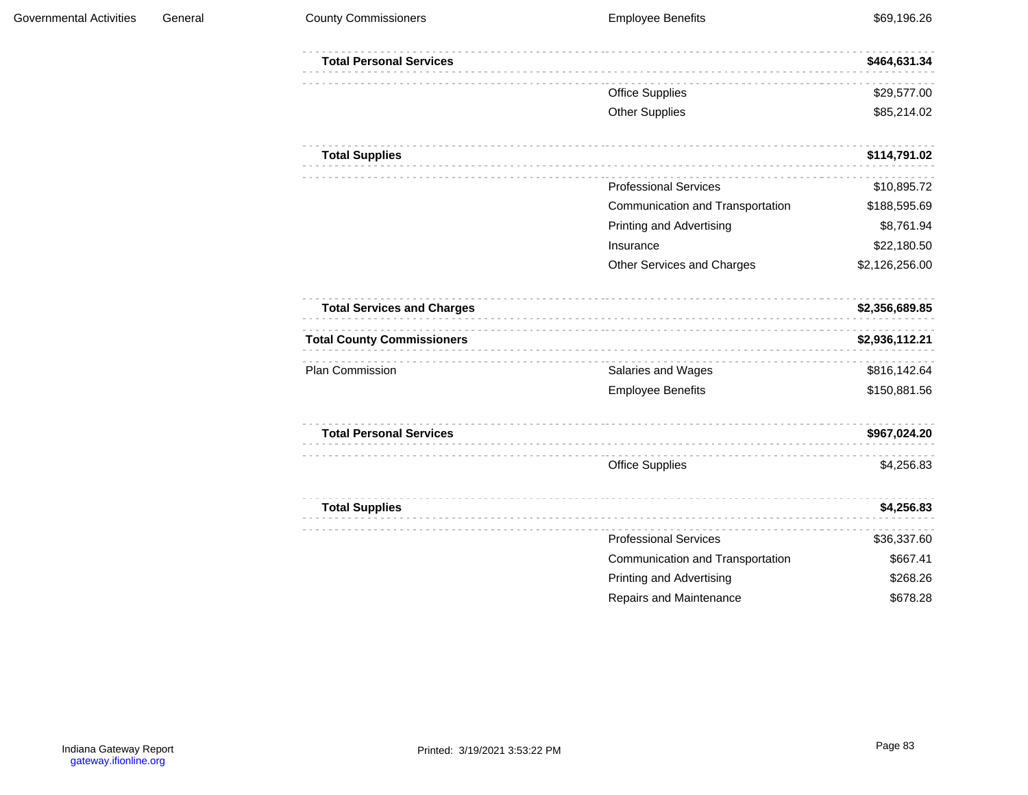| | | | | |
|---|---|---|---|---|
| Governmental Activities | General | County Commissioners | Employee Benefits | $69,196.26 |
| | | **Total Personal Services** | | **$464,631.34** |
| | | | Office Supplies | $29,577.00 |
| | | | Other Supplies | $85,214.02 |
| | | **Total Supplies** | | **$114,791.02** |
| | | | Professional Services | $10,895.72 |
| | | | Communication and Transportation | $188,595.69 |
| | | | Printing and Advertising | $8,761.94 |
| | | | Insurance | $22,180.50 |
| | | | Other Services and Charges | $2,126,256.00 |
| | | **Total Services and Charges** | | **$2,356,689.85** |
| | | **Total County Commissioners** | | **$2,936,112.21** |
| | | Plan Commission | Salaries and Wages | $816,142.64 |
| | | | Employee Benefits | $150,881.56 |
| | | **Total Personal Services** | | **$967,024.20** |
| | | | Office Supplies | $4,256.83 |
| | | **Total Supplies** | | **$4,256.83** |
| | | | Professional Services | $36,337.60 |
| | | | Communication and Transportation | $667.41 |
| | | | Printing and Advertising | $268.26 |
| | | | Repairs and Maintenance | $678.28 |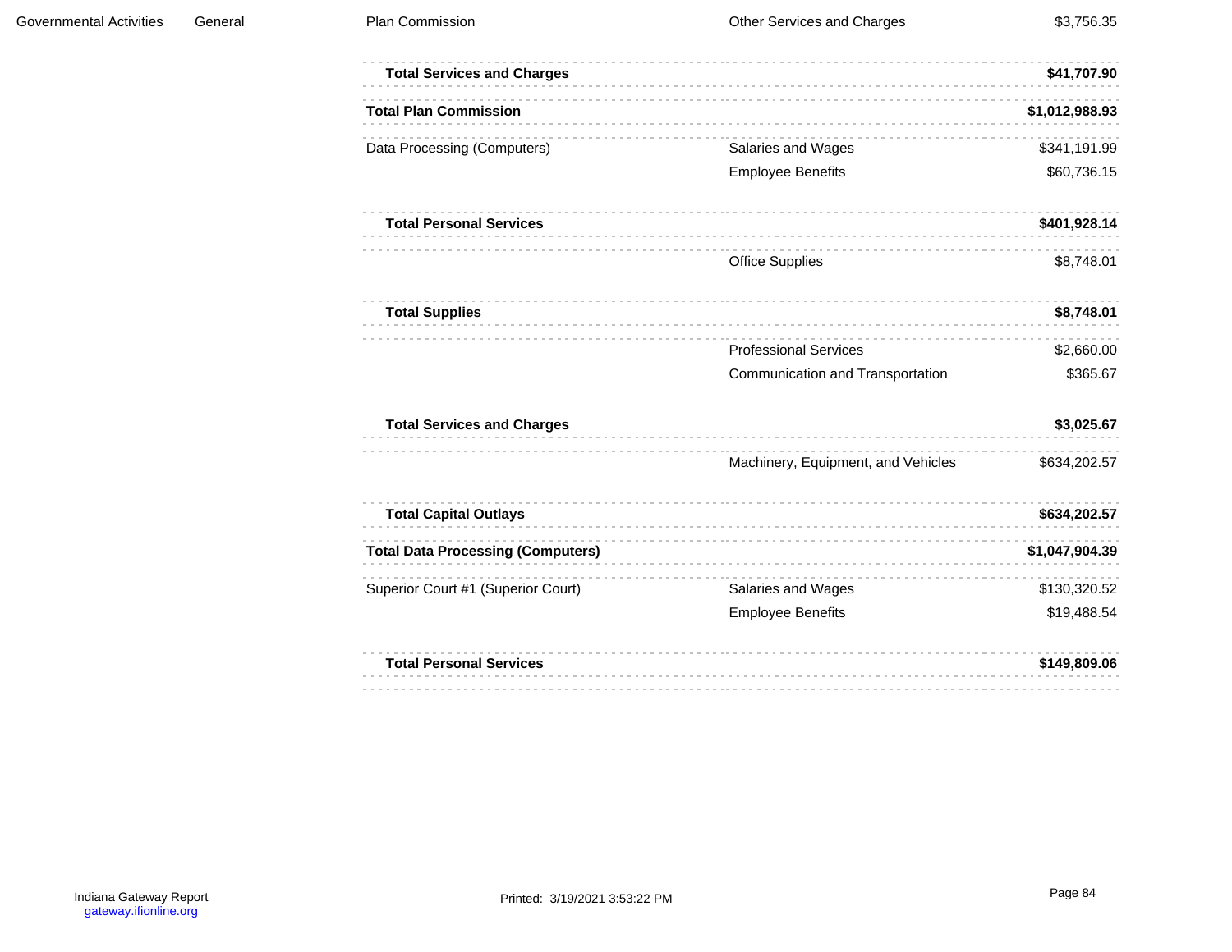| | | | | |
|---|---|---|---|---|
| Governmental Activities | General | Plan Commission | Other Services and Charges | $3,756.35 |
| | | **Total Services and Charges** | | **$41,707.90** |
| | | **Total Plan Commission** | | **$1,012,988.93** |
| | | Data Processing (Computers) | Salaries and Wages | $341,191.99 |
| | | | Employee Benefits | $60,736.15 |
| | | **Total Personal Services** | | **$401,928.14** |
| | | | Office Supplies | $8,748.01 |
| | | **Total Supplies** | | **$8,748.01** |
| | | | Professional Services | $2,660.00 |
| | | | Communication and Transportation | $365.67 |
| | | **Total Services and Charges** | | **$3,025.67** |
| | | | Machinery, Equipment, and Vehicles | $634,202.57 |
| | | **Total Capital Outlays** | | **$634,202.57** |
| | | **Total Data Processing (Computers)** | | **$1,047,904.39** |
| | | Superior Court #1 (Superior Court) | Salaries and Wages | $130,320.52 |
| | | | Employee Benefits | $19,488.54 |
| | | **Total Personal Services** | | **$149,809.06** |

Indiana Gateway Report
gateway.ifionline.org

Printed: 3/19/2021 3:53:22 PM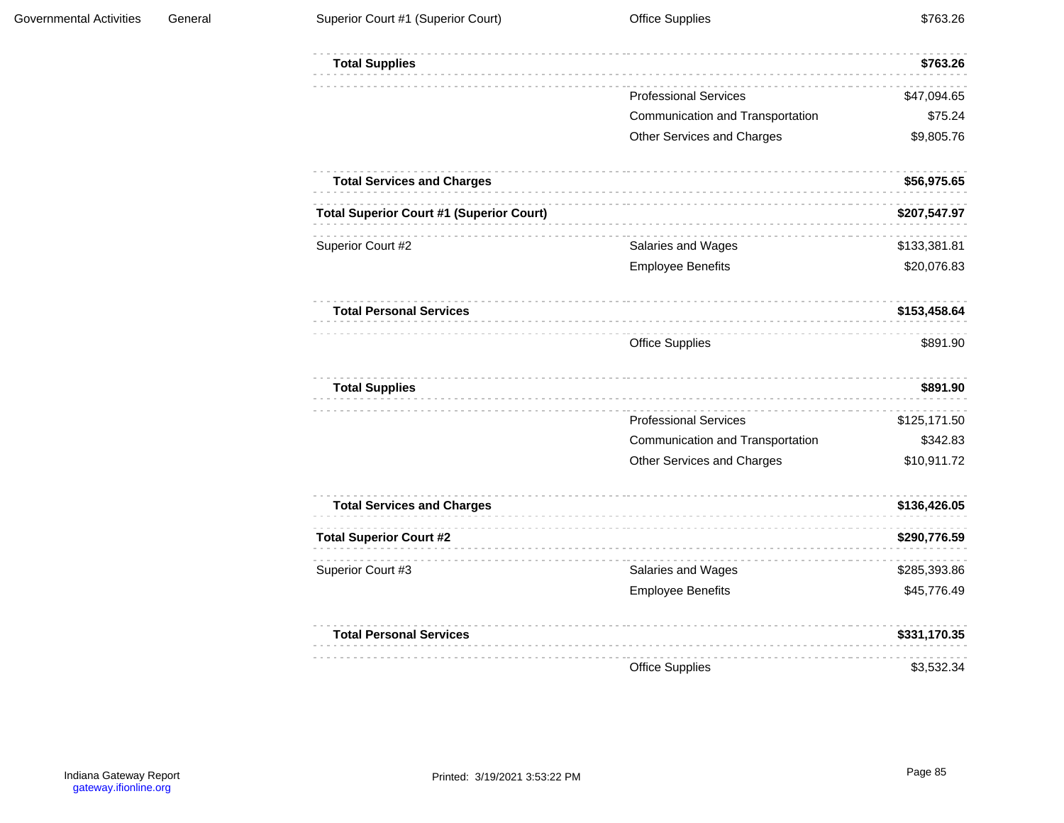| | | | | |
|---|---|---|---|---|
| Governmental Activities | General | Superior Court #1 (Superior Court) | Office Supplies | $763.26 |
| | | **Total Supplies** | | **$763.26** |
| | | | Professional Services | $47,094.65 |
| | | | Communication and Transportation | $75.24 |
| | | | Other Services and Charges | $9,805.76 |
| | | **Total Services and Charges** | | **$56,975.65** |
| | | **Total Superior Court #1 (Superior Court)** | | **$207,547.97** |
| | | Superior Court #2 | Salaries and Wages | $133,381.81 |
| | | | Employee Benefits | $20,076.83 |
| | | **Total Personal Services** | | **$153,458.64** |
| | | | Office Supplies | $891.90 |
| | | **Total Supplies** | | **$891.90** |
| | | | Professional Services | $125,171.50 |
| | | | Communication and Transportation | $342.83 |
| | | | Other Services and Charges | $10,911.72 |
| | | **Total Services and Charges** | | **$136,426.05** |
| | | **Total Superior Court #2** | | **$290,776.59** |
| | | Superior Court #3 | Salaries and Wages | $285,393.86 |
| | | | Employee Benefits | $45,776.49 |
| | | **Total Personal Services** | | **$331,170.35** |
| | | | Office Supplies | $3,532.34 |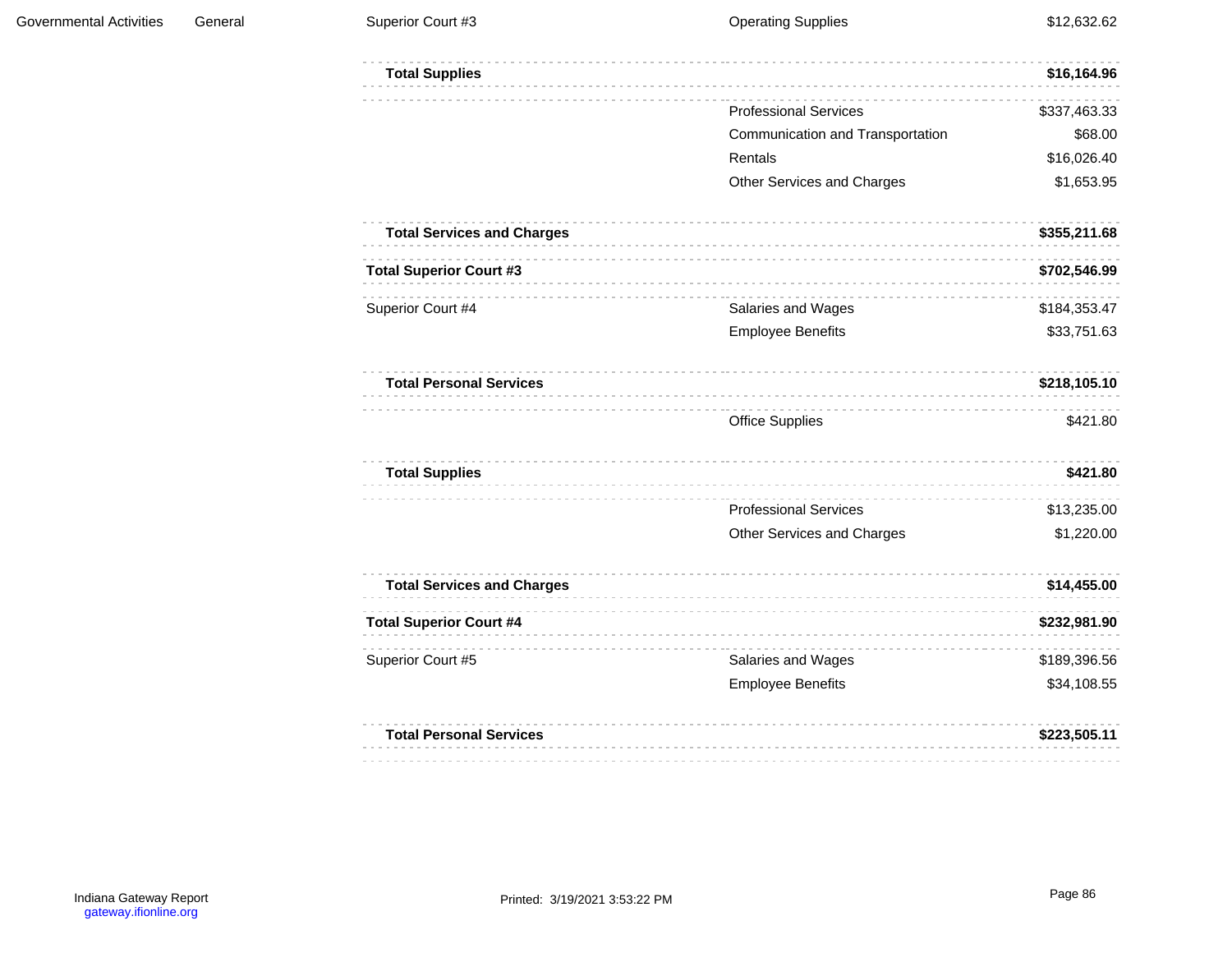| | | | | |
|---|---|---|---|---|
| Governmental Activities | General | Superior Court #3 | Operating Supplies | $12,632.62 |
| | | **Total Supplies** | | **$16,164.96** |
| | | | Professional Services | $337,463.33 |
| | | | Communication and Transportation | $68.00 |
| | | | Rentals | $16,026.40 |
| | | | Other Services and Charges | $1,653.95 |
| | | **Total Services and Charges** | | **$355,211.68** |
| | | **Total Superior Court #3** | | **$702,546.99** |
| | | Superior Court #4 | Salaries and Wages | $184,353.47 |
| | | | Employee Benefits | $33,751.63 |
| | | **Total Personal Services** | | **$218,105.10** |
| | | | Office Supplies | $421.80 |
| | | **Total Supplies** | | **$421.80** |
| | | | Professional Services | $13,235.00 |
| | | | Other Services and Charges | $1,220.00 |
| | | **Total Services and Charges** | | **$14,455.00** |
| | | **Total Superior Court #4** | | **$232,981.90** |
| | | Superior Court #5 | Salaries and Wages | $189,396.56 |
| | | | Employee Benefits | $34,108.55 |
| | | **Total Personal Services** | | **$223,505.11** |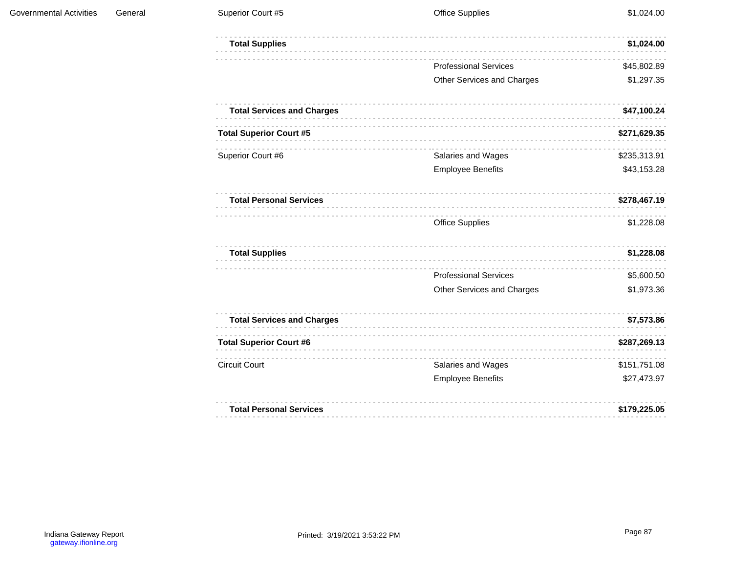| | | | | |
|---|---|---|---|---|
| Governmental Activities | General | Superior Court #5 | Office Supplies | $1,024.00 |
| | | **Total Supplies** | | **$1,024.00** |
| | | | Professional Services | $45,802.89 |
| | | | Other Services and Charges | $1,297.35 |
| | | **Total Services and Charges** | | **$47,100.24** |
| | | **Total Superior Court #5** | | **$271,629.35** |
| | | Superior Court #6 | Salaries and Wages | $235,313.91 |
| | | | Employee Benefits | $43,153.28 |
| | | **Total Personal Services** | | **$278,467.19** |
| | | | Office Supplies | $1,228.08 |
| | | **Total Supplies** | | **$1,228.08** |
| | | | Professional Services | $5,600.50 |
| | | | Other Services and Charges | $1,973.36 |
| | | **Total Services and Charges** | | **$7,573.86** |
| | | **Total Superior Court #6** | | **$287,269.13** |
| | | Circuit Court | Salaries and Wages | $151,751.08 |
| | | | Employee Benefits | $27,473.97 |
| | | **Total Personal Services** | | **$179,225.05** |

Indiana Gateway Report
gateway.ifionline.org

Printed: 3/19/2021 3:53:22 PM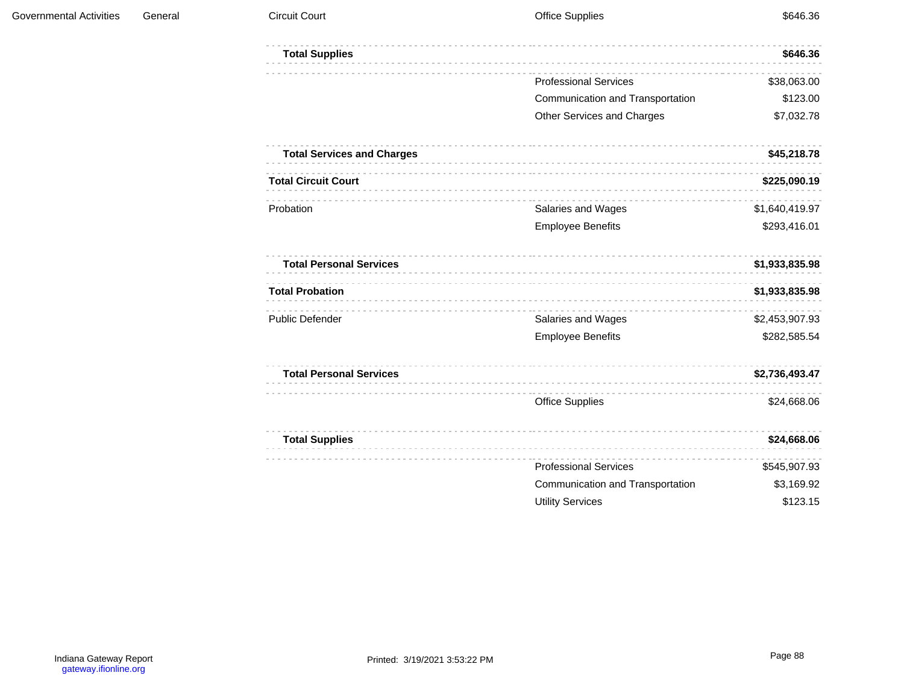| | | | | |
|---|---|---|---|---|
| Governmental Activities | General | Circuit Court | Office Supplies | $646.36 |
| | | **Total Supplies** | | **$646.36** |
| | | | Professional Services | $38,063.00 |
| | | | Communication and Transportation | $123.00 |
| | | | Other Services and Charges | $7,032.78 |
| | | **Total Services and Charges** | | **$45,218.78** |
| | | **Total Circuit Court** | | **$225,090.19** |
| | | Probation | Salaries and Wages | $1,640,419.97 |
| | | | Employee Benefits | $293,416.01 |
| | | **Total Personal Services** | | **$1,933,835.98** |
| | | **Total Probation** | | **$1,933,835.98** |
| | | Public Defender | Salaries and Wages | $2,453,907.93 |
| | | | Employee Benefits | $282,585.54 |
| | | **Total Personal Services** | | **$2,736,493.47** |
| | | | Office Supplies | $24,668.06 |
| | | **Total Supplies** | | **$24,668.06** |
| | | | Professional Services | $545,907.93 |
| | | | Communication and Transportation | $3,169.92 |
| | | | Utility Services | $123.15 |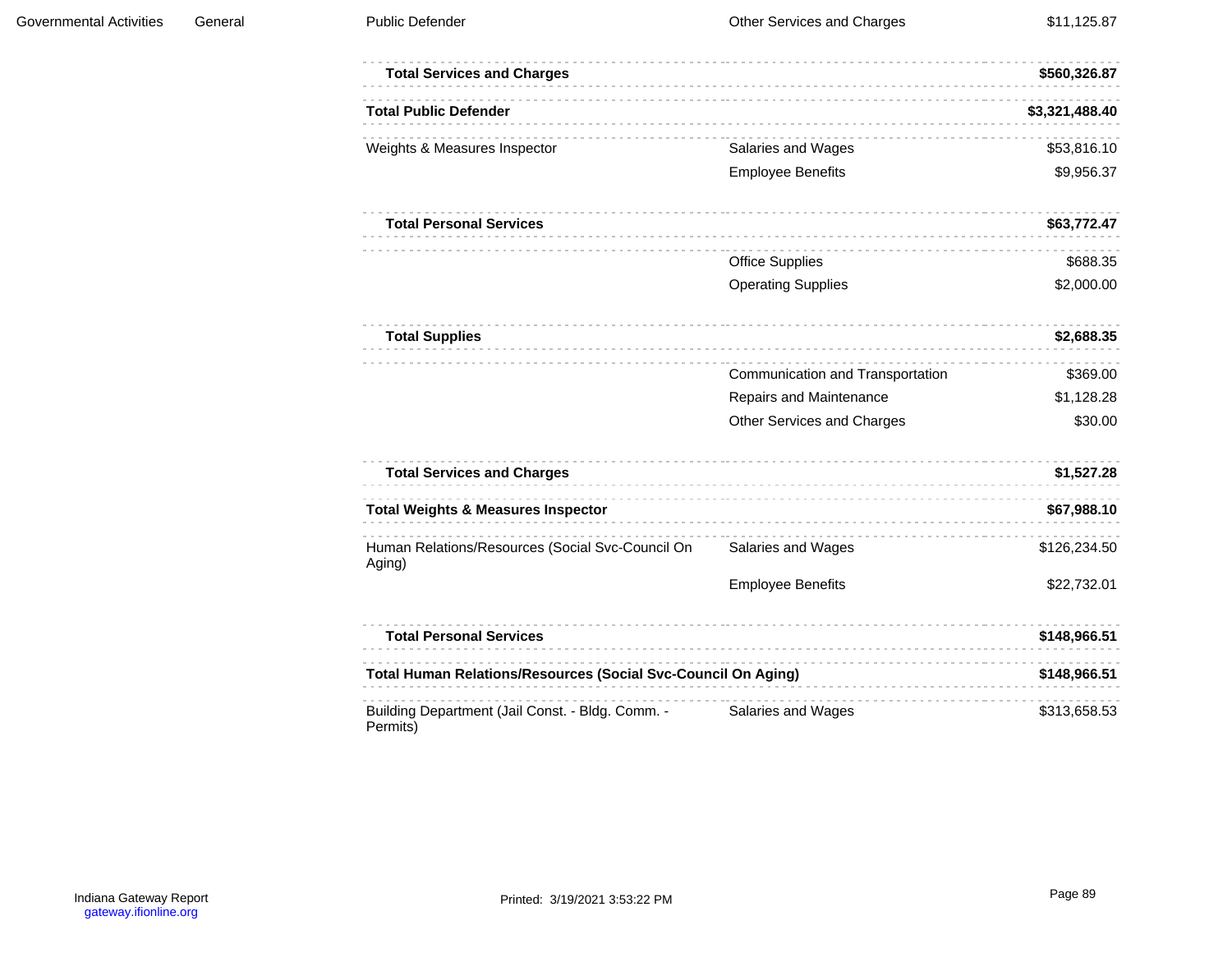| | | | | |
|---|---|---|---|---|
| Governmental Activities | General | Public Defender | Other Services and Charges | $11,125.87 |
| | | **Total Services and Charges** | | **$560,326.87** |
| | | **Total Public Defender** | | **$3,321,488.40** |
| | | Weights & Measures Inspector | Salaries and Wages | $53,816.10 |
| | | | Employee Benefits | $9,956.37 |
| | | **Total Personal Services** | | **$63,772.47** |
| | | | Office Supplies | $688.35 |
| | | | Operating Supplies | $2,000.00 |
| | | **Total Supplies** | | **$2,688.35** |
| | | | Communication and Transportation | $369.00 |
| | | | Repairs and Maintenance | $1,128.28 |
| | | | Other Services and Charges | $30.00 |
| | | **Total Services and Charges** | | **$1,527.28** |
| | | **Total Weights & Measures Inspector** | | **$67,988.10** |
| | | Human Relations/Resources (Social Svc-Council On Aging) | Salaries and Wages | $126,234.50 |
| | | | Employee Benefits | $22,732.01 |
| | | **Total Personal Services** | | **$148,966.51** |
| | | **Total Human Relations/Resources (Social Svc-Council On Aging)** | | **$148,966.51** |
| | | Building Department (Jail Const. - Bldg. Comm. - Permits) | Salaries and Wages | $313,658.53 |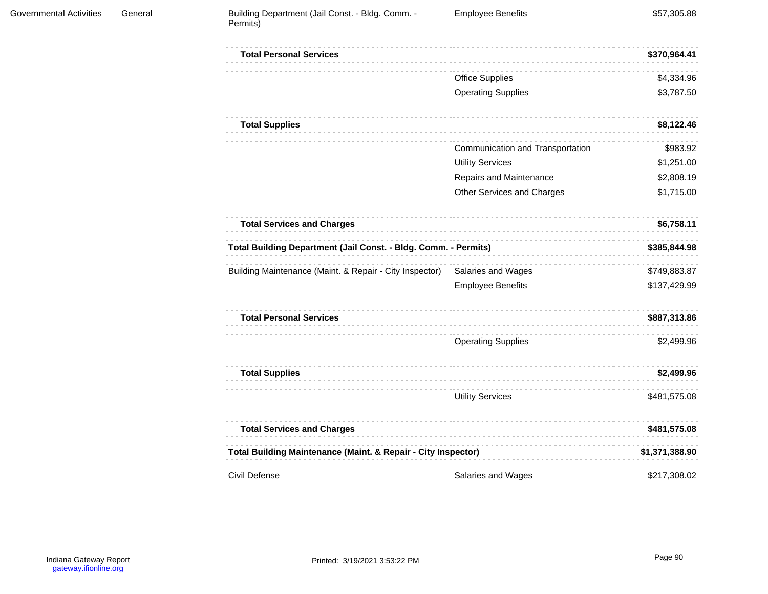| | | | | |
|---|---|---|---|---|
| Governmental Activities | General | Building Department (Jail Const. - Bldg. Comm. - Permits) | Employee Benefits | $57,305.88 |
| | | **Total Personal Services** | | **$370,964.41** |
| | | | Office Supplies | $4,334.96 |
| | | | Operating Supplies | $3,787.50 |
| | | **Total Supplies** | | **$8,122.46** |
| | | | Communication and Transportation | $983.92 |
| | | | Utility Services | $1,251.00 |
| | | | Repairs and Maintenance | $2,808.19 |
| | | | Other Services and Charges | $1,715.00 |
| | | **Total Services and Charges** | | **$6,758.11** |
| | | **Total Building Department (Jail Const. - Bldg. Comm. - Permits)** | | **$385,844.98** |
| | | Building Maintenance (Maint. & Repair - City Inspector) | Salaries and Wages | $749,883.87 |
| | | | Employee Benefits | $137,429.99 |
| | | **Total Personal Services** | | **$887,313.86** |
| | | | Operating Supplies | $2,499.96 |
| | | **Total Supplies** | | **$2,499.96** |
| | | | Utility Services | $481,575.08 |
| | | **Total Services and Charges** | | **$481,575.08** |
| | | **Total Building Maintenance (Maint. & Repair - City Inspector)** | | **$1,371,388.90** |
| | | Civil Defense | Salaries and Wages | $217,308.02 |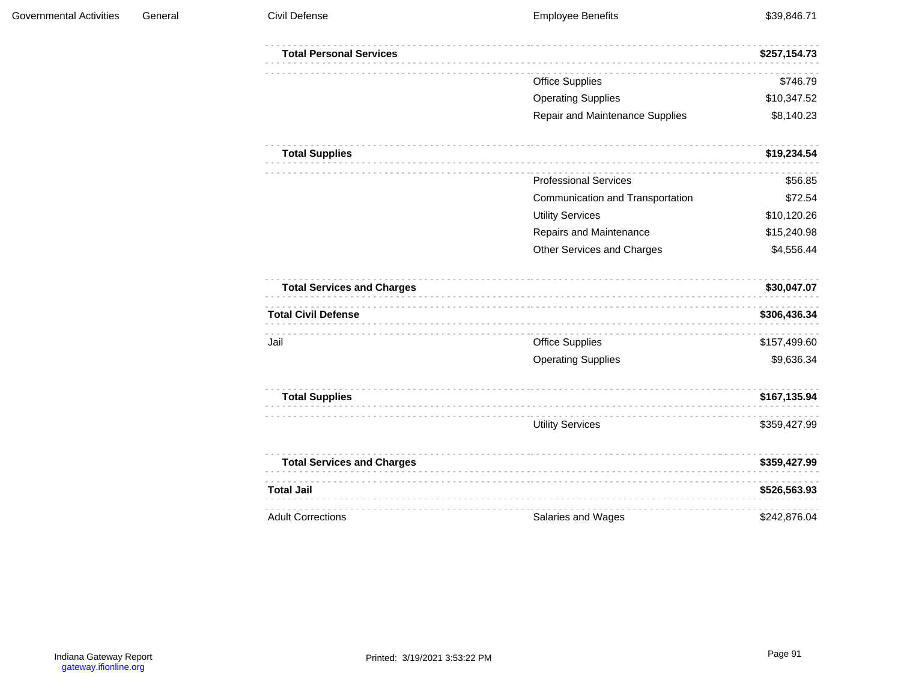| | | | | |
|---|---|---|---|---|
| Governmental Activities | General | Civil Defense | Employee Benefits | $39,846.71 |
| | | **Total Personal Services** | | **$257,154.73** |
| | | | Office Supplies | $746.79 |
| | | | Operating Supplies | $10,347.52 |
| | | | Repair and Maintenance Supplies | $8,140.23 |
| | | **Total Supplies** | | **$19,234.54** |
| | | | Professional Services | $56.85 |
| | | | Communication and Transportation | $72.54 |
| | | | Utility Services | $10,120.26 |
| | | | Repairs and Maintenance | $15,240.98 |
| | | | Other Services and Charges | $4,556.44 |
| | | **Total Services and Charges** | | **$30,047.07** |
| | | **Total Civil Defense** | | **$306,436.34** |
| | | Jail | Office Supplies | $157,499.60 |
| | | | Operating Supplies | $9,636.34 |
| | | **Total Supplies** | | **$167,135.94** |
| | | | Utility Services | $359,427.99 |
| | | **Total Services and Charges** | | **$359,427.99** |
| | | **Total Jail** | | **$526,563.93** |
| | | Adult Corrections | Salaries and Wages | $242,876.04 |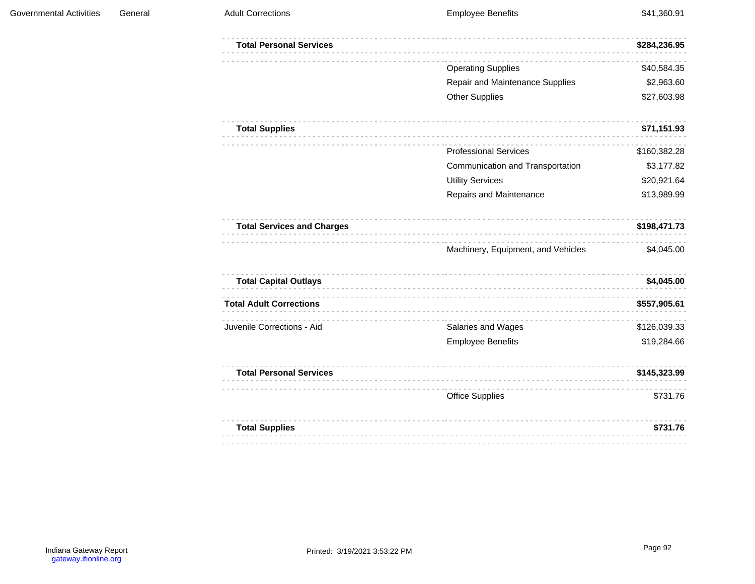| | | | | |
|---|---|---|---|---|
| Governmental Activities | General | Adult Corrections | Employee Benefits | $41,360.91 |
| | | **Total Personal Services** | | **$284,236.95** |
| | | | Operating Supplies | $40,584.35 |
| | | | Repair and Maintenance Supplies | $2,963.60 |
| | | | Other Supplies | $27,603.98 |
| | | **Total Supplies** | | **$71,151.93** |
| | | | Professional Services | $160,382.28 |
| | | | Communication and Transportation | $3,177.82 |
| | | | Utility Services | $20,921.64 |
| | | | Repairs and Maintenance | $13,989.99 |
| | | **Total Services and Charges** | | **$198,471.73** |
| | | | Machinery, Equipment, and Vehicles | $4,045.00 |
| | | **Total Capital Outlays** | | **$4,045.00** |
| | | **Total Adult Corrections** | | **$557,905.61** |
| | | Juvenile Corrections - Aid | Salaries and Wages | $126,039.33 |
| | | | Employee Benefits | $19,284.66 |
| | | **Total Personal Services** | | **$145,323.99** |
| | | | Office Supplies | $731.76 |
| | | **Total Supplies** | | **$731.76** |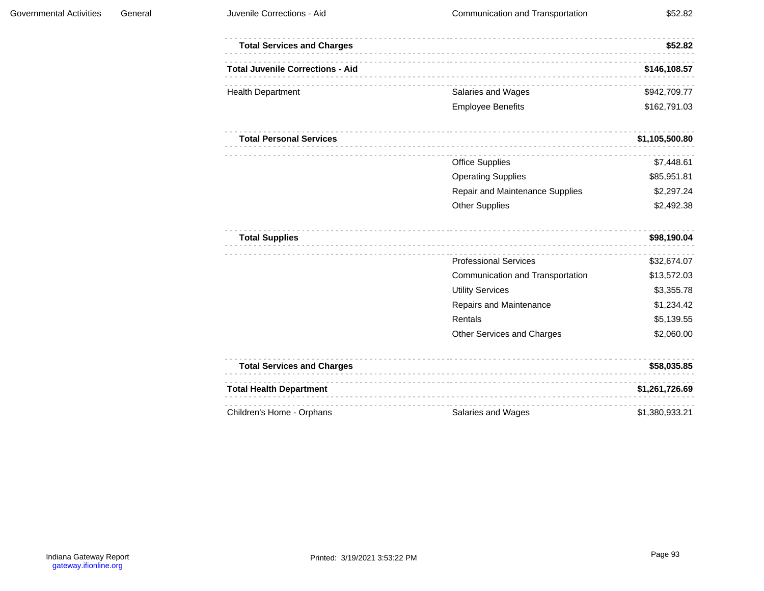| | | | | |
|---|---|---|---|---|
| Governmental Activities | General | Juvenile Corrections - Aid | Communication and Transportation | $52.82 |
| | | **Total Services and Charges** | | **$52.82** |
| | | **Total Juvenile Corrections - Aid** | | **$146,108.57** |
| | | Health Department | Salaries and Wages | $942,709.77 |
| | | | Employee Benefits | $162,791.03 |
| | | **Total Personal Services** | | **$1,105,500.80** |
| | | | Office Supplies | $7,448.61 |
| | | | Operating Supplies | $85,951.81 |
| | | | Repair and Maintenance Supplies | $2,297.24 |
| | | | Other Supplies | $2,492.38 |
| | | **Total Supplies** | | **$98,190.04** |
| | | | Professional Services | $32,674.07 |
| | | | Communication and Transportation | $13,572.03 |
| | | | Utility Services | $3,355.78 |
| | | | Repairs and Maintenance | $1,234.42 |
| | | | Rentals | $5,139.55 |
| | | | Other Services and Charges | $2,060.00 |
| | | **Total Services and Charges** | | **$58,035.85** |
| | | **Total Health Department** | | **$1,261,726.69** |
| | | Children's Home - Orphans | Salaries and Wages | $1,380,933.21 |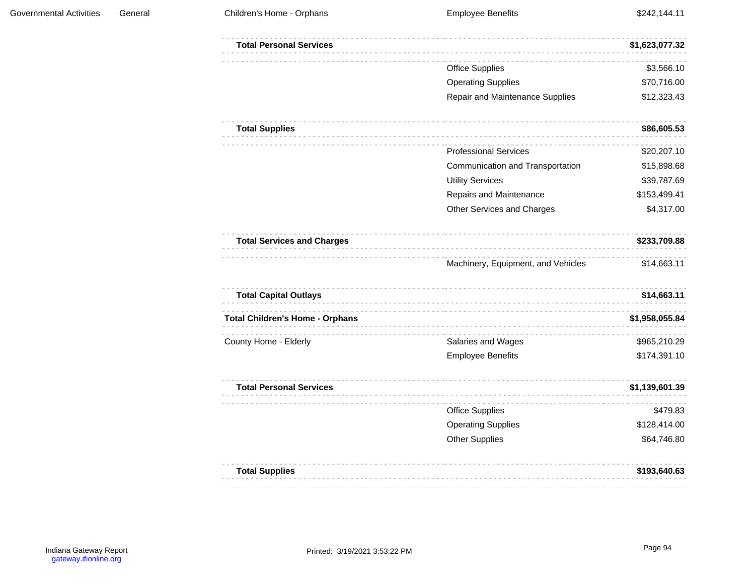| | | | | |
|---|---|---|---|---|
| Governmental Activities | General | Children's Home - Orphans | Employee Benefits | $242,144.11 |
| | | **Total Personal Services** | | **$1,623,077.32** |
| | | | Office Supplies | $3,566.10 |
| | | | Operating Supplies | $70,716.00 |
| | | | Repair and Maintenance Supplies | $12,323.43 |
| | | **Total Supplies** | | **$86,605.53** |
| | | | Professional Services | $20,207.10 |
| | | | Communication and Transportation | $15,898.68 |
| | | | Utility Services | $39,787.69 |
| | | | Repairs and Maintenance | $153,499.41 |
| | | | Other Services and Charges | $4,317.00 |
| | | **Total Services and Charges** | | **$233,709.88** |
| | | | Machinery, Equipment, and Vehicles | $14,663.11 |
| | | **Total Capital Outlays** | | **$14,663.11** |
| | | **Total Children's Home - Orphans** | | **$1,958,055.84** |
| | | County Home - Elderly | Salaries and Wages | $965,210.29 |
| | | | Employee Benefits | $174,391.10 |
| | | **Total Personal Services** | | **$1,139,601.39** |
| | | | Office Supplies | $479.83 |
| | | | Operating Supplies | $128,414.00 |
| | | | Other Supplies | $64,746.80 |
| | | **Total Supplies** | | **$193,640.63** |

Indiana Gateway Report
gateway.ifionline.org

Printed: 3/19/2021 3:53:22 PM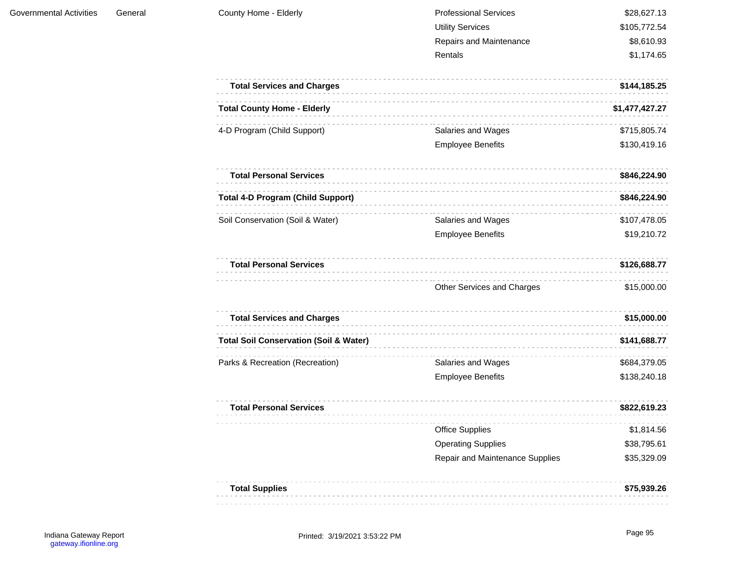| | | | | |
|---|---|---|---|---|
| Governmental Activities | General | County Home - Elderly | Professional Services | $28,627.13 |
| | | | Utility Services | $105,772.54 |
| | | | Repairs and Maintenance | $8,610.93 |
| | | | Rentals | $1,174.65 |
| | | **Total Services and Charges** | | **$144,185.25** |
| | | **Total County Home - Elderly** | | **$1,477,427.27** |
| | | 4-D Program (Child Support) | Salaries and Wages | $715,805.74 |
| | | | Employee Benefits | $130,419.16 |
| | | **Total Personal Services** | | **$846,224.90** |
| | | **Total 4-D Program (Child Support)** | | **$846,224.90** |
| | | Soil Conservation (Soil & Water) | Salaries and Wages | $107,478.05 |
| | | | Employee Benefits | $19,210.72 |
| | | **Total Personal Services** | | **$126,688.77** |
| | | | Other Services and Charges | $15,000.00 |
| | | **Total Services and Charges** | | **$15,000.00** |
| | | **Total Soil Conservation (Soil & Water)** | | **$141,688.77** |
| | | Parks & Recreation (Recreation) | Salaries and Wages | $684,379.05 |
| | | | Employee Benefits | $138,240.18 |
| | | **Total Personal Services** | | **$822,619.23** |
| | | | Office Supplies | $1,814.56 |
| | | | Operating Supplies | $38,795.61 |
| | | | Repair and Maintenance Supplies | $35,329.09 |
| | | **Total Supplies** | | **$75,939.26** |

Indiana Gateway Report
gateway.ifionline.org

Printed: 3/19/2021 3:53:22 PM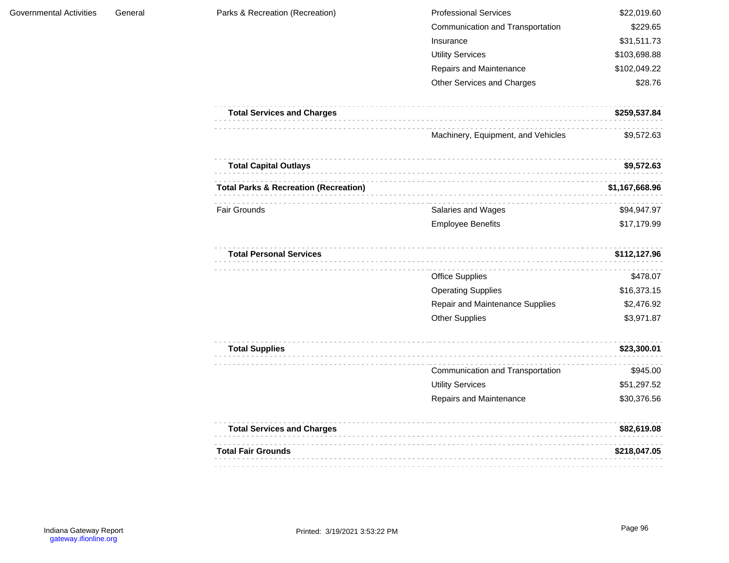| | | | | |
|---|---|---|---|---|
| Governmental Activities | General | Parks & Recreation (Recreation) | Professional Services | $22,019.60 |
| | | | Communication and Transportation | $229.65 |
| | | | Insurance | $31,511.73 |
| | | | Utility Services | $103,698.88 |
| | | | Repairs and Maintenance | $102,049.22 |
| | | | Other Services and Charges | $28.76 |
| | | **Total Services and Charges** | | **$259,537.84** |
| | | | Machinery, Equipment, and Vehicles | $9,572.63 |
| | | **Total Capital Outlays** | | **$9,572.63** |
| | | **Total Parks & Recreation (Recreation)** | | **$1,167,668.96** |
| | | Fair Grounds | Salaries and Wages | $94,947.97 |
| | | | Employee Benefits | $17,179.99 |
| | | **Total Personal Services** | | **$112,127.96** |
| | | | Office Supplies | $478.07 |
| | | | Operating Supplies | $16,373.15 |
| | | | Repair and Maintenance Supplies | $2,476.92 |
| | | | Other Supplies | $3,971.87 |
| | | **Total Supplies** | | **$23,300.01** |
| | | | Communication and Transportation | $945.00 |
| | | | Utility Services | $51,297.52 |
| | | | Repairs and Maintenance | $30,376.56 |
| | | **Total Services and Charges** | | **$82,619.08** |
| | | **Total Fair Grounds** | | **$218,047.05** |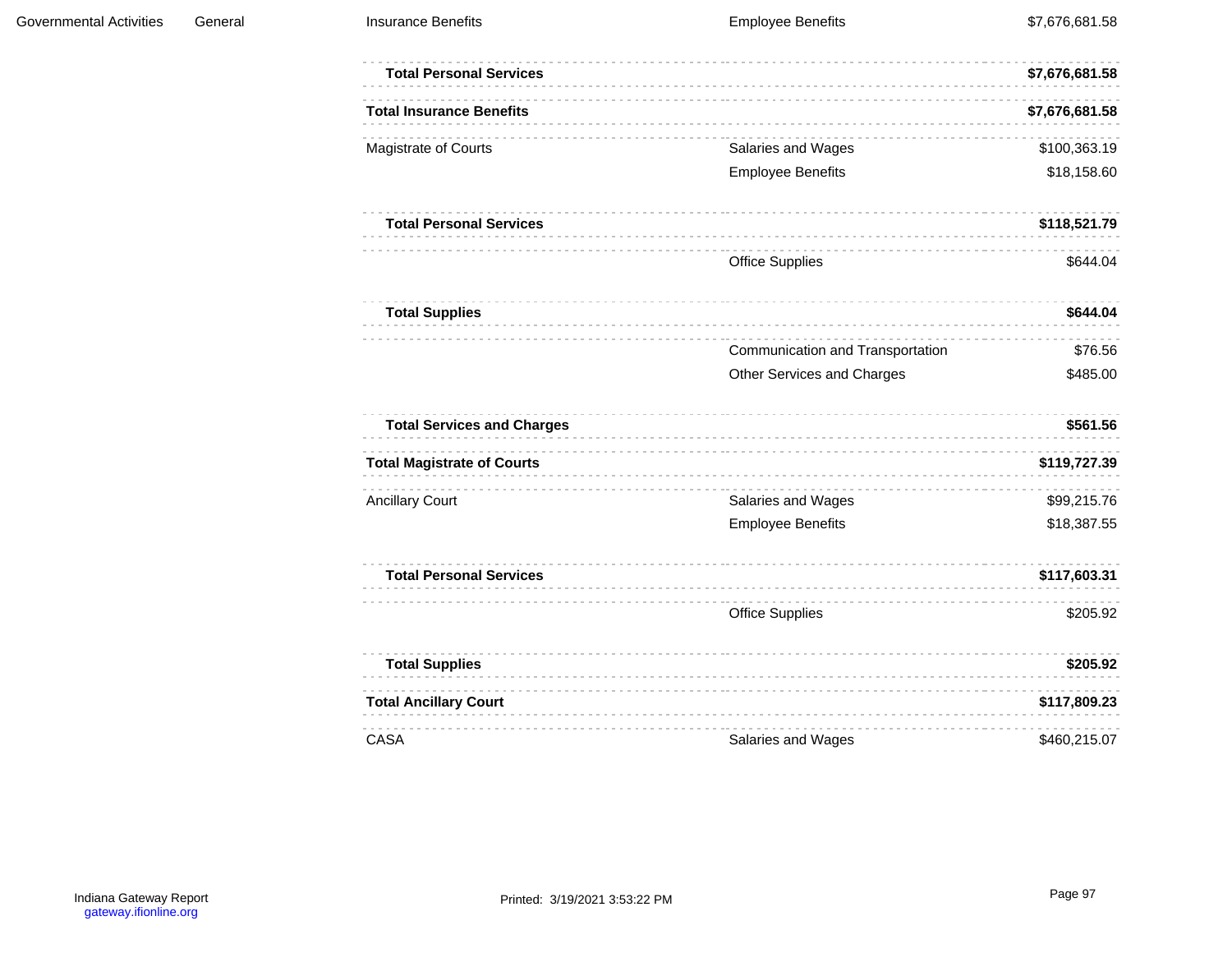| | | | | |
|---|---|---|---|---|
| Governmental Activities | General | Insurance Benefits | Employee Benefits | $7,676,681.58 |
| | | **Total Personal Services** | | **$7,676,681.58** |
| | | **Total Insurance Benefits** | | **$7,676,681.58** |
| | | Magistrate of Courts | Salaries and Wages | $100,363.19 |
| | | | Employee Benefits | $18,158.60 |
| | | **Total Personal Services** | | **$118,521.79** |
| | | | Office Supplies | $644.04 |
| | | **Total Supplies** | | **$644.04** |
| | | | Communication and Transportation | $76.56 |
| | | | Other Services and Charges | $485.00 |
| | | **Total Services and Charges** | | **$561.56** |
| | | **Total Magistrate of Courts** | | **$119,727.39** |
| | | Ancillary Court | Salaries and Wages | $99,215.76 |
| | | | Employee Benefits | $18,387.55 |
| | | **Total Personal Services** | | **$117,603.31** |
| | | | Office Supplies | $205.92 |
| | | **Total Supplies** | | **$205.92** |
| | | **Total Ancillary Court** | | **$117,809.23** |
| | | CASA | Salaries and Wages | $460,215.07 |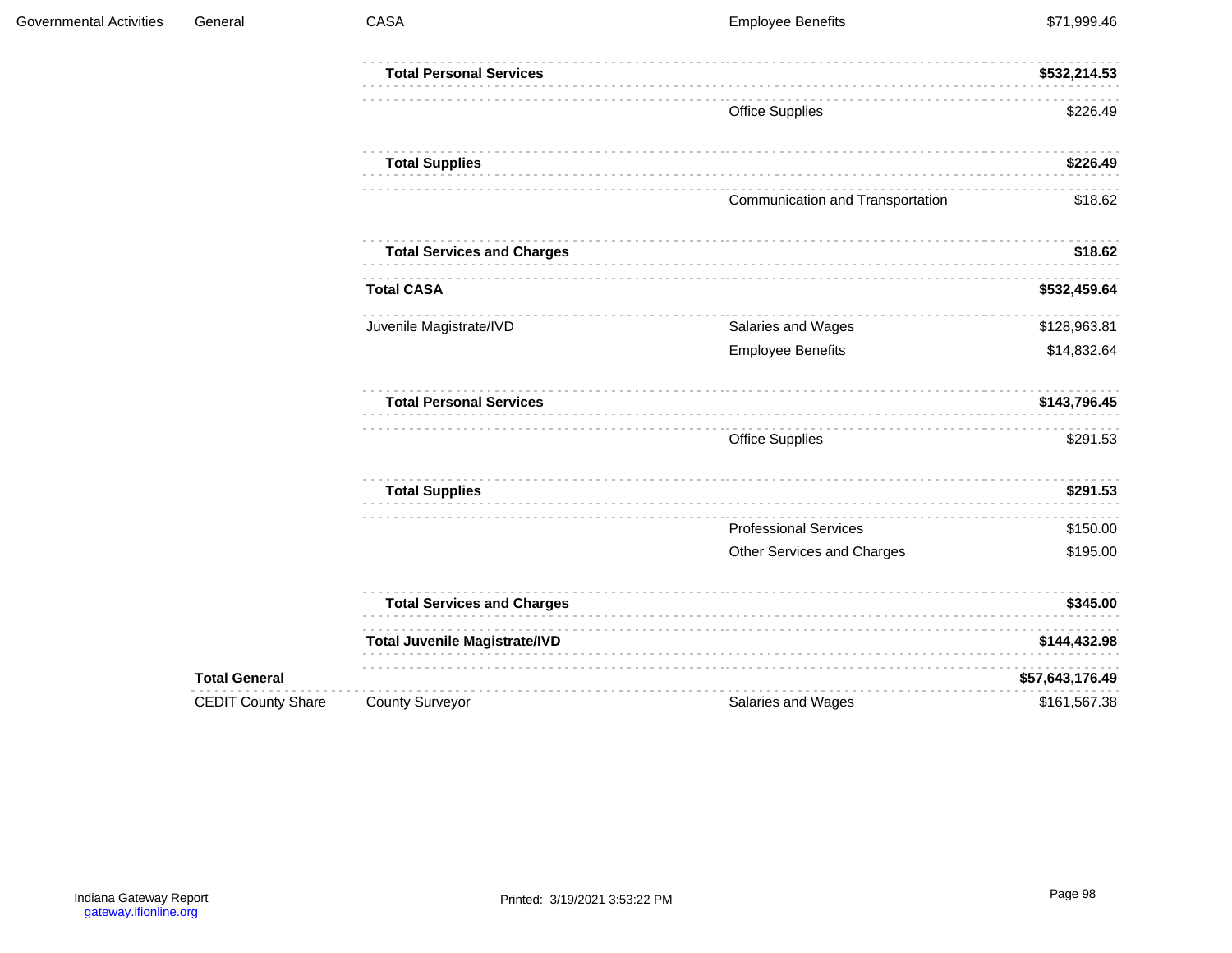| | | | | |
|---|---|---|---|---|
| Governmental Activities | General | CASA | Employee Benefits | $71,999.46 |
| | | **Total Personal Services** | | **$532,214.53** |
| | | | Office Supplies | $226.49 |
| | | **Total Supplies** | | **$226.49** |
| | | | Communication and Transportation | $18.62 |
| | | **Total Services and Charges** | | **$18.62** |
| | | **Total CASA** | | **$532,459.64** |
| | | Juvenile Magistrate/IVD | Salaries and Wages | $128,963.81 |
| | | | Employee Benefits | $14,832.64 |
| | | **Total Personal Services** | | **$143,796.45** |
| | | | Office Supplies | $291.53 |
| | | **Total Supplies** | | **$291.53** |
| | | | Professional Services | $150.00 |
| | | | Other Services and Charges | $195.00 |
| | | **Total Services and Charges** | | **$345.00** |
| | | **Total Juvenile Magistrate/IVD** | | **$144,432.98** |
| | **Total General** | | | **$57,643,176.49** |
| | CEDIT County Share | County Surveyor | Salaries and Wages | $161,567.38 |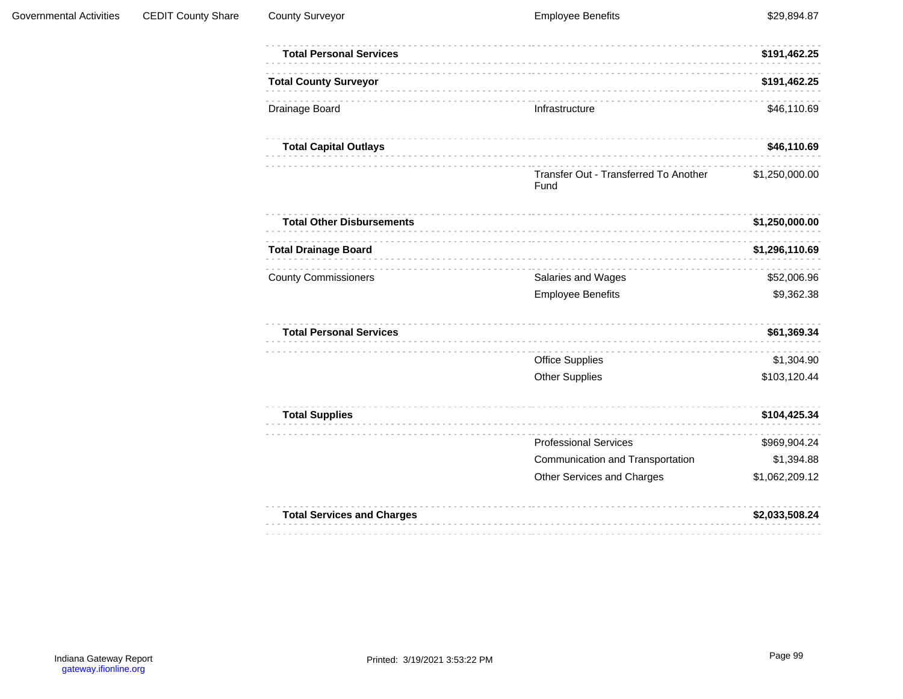| | | | | |
|---|---|---|---|---|
| Governmental Activities | CEDIT County Share | County Surveyor | Employee Benefits | $29,894.87 |
| | | **Total Personal Services** | | **$191,462.25** |
| | | **Total County Surveyor** | | **$191,462.25** |
| | | Drainage Board | Infrastructure | $46,110.69 |
| | | **Total Capital Outlays** | | **$46,110.69** |
| | | | Transfer Out - Transferred To Another Fund | $1,250,000.00 |
| | | **Total Other Disbursements** | | **$1,250,000.00** |
| | | **Total Drainage Board** | | **$1,296,110.69** |
| | | County Commissioners | Salaries and Wages | $52,006.96 |
| | | | Employee Benefits | $9,362.38 |
| | | **Total Personal Services** | | **$61,369.34** |
| | | | Office Supplies | $1,304.90 |
| | | | Other Supplies | $103,120.44 |
| | | **Total Supplies** | | **$104,425.34** |
| | | | Professional Services | $969,904.24 |
| | | | Communication and Transportation | $1,394.88 |
| | | | Other Services and Charges | $1,062,209.12 |
| | | **Total Services and Charges** | | **$2,033,508.24** |

Indiana Gateway Report
gateway.ifionline.org

Printed: 3/19/2021 3:53:22 PM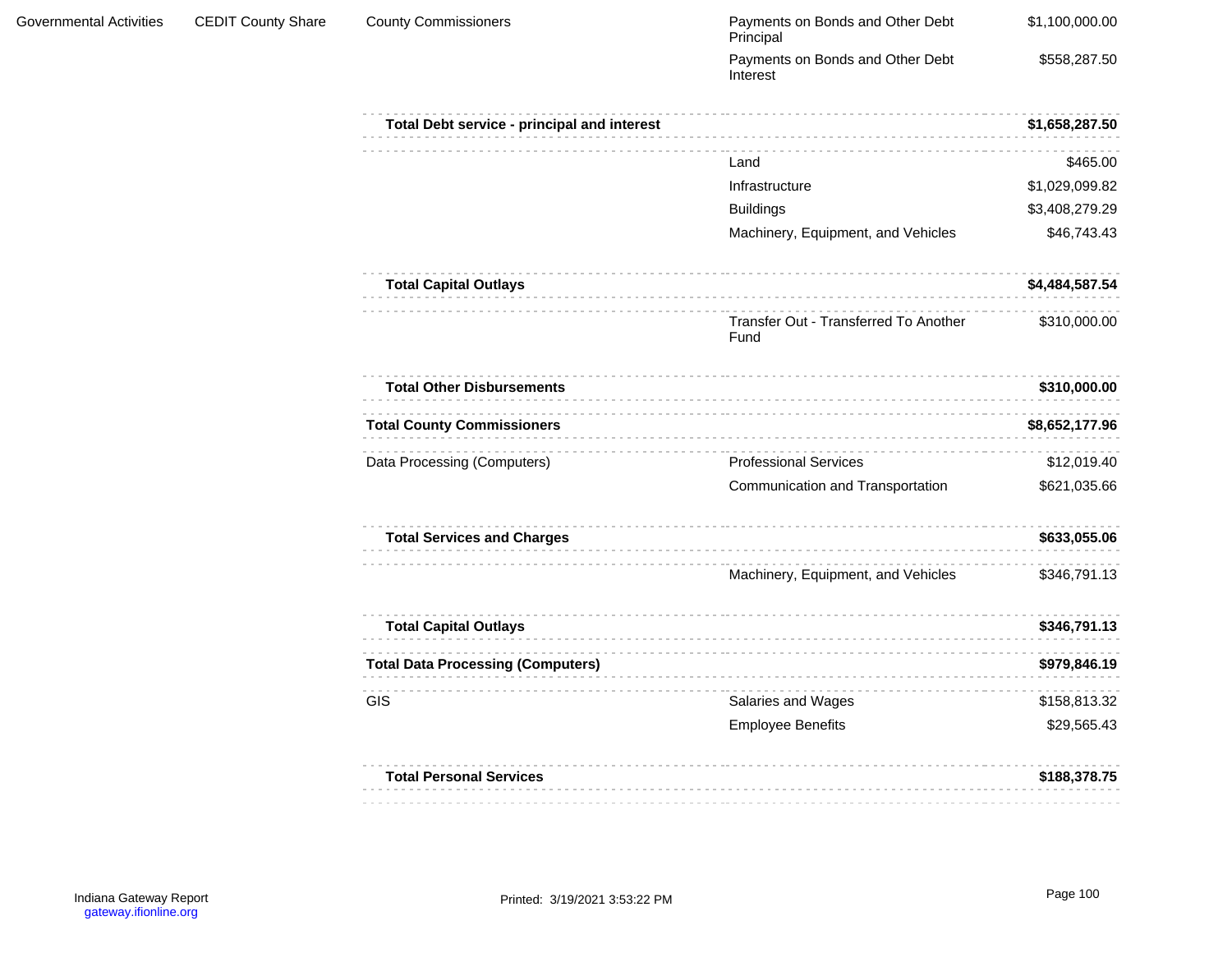| | | | | |
|---|---|---|---|---|
| Governmental Activities | CEDIT County Share | County Commissioners | Payments on Bonds and Other Debt Principal | $1,100,000.00 |
| | | | Payments on Bonds and Other Debt Interest | $558,287.50 |
| | | **Total Debt service - principal and interest** | | **$1,658,287.50** |
| | | | Land | $465.00 |
| | | | Infrastructure | $1,029,099.82 |
| | | | Buildings | $3,408,279.29 |
| | | | Machinery, Equipment, and Vehicles | $46,743.43 |
| | | **Total Capital Outlays** | | **$4,484,587.54** |
| | | | Transfer Out - Transferred To Another Fund | $310,000.00 |
| | | **Total Other Disbursements** | | **$310,000.00** |
| | | **Total County Commissioners** | | **$8,652,177.96** |
| | | Data Processing (Computers) | Professional Services | $12,019.40 |
| | | | Communication and Transportation | $621,035.66 |
| | | **Total Services and Charges** | | **$633,055.06** |
| | | | Machinery, Equipment, and Vehicles | $346,791.13 |
| | | **Total Capital Outlays** | | **$346,791.13** |
| | | **Total Data Processing (Computers)** | | **$979,846.19** |
| | | GIS | Salaries and Wages | $158,813.32 |
| | | | Employee Benefits | $29,565.43 |
| | | **Total Personal Services** | | **$188,378.75** |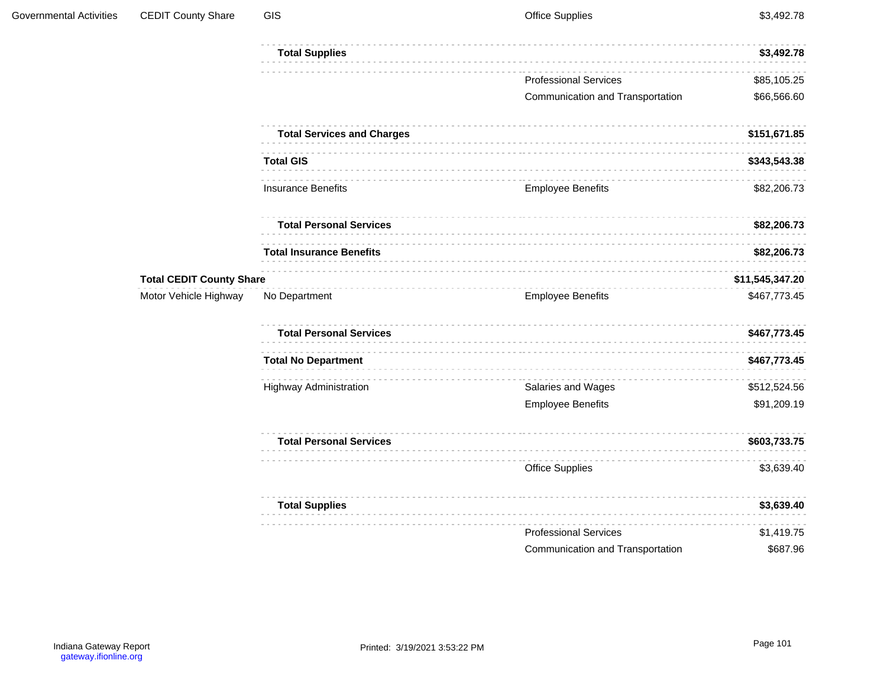| | | | | |
|---|---|---|---|---|
| Governmental Activities | CEDIT County Share | GIS | Office Supplies | $3,492.78 |
| | | **Total Supplies** | | **$3,492.78** |
| | | | Professional Services | $85,105.25 |
| | | | Communication and Transportation | $66,566.60 |
| | | **Total Services and Charges** | | **$151,671.85** |
| | | **Total GIS** | | **$343,543.38** |
| | | Insurance Benefits | Employee Benefits | $82,206.73 |
| | | **Total Personal Services** | | **$82,206.73** |
| | | **Total Insurance Benefits** | | **$82,206.73** |
| | **Total CEDIT County Share** | | | **$11,545,347.20** |
| | Motor Vehicle Highway | No Department | Employee Benefits | $467,773.45 |
| | | **Total Personal Services** | | **$467,773.45** |
| | | **Total No Department** | | **$467,773.45** |
| | | Highway Administration | Salaries and Wages | $512,524.56 |
| | | | Employee Benefits | $91,209.19 |
| | | **Total Personal Services** | | **$603,733.75** |
| | | | Office Supplies | $3,639.40 |
| | | **Total Supplies** | | **$3,639.40** |
| | | | Professional Services | $1,419.75 |
| | | | Communication and Transportation | $687.96 |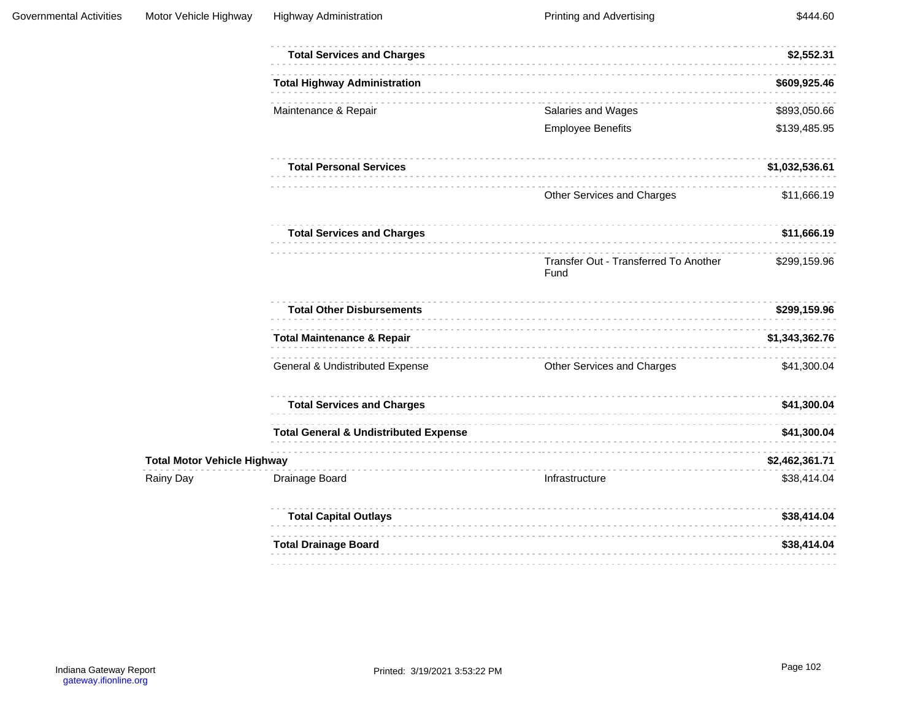| | | | | |
|---|---|---|---|---|
| Governmental Activities | Motor Vehicle Highway | Highway Administration | Printing and Advertising | $444.60 |
| | | **Total Services and Charges** | | **$2,552.31** |
| | | **Total Highway Administration** | | **$609,925.46** |
| | | Maintenance & Repair | Salaries and Wages | $893,050.66 |
| | | | Employee Benefits | $139,485.95 |
| | | **Total Personal Services** | | **$1,032,536.61** |
| | | | Other Services and Charges | $11,666.19 |
| | | **Total Services and Charges** | | **$11,666.19** |
| | | | Transfer Out - Transferred To Another Fund | $299,159.96 |
| | | **Total Other Disbursements** | | **$299,159.96** |
| | | **Total Maintenance & Repair** | | **$1,343,362.76** |
| | | General & Undistributed Expense | Other Services and Charges | $41,300.04 |
| | | **Total Services and Charges** | | **$41,300.04** |
| | | **Total General & Undistributed Expense** | | **$41,300.04** |
| | **Total Motor Vehicle Highway** | | | **$2,462,361.71** |
| | Rainy Day | Drainage Board | Infrastructure | $38,414.04 |
| | | **Total Capital Outlays** | | **$38,414.04** |
| | | **Total Drainage Board** | | **$38,414.04** |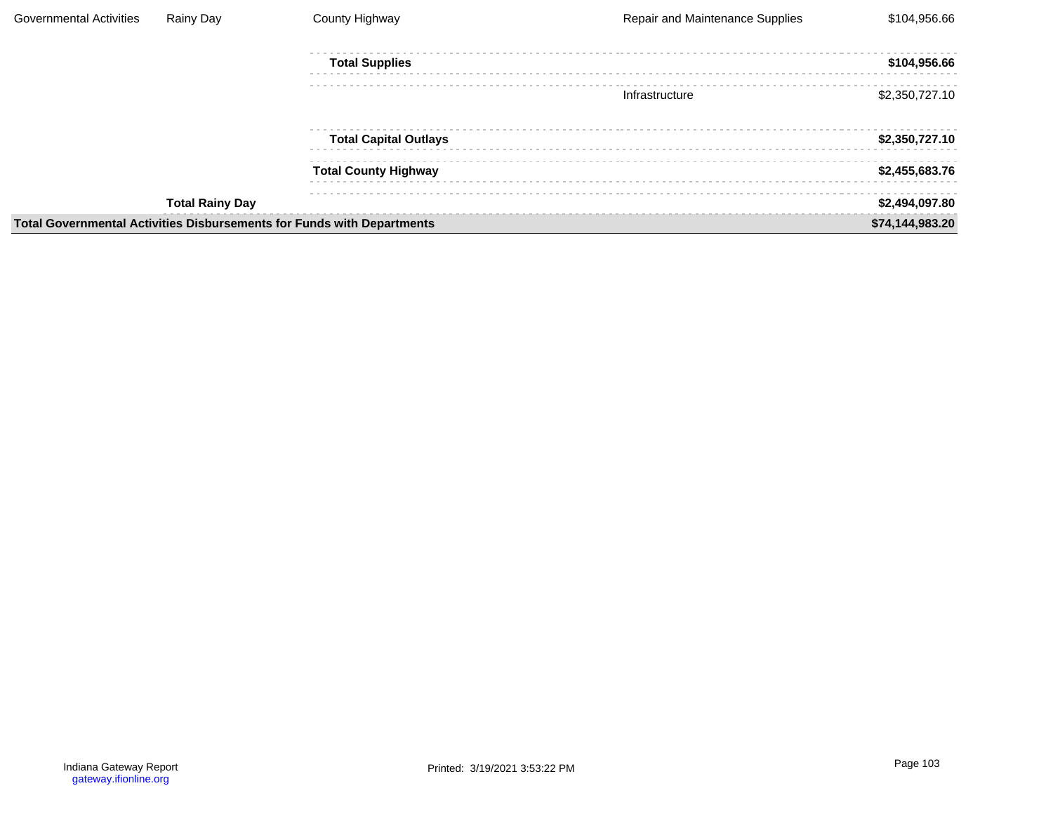| | | | | |
|---|---|---|---|---|
| Governmental Activities | Rainy Day | County Highway | Repair and Maintenance Supplies | $104,956.66 |
| | | **Total Supplies** | | **$104,956.66** |
| | | | Infrastructure | $2,350,727.10 |
| | | **Total Capital Outlays** | | **$2,350,727.10** |
| | | **Total County Highway** | | **$2,455,683.76** |
| | **Total Rainy Day** | | | **$2,494,097.80** |
| **Total Governmental Activities Disbursements for Funds with Departments** | | | | **$74,144,983.20** |

Indiana Gateway Report
gateway.ifionline.org

Printed: 3/19/2021 3:53:22 PM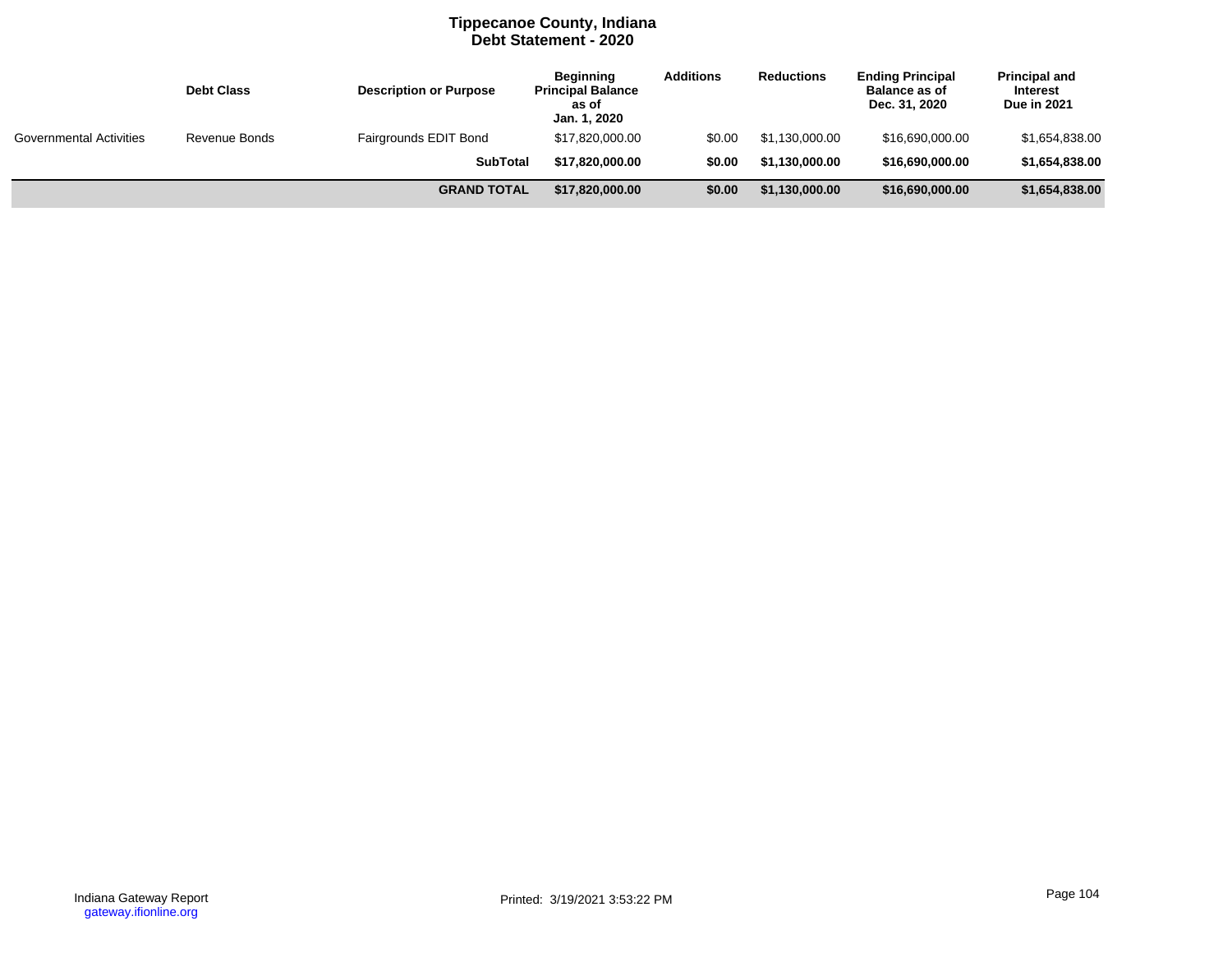# Tippecanoe County, Indiana
## Debt Statement - 2020

| | Debt Class | Description or Purpose | Beginning Principal Balance as of Jan. 1, 2020 | Additions | Reductions | Ending Principal Balance as of Dec. 31, 2020 | Principal and Interest Due in 2021 |
|---|---|---|---|---|---|---|---|
| Governmental Activities | Revenue Bonds | Fairgrounds EDIT Bond | $17,820,000.00 | $0.00 | $1,130,000.00 | $16,690,000.00 | $1,654,838.00 |
| | | **SubTotal** | **$17,820,000.00** | **$0.00** | **$1,130,000.00** | **$16,690,000.00** | **$1,654,838.00** |
| | | **GRAND TOTAL** | **$17,820,000.00** | **$0.00** | **$1,130,000.00** | **$16,690,000.00** | **$1,654,838.00** |

Indiana Gateway Report
gateway.ifionline.org

Printed: 3/19/2021 3:53:22 PM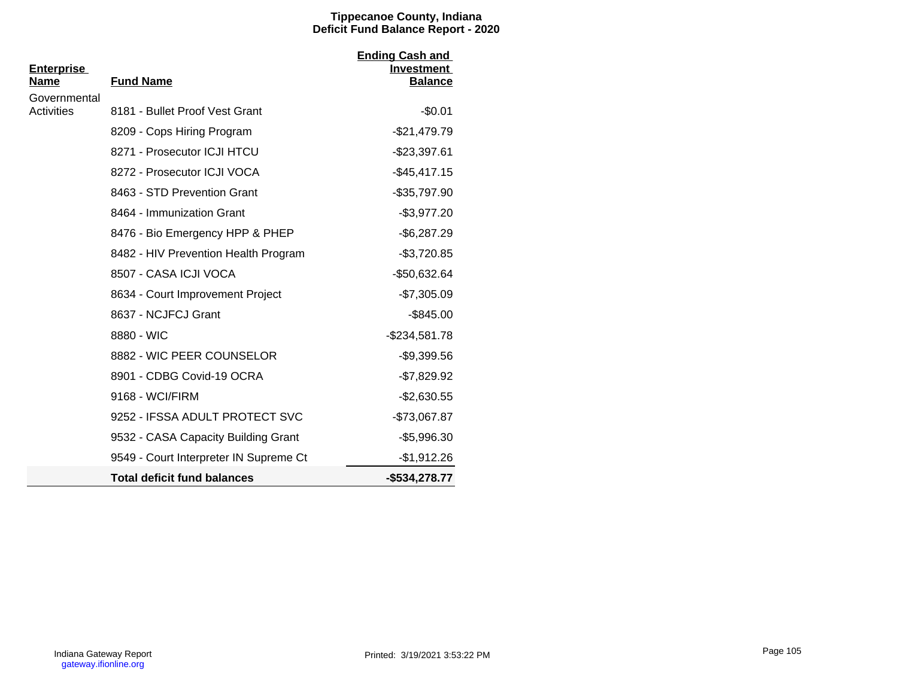# Tippecanoe County, Indiana
## Deficit Fund Balance Report - 2020

| Enterprise Name | Fund Name | Ending Cash and Investment Balance |
|---|---|---|
| Governmental Activities | 8181 - Bullet Proof Vest Grant | -$0.01 |
| | 8209 - Cops Hiring Program | -$21,479.79 |
| | 8271 - Prosecutor ICJI HTCU | -$23,397.61 |
| | 8272 - Prosecutor ICJI VOCA | -$45,417.15 |
| | 8463 - STD Prevention Grant | -$35,797.90 |
| | 8464 - Immunization Grant | -$3,977.20 |
| | 8476 - Bio Emergency HPP & PHEP | -$6,287.29 |
| | 8482 - HIV Prevention Health Program | -$3,720.85 |
| | 8507 - CASA ICJI VOCA | -$50,632.64 |
| | 8634 - Court Improvement Project | -$7,305.09 |
| | 8637 - NCJFCJ Grant | -$845.00 |
| | 8880 - WIC | -$234,581.78 |
| | 8882 - WIC PEER COUNSELOR | -$9,399.56 |
| | 8901 - CDBG Covid-19 OCRA | -$7,829.92 |
| | 9168 - WCI/FIRM | -$2,630.55 |
| | 9252 - IFSSA ADULT PROTECT SVC | -$73,067.87 |
| | 9532 - CASA Capacity Building Grant | -$5,996.30 |
| | 9549 - Court Interpreter IN Supreme Ct | -$1,912.26 |
| | **Total deficit fund balances** | **-$534,278.77** |

Indiana Gateway Report
gateway.ifionline.org

Printed: 3/19/2021 3:53:22 PM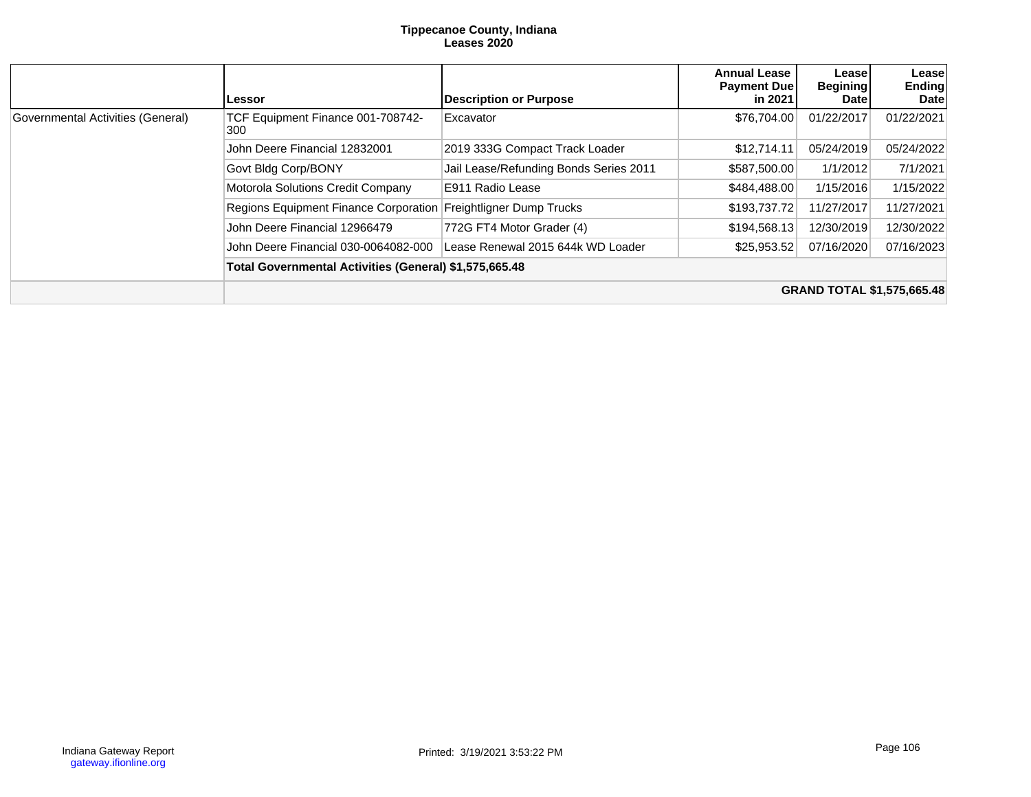**Tippecanoe County, Indiana**
**Leases 2020**

| | Lessor | Description or Purpose | Annual Lease Payment Due in 2021 | Lease Begining Date | Lease Ending Date |
|---|---|---|---|---|---|
| Governmental Activities (General) | TCF Equipment Finance 001-708742-300 | Excavator | $76,704.00 | 01/22/2017 | 01/22/2021 |
| | John Deere Financial 12832001 | 2019 333G Compact Track Loader | $12,714.11 | 05/24/2019 | 05/24/2022 |
| | Govt Bldg Corp/BONY | Jail Lease/Refunding Bonds Series 2011 | $587,500.00 | 1/1/2012 | 7/1/2021 |
| | Motorola Solutions Credit Company | E911 Radio Lease | $484,488.00 | 1/15/2016 | 1/15/2022 |
| | Regions Equipment Finance Corporation | Freightligner Dump Trucks | $193,737.72 | 11/27/2017 | 11/27/2021 |
| | John Deere Financial 12966479 | 772G FT4 Motor Grader (4) | $194,568.13 | 12/30/2019 | 12/30/2022 |
| | John Deere Financial 030-0064082-000 | Lease Renewal 2015 644k WD Loader | $25,953.52 | 07/16/2020 | 07/16/2023 |
| | **Total Governmental Activities (General) $1,575,665.48** | | | | |
| | | | | | **GRAND TOTAL $1,575,665.48** |

Indiana Gateway Report
gateway.ifionline.org

Printed: 3/19/2021 3:53:22 PM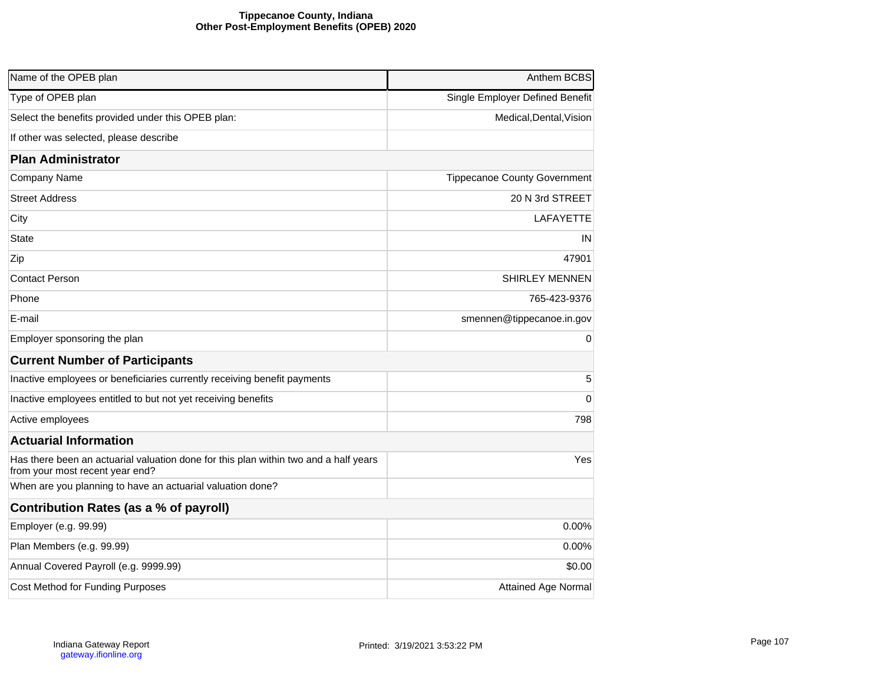# Tippecanoe County, Indiana
## Other Post-Employment Benefits (OPEB) 2020

| Name of the OPEB plan | Anthem BCBS |
|---|---|
| Type of OPEB plan | Single Employer Defined Benefit |
| Select the benefits provided under this OPEB plan: | Medical,Dental,Vision |
| If other was selected, please describe | |
| **Plan Administrator** | |
| Company Name | Tippecanoe County Government |
| Street Address | 20 N 3rd STREET |
| City | LAFAYETTE |
| State | IN |
| Zip | 47901 |
| Contact Person | SHIRLEY MENNEN |
| Phone | 765-423-9376 |
| E-mail | smennen@tippecanoe.in.gov |
| Employer sponsoring the plan | 0 |
| **Current Number of Participants** | |
| Inactive employees or beneficiaries currently receiving benefit payments | 5 |
| Inactive employees entitled to but not yet receiving benefits | 0 |
| Active employees | 798 |
| **Actuarial Information** | |
| Has there been an actuarial valuation done for this plan within two and a half years from your most recent year end? | Yes |
| When are you planning to have an actuarial valuation done? | |
| **Contribution Rates (as a % of payroll)** | |
| Employer (e.g. 99.99) | 0.00% |
| Plan Members (e.g. 99.99) | 0.00% |
| Annual Covered Payroll (e.g. 9999.99) | $0.00 |
| Cost Method for Funding Purposes | Attained Age Normal |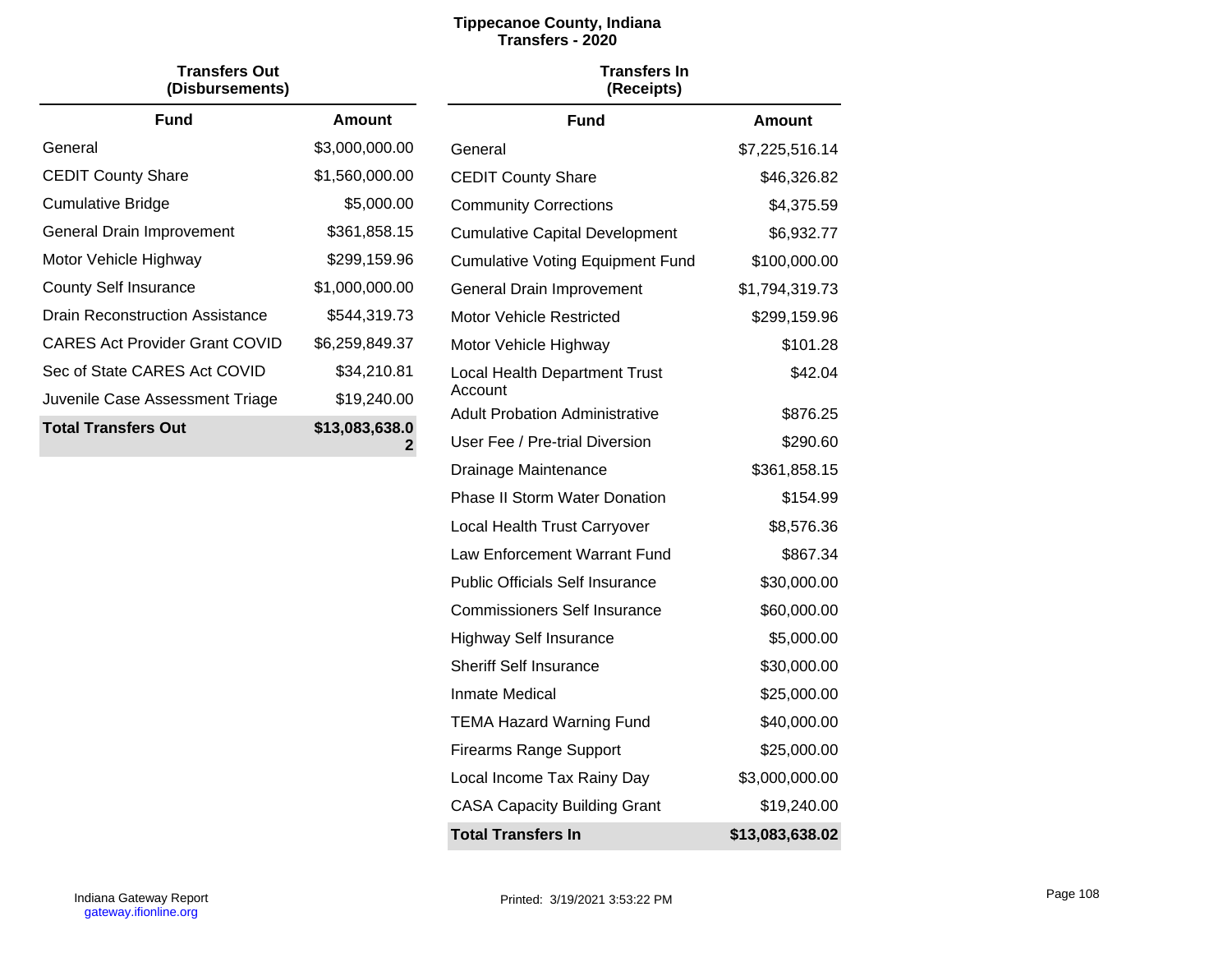# Tippecanoe County, Indiana
## Transfers - 2020

### Transfers Out (Disbursements)

| Fund | Amount |
|---|---|
| General | $3,000,000.00 |
| CEDIT County Share | $1,560,000.00 |
| Cumulative Bridge | $5,000.00 |
| General Drain Improvement | $361,858.15 |
| Motor Vehicle Highway | $299,159.96 |
| County Self Insurance | $1,000,000.00 |
| Drain Reconstruction Assistance | $544,319.73 |
| CARES Act Provider Grant COVID | $6,259,849.37 |
| Sec of State CARES Act COVID | $34,210.81 |
| Juvenile Case Assessment Triage | $19,240.00 |
| **Total Transfers Out** | **$13,083,638.02** |

### Transfers In (Receipts)

| Fund | Amount |
|---|---|
| General | $7,225,516.14 |
| CEDIT County Share | $46,326.82 |
| Community Corrections | $4,375.59 |
| Cumulative Capital Development | $6,932.77 |
| Cumulative Voting Equipment Fund | $100,000.00 |
| General Drain Improvement | $1,794,319.73 |
| Motor Vehicle Restricted | $299,159.96 |
| Motor Vehicle Highway | $101.28 |
| Local Health Department Trust Account | $42.04 |
| Adult Probation Administrative | $876.25 |
| User Fee / Pre-trial Diversion | $290.60 |
| Drainage Maintenance | $361,858.15 |
| Phase II Storm Water Donation | $154.99 |
| Local Health Trust Carryover | $8,576.36 |
| Law Enforcement Warrant Fund | $867.34 |
| Public Officials Self Insurance | $30,000.00 |
| Commissioners Self Insurance | $60,000.00 |
| Highway Self Insurance | $5,000.00 |
| Sheriff Self Insurance | $30,000.00 |
| Inmate Medical | $25,000.00 |
| TEMA Hazard Warning Fund | $40,000.00 |
| Firearms Range Support | $25,000.00 |
| Local Income Tax Rainy Day | $3,000,000.00 |
| CASA Capacity Building Grant | $19,240.00 |
| **Total Transfers In** | **$13,083,638.02** |

Indiana Gateway Report
gateway.ifionline.org

Printed: 3/19/2021 3:53:22 PM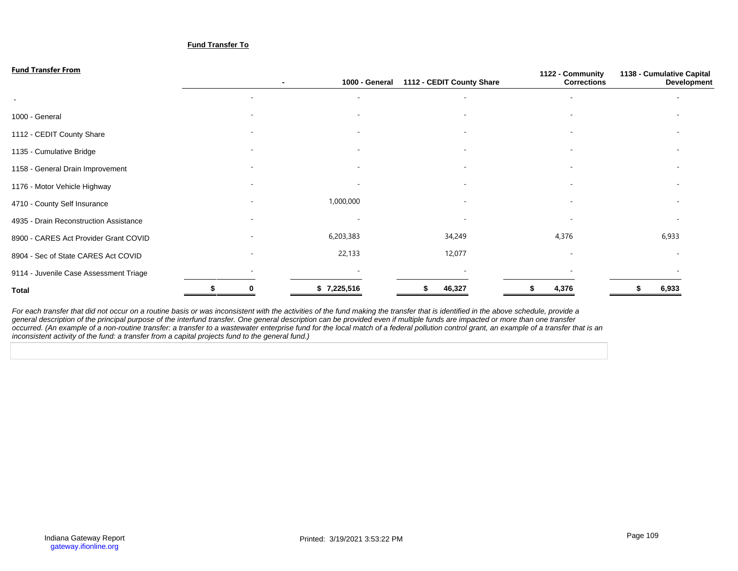**Fund Transfer To**

**Fund Transfer From**

| | - | 1000 - General | 1112 - CEDIT County Share | 1122 - Community Corrections | 1138 - Cumulative Capital Development |
|---|---|---|---|---|---|
| - | - | - | - | - | - |
| 1000 - General | - | - | - | - | - |
| 1112 - CEDIT County Share | - | - | - | - | - |
| 1135 - Cumulative Bridge | - | - | - | - | - |
| 1158 - General Drain Improvement | - | - | - | - | - |
| 1176 - Motor Vehicle Highway | - | - | - | - | - |
| 4710 - County Self Insurance | - | 1,000,000 | - | - | - |
| 4935 - Drain Reconstruction Assistance | - | - | - | - | - |
| 8900 - CARES Act Provider Grant COVID | - | 6,203,383 | 34,249 | 4,376 | 6,933 |
| 8904 - Sec of State CARES Act COVID | - | 22,133 | 12,077 | - | - |
| 9114 - Juvenile Case Assessment Triage | - | - | - | - | - |
| **Total** | **$ 0** | **$ 7,225,516** | **$ 46,327** | **$ 4,376** | **$ 6,933** |

*For each transfer that did not occur on a routine basis or was inconsistent with the activities of the fund making the transfer that is identified in the above schedule, provide a general description of the principal purpose of the interfund transfer. One general description can be provided even if multiple funds are impacted or more than one transfer occurred. (An example of a non-routine transfer: a transfer to a wastewater enterprise fund for the local match of a federal pollution control grant, an example of a transfer that is an inconsistent activity of the fund: a transfer from a capital projects fund to the general fund.)*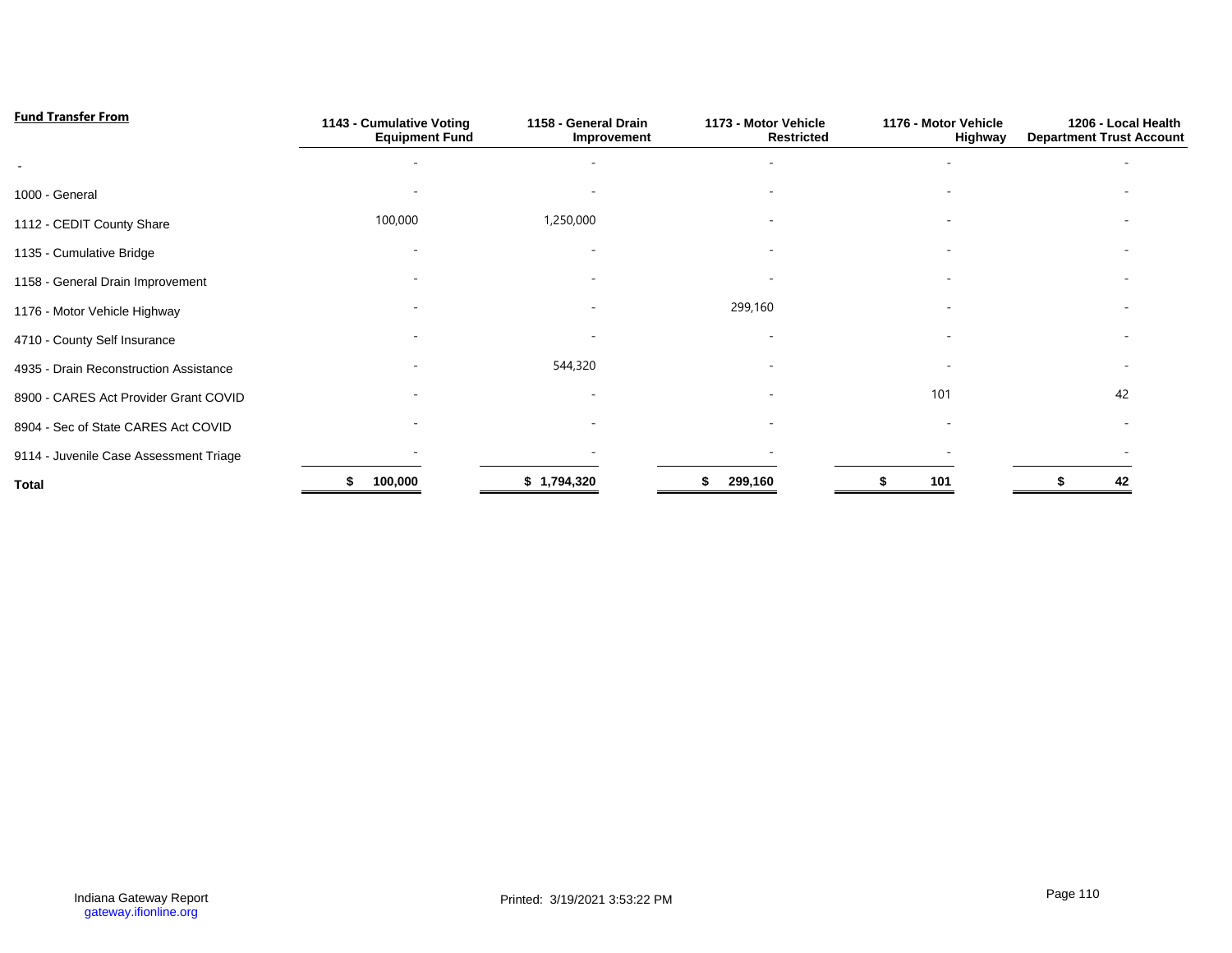| Fund Transfer From | 1143 - Cumulative Voting Equipment Fund | 1158 - General Drain Improvement | 1173 - Motor Vehicle Restricted | 1176 - Motor Vehicle Highway | 1206 - Local Health Department Trust Account |
|---|---|---|---|---|---|
| - | - | - | - | - | - |
| 1000 - General | - | - | - | - | - |
| 1112 - CEDIT County Share | 100,000 | 1,250,000 | - | - | - |
| 1135 - Cumulative Bridge | - | - | - | - | - |
| 1158 - General Drain Improvement | - | - | - | - | - |
| 1176 - Motor Vehicle Highway | - | - | 299,160 | - | - |
| 4710 - County Self Insurance | - | - | - | - | - |
| 4935 - Drain Reconstruction Assistance | - | 544,320 | - | - | - |
| 8900 - CARES Act Provider Grant COVID | - | - | - | 101 | 42 |
| 8904 - Sec of State CARES Act COVID | - | - | - | - | - |
| 9114 - Juvenile Case Assessment Triage | - | - | - | - | - |
| **Total** | **$ 100,000** | **$ 1,794,320** | **$ 299,160** | **$ 101** | **$ 42** |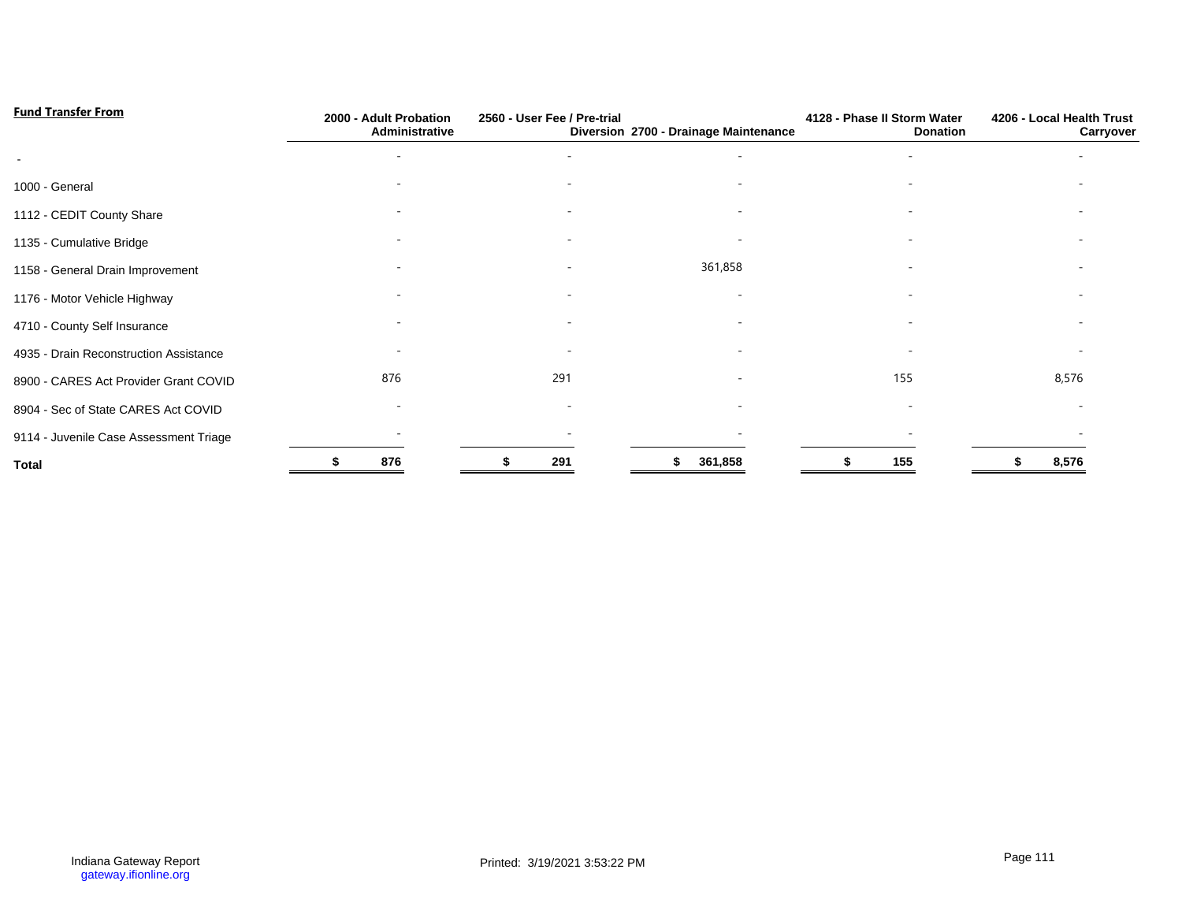| Fund Transfer From | 2000 - Adult Probation Administrative | 2560 - User Fee / Pre-trial Diversion | 2700 - Drainage Maintenance | 4128 - Phase II Storm Water Donation | 4206 - Local Health Trust Carryover |
|---|---|---|---|---|---|
| - | - | - | - | - | - |
| 1000 - General | - | - | - | - | - |
| 1112 - CEDIT County Share | - | - | - | - | - |
| 1135 - Cumulative Bridge | - | - | - | - | - |
| 1158 - General Drain Improvement | - | - | 361,858 | - | - |
| 1176 - Motor Vehicle Highway | - | - | - | - | - |
| 4710 - County Self Insurance | - | - | - | - | - |
| 4935 - Drain Reconstruction Assistance | - | - | - | - | - |
| 8900 - CARES Act Provider Grant COVID | 876 | 291 | - | 155 | 8,576 |
| 8904 - Sec of State CARES Act COVID | - | - | - | - | - |
| 9114 - Juvenile Case Assessment Triage | - | - | - | - | - |
| **Total** | **$ 876** | **$ 291** | **$ 361,858** | **$ 155** | **$ 8,576** |

Indiana Gateway Report
gateway.ifionline.org

Printed: 3/19/2021 3:53:22 PM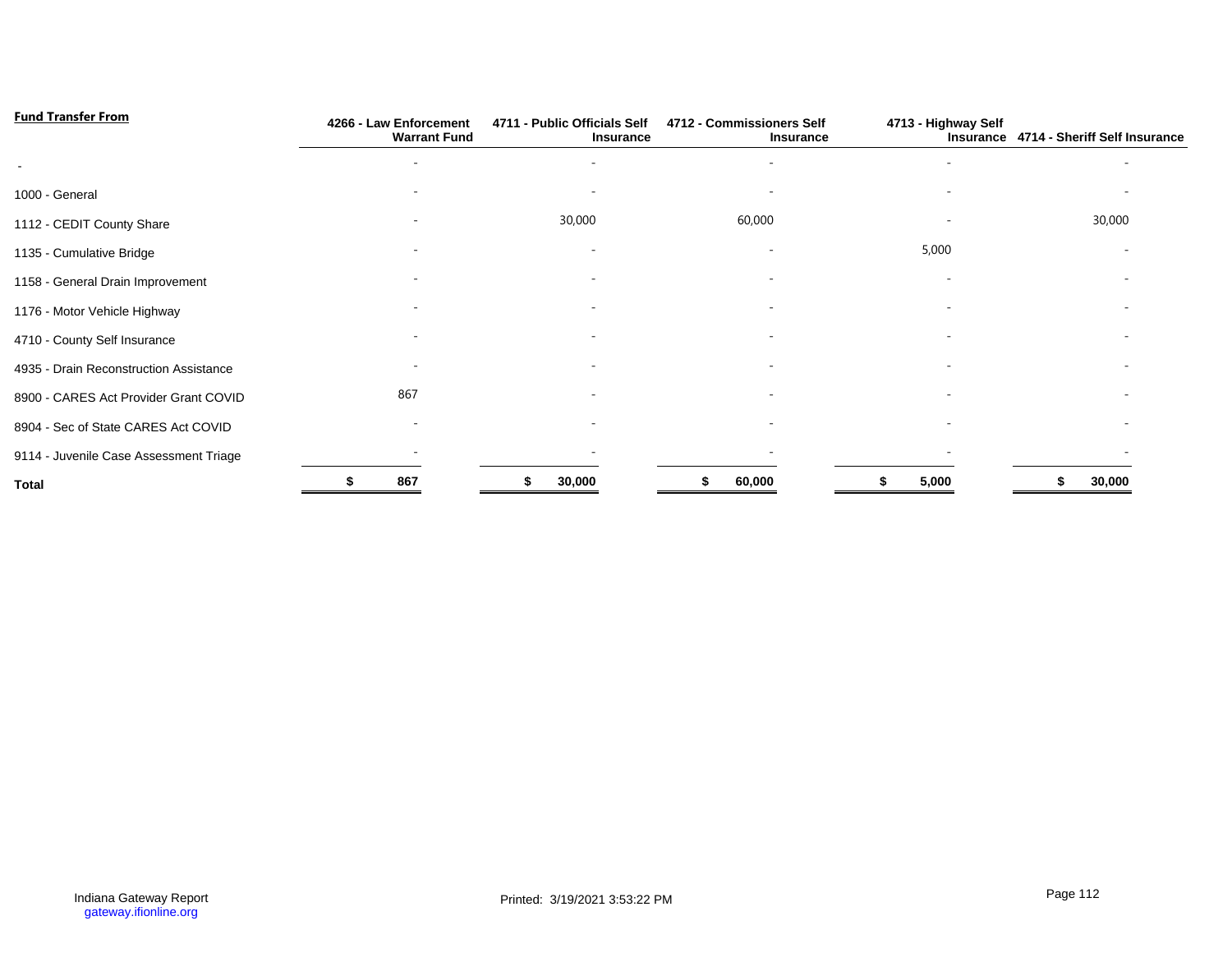| Fund Transfer From | 4266 - Law Enforcement Warrant Fund | 4711 - Public Officials Self Insurance | 4712 - Commissioners Self Insurance | 4713 - Highway Self Insurance | 4714 - Sheriff Self Insurance |
|---|---|---|---|---|---|
| - | - | - | - | - | - |
| 1000 - General | - | - | - | - | - |
| 1112 - CEDIT County Share | - | 30,000 | 60,000 | - | 30,000 |
| 1135 - Cumulative Bridge | - | - | - | 5,000 | - |
| 1158 - General Drain Improvement | - | - | - | - | - |
| 1176 - Motor Vehicle Highway | - | - | - | - | - |
| 4710 - County Self Insurance | - | - | - | - | - |
| 4935 - Drain Reconstruction Assistance | - | - | - | - | - |
| 8900 - CARES Act Provider Grant COVID | 867 | - | - | - | - |
| 8904 - Sec of State CARES Act COVID | - | - | - | - | - |
| 9114 - Juvenile Case Assessment Triage | - | - | - | - | - |
| **Total** | **$ 867** | **$ 30,000** | **$ 60,000** | **$ 5,000** | **$ 30,000** |

Indiana Gateway Report
gateway.ifionline.org

Printed: 3/19/2021 3:53:22 PM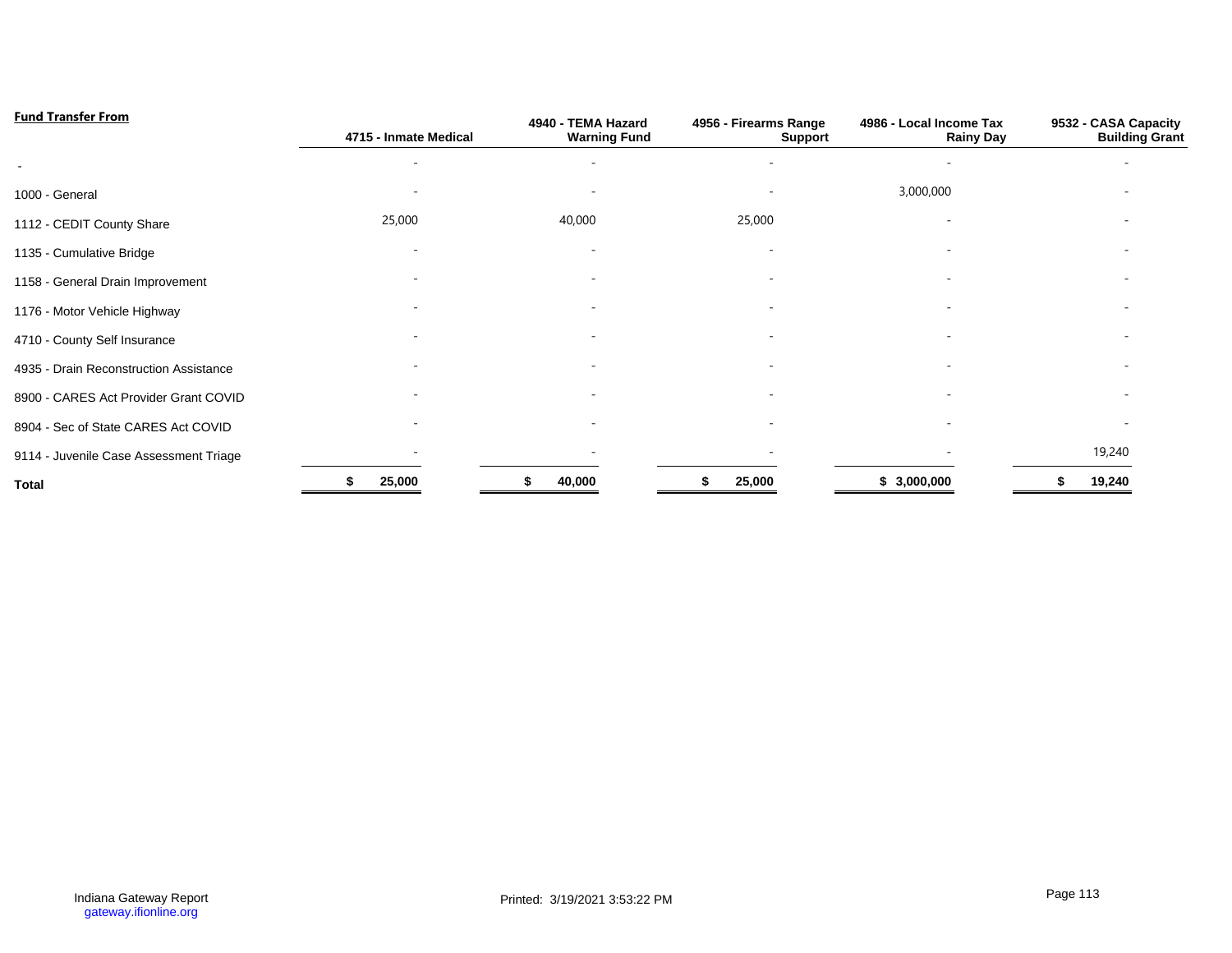| Fund Transfer From | 4715 - Inmate Medical | 4940 - TEMA Hazard Warning Fund | 4956 - Firearms Range Support | 4986 - Local Income Tax Rainy Day | 9532 - CASA Capacity Building Grant |
|---|---|---|---|---|---|
| - | - | - | - | - | - |
| 1000 - General | - | - | - | 3,000,000 | - |
| 1112 - CEDIT County Share | 25,000 | 40,000 | 25,000 | - | - |
| 1135 - Cumulative Bridge | - | - | - | - | - |
| 1158 - General Drain Improvement | - | - | - | - | - |
| 1176 - Motor Vehicle Highway | - | - | - | - | - |
| 4710 - County Self Insurance | - | - | - | - | - |
| 4935 - Drain Reconstruction Assistance | - | - | - | - | - |
| 8900 - CARES Act Provider Grant COVID | - | - | - | - | - |
| 8904 - Sec of State CARES Act COVID | - | - | - | - | - |
| 9114 - Juvenile Case Assessment Triage | - | - | - | - | 19,240 |
| **Total** | **$ 25,000** | **$ 40,000** | **$ 25,000** | **$ 3,000,000** | **$ 19,240** |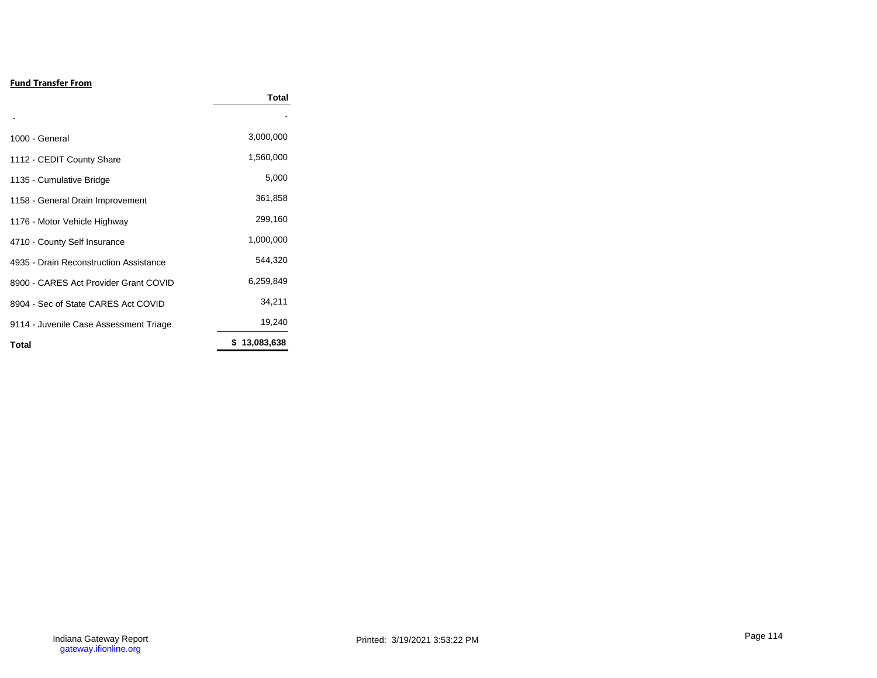**Fund Transfer From**

| | Total |
|---|---|
| - | - |
| 1000 - General | 3,000,000 |
| 1112 - CEDIT County Share | 1,560,000 |
| 1135 - Cumulative Bridge | 5,000 |
| 1158 - General Drain Improvement | 361,858 |
| 1176 - Motor Vehicle Highway | 299,160 |
| 4710 - County Self Insurance | 1,000,000 |
| 4935 - Drain Reconstruction Assistance | 544,320 |
| 8900 - CARES Act Provider Grant COVID | 6,259,849 |
| 8904 - Sec of State CARES Act COVID | 34,211 |
| 9114 - Juvenile Case Assessment Triage | 19,240 |
| **Total** | **$ 13,083,638** |

Indiana Gateway Report
gateway.ifionline.org

Printed: 3/19/2021 3:53:22 PM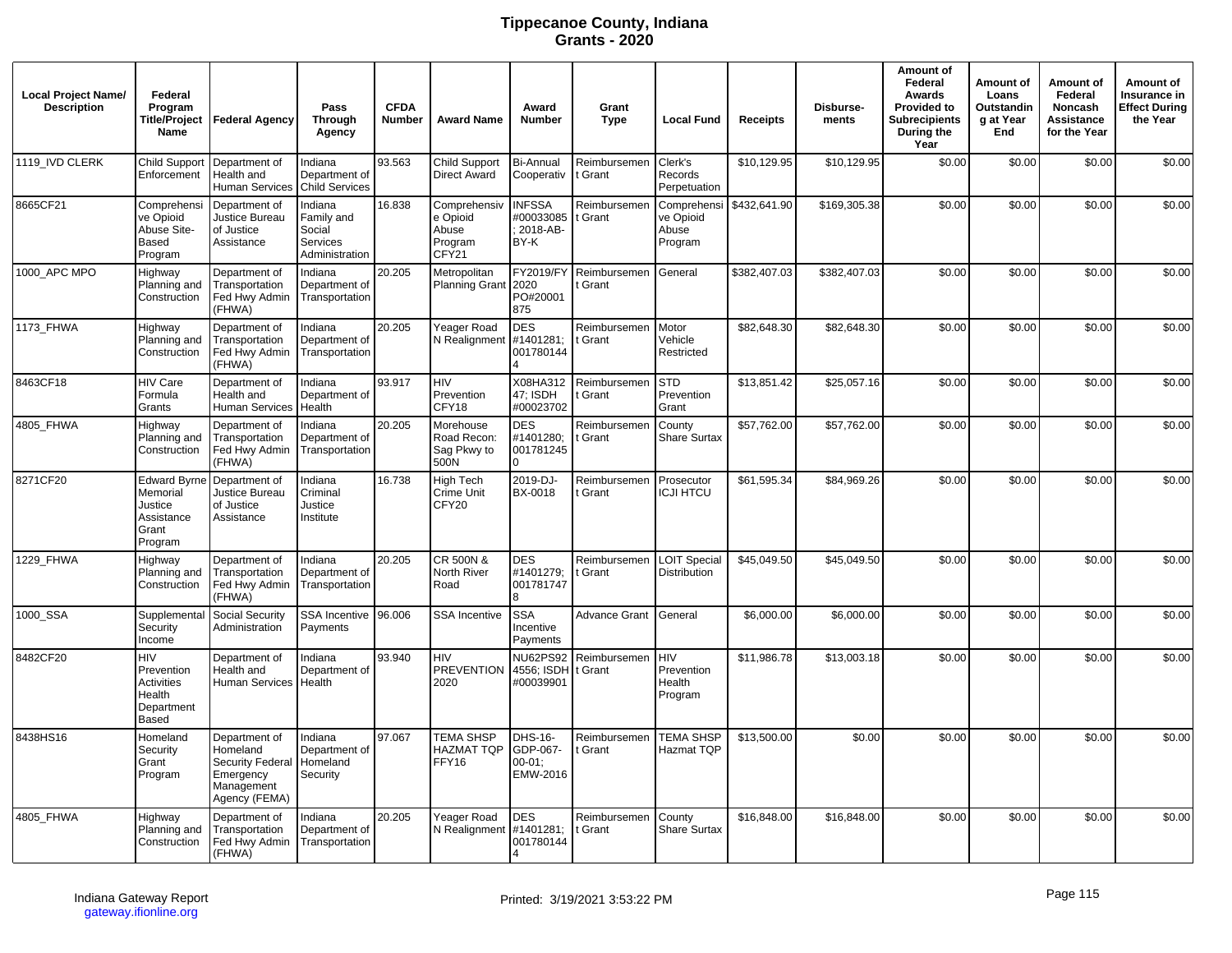# Tippecanoe County, Indiana
## Grants - 2020

| Local Project Name/ Description | Federal Program Title/Project Name | Federal Agency | Pass Through Agency | CFDA Number | Award Name | Award Number | Grant Type | Local Fund | Receipts | Disburse-ments | Amount of Federal Awards Provided to Subrecipients During the Year | Amount of Loans Outstanding at Year End | Amount of Federal Noncash Assistance for the Year | Amount of Insurance in Effect During the Year |
|---|---|---|---|---|---|---|---|---|---|---|---|---|---|---|
| 1119_IVD CLERK | Child Support Enforcement | Department of Health and Human Services | Indiana Department of Child Services | 93.563 | Child Support Direct Award | Bi-Annual Cooperativ | Reimbursement Grant | Clerk's Records Perpetuation | $10,129.95 | $10,129.95 | $0.00 | $0.00 | $0.00 | $0.00 |
| 8665CF21 | Comprehensive Opioid Abuse Site-Based Program | Department of Justice Bureau of Justice Assistance | Indiana Family and Social Services Administration | 16.838 | Comprehensive Opioid Abuse Program CFY21 | INFSSA #00033085 ; 2018-AB-BY-K | Reimbursement Grant | Comprehensive Opioid Abuse Program | $432,641.90 | $169,305.38 | $0.00 | $0.00 | $0.00 | $0.00 |
| 1000_APC MPO | Highway Planning and Construction | Department of Transportation Fed Hwy Admin (FHWA) | Indiana Department of Transportation | 20.205 | Metropolitan Planning Grant | FY2019/FY 2020 PO#20001 875 | Reimbursement Grant | General | $382,407.03 | $382,407.03 | $0.00 | $0.00 | $0.00 | $0.00 |
| 1173_FHWA | Highway Planning and Construction | Department of Transportation Fed Hwy Admin (FHWA) | Indiana Department of Transportation | 20.205 | Yeager Road N Realignment | DES #1401281; 001780144 4 | Reimbursement Grant | Motor Vehicle Restricted | $82,648.30 | $82,648.30 | $0.00 | $0.00 | $0.00 | $0.00 |
| 8463CF18 | HIV Care Formula Grants | Department of Health and Human Services | Indiana Department of Health | 93.917 | HIV Prevention CFY18 | X08HA312 47; ISDH #00023702 | Reimbursement Grant | STD Prevention Grant | $13,851.42 | $25,057.16 | $0.00 | $0.00 | $0.00 | $0.00 |
| 4805_FHWA | Highway Planning and Construction | Department of Transportation Fed Hwy Admin (FHWA) | Indiana Department of Transportation | 20.205 | Morehouse Road Recon: Sag Pkwy to 500N | DES #1401280; 001781245 0 | Reimbursement Grant | County Share Surtax | $57,762.00 | $57,762.00 | $0.00 | $0.00 | $0.00 | $0.00 |
| 8271CF20 | Edward Byrne Memorial Justice Assistance Grant Program | Department of Justice Bureau of Justice Assistance | Indiana Criminal Justice Institute | 16.738 | High Tech Crime Unit CFY20 | 2019-DJ-BX-0018 | Reimbursement Grant | Prosecutor ICJI HTCU | $61,595.34 | $84,969.26 | $0.00 | $0.00 | $0.00 | $0.00 |
| 1229_FHWA | Highway Planning and Construction | Department of Transportation Fed Hwy Admin (FHWA) | Indiana Department of Transportation | 20.205 | CR 500N & North River Road | DES #1401279; 001781747 8 | Reimbursement Grant | LOIT Special Distribution | $45,049.50 | $45,049.50 | $0.00 | $0.00 | $0.00 | $0.00 |
| 1000_SSA | Supplemental Security Income | Social Security Administration | SSA Incentive Payments | 96.006 | SSA Incentive | SSA Incentive Payments | Advance Grant | General | $6,000.00 | $6,000.00 | $0.00 | $0.00 | $0.00 | $0.00 |
| 8482CF20 | HIV Prevention Activities Health Department Based | Department of Health and Human Services | Indiana Department of Health | 93.940 | HIV PREVENTION 2020 | NU62PS92 4556; ISDH #00039901 | Reimbursement Grant | HIV Prevention Health Program | $11,986.78 | $13,003.18 | $0.00 | $0.00 | $0.00 | $0.00 |
| 8438HS16 | Homeland Security Grant Program | Department of Homeland Security Federal Emergency Management Agency (FEMA) | Indiana Department of Homeland Security | 97.067 | TEMA SHSP HAZMAT TQP FFY16 | DHS-16-GDP-067-00-01; EMW-2016 | Reimbursement Grant | TEMA SHSP Hazmat TQP | $13,500.00 | $0.00 | $0.00 | $0.00 | $0.00 | $0.00 |
| 4805_FHWA | Highway Planning and Construction | Department of Transportation Fed Hwy Admin (FHWA) | Indiana Department of Transportation | 20.205 | Yeager Road N Realignment | DES #1401281; 001780144 4 | Reimbursement Grant | County Share Surtax | $16,848.00 | $16,848.00 | $0.00 | $0.00 | $0.00 | $0.00 |

Indiana Gateway Report
gateway.ifionline.org

Printed: 3/19/2021 3:53:22 PM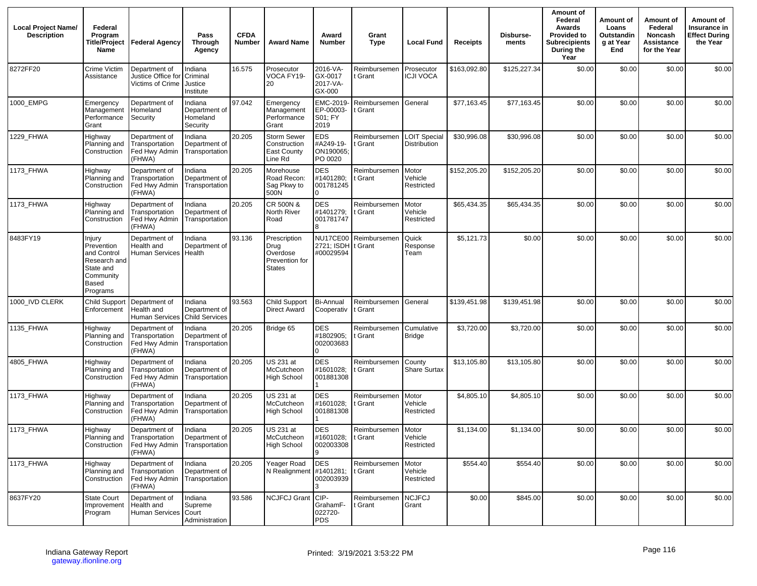| Local Project Name/ Description | Federal Program Title/Project Name | Federal Agency | Pass Through Agency | CFDA Number | Award Name | Award Number | Grant Type | Local Fund | Receipts | Disburse-ments | Amount of Federal Awards Provided to Subrecipients During the Year | Amount of Loans Outstanding at Year End | Amount of Federal Noncash Assistance for the Year | Amount of Insurance in Effect During the Year |
|---|---|---|---|---|---|---|---|---|---|---|---|---|---|---|
| 8272FF20 | Crime Victim Assistance | Department of Justice Office for Victims of Crime | Indiana Criminal Justice Institute | 16.575 | Prosecutor VOCA FY19-20 | 2016-VA-GX-0017 2017-VA-GX-000 | Reimbursement Grant | Prosecutor ICJI VOCA | $163,092.80 | $125,227.34 | $0.00 | $0.00 | $0.00 | $0.00 |
| 1000_EMPG | Emergency Management Performance Grant | Department of Homeland Security | Indiana Department of Homeland Security | 97.042 | Emergency Management Performance Grant | EMC-2019-EP-00003-S01; FY 2019 | Reimbursement Grant | General | $77,163.45 | $77,163.45 | $0.00 | $0.00 | $0.00 | $0.00 |
| 1229_FHWA | Highway Planning and Construction | Department of Transportation Fed Hwy Admin (FHWA) | Indiana Department of Transportation | 20.205 | Storm Sewer Construction East County Line Rd | EDS #A249-19-ON190065; PO 0020 | Reimbursement Grant | LOIT Special Distribution | $30,996.08 | $30,996.08 | $0.00 | $0.00 | $0.00 | $0.00 |
| 1173_FHWA | Highway Planning and Construction | Department of Transportation Fed Hwy Admin (FHWA) | Indiana Department of Transportation | 20.205 | Morehouse Road Recon: Sag Pkwy to 500N | DES #1401280; 0017812450 | Reimbursement Grant | Motor Vehicle Restricted | $152,205.20 | $152,205.20 | $0.00 | $0.00 | $0.00 | $0.00 |
| 1173_FHWA | Highway Planning and Construction | Department of Transportation Fed Hwy Admin (FHWA) | Indiana Department of Transportation | 20.205 | CR 500N & North River Road | DES #1401279; 0017817478 | Reimbursement Grant | Motor Vehicle Restricted | $65,434.35 | $65,434.35 | $0.00 | $0.00 | $0.00 | $0.00 |
| 8483FY19 | Injury Prevention and Control Research and State and Community Based Programs | Department of Health and Human Services | Indiana Department of Health | 93.136 | Prescription Drug Overdose Prevention for States | NU17CE002721; ISDH #00029594 | Reimbursement Grant | Quick Response Team | $5,121.73 | $0.00 | $0.00 | $0.00 | $0.00 | $0.00 |
| 1000_IVD CLERK | Child Support Enforcement | Department of Health and Human Services | Indiana Department of Child Services | 93.563 | Child Support Direct Award | Bi-Annual Cooperativ | Reimbursement Grant | General | $139,451.98 | $139,451.98 | $0.00 | $0.00 | $0.00 | $0.00 |
| 1135_FHWA | Highway Planning and Construction | Department of Transportation Fed Hwy Admin (FHWA) | Indiana Department of Transportation | 20.205 | Bridge 65 | DES #1802905; 0020036830 | Reimbursement Grant | Cumulative Bridge | $3,720.00 | $3,720.00 | $0.00 | $0.00 | $0.00 | $0.00 |
| 4805_FHWA | Highway Planning and Construction | Department of Transportation Fed Hwy Admin (FHWA) | Indiana Department of Transportation | 20.205 | US 231 at McCutcheon High School | DES #1601028; 0018813081 | Reimbursement Grant | County Share Surtax | $13,105.80 | $13,105.80 | $0.00 | $0.00 | $0.00 | $0.00 |
| 1173_FHWA | Highway Planning and Construction | Department of Transportation Fed Hwy Admin (FHWA) | Indiana Department of Transportation | 20.205 | US 231 at McCutcheon High School | DES #1601028; 0018813081 | Reimbursement Grant | Motor Vehicle Restricted | $4,805.10 | $4,805.10 | $0.00 | $0.00 | $0.00 | $0.00 |
| 1173_FHWA | Highway Planning and Construction | Department of Transportation Fed Hwy Admin (FHWA) | Indiana Department of Transportation | 20.205 | US 231 at McCutcheon High School | DES #1601028; 0020033089 | Reimbursement Grant | Motor Vehicle Restricted | $1,134.00 | $1,134.00 | $0.00 | $0.00 | $0.00 | $0.00 |
| 1173_FHWA | Highway Planning and Construction | Department of Transportation Fed Hwy Admin (FHWA) | Indiana Department of Transportation | 20.205 | Yeager Road N Realignment | DES #1401281; 0020039393 | Reimbursement Grant | Motor Vehicle Restricted | $554.40 | $554.40 | $0.00 | $0.00 | $0.00 | $0.00 |
| 8637FY20 | State Court Improvement Program | Department of Health and Human Services | Indiana Supreme Court Administration | 93.586 | NCJFCJ Grant | CIP-GrahamF-022720-PDS | Reimbursement Grant | NCJFCJ Grant | $0.00 | $845.00 | $0.00 | $0.00 | $0.00 | $0.00 |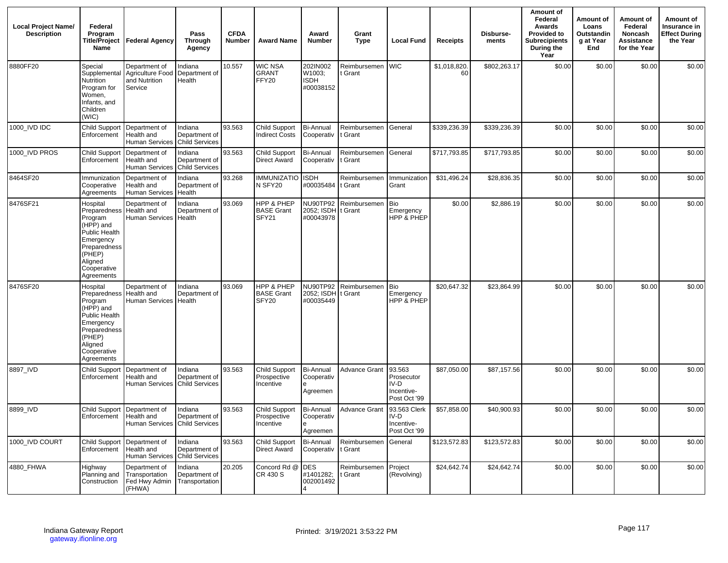| Local Project Name/ Description | Federal Program Title/Project Name | Federal Agency | Pass Through Agency | CFDA Number | Award Name | Award Number | Grant Type | Local Fund | Receipts | Disburse-ments | Amount of Federal Awards Provided to Subrecipients During the Year | Amount of Loans Outstanding at Year End | Amount of Federal Noncash Assistance for the Year | Amount of Insurance in Effect During the Year |
|---|---|---|---|---|---|---|---|---|---|---|---|---|---|---|
| 8880FF20 | Special Supplemental Nutrition Program for Women, Infants, and Children (WIC) | Department of Agriculture Food and Nutrition Service | Indiana Department of Health | 10.557 | WIC NSA GRANT FFY20 | 202IN002 W1003; ISDH #00038152 | Reimbursement Grant | WIC | $1,018,820.60 | $802,263.17 | $0.00 | $0.00 | $0.00 | $0.00 |
| 1000_IVD IDC | Child Support Enforcement | Department of Health and Human Services | Indiana Department of Child Services | 93.563 | Child Support Indirect Costs | Bi-Annual Cooperativ | Reimbursement Grant | General | $339,236.39 | $339,236.39 | $0.00 | $0.00 | $0.00 | $0.00 |
| 1000_IVD PROS | Child Support Enforcement | Department of Health and Human Services | Indiana Department of Child Services | 93.563 | Child Support Direct Award | Bi-Annual Cooperativ | Reimbursement Grant | General | $717,793.85 | $717,793.85 | $0.00 | $0.00 | $0.00 | $0.00 |
| 8464SF20 | Immunization Cooperative Agreements | Department of Health and Human Services | Indiana Department of Health | 93.268 | IMMUNIZATION SFY20 | ISDH #00035484 | Reimbursement Grant | Immunization Grant | $31,496.24 | $28,836.35 | $0.00 | $0.00 | $0.00 | $0.00 |
| 8476SF21 | Hospital Preparedness Program (HPP) and Public Health Emergency Preparedness (PHEP) Aligned Cooperative Agreements | Department of Health and Human Services | Indiana Department of Health | 93.069 | HPP & PHEP BASE Grant SFY21 | NU90TP922052; ISDH #00043978 | Reimbursement Grant | Bio Emergency HPP & PHEP | $0.00 | $2,886.19 | $0.00 | $0.00 | $0.00 | $0.00 |
| 8476SF20 | Hospital Preparedness Program (HPP) and Public Health Emergency Preparedness (PHEP) Aligned Cooperative Agreements | Department of Health and Human Services | Indiana Department of Health | 93.069 | HPP & PHEP BASE Grant SFY20 | NU90TP922052; ISDH #00035449 | Reimbursement Grant | Bio Emergency HPP & PHEP | $20,647.32 | $23,864.99 | $0.00 | $0.00 | $0.00 | $0.00 |
| 8897_IVD | Child Support Enforcement | Department of Health and Human Services | Indiana Department of Child Services | 93.563 | Child Support Prospective Incentive | Bi-Annual Cooperative Agreemen | Advance Grant | 93.563 Prosecutor IV-D Incentive-Post Oct '99 | $87,050.00 | $87,157.56 | $0.00 | $0.00 | $0.00 | $0.00 |
| 8899_IVD | Child Support Enforcement | Department of Health and Human Services | Indiana Department of Child Services | 93.563 | Child Support Prospective Incentive | Bi-Annual Cooperative Agreemen | Advance Grant | 93.563 Clerk IV-D Incentive-Post Oct '99 | $57,858.00 | $40,900.93 | $0.00 | $0.00 | $0.00 | $0.00 |
| 1000_IVD COURT | Child Support Enforcement | Department of Health and Human Services | Indiana Department of Child Services | 93.563 | Child Support Direct Award | Bi-Annual Cooperativ | Reimbursement Grant | General | $123,572.83 | $123,572.83 | $0.00 | $0.00 | $0.00 | $0.00 |
| 4880_FHWA | Highway Planning and Construction | Department of Transportation Fed Hwy Admin (FHWA) | Indiana Department of Transportation | 20.205 | Concord Rd @ CR 430 S | DES #1401282; 0020014924 | Reimbursement Grant | Project (Revolving) | $24,642.74 | $24,642.74 | $0.00 | $0.00 | $0.00 | $0.00 |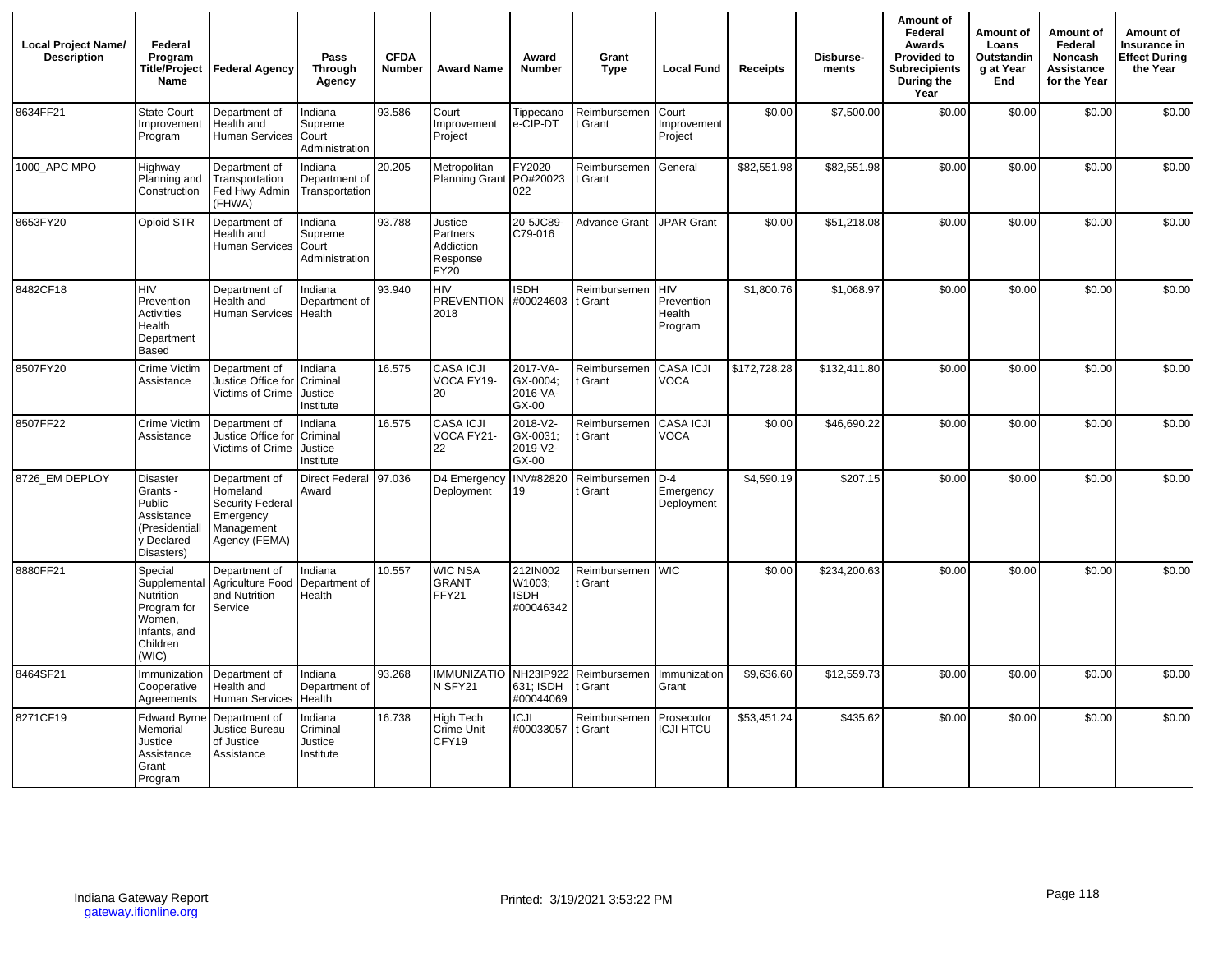| Local Project Name/ Description | Federal Program Title/Project Name | Federal Agency | Pass Through Agency | CFDA Number | Award Name | Award Number | Grant Type | Local Fund | Receipts | Disburse-ments | Amount of Federal Awards Provided to Subrecipients During the Year | Amount of Loans Outstanding at Year End | Amount of Federal Noncash Assistance for the Year | Amount of Insurance in Effect During the Year |
|---|---|---|---|---|---|---|---|---|---|---|---|---|---|---|
| 8634FF21 | State Court Improvement Program | Department of Health and Human Services | Indiana Supreme Court Administration | 93.586 | Court Improvement Project | Tippecanoe-CIP-DT | Reimbursement Grant | Court Improvement Project | $0.00 | $7,500.00 | $0.00 | $0.00 | $0.00 | $0.00 |
| 1000_APC MPO | Highway Planning and Construction | Department of Transportation Fed Hwy Admin (FHWA) | Indiana Department of Transportation | 20.205 | Metropolitan Planning Grant | FY2020 PO#20023022 | Reimbursement Grant | General | $82,551.98 | $82,551.98 | $0.00 | $0.00 | $0.00 | $0.00 |
| 8653FY20 | Opioid STR | Department of Health and Human Services | Indiana Supreme Court Administration | 93.788 | Justice Partners Addiction Response FY20 | 20-5JC89-C79-016 | Advance Grant | JPAR Grant | $0.00 | $51,218.08 | $0.00 | $0.00 | $0.00 | $0.00 |
| 8482CF18 | HIV Prevention Activities Health Department Based | Department of Health and Human Services | Indiana Department of Health | 93.940 | HIV PREVENTION 2018 | ISDH #00024603 | Reimbursement Grant | HIV Prevention Health Program | $1,800.76 | $1,068.97 | $0.00 | $0.00 | $0.00 | $0.00 |
| 8507FY20 | Crime Victim Assistance | Department of Justice Office for Victims of Crime | Indiana Criminal Justice Institute | 16.575 | CASA ICJI VOCA FY19-20 | 2017-VA-GX-0004; 2016-VA-GX-00 | Reimbursement Grant | CASA ICJI VOCA | $172,728.28 | $132,411.80 | $0.00 | $0.00 | $0.00 | $0.00 |
| 8507FF22 | Crime Victim Assistance | Department of Justice Office for Victims of Crime | Indiana Criminal Justice Institute | 16.575 | CASA ICJI VOCA FY21-22 | 2018-V2-GX-0031; 2019-V2-GX-00 | Reimbursement Grant | CASA ICJI VOCA | $0.00 | $46,690.22 | $0.00 | $0.00 | $0.00 | $0.00 |
| 8726_EM DEPLOY | Disaster Grants - Public Assistance (Presidentially Declared Disasters) | Department of Homeland Security Federal Emergency Management Agency (FEMA) | Direct Federal Award | 97.036 | D4 Emergency Deployment | INV#8282019 | Reimbursement Grant | D-4 Emergency Deployment | $4,590.19 | $207.15 | $0.00 | $0.00 | $0.00 | $0.00 |
| 8880FF21 | Special Supplemental Nutrition Program for Women, Infants, and Children (WIC) | Department of Agriculture Food and Nutrition Service | Indiana Department of Health | 10.557 | WIC NSA GRANT FFY21 | 212IN002W1003; ISDH #00046342 | Reimbursement Grant | WIC | $0.00 | $234,200.63 | $0.00 | $0.00 | $0.00 | $0.00 |
| 8464SF21 | Immunization Cooperative Agreements | Department of Health and Human Services | Indiana Department of Health | 93.268 | IMMUNIZATION SFY21 | NH23IP922631; ISDH #00044069 | Reimbursement Grant | Immunization Grant | $9,636.60 | $12,559.73 | $0.00 | $0.00 | $0.00 | $0.00 |
| 8271CF19 | Edward Byrne Memorial Justice Assistance Grant Program | Department of Justice Bureau of Justice Assistance | Indiana Criminal Justice Institute | 16.738 | High Tech Crime Unit CFY19 | ICJI #00033057 | Reimbursement Grant | Prosecutor ICJI HTCU | $53,451.24 | $435.62 | $0.00 | $0.00 | $0.00 | $0.00 |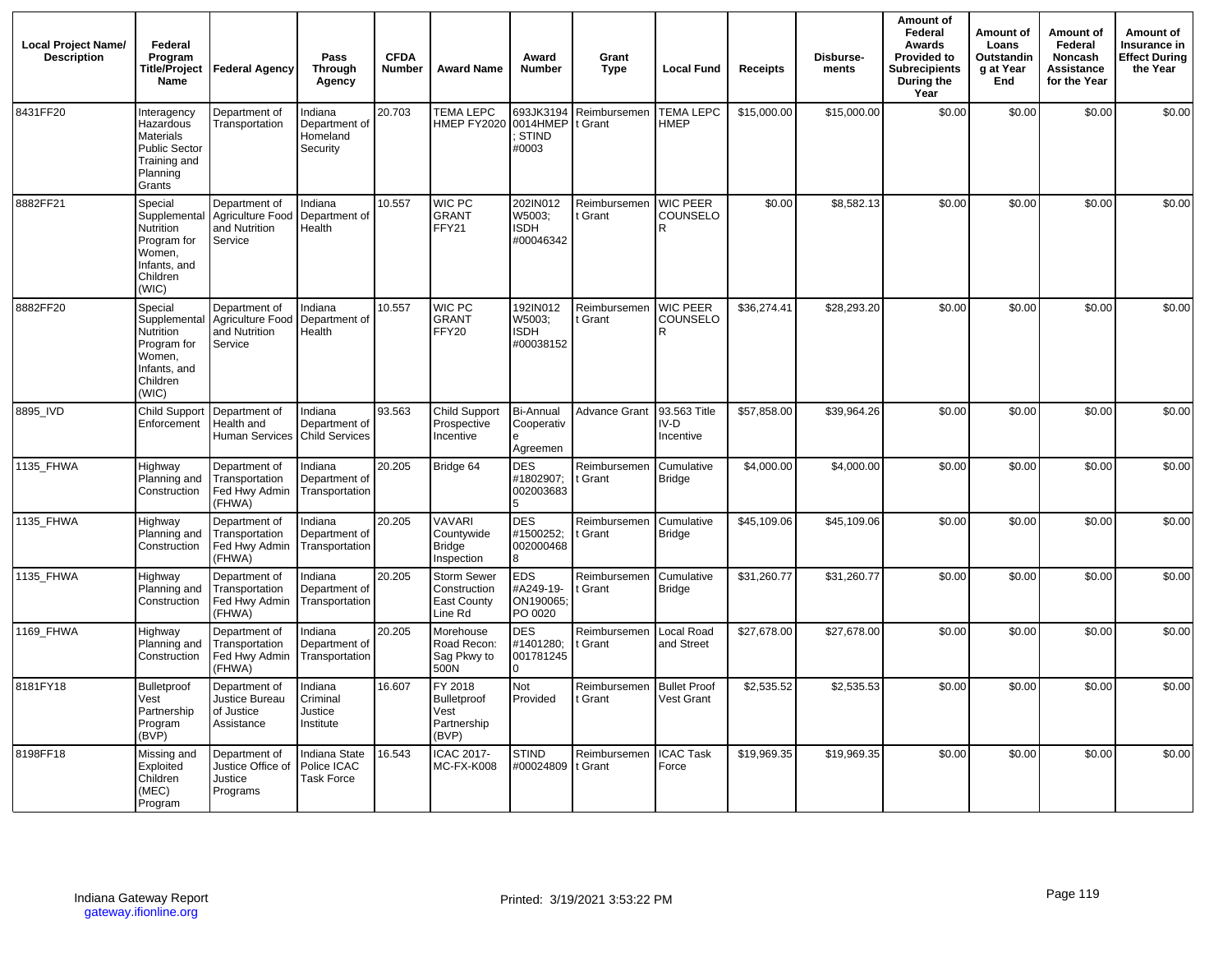| Local Project Name/ Description | Federal Program Title/Project Name | Federal Agency | Pass Through Agency | CFDA Number | Award Name | Award Number | Grant Type | Local Fund | Receipts | Disburse-ments | Amount of Federal Awards Provided to Subrecipients During the Year | Amount of Loans Outstanding at Year End | Amount of Federal Noncash Assistance for the Year | Amount of Insurance in Effect During the Year |
|---|---|---|---|---|---|---|---|---|---|---|---|---|---|---|
| 8431FF20 | Interagency Hazardous Materials Public Sector Training and Planning Grants | Department of Transportation | Indiana Department of Homeland Security | 20.703 | TEMA LEPC HMEP FY2020 | 693JK3194 0014HMEP ; STIND #0003 | Reimbursement Grant | TEMA LEPC HMEP | $15,000.00 | $15,000.00 | $0.00 | $0.00 | $0.00 | $0.00 |
| 8882FF21 | Special Supplemental Nutrition Program for Women, Infants, and Children (WIC) | Department of Agriculture Food and Nutrition Service | Indiana Department of Health | 10.557 | WIC PC GRANT FFY21 | 202IN012 W5003; ISDH #00046342 | Reimbursement Grant | WIC PEER COUNSELOR | $0.00 | $8,582.13 | $0.00 | $0.00 | $0.00 | $0.00 |
| 8882FF20 | Special Supplemental Nutrition Program for Women, Infants, and Children (WIC) | Department of Agriculture Food and Nutrition Service | Indiana Department of Health | 10.557 | WIC PC GRANT FFY20 | 192IN012 W5003; ISDH #00038152 | Reimbursement Grant | WIC PEER COUNSELOR | $36,274.41 | $28,293.20 | $0.00 | $0.00 | $0.00 | $0.00 |
| 8895_IVD | Child Support Enforcement | Department of Health and Human Services | Indiana Department of Child Services | 93.563 | Child Support Prospective Incentive | Bi-Annual Cooperative Agreemen | Advance Grant | 93.563 Title IV-D Incentive | $57,858.00 | $39,964.26 | $0.00 | $0.00 | $0.00 | $0.00 |
| 1135_FHWA | Highway Planning and Construction | Department of Transportation Fed Hwy Admin (FHWA) | Indiana Department of Transportation | 20.205 | Bridge 64 | DES #1802907; 0020036835 | Reimbursement Grant | Cumulative Bridge | $4,000.00 | $4,000.00 | $0.00 | $0.00 | $0.00 | $0.00 |
| 1135_FHWA | Highway Planning and Construction | Department of Transportation Fed Hwy Admin (FHWA) | Indiana Department of Transportation | 20.205 | VAVARI Countywide Bridge Inspection | DES #1500252; 0020004688 | Reimbursement Grant | Cumulative Bridge | $45,109.06 | $45,109.06 | $0.00 | $0.00 | $0.00 | $0.00 |
| 1135_FHWA | Highway Planning and Construction | Department of Transportation Fed Hwy Admin (FHWA) | Indiana Department of Transportation | 20.205 | Storm Sewer Construction East County Line Rd | EDS #A249-19-ON190065; PO 0020 | Reimbursement Grant | Cumulative Bridge | $31,260.77 | $31,260.77 | $0.00 | $0.00 | $0.00 | $0.00 |
| 1169_FHWA | Highway Planning and Construction | Department of Transportation Fed Hwy Admin (FHWA) | Indiana Department of Transportation | 20.205 | Morehouse Road Recon: Sag Pkwy to 500N | DES #1401280; 0017812450 | Reimbursement Grant | Local Road and Street | $27,678.00 | $27,678.00 | $0.00 | $0.00 | $0.00 | $0.00 |
| 8181FY18 | Bulletproof Vest Partnership Program (BVP) | Department of Justice Bureau of Justice Assistance | Indiana Criminal Justice Institute | 16.607 | FY 2018 Bulletproof Vest Partnership (BVP) | Not Provided | Reimbursement Grant | Bullet Proof Vest Grant | $2,535.52 | $2,535.53 | $0.00 | $0.00 | $0.00 | $0.00 |
| 8198FF18 | Missing and Exploited Children (MEC) Program | Department of Justice Office of Justice Programs | Indiana State Police ICAC Task Force | 16.543 | ICAC 2017-MC-FX-K008 | STIND #00024809 | Reimbursement Grant | ICAC Task Force | $19,969.35 | $19,969.35 | $0.00 | $0.00 | $0.00 | $0.00 |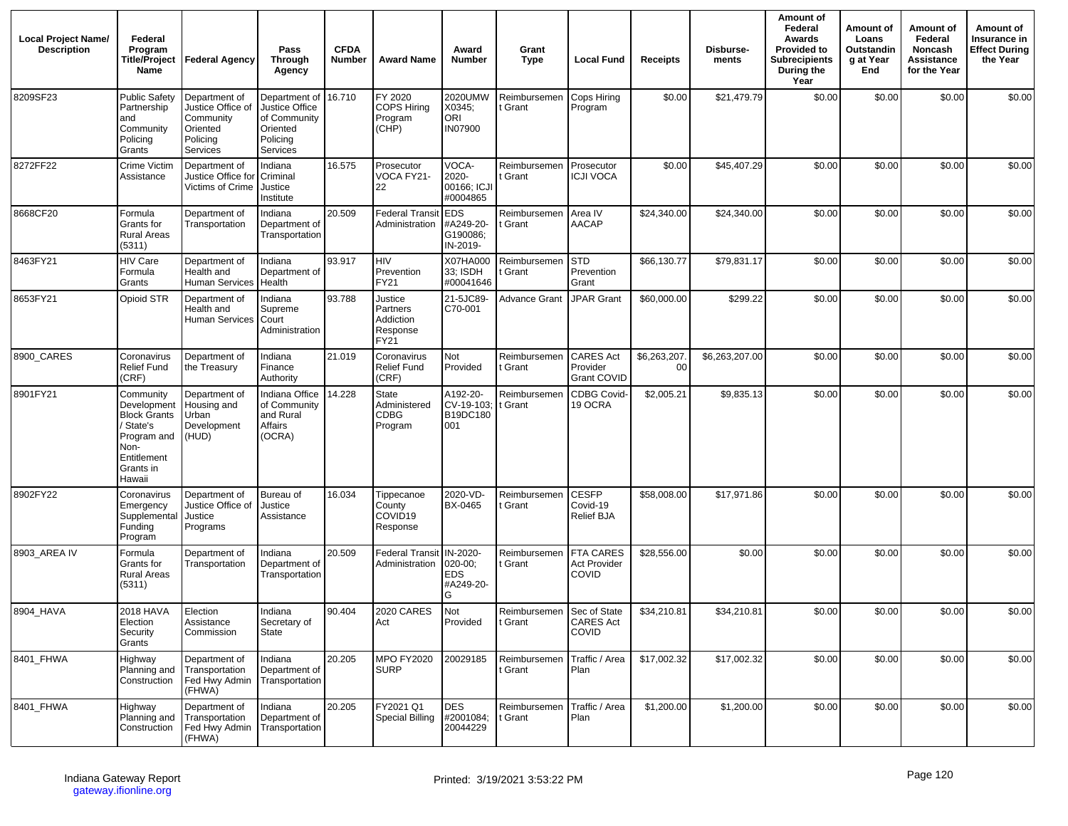| Local Project Name/ Description | Federal Program Title/Project Name | Federal Agency | Pass Through Agency | CFDA Number | Award Name | Award Number | Grant Type | Local Fund | Receipts | Disburse-ments | Amount of Federal Awards Provided to Subrecipients During the Year | Amount of Loans Outstanding at Year End | Amount of Federal Noncash Assistance for the Year | Amount of Insurance in Effect During the Year |
|---|---|---|---|---|---|---|---|---|---|---|---|---|---|---|
| 8209SF23 | Public Safety Partnership and Community Policing Grants | Department of Justice Office of Community Oriented Policing Services | Department of Justice Office of Community Oriented Policing Services | 16.710 | FY 2020 COPS Hiring Program (CHP) | 2020UMW X0345; ORI IN07900 | Reimbursement Grant | Cops Hiring Program | $0.00 | $21,479.79 | $0.00 | $0.00 | $0.00 | $0.00 |
| 8272FF22 | Crime Victim Assistance | Department of Justice Office for Victims of Crime | Indiana Criminal Justice Institute | 16.575 | Prosecutor VOCA FY21-22 | VOCA-2020-00166; ICJI #0004865 | Reimbursement Grant | Prosecutor ICJI VOCA | $0.00 | $45,407.29 | $0.00 | $0.00 | $0.00 | $0.00 |
| 8668CF20 | Formula Grants for Rural Areas (5311) | Department of Transportation | Indiana Department of Transportation | 20.509 | Federal Transit Administration | EDS #A249-20-G190086; IN-2019- | Reimbursement Grant | Area IV AACAP | $24,340.00 | $24,340.00 | $0.00 | $0.00 | $0.00 | $0.00 |
| 8463FY21 | HIV Care Formula Grants | Department of Health and Human Services | Indiana Department of Health | 93.917 | HIV Prevention FY21 | X07HA000 33; ISDH #00041646 | Reimbursement Grant | STD Prevention Grant | $66,130.77 | $79,831.17 | $0.00 | $0.00 | $0.00 | $0.00 |
| 8653FY21 | Opioid STR | Department of Health and Human Services | Indiana Supreme Court Administration | 93.788 | Justice Partners Addiction Response FY21 | 21-5JC89-C70-001 | Advance Grant | JPAR Grant | $60,000.00 | $299.22 | $0.00 | $0.00 | $0.00 | $0.00 |
| 8900_CARES | Coronavirus Relief Fund (CRF) | Department of the Treasury | Indiana Finance Authority | 21.019 | Coronavirus Relief Fund (CRF) | Not Provided | Reimbursement Grant | CARES Act Provider Grant COVID | $6,263,207.00 | $6,263,207.00 | $0.00 | $0.00 | $0.00 | $0.00 |
| 8901FY21 | Community Development Block Grants / State's Program and Non-Entitlement Grants in Hawaii | Department of Housing and Urban Development (HUD) | Indiana Office of Community and Rural Affairs (OCRA) | 14.228 | State Administered CDBG Program | A192-20-CV-19-103; B19DC180 001 | Reimbursement Grant | CDBG Covid-19 OCRA | $2,005.21 | $9,835.13 | $0.00 | $0.00 | $0.00 | $0.00 |
| 8902FY22 | Coronavirus Emergency Supplemental Funding Program | Department of Justice Office of Justice Programs | Bureau of Justice Assistance | 16.034 | Tippecanoe County COVID19 Response | 2020-VD-BX-0465 | Reimbursement Grant | CESFP Covid-19 Relief BJA | $58,008.00 | $17,971.86 | $0.00 | $0.00 | $0.00 | $0.00 |
| 8903_AREA IV | Formula Grants for Rural Areas (5311) | Department of Transportation | Indiana Department of Transportation | 20.509 | Federal Transit Administration | IN-2020-020-00; EDS #A249-20-G | Reimbursement Grant | FTA CARES Act Provider COVID | $28,556.00 | $0.00 | $0.00 | $0.00 | $0.00 | $0.00 |
| 8904_HAVA | 2018 HAVA Election Security Grants | Election Assistance Commission | Indiana Secretary of State | 90.404 | 2020 CARES Act | Not Provided | Reimbursement Grant | Sec of State CARES Act COVID | $34,210.81 | $34,210.81 | $0.00 | $0.00 | $0.00 | $0.00 |
| 8401_FHWA | Highway Planning and Construction | Department of Transportation Fed Hwy Admin (FHWA) | Indiana Department of Transportation | 20.205 | MPO FY2020 SURP | 20029185 | Reimbursement Grant | Traffic / Area Plan | $17,002.32 | $17,002.32 | $0.00 | $0.00 | $0.00 | $0.00 |
| 8401_FHWA | Highway Planning and Construction | Department of Transportation Fed Hwy Admin (FHWA) | Indiana Department of Transportation | 20.205 | FY2021 Q1 Special Billing | DES #2001084; 20044229 | Reimbursement Grant | Traffic / Area Plan | $1,200.00 | $1,200.00 | $0.00 | $0.00 | $0.00 | $0.00 |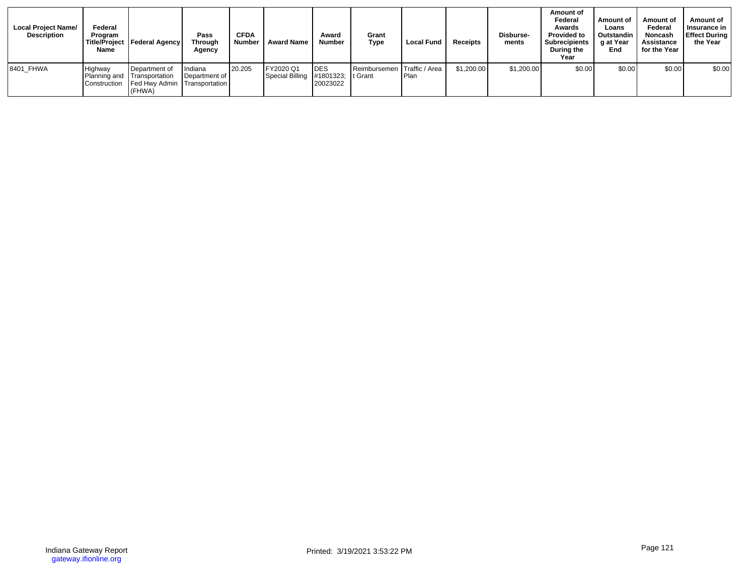| Local Project Name/ Description | Federal Program Title/Project Name | Federal Agency | Pass Through Agency | CFDA Number | Award Name | Award Number | Grant Type | Local Fund | Receipts | Disburse-ments | Amount of Federal Awards Provided to Subrecipients During the Year | Amount of Loans Outstanding at Year End | Amount of Federal Noncash Assistance for the Year | Amount of Insurance in Effect During the Year |
|---|---|---|---|---|---|---|---|---|---|---|---|---|---|---|
| 8401_FHWA | Highway Planning and Construction | Department of Transportation Fed Hwy Admin (FHWA) | Indiana Department of Transportation | 20.205 | FY2020 Q1 Special Billing | DES #1801323; 20023022 | Reimbursement Grant | Traffic / Area Plan | $1,200.00 | $1,200.00 | $0.00 | $0.00 | $0.00 | $0.00 |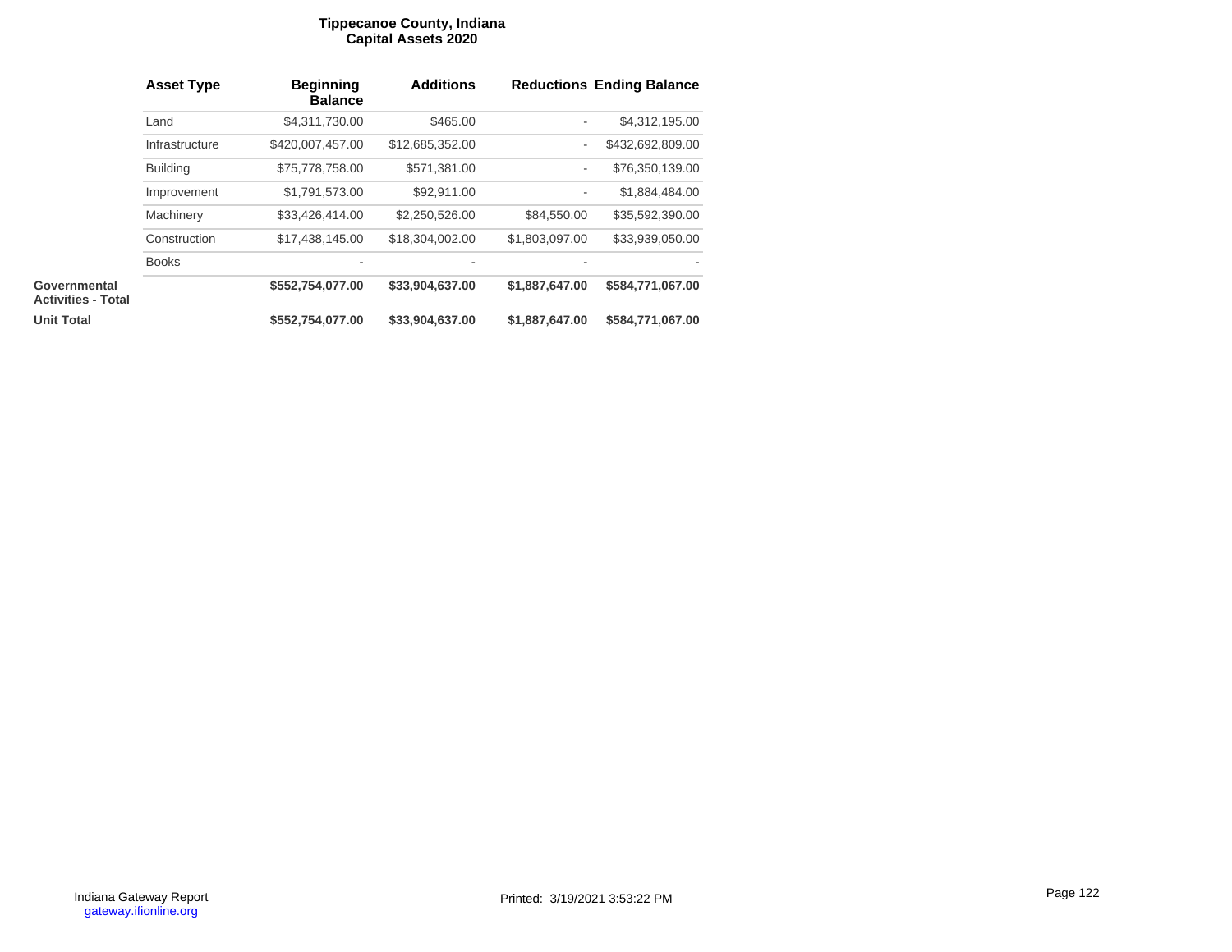# Tippecanoe County, Indiana
## Capital Assets 2020

| | Asset Type | Beginning Balance | Additions | Reductions | Ending Balance |
|---|---|---|---|---|---|
| | Land | $4,311,730.00 | $465.00 | - | $4,312,195.00 |
| | Infrastructure | $420,007,457.00 | $12,685,352.00 | - | $432,692,809.00 |
| | Building | $75,778,758.00 | $571,381.00 | - | $76,350,139.00 |
| | Improvement | $1,791,573.00 | $92,911.00 | - | $1,884,484.00 |
| | Machinery | $33,426,414.00 | $2,250,526.00 | $84,550.00 | $35,592,390.00 |
| | Construction | $17,438,145.00 | $18,304,002.00 | $1,803,097.00 | $33,939,050.00 |
| | Books | - | - | - | - |
| **Governmental Activities - Total** | | **$552,754,077.00** | **$33,904,637.00** | **$1,887,647.00** | **$584,771,067.00** |
| **Unit Total** | | **$552,754,077.00** | **$33,904,637.00** | **$1,887,647.00** | **$584,771,067.00** |

Indiana Gateway Report
gateway.ifionline.org

Printed: 3/19/2021 3:53:22 PM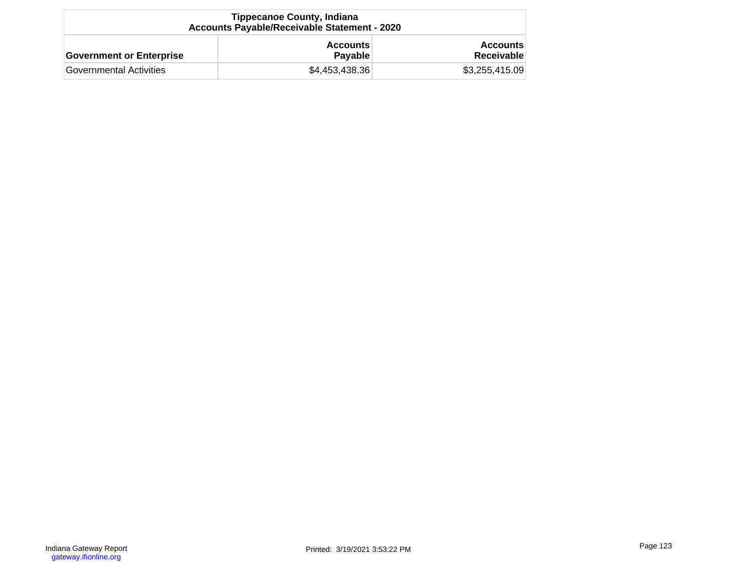| Tippecanoe County, Indiana<br>Accounts Payable/Receivable Statement - 2020 | | |
|---|---|---|
| **Government or Enterprise** | **Accounts Payable** | **Accounts Receivable** |
| Governmental Activities | $4,453,438.36 | $3,255,415.09 |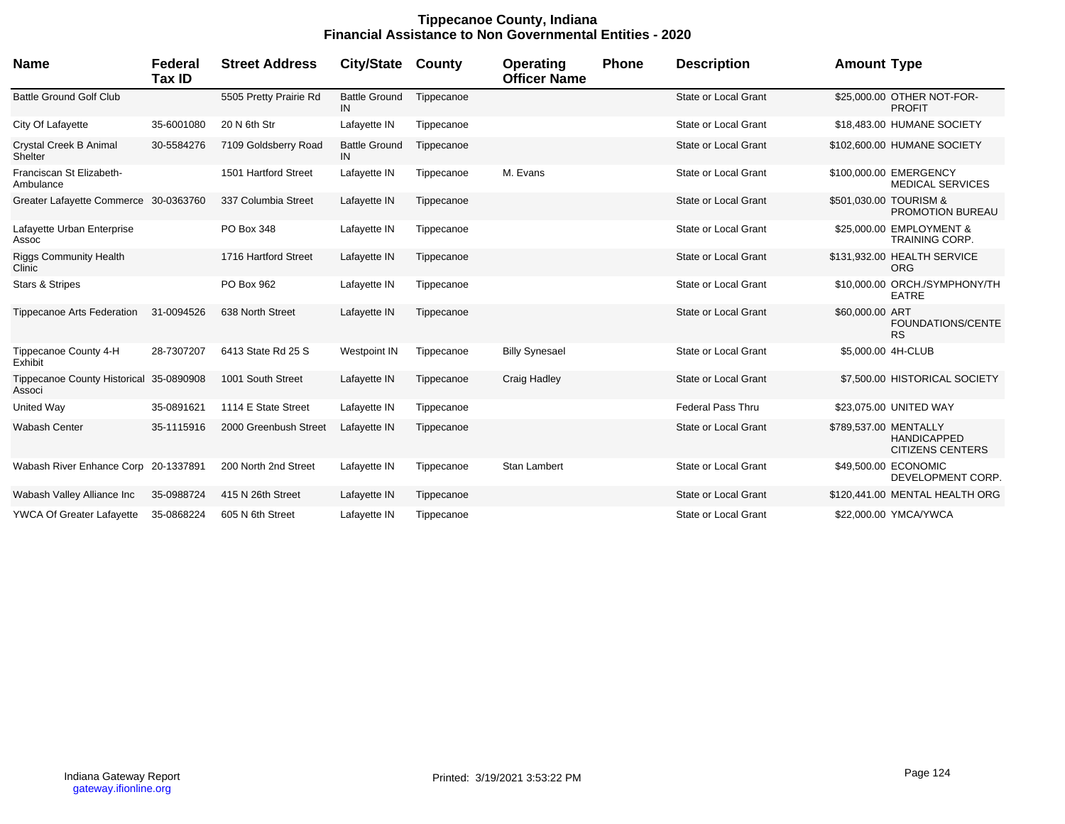# Tippecanoe County, Indiana
## Financial Assistance to Non Governmental Entities - 2020

| Name | Federal Tax ID | Street Address | City/State | County | Operating Officer Name | Phone | Description | Amount | Type |
|---|---|---|---|---|---|---|---|---|---|
| Battle Ground Golf Club | | 5505 Pretty Prairie Rd | Battle Ground IN | Tippecanoe | | | State or Local Grant | $25,000.00 | OTHER NOT-FOR-PROFIT |
| City Of Lafayette | 35-6001080 | 20 N 6th Str | Lafayette IN | Tippecanoe | | | State or Local Grant | $18,483.00 | HUMANE SOCIETY |
| Crystal Creek B Animal Shelter | 30-5584276 | 7109 Goldsberry Road | Battle Ground IN | Tippecanoe | | | State or Local Grant | $102,600.00 | HUMANE SOCIETY |
| Franciscan St Elizabeth-Ambulance | | 1501 Hartford Street | Lafayette IN | Tippecanoe | M. Evans | | State or Local Grant | $100,000.00 | EMERGENCY MEDICAL SERVICES |
| Greater Lafayette Commerce | 30-0363760 | 337 Columbia Street | Lafayette IN | Tippecanoe | | | State or Local Grant | $501,030.00 | TOURISM & PROMOTION BUREAU |
| Lafayette Urban Enterprise Assoc | | PO Box 348 | Lafayette IN | Tippecanoe | | | State or Local Grant | $25,000.00 | EMPLOYMENT & TRAINING CORP. |
| Riggs Community Health Clinic | | 1716 Hartford Street | Lafayette IN | Tippecanoe | | | State or Local Grant | $131,932.00 | HEALTH SERVICE ORG |
| Stars & Stripes | | PO Box 962 | Lafayette IN | Tippecanoe | | | State or Local Grant | $10,000.00 | ORCH./SYMPHONY/THEATRE |
| Tippecanoe Arts Federation | 31-0094526 | 638 North Street | Lafayette IN | Tippecanoe | | | State or Local Grant | $60,000.00 | ART FOUNDATIONS/CENTERS |
| Tippecanoe County 4-H Exhibit | 28-7307207 | 6413 State Rd 25 S | Westpoint IN | Tippecanoe | Billy Synesael | | State or Local Grant | $5,000.00 | 4H-CLUB |
| Tippecanoe County Historical Associ | 35-0890908 | 1001 South Street | Lafayette IN | Tippecanoe | Craig Hadley | | State or Local Grant | $7,500.00 | HISTORICAL SOCIETY |
| United Way | 35-0891621 | 1114 E State Street | Lafayette IN | Tippecanoe | | | Federal Pass Thru | $23,075.00 | UNITED WAY |
| Wabash Center | 35-1115916 | 2000 Greenbush Street | Lafayette IN | Tippecanoe | | | State or Local Grant | $789,537.00 | MENTALLY HANDICAPPED CITIZENS CENTERS |
| Wabash River Enhance Corp | 20-1337891 | 200 North 2nd Street | Lafayette IN | Tippecanoe | Stan Lambert | | State or Local Grant | $49,500.00 | ECONOMIC DEVELOPMENT CORP. |
| Wabash Valley Alliance Inc | 35-0988724 | 415 N 26th Street | Lafayette IN | Tippecanoe | | | State or Local Grant | $120,441.00 | MENTAL HEALTH ORG |
| YWCA Of Greater Lafayette | 35-0868224 | 605 N 6th Street | Lafayette IN | Tippecanoe | | | State or Local Grant | $22,000.00 | YMCA/YWCA |

Indiana Gateway Report
gateway.ifionline.org

Printed: 3/19/2021 3:53:22 PM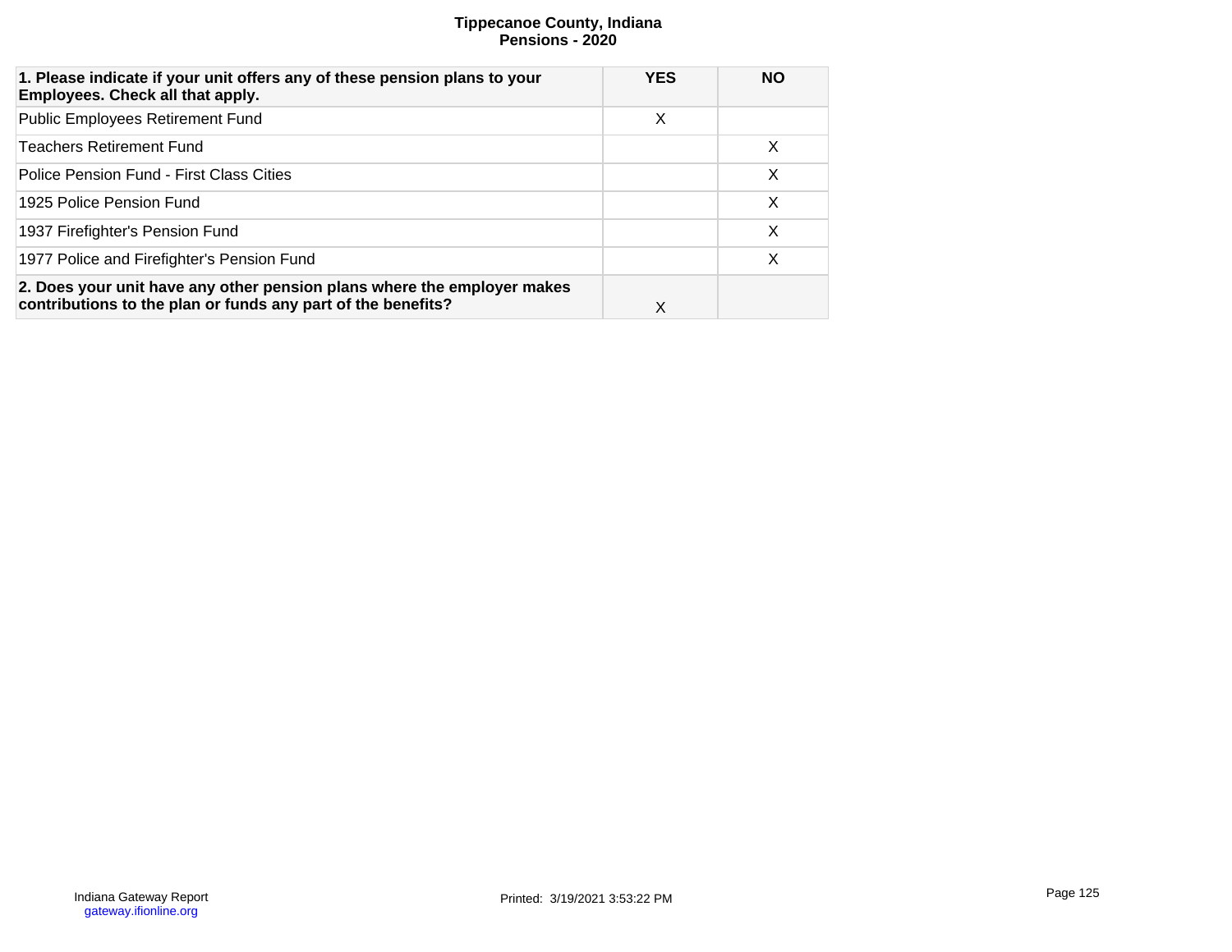# Tippecanoe County, Indiana
## Pensions - 2020

| 1. Please indicate if your unit offers any of these pension plans to your Employees. Check all that apply. | YES | NO |
|---|---|---|
| Public Employees Retirement Fund | X | |
| Teachers Retirement Fund | | X |
| Police Pension Fund - First Class Cities | | X |
| 1925 Police Pension Fund | | X |
| 1937 Firefighter's Pension Fund | | X |
| 1977 Police and Firefighter's Pension Fund | | X |
| **2. Does your unit have any other pension plans where the employer makes contributions to the plan or funds any part of the benefits?** | X | |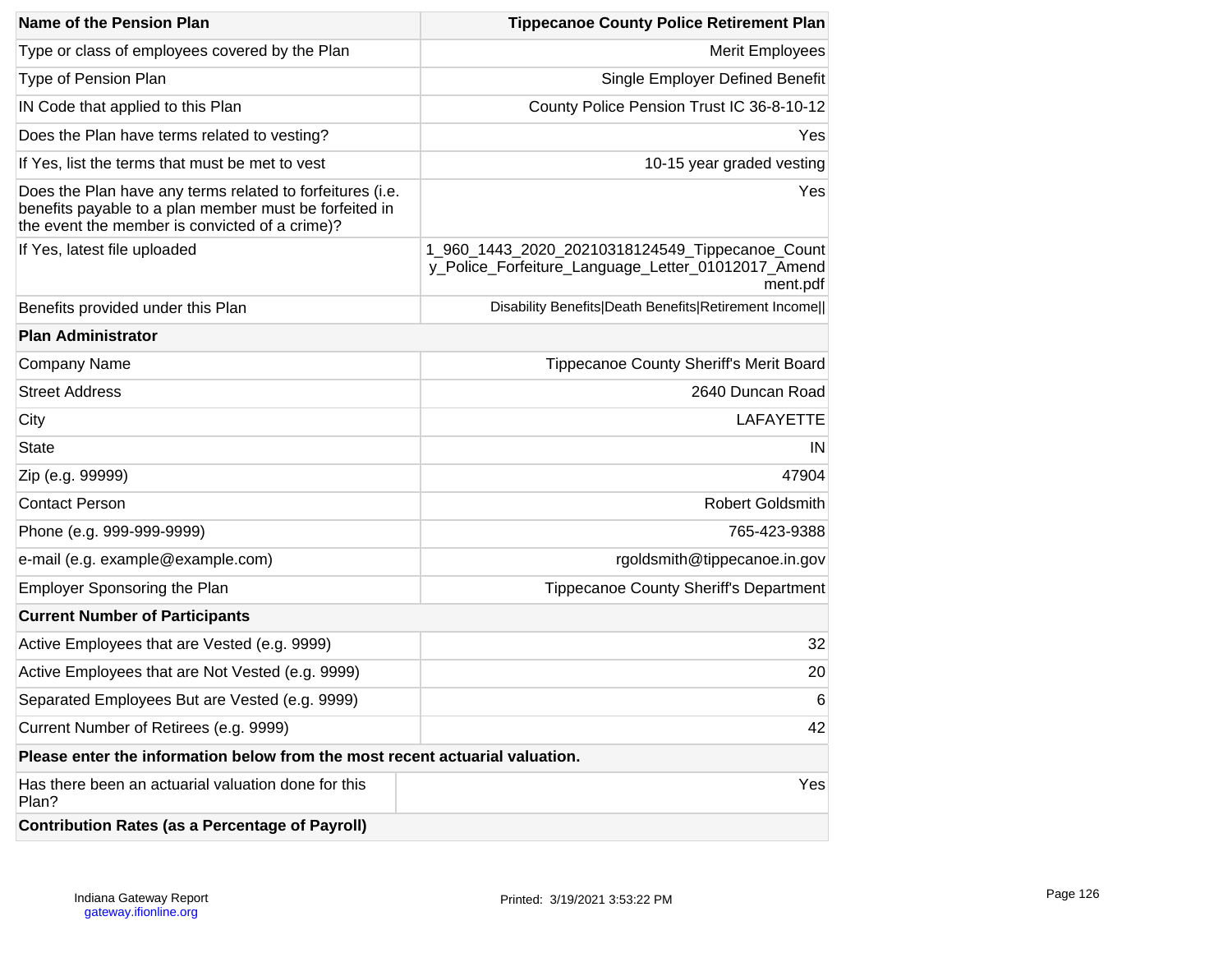| Name of the Pension Plan | Tippecanoe County Police Retirement Plan |
| --- | --- |
| Type or class of employees covered by the Plan | Merit Employees |
| Type of Pension Plan | Single Employer Defined Benefit |
| IN Code that applied to this Plan | County Police Pension Trust IC 36-8-10-12 |
| Does the Plan have terms related to vesting? | Yes |
| If Yes, list the terms that must be met to vest | 10-15 year graded vesting |
| Does the Plan have any terms related to forfeitures (i.e. benefits payable to a plan member must be forfeited in the event the member is convicted of a crime)? | Yes |
| If Yes, latest file uploaded | 1_960_1443_2020_20210318124549_Tippecanoe_County_Police_Forfeiture_Language_Letter_01012017_Amendment.pdf |
| Benefits provided under this Plan | Disability Benefits\|Death Benefits\|Retirement Income\|\| |
| **Plan Administrator** | |
| Company Name | Tippecanoe County Sheriff's Merit Board |
| Street Address | 2640 Duncan Road |
| City | LAFAYETTE |
| State | IN |
| Zip (e.g. 99999) | 47904 |
| Contact Person | Robert Goldsmith |
| Phone (e.g. 999-999-9999) | 765-423-9388 |
| e-mail (e.g. example@example.com) | rgoldsmith@tippecanoe.in.gov |
| Employer Sponsoring the Plan | Tippecanoe County Sheriff's Department |
| **Current Number of Participants** | |
| Active Employees that are Vested (e.g. 9999) | 32 |
| Active Employees that are Not Vested (e.g. 9999) | 20 |
| Separated Employees But are Vested (e.g. 9999) | 6 |
| Current Number of Retirees (e.g. 9999) | 42 |
| **Please enter the information below from the most recent actuarial valuation.** | |
| Has there been an actuarial valuation done for this Plan? | Yes |
| **Contribution Rates (as a Percentage of Payroll)** | |

Indiana Gateway Report
gateway.ifionline.org

Printed: 3/19/2021 3:53:22 PM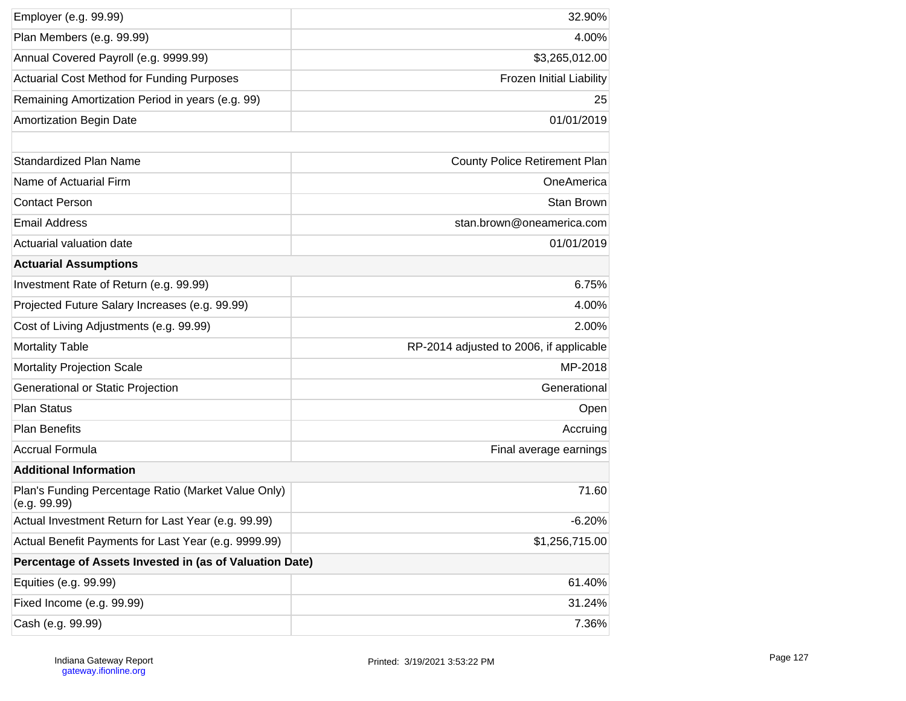| | |
|---|---|
| Employer (e.g. 99.99) | 32.90% |
| Plan Members (e.g. 99.99) | 4.00% |
| Annual Covered Payroll (e.g. 9999.99) | $3,265,012.00 |
| Actuarial Cost Method for Funding Purposes | Frozen Initial Liability |
| Remaining Amortization Period in years (e.g. 99) | 25 |
| Amortization Begin Date | 01/01/2019 |
| | |
| Standardized Plan Name | County Police Retirement Plan |
| Name of Actuarial Firm | OneAmerica |
| Contact Person | Stan Brown |
| Email Address | stan.brown@oneamerica.com |
| Actuarial valuation date | 01/01/2019 |
| **Actuarial Assumptions** | |
| Investment Rate of Return (e.g. 99.99) | 6.75% |
| Projected Future Salary Increases (e.g. 99.99) | 4.00% |
| Cost of Living Adjustments (e.g. 99.99) | 2.00% |
| Mortality Table | RP-2014 adjusted to 2006, if applicable |
| Mortality Projection Scale | MP-2018 |
| Generational or Static Projection | Generational |
| Plan Status | Open |
| Plan Benefits | Accruing |
| Accrual Formula | Final average earnings |
| **Additional Information** | |
| Plan's Funding Percentage Ratio (Market Value Only) (e.g. 99.99) | 71.60 |
| Actual Investment Return for Last Year (e.g. 99.99) | -6.20% |
| Actual Benefit Payments for Last Year (e.g. 9999.99) | $1,256,715.00 |
| **Percentage of Assets Invested in (as of Valuation Date)** | |
| Equities (e.g. 99.99) | 61.40% |
| Fixed Income (e.g. 99.99) | 31.24% |
| Cash (e.g. 99.99) | 7.36% |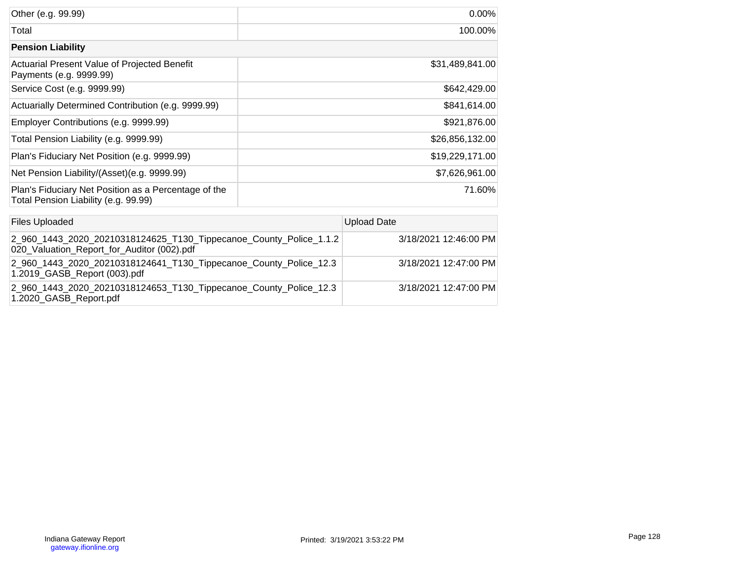| | |
|---|---|
| Other (e.g. 99.99) | 0.00% |
| Total | 100.00% |
| **Pension Liability** | |
| Actuarial Present Value of Projected Benefit Payments (e.g. 9999.99) | $31,489,841.00 |
| Service Cost (e.g. 9999.99) | $642,429.00 |
| Actuarially Determined Contribution (e.g. 9999.99) | $841,614.00 |
| Employer Contributions (e.g. 9999.99) | $921,876.00 |
| Total Pension Liability (e.g. 9999.99) | $26,856,132.00 |
| Plan's Fiduciary Net Position (e.g. 9999.99) | $19,229,171.00 |
| Net Pension Liability/(Asset)(e.g. 9999.99) | $7,626,961.00 |
| Plan's Fiduciary Net Position as a Percentage of the Total Pension Liability (e.g. 99.99) | 71.60% |

| Files Uploaded | Upload Date |
|---|---|
| 2_960_1443_2020_20210318124625_T130_Tippecanoe_County_Police_1.1.2020_Valuation_Report_for_Auditor (002).pdf | 3/18/2021 12:46:00 PM |
| 2_960_1443_2020_20210318124641_T130_Tippecanoe_County_Police_12.31.2019_GASB_Report (003).pdf | 3/18/2021 12:47:00 PM |
| 2_960_1443_2020_20210318124653_T130_Tippecanoe_County_Police_12.31.2020_GASB_Report.pdf | 3/18/2021 12:47:00 PM |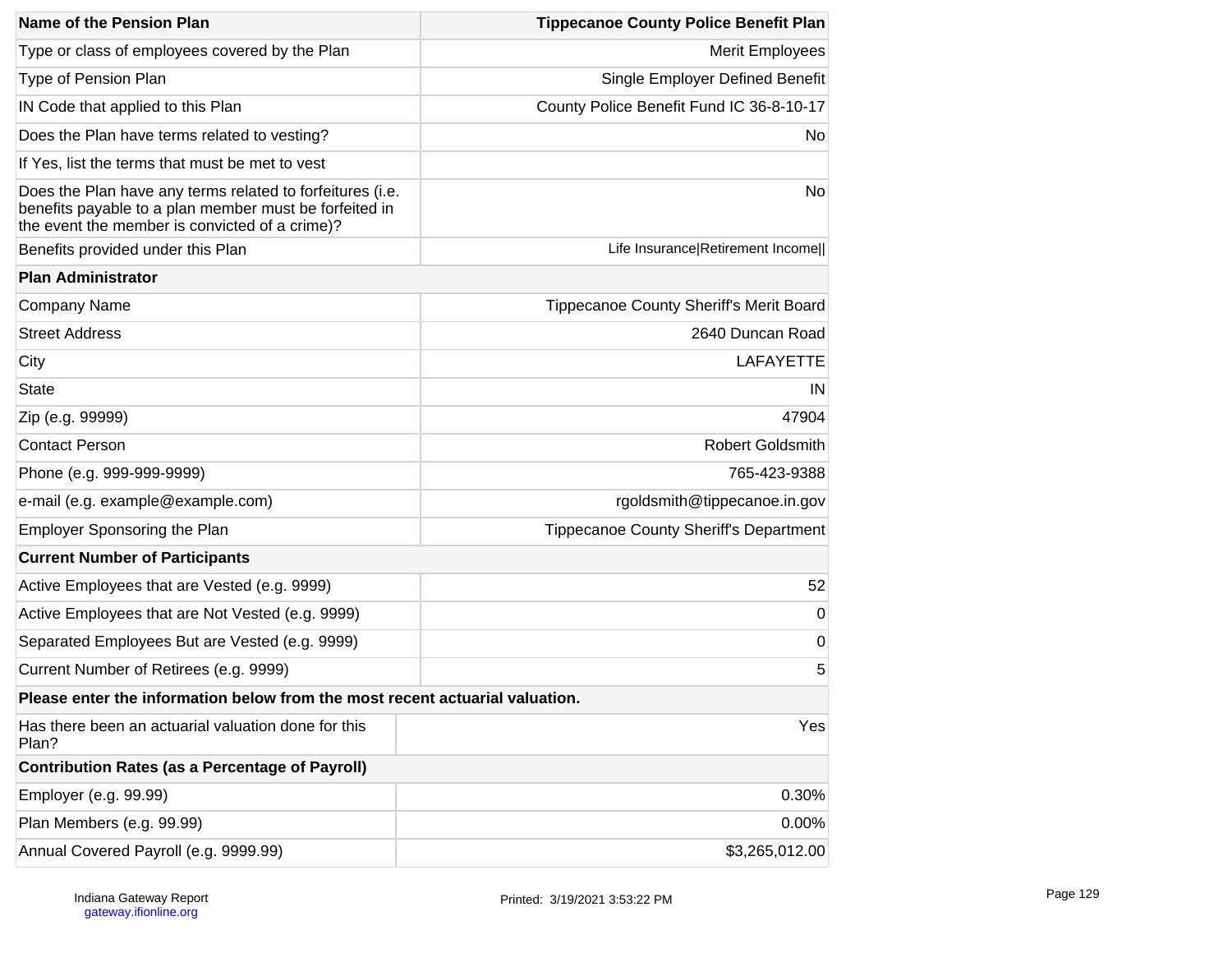| Name of the Pension Plan | Tippecanoe County Police Benefit Plan |
|---|---|
| Type or class of employees covered by the Plan | Merit Employees |
| Type of Pension Plan | Single Employer Defined Benefit |
| IN Code that applied to this Plan | County Police Benefit Fund IC 36-8-10-17 |
| Does the Plan have terms related to vesting? | No |
| If Yes, list the terms that must be met to vest | |
| Does the Plan have any terms related to forfeitures (i.e. benefits payable to a plan member must be forfeited in the event the member is convicted of a crime)? | No |
| Benefits provided under this Plan | Life Insurance\|Retirement Income\|\| |
| **Plan Administrator** | |
| Company Name | Tippecanoe County Sheriff's Merit Board |
| Street Address | 2640 Duncan Road |
| City | LAFAYETTE |
| State | IN |
| Zip (e.g. 99999) | 47904 |
| Contact Person | Robert Goldsmith |
| Phone (e.g. 999-999-9999) | 765-423-9388 |
| e-mail (e.g. example@example.com) | rgoldsmith@tippecanoe.in.gov |
| Employer Sponsoring the Plan | Tippecanoe County Sheriff's Department |
| **Current Number of Participants** | |
| Active Employees that are Vested (e.g. 9999) | 52 |
| Active Employees that are Not Vested (e.g. 9999) | 0 |
| Separated Employees But are Vested (e.g. 9999) | 0 |
| Current Number of Retirees (e.g. 9999) | 5 |
| **Please enter the information below from the most recent actuarial valuation.** | |
| Has there been an actuarial valuation done for this Plan? | Yes |
| **Contribution Rates (as a Percentage of Payroll)** | |
| Employer (e.g. 99.99) | 0.30% |
| Plan Members (e.g. 99.99) | 0.00% |
| Annual Covered Payroll (e.g. 9999.99) | $3,265,012.00 |

Indiana Gateway Report
gateway.ifionline.org

Printed: 3/19/2021 3:53:22 PM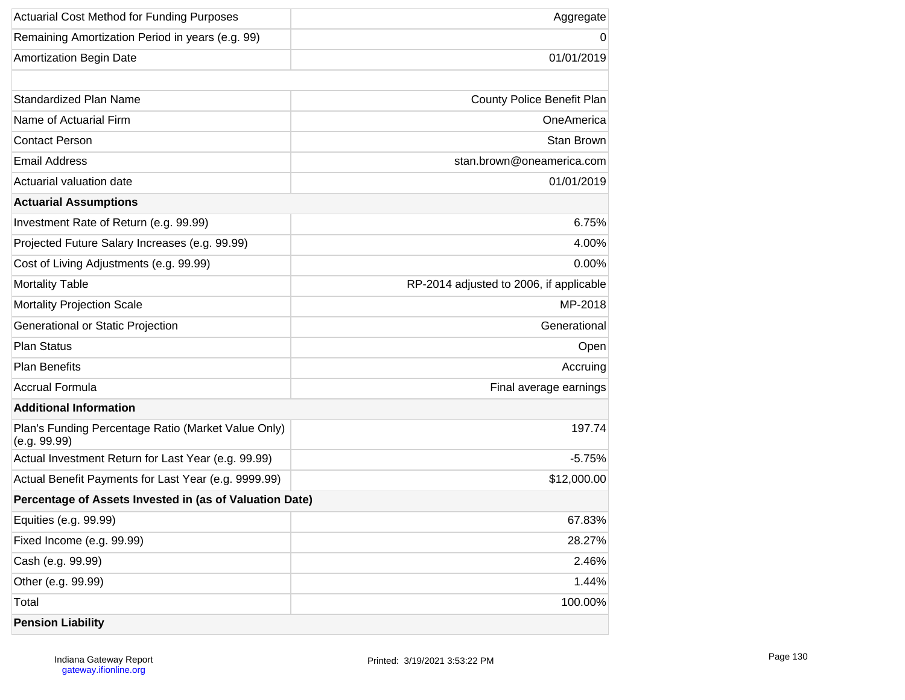| | |
|---|---|
| Actuarial Cost Method for Funding Purposes | Aggregate |
| Remaining Amortization Period in years (e.g. 99) | 0 |
| Amortization Begin Date | 01/01/2019 |
| | |
| Standardized Plan Name | County Police Benefit Plan |
| Name of Actuarial Firm | OneAmerica |
| Contact Person | Stan Brown |
| Email Address | stan.brown@oneamerica.com |
| Actuarial valuation date | 01/01/2019 |
| **Actuarial Assumptions** | |
| Investment Rate of Return (e.g. 99.99) | 6.75% |
| Projected Future Salary Increases (e.g. 99.99) | 4.00% |
| Cost of Living Adjustments (e.g. 99.99) | 0.00% |
| Mortality Table | RP-2014 adjusted to 2006, if applicable |
| Mortality Projection Scale | MP-2018 |
| Generational or Static Projection | Generational |
| Plan Status | Open |
| Plan Benefits | Accruing |
| Accrual Formula | Final average earnings |
| **Additional Information** | |
| Plan's Funding Percentage Ratio (Market Value Only) (e.g. 99.99) | 197.74 |
| Actual Investment Return for Last Year (e.g. 99.99) | -5.75% |
| Actual Benefit Payments for Last Year (e.g. 9999.99) | $12,000.00 |
| **Percentage of Assets Invested in (as of Valuation Date)** | |
| Equities (e.g. 99.99) | 67.83% |
| Fixed Income (e.g. 99.99) | 28.27% |
| Cash (e.g. 99.99) | 2.46% |
| Other (e.g. 99.99) | 1.44% |
| Total | 100.00% |
| **Pension Liability** | |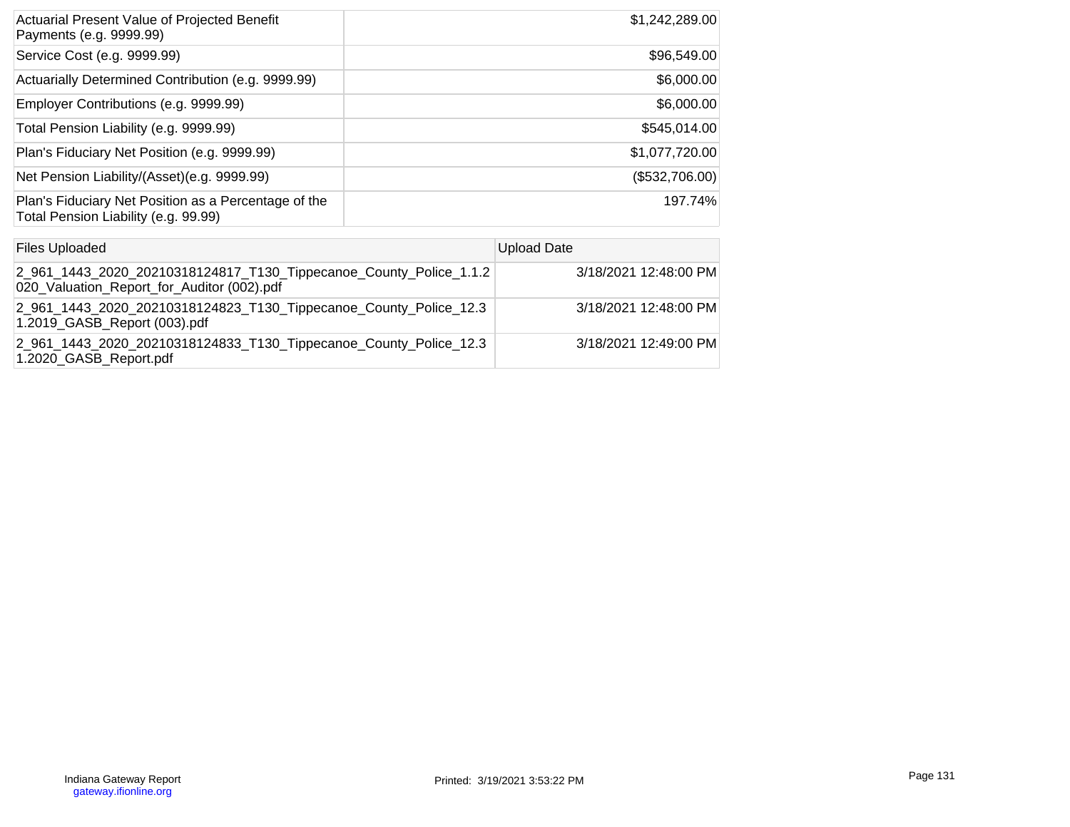| | |
|---|---|
| Actuarial Present Value of Projected Benefit Payments (e.g. 9999.99) | $1,242,289.00 |
| Service Cost (e.g. 9999.99) | $96,549.00 |
| Actuarially Determined Contribution (e.g. 9999.99) | $6,000.00 |
| Employer Contributions (e.g. 9999.99) | $6,000.00 |
| Total Pension Liability (e.g. 9999.99) | $545,014.00 |
| Plan's Fiduciary Net Position (e.g. 9999.99) | $1,077,720.00 |
| Net Pension Liability/(Asset)(e.g. 9999.99) | ($532,706.00) |
| Plan's Fiduciary Net Position as a Percentage of the Total Pension Liability (e.g. 99.99) | 197.74% |

| Files Uploaded | Upload Date |
|---|---|
| 2_961_1443_2020_20210318124817_T130_Tippecanoe_County_Police_1.1.2020_Valuation_Report_for_Auditor (002).pdf | 3/18/2021 12:48:00 PM |
| 2_961_1443_2020_20210318124823_T130_Tippecanoe_County_Police_12.31.2019_GASB_Report (003).pdf | 3/18/2021 12:48:00 PM |
| 2_961_1443_2020_20210318124833_T130_Tippecanoe_County_Police_12.31.2020_GASB_Report.pdf | 3/18/2021 12:49:00 PM |